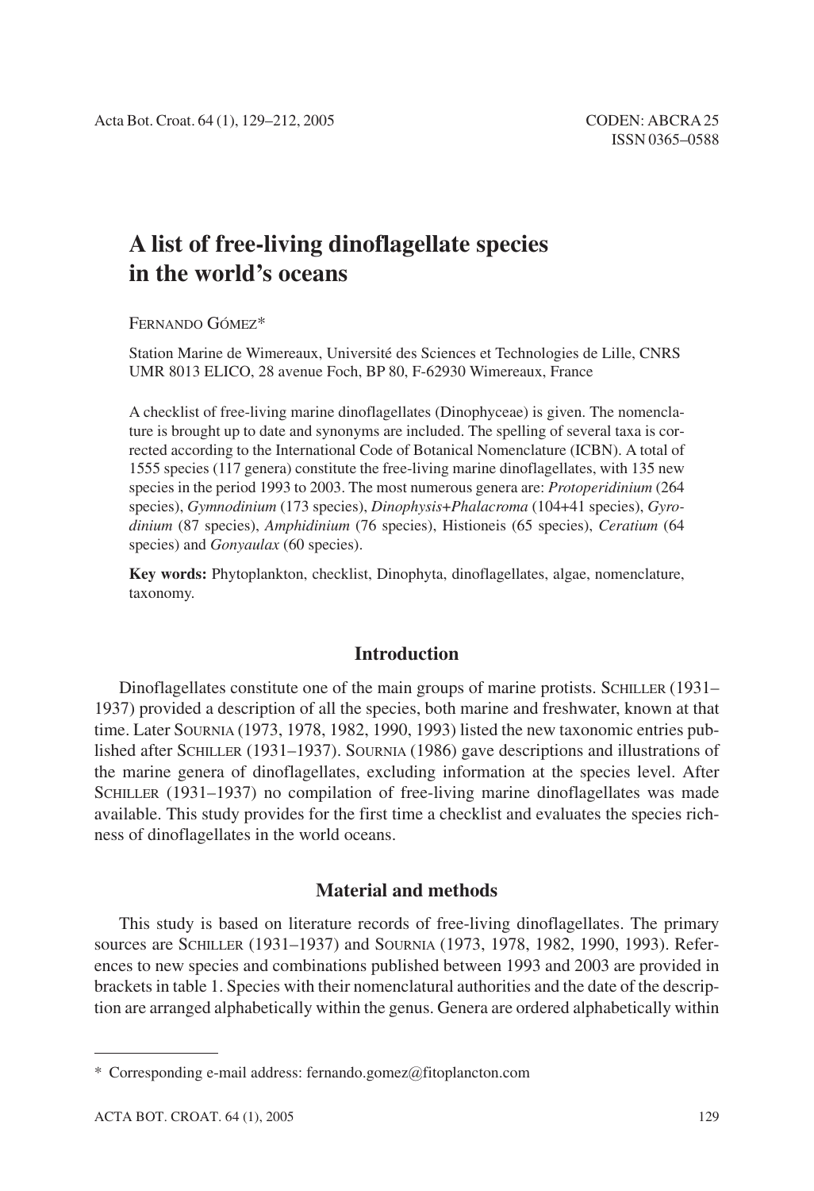# A list of free-living dinoflagellate species in the world's oceans

FERNANDO GÓMEZ*

Station Marine de Wimereaux, Université des Sciences et Technologies de Lille, CNRS UMR 8013 ELICO, 28 avenue Foch, BP 80, F-62930 Wimereaux, France

A checklist of free-living marine dinoflagellates (Dinophyceae) is given. The nomenclature is brought up to date and synonyms are included. The spelling of several taxa is corrected according to the International Code of Botanical Nomenclature (ICBN). A total of 1555 species (117 genera) constitute the free-living marine dinoflagellates, with 135 new species in the period 1993 to 2003. The most numerous genera are: *Protoperidinium* (264 species), *Gymnodinium* (173 species), *Dinophysis*+*Phalacroma* (104+41 species), *Gyrodinium* (87 species), *Amphidinium* (76 species), Histioneis (65 species), *Ceratium* (64 species) and *Gonyaulax* (60 species).

**Key words:** Phytoplankton, checklist, Dinophyta, dinoflagellates, algae, nomenclature, taxonomy.

## Introduction

Dinoflagellates constitute one of the main groups of marine protists. SCHILLER (1931–1937) provided a description of all the species, both marine and freshwater, known at that time. Later SOURNIA (1973, 1978, 1982, 1990, 1993) listed the new taxonomic entries published after SCHILLER (1931–1937). SOURNIA (1986) gave descriptions and illustrations of the marine genera of dinoflagellates, excluding information at the species level. After SCHILLER (1931–1937) no compilation of free-living marine dinoflagellates was made available. This study provides for the first time a checklist and evaluates the species richness of dinoflagellates in the world oceans.

## Material and methods

This study is based on literature records of free-living dinoflagellates. The primary sources are SCHILLER (1931–1937) and SOURNIA (1973, 1978, 1982, 1990, 1993). References to new species and combinations published between 1993 and 2003 are provided in brackets in table 1. Species with their nomenclatural authorities and the date of the description are arranged alphabetically within the genus. Genera are ordered alphabetically within

* Corresponding e-mail address: fernando.gomez@fitoplancton.com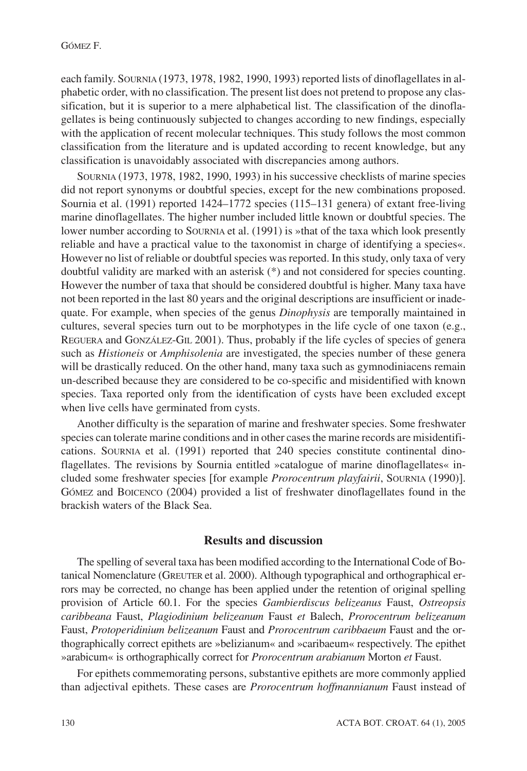each family. SOURNIA (1973, 1978, 1982, 1990, 1993) reported lists of dinoflagellates in alphabetic order, with no classification. The present list does not pretend to propose any classification, but it is superior to a mere alphabetical list. The classification of the dinoflagellates is being continuously subjected to changes according to new findings, especially with the application of recent molecular techniques. This study follows the most common classification from the literature and is updated according to recent knowledge, but any classification is unavoidably associated with discrepancies among authors.

SOURNIA (1973, 1978, 1982, 1990, 1993) in his successive checklists of marine species did not report synonyms or doubtful species, except for the new combinations proposed. Sournia et al. (1991) reported 1424–1772 species (115–131 genera) of extant free-living marine dinoflagellates. The higher number included little known or doubtful species. The lower number according to SOURNIA et al. (1991) is »that of the taxa which look presently reliable and have a practical value to the taxonomist in charge of identifying a species«. However no list of reliable or doubtful species was reported. In this study, only taxa of very doubtful validity are marked with an asterisk (*) and not considered for species counting. However the number of taxa that should be considered doubtful is higher. Many taxa have not been reported in the last 80 years and the original descriptions are insufficient or inadequate. For example, when species of the genus *Dinophysis* are temporally maintained in cultures, several species turn out to be morphotypes in the life cycle of one taxon (e.g., REGUERA and GONZÁLEZ-GIL 2001). Thus, probably if the life cycles of species of genera such as *Histioneis* or *Amphisolenia* are investigated, the species number of these genera will be drastically reduced. On the other hand, many taxa such as gymnodiniacens remain un-described because they are considered to be co-specific and misidentified with known species. Taxa reported only from the identification of cysts have been excluded except when live cells have germinated from cysts.

Another difficulty is the separation of marine and freshwater species. Some freshwater species can tolerate marine conditions and in other cases the marine records are misidentifications. SOURNIA et al. (1991) reported that 240 species constitute continental dinoflagellates. The revisions by Sournia entitled »catalogue of marine dinoflagellates« included some freshwater species [for example *Prorocentrum playfairii*, SOURNIA (1990)]. GÓMEZ and BOICENCO (2004) provided a list of freshwater dinoflagellates found in the brackish waters of the Black Sea.

## Results and discussion

The spelling of several taxa has been modified according to the International Code of Botanical Nomenclature (GREUTER et al. 2000). Although typographical and orthographical errors may be corrected, no change has been applied under the retention of original spelling provision of Article 60.1. For the species *Gambierdiscus belizeanus* Faust, *Ostreopsis caribbeana* Faust, *Plagiodinium belizeanum* Faust *et* Balech, *Prorocentrum belizeanum* Faust, *Protoperidinium belizeanum* Faust and *Prorocentrum caribbaeum* Faust and the orthographically correct epithets are »belizianum« and »caribaeum« respectively. The epithet »arabicum« is orthographically correct for *Prorocentrum arabianum* Morton *et* Faust.

For epithets commemorating persons, substantive epithets are more commonly applied than adjectival epithets. These cases are *Prorocentrum hoffmannianum* Faust instead of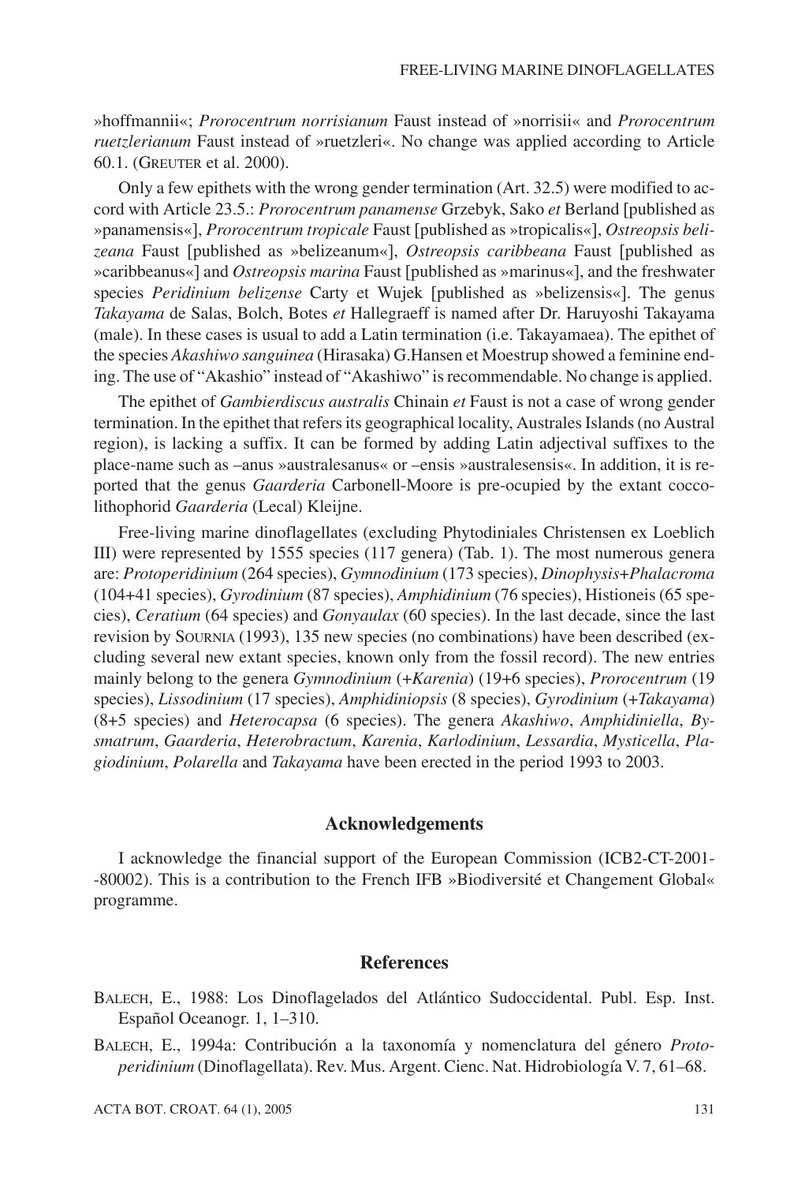»hoffmannii«; *Prorocentrum norrisianum* Faust instead of »norrisii« and *Prorocentrum ruetzlerianum* Faust instead of »ruetzleri«. No change was applied according to Article 60.1. (GREUTER et al. 2000).

Only a few epithets with the wrong gender termination (Art. 32.5) were modified to accord with Article 23.5.: *Prorocentrum panamense* Grzebyk, Sako *et* Berland [published as »panamensis«], *Prorocentrum tropicale* Faust [published as »tropicalis«], *Ostreopsis belizeana* Faust [published as »belizeanum«], *Ostreopsis caribbeana* Faust [published as »caribbeanus«] and *Ostreopsis marina* Faust [published as »marinus«], and the freshwater species *Peridinium belizense* Carty et Wujek [published as »belizensis«]. The genus *Takayama* de Salas, Bolch, Botes *et* Hallegraeff is named after Dr. Haruyoshi Takayama (male). In these cases is usual to add a Latin termination (i.e. Takayamaea). The epithet of the species *Akashiwo sanguinea* (Hirasaka) G.Hansen et Moestrup showed a feminine ending. The use of "Akashio" instead of "Akashiwo" is recommendable. No change is applied.

The epithet of *Gambierdiscus australis* Chinain *et* Faust is not a case of wrong gender termination. In the epithet that refers its geographical locality, Australes Islands (no Austral region), is lacking a suffix. It can be formed by adding Latin adjectival suffixes to the place-name such as –anus »australesanus« or –ensis »australesensis«. In addition, it is reported that the genus *Gaarderia* Carbonell-Moore is pre-ocupied by the extant coccolithophorid *Gaarderia* (Lecal) Kleijne.

Free-living marine dinoflagellates (excluding Phytodiniales Christensen ex Loeblich III) were represented by 1555 species (117 genera) (Tab. 1). The most numerous genera are: *Protoperidinium* (264 species), *Gymnodinium* (173 species), *Dinophysis*+*Phalacroma* (104+41 species), *Gyrodinium* (87 species), *Amphidinium* (76 species), Histioneis (65 species), *Ceratium* (64 species) and *Gonyaulax* (60 species). In the last decade, since the last revision by SOURNIA (1993), 135 new species (no combinations) have been described (excluding several new extant species, known only from the fossil record). The new entries mainly belong to the genera *Gymnodinium* (+*Karenia*) (19+6 species), *Prorocentrum* (19 species), *Lissodinium* (17 species), *Amphidiniopsis* (8 species), *Gyrodinium* (+*Takayama*) (8+5 species) and *Heterocapsa* (6 species). The genera *Akashiwo*, *Amphidiniella*, *Bysmatrum*, *Gaarderia*, *Heterobractum*, *Karenia*, *Karlodinium*, *Lessardia*, *Mysticella*, *Plagiodinium*, *Polarella* and *Takayama* have been erected in the period 1993 to 2003.

## Acknowledgements

I acknowledge the financial support of the European Commission (ICB2-CT-2001--80002). This is a contribution to the French IFB »Biodiversité et Changement Global« programme.

## References

BALECH, E., 1988: Los Dinoflagelados del Atlántico Sudoccidental. Publ. Esp. Inst. Español Oceanogr. 1, 1–310.

BALECH, E., 1994a: Contribución a la taxonomía y nomenclatura del género *Protoperidinium* (Dinoflagellata). Rev. Mus. Argent. Cienc. Nat. Hidrobiología V. 7, 61–68.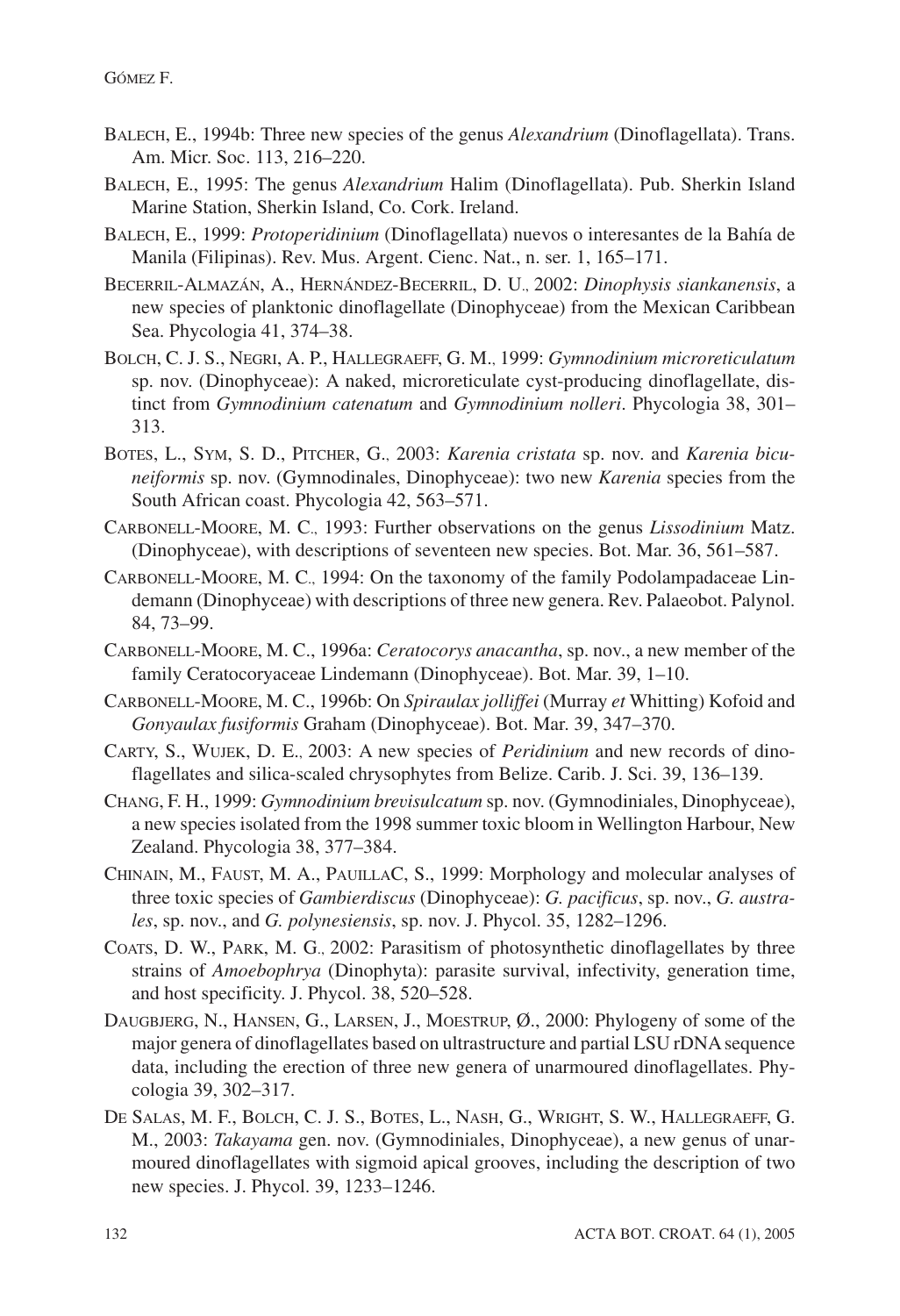BALECH, E., 1994b: Three new species of the genus *Alexandrium* (Dinoflagellata). Trans. Am. Micr. Soc. 113, 216–220.

BALECH, E., 1995: The genus *Alexandrium* Halim (Dinoflagellata). Pub. Sherkin Island Marine Station, Sherkin Island, Co. Cork. Ireland.

BALECH, E., 1999: *Protoperidinium* (Dinoflagellata) nuevos o interesantes de la Bahía de Manila (Filipinas). Rev. Mus. Argent. Cienc. Nat., n. ser. 1, 165–171.

BECERRIL-ALMAZÁN, A., HERNÁNDEZ-BECERRIL, D. U., 2002: *Dinophysis siankanensis*, a new species of planktonic dinoflagellate (Dinophyceae) from the Mexican Caribbean Sea. Phycologia 41, 374–38.

BOLCH, C. J. S., NEGRI, A. P., HALLEGRAEFF, G. M., 1999: *Gymnodinium microreticulatum* sp. nov. (Dinophyceae): A naked, microreticulate cyst-producing dinoflagellate, distinct from *Gymnodinium catenatum* and *Gymnodinium nolleri*. Phycologia 38, 301–313.

BOTES, L., SYM, S. D., PITCHER, G., 2003: *Karenia cristata* sp. nov. and *Karenia bicuneiformis* sp. nov. (Gymnodinales, Dinophyceae): two new *Karenia* species from the South African coast. Phycologia 42, 563–571.

CARBONELL-MOORE, M. C., 1993: Further observations on the genus *Lissodinium* Matz. (Dinophyceae), with descriptions of seventeen new species. Bot. Mar. 36, 561–587.

CARBONELL-MOORE, M. C., 1994: On the taxonomy of the family Podolampadaceae Lindemann (Dinophyceae) with descriptions of three new genera. Rev. Palaeobot. Palynol. 84, 73–99.

CARBONELL-MOORE, M. C., 1996a: *Ceratocorys anacantha*, sp. nov., a new member of the family Ceratocoryaceae Lindemann (Dinophyceae). Bot. Mar. 39, 1–10.

CARBONELL-MOORE, M. C., 1996b: On *Spiraulax jolliffei* (Murray *et* Whitting) Kofoid and *Gonyaulax fusiformis* Graham (Dinophyceae). Bot. Mar. 39, 347–370.

CARTY, S., WUJEK, D. E., 2003: A new species of *Peridinium* and new records of dinoflagellates and silica-scaled chrysophytes from Belize. Carib. J. Sci. 39, 136–139.

CHANG, F. H., 1999: *Gymnodinium brevisulcatum* sp. nov. (Gymnodiniales, Dinophyceae), a new species isolated from the 1998 summer toxic bloom in Wellington Harbour, New Zealand. Phycologia 38, 377–384.

CHINAIN, M., FAUST, M. A., PAUILLAC, S., 1999: Morphology and molecular analyses of three toxic species of *Gambierdiscus* (Dinophyceae): *G. pacificus*, sp. nov., *G. australes*, sp. nov., and *G. polynesiensis*, sp. nov. J. Phycol. 35, 1282–1296.

COATS, D. W., PARK, M. G., 2002: Parasitism of photosynthetic dinoflagellates by three strains of *Amoebophrya* (Dinophyta): parasite survival, infectivity, generation time, and host specificity. J. Phycol. 38, 520–528.

DAUGBJERG, N., HANSEN, G., LARSEN, J., MOESTRUP, Ø., 2000: Phylogeny of some of the major genera of dinoflagellates based on ultrastructure and partial LSU rDNA sequence data, including the erection of three new genera of unarmoured dinoflagellates. Phycologia 39, 302–317.

DE SALAS, M. F., BOLCH, C. J. S., BOTES, L., NASH, G., WRIGHT, S. W., HALLEGRAEFF, G. M., 2003: *Takayama* gen. nov. (Gymnodiniales, Dinophyceae), a new genus of unarmoured dinoflagellates with sigmoid apical grooves, including the description of two new species. J. Phycol. 39, 1233–1246.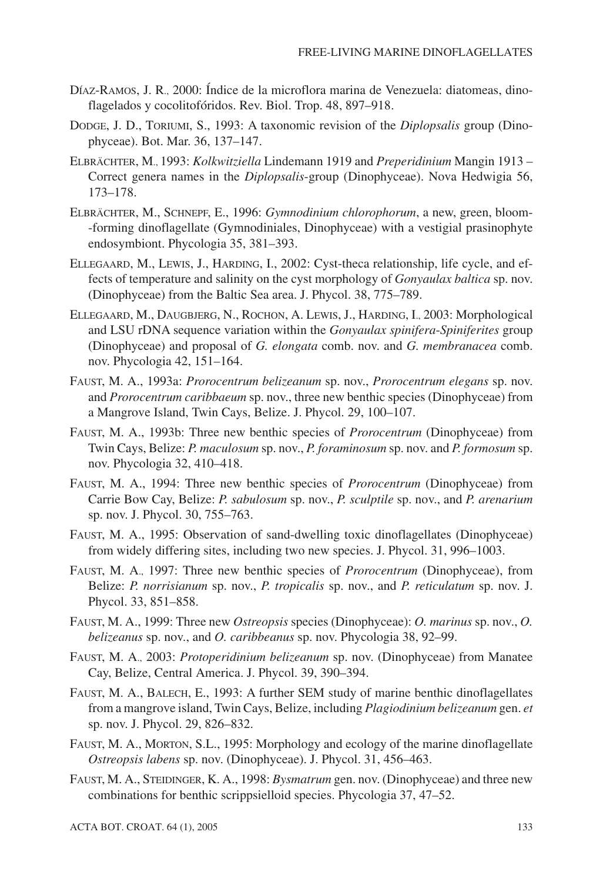Díaz-Ramos, J. R., 2000: Índice de la microflora marina de Venezuela: diatomeas, dinoflagelados y cocolitofóridos. Rev. Biol. Trop. 48, 897–918.

Dodge, J. D., Toriumi, S., 1993: A taxonomic revision of the *Diplopsalis* group (Dinophyceae). Bot. Mar. 36, 137–147.

Elbrächter, M., 1993: *Kolkwitziella* Lindemann 1919 and *Preperidinium* Mangin 1913 – Correct genera names in the *Diplopsalis*-group (Dinophyceae). Nova Hedwigia 56, 173–178.

Elbrächter, M., Schnepf, E., 1996: *Gymnodinium chlorophorum*, a new, green, bloom-forming dinoflagellate (Gymnodiniales, Dinophyceae) with a vestigial prasinophyte endosymbiont. Phycologia 35, 381–393.

Ellegaard, M., Lewis, J., Harding, I., 2002: Cyst-theca relationship, life cycle, and effects of temperature and salinity on the cyst morphology of *Gonyaulax baltica* sp. nov. (Dinophyceae) from the Baltic Sea area. J. Phycol. 38, 775–789.

Ellegaard, M., Daugbjerg, N., Rochon, A. Lewis, J., Harding, I., 2003: Morphological and LSU rDNA sequence variation within the *Gonyaulax spinifera-Spiniferites* group (Dinophyceae) and proposal of *G. elongata* comb. nov. and *G. membranacea* comb. nov. Phycologia 42, 151–164.

Faust, M. A., 1993a: *Prorocentrum belizeanum* sp. nov., *Prorocentrum elegans* sp. nov. and *Prorocentrum caribbaeum* sp. nov., three new benthic species (Dinophyceae) from a Mangrove Island, Twin Cays, Belize. J. Phycol. 29, 100–107.

Faust, M. A., 1993b: Three new benthic species of *Prorocentrum* (Dinophyceae) from Twin Cays, Belize: *P. maculosum* sp. nov., *P. foraminosum* sp. nov. and *P. formosum* sp. nov. Phycologia 32, 410–418.

Faust, M. A., 1994: Three new benthic species of *Prorocentrum* (Dinophyceae) from Carrie Bow Cay, Belize: *P. sabulosum* sp. nov., *P. sculptile* sp. nov., and *P. arenarium* sp. nov. J. Phycol. 30, 755–763.

Faust, M. A., 1995: Observation of sand-dwelling toxic dinoflagellates (Dinophyceae) from widely differing sites, including two new species. J. Phycol. 31, 996–1003.

Faust, M. A., 1997: Three new benthic species of *Prorocentrum* (Dinophyceae), from Belize: *P. norrisianum* sp. nov., *P. tropicalis* sp. nov., and *P. reticulatum* sp. nov. J. Phycol. 33, 851–858.

Faust, M. A., 1999: Three new *Ostreopsis* species (Dinophyceae): *O. marinus* sp. nov., *O. belizeanus* sp. nov., and *O. caribbeanus* sp. nov. Phycologia 38, 92–99.

Faust, M. A., 2003: *Protoperidinium belizeanum* sp. nov. (Dinophyceae) from Manatee Cay, Belize, Central America. J. Phycol. 39, 390–394.

Faust, M. A., Balech, E., 1993: A further SEM study of marine benthic dinoflagellates from a mangrove island, Twin Cays, Belize, including *Plagiodinium belizeanum* gen. *et* sp. nov. J. Phycol. 29, 826–832.

Faust, M. A., Morton, S.L., 1995: Morphology and ecology of the marine dinoflagellate *Ostreopsis labens* sp. nov. (Dinophyceae). J. Phycol. 31, 456–463.

Faust, M. A., Steidinger, K. A., 1998: *Bysmatrum* gen. nov. (Dinophyceae) and three new combinations for benthic scrippsielloid species. Phycologia 37, 47–52.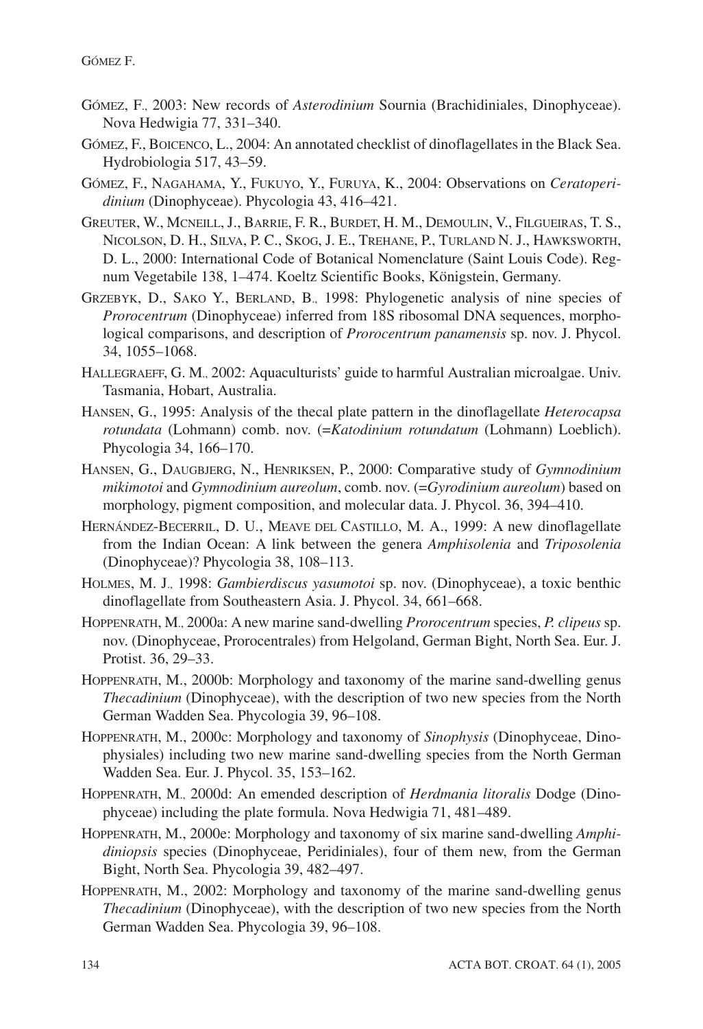GÓMEZ, F., 2003: New records of *Asterodinium* Sournia (Brachidiniales, Dinophyceae). Nova Hedwigia 77, 331–340.

GÓMEZ, F., BOICENCO, L., 2004: An annotated checklist of dinoflagellates in the Black Sea. Hydrobiologia 517, 43–59.

GÓMEZ, F., NAGAHAMA, Y., FUKUYO, Y., FURUYA, K., 2004: Observations on *Ceratoperidinium* (Dinophyceae). Phycologia 43, 416–421.

GREUTER, W., MCNEILL, J., BARRIE, F. R., BURDET, H. M., DEMOULIN, V., FILGUEIRAS, T. S., NICOLSON, D. H., SILVA, P. C., SKOG, J. E., TREHANE, P., TURLAND N. J., HAWKSWORTH, D. L., 2000: International Code of Botanical Nomenclature (Saint Louis Code). Regnum Vegetabile 138, 1–474. Koeltz Scientific Books, Königstein, Germany.

GRZEBYK, D., SAKO Y., BERLAND, B., 1998: Phylogenetic analysis of nine species of *Prorocentrum* (Dinophyceae) inferred from 18S ribosomal DNA sequences, morphological comparisons, and description of *Prorocentrum panamensis* sp. nov. J. Phycol. 34, 1055–1068.

HALLEGRAEFF, G. M., 2002: Aquaculturists' guide to harmful Australian microalgae. Univ. Tasmania, Hobart, Australia.

HANSEN, G., 1995: Analysis of the thecal plate pattern in the dinoflagellate *Heterocapsa rotundata* (Lohmann) comb. nov. (=*Katodinium rotundatum* (Lohmann) Loeblich). Phycologia 34, 166–170.

HANSEN, G., DAUGBJERG, N., HENRIKSEN, P., 2000: Comparative study of *Gymnodinium mikimotoi* and *Gymnodinium aureolum*, comb. nov. (=*Gyrodinium aureolum*) based on morphology, pigment composition, and molecular data. J. Phycol. 36, 394–410.

HERNÁNDEZ-BECERRIL, D. U., MEAVE DEL CASTILLO, M. A., 1999: A new dinoflagellate from the Indian Ocean: A link between the genera *Amphisolenia* and *Triposolenia* (Dinophyceae)? Phycologia 38, 108–113.

HOLMES, M. J., 1998: *Gambierdiscus yasumotoi* sp. nov. (Dinophyceae), a toxic benthic dinoflagellate from Southeastern Asia. J. Phycol. 34, 661–668.

HOPPENRATH, M., 2000a: A new marine sand-dwelling *Prorocentrum* species, *P. clipeus* sp. nov. (Dinophyceae, Prorocentrales) from Helgoland, German Bight, North Sea. Eur. J. Protist. 36, 29–33.

HOPPENRATH, M., 2000b: Morphology and taxonomy of the marine sand-dwelling genus *Thecadinium* (Dinophyceae), with the description of two new species from the North German Wadden Sea. Phycologia 39, 96–108.

HOPPENRATH, M., 2000c: Morphology and taxonomy of *Sinophysis* (Dinophyceae, Dinophysiales) including two new marine sand-dwelling species from the North German Wadden Sea. Eur. J. Phycol. 35, 153–162.

HOPPENRATH, M., 2000d: An emended description of *Herdmania litoralis* Dodge (Dinophyceae) including the plate formula. Nova Hedwigia 71, 481–489.

HOPPENRATH, M., 2000e: Morphology and taxonomy of six marine sand-dwelling *Amphidiniopsis* species (Dinophyceae, Peridiniales), four of them new, from the German Bight, North Sea. Phycologia 39, 482–497.

HOPPENRATH, M., 2002: Morphology and taxonomy of the marine sand-dwelling genus *Thecadinium* (Dinophyceae), with the description of two new species from the North German Wadden Sea. Phycologia 39, 96–108.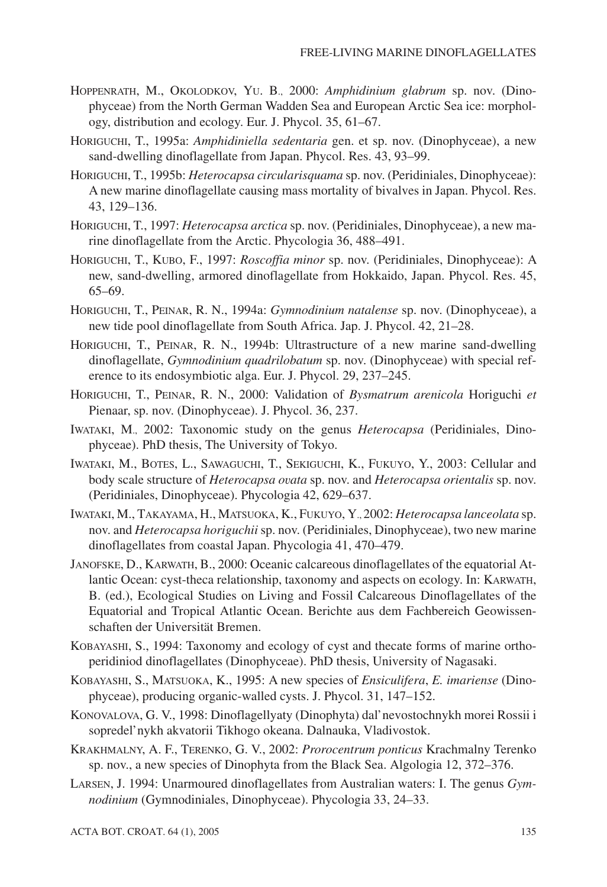HOPPENRATH, M., OKOLODKOV, YU. B., 2000: *Amphidinium glabrum* sp. nov. (Dinophyceae) from the North German Wadden Sea and European Arctic Sea ice: morphology, distribution and ecology. Eur. J. Phycol. 35, 61–67.

HORIGUCHI, T., 1995a: *Amphidiniella sedentaria* gen. et sp. nov. (Dinophyceae), a new sand-dwelling dinoflagellate from Japan. Phycol. Res. 43, 93–99.

HORIGUCHI, T., 1995b: *Heterocapsa circularisquama* sp. nov. (Peridiniales, Dinophyceae): A new marine dinoflagellate causing mass mortality of bivalves in Japan. Phycol. Res. 43, 129–136.

HORIGUCHI, T., 1997: *Heterocapsa arctica* sp. nov. (Peridiniales, Dinophyceae), a new marine dinoflagellate from the Arctic. Phycologia 36, 488–491.

HORIGUCHI, T., KUBO, F., 1997: *Roscoffia minor* sp. nov. (Peridiniales, Dinophyceae): A new, sand-dwelling, armored dinoflagellate from Hokkaido, Japan. Phycol. Res. 45, 65–69.

HORIGUCHI, T., PEINAR, R. N., 1994a: *Gymnodinium natalense* sp. nov. (Dinophyceae), a new tide pool dinoflagellate from South Africa. Jap. J. Phycol. 42, 21–28.

HORIGUCHI, T., PEINAR, R. N., 1994b: Ultrastructure of a new marine sand-dwelling dinoflagellate, *Gymnodinium quadrilobatum* sp. nov. (Dinophyceae) with special reference to its endosymbiotic alga. Eur. J. Phycol. 29, 237–245.

HORIGUCHI, T., PEINAR, R. N., 2000: Validation of *Bysmatrum arenicola* Horiguchi *et* Pienaar, sp. nov. (Dinophyceae). J. Phycol. 36, 237.

IWATAKI, M., 2002: Taxonomic study on the genus *Heterocapsa* (Peridiniales, Dinophyceae). PhD thesis, The University of Tokyo.

IWATAKI, M., BOTES, L., SAWAGUCHI, T., SEKIGUCHI, K., FUKUYO, Y., 2003: Cellular and body scale structure of *Heterocapsa ovata* sp. nov. and *Heterocapsa orientalis* sp. nov. (Peridiniales, Dinophyceae). Phycologia 42, 629–637.

IWATAKI, M., TAKAYAMA, H., MATSUOKA, K., FUKUYO, Y., 2002: *Heterocapsa lanceolata* sp. nov. and *Heterocapsa horiguchii* sp. nov. (Peridiniales, Dinophyceae), two new marine dinoflagellates from coastal Japan. Phycologia 41, 470–479.

JANOFSKE, D., KARWATH, B., 2000: Oceanic calcareous dinoflagellates of the equatorial Atlantic Ocean: cyst-theca relationship, taxonomy and aspects on ecology. In: KARWATH, B. (ed.), Ecological Studies on Living and Fossil Calcareous Dinoflagellates of the Equatorial and Tropical Atlantic Ocean. Berichte aus dem Fachbereich Geowissenschaften der Universität Bremen.

KOBAYASHI, S., 1994: Taxonomy and ecology of cyst and thecate forms of marine orthoperidiniod dinoflagellates (Dinophyceae). PhD thesis, University of Nagasaki.

KOBAYASHI, S., MATSUOKA, K., 1995: A new species of *Ensiculifera*, *E. imariense* (Dinophyceae), producing organic-walled cysts. J. Phycol. 31, 147–152.

KONOVALOVA, G. V., 1998: Dinoflagellyaty (Dinophyta) dal'nevostochnykh morei Rossii i sopredel'nykh akvatorii Tikhogo okeana. Dalnauka, Vladivostok.

KRAKHMALNY, A. F., TERENKO, G. V., 2002: *Prorocentrum ponticus* Krachmalny Terenko sp. nov., a new species of Dinophyta from the Black Sea. Algologia 12, 372–376.

LARSEN, J. 1994: Unarmoured dinoflagellates from Australian waters: I. The genus *Gymnodinium* (Gymnodiniales, Dinophyceae). Phycologia 33, 24–33.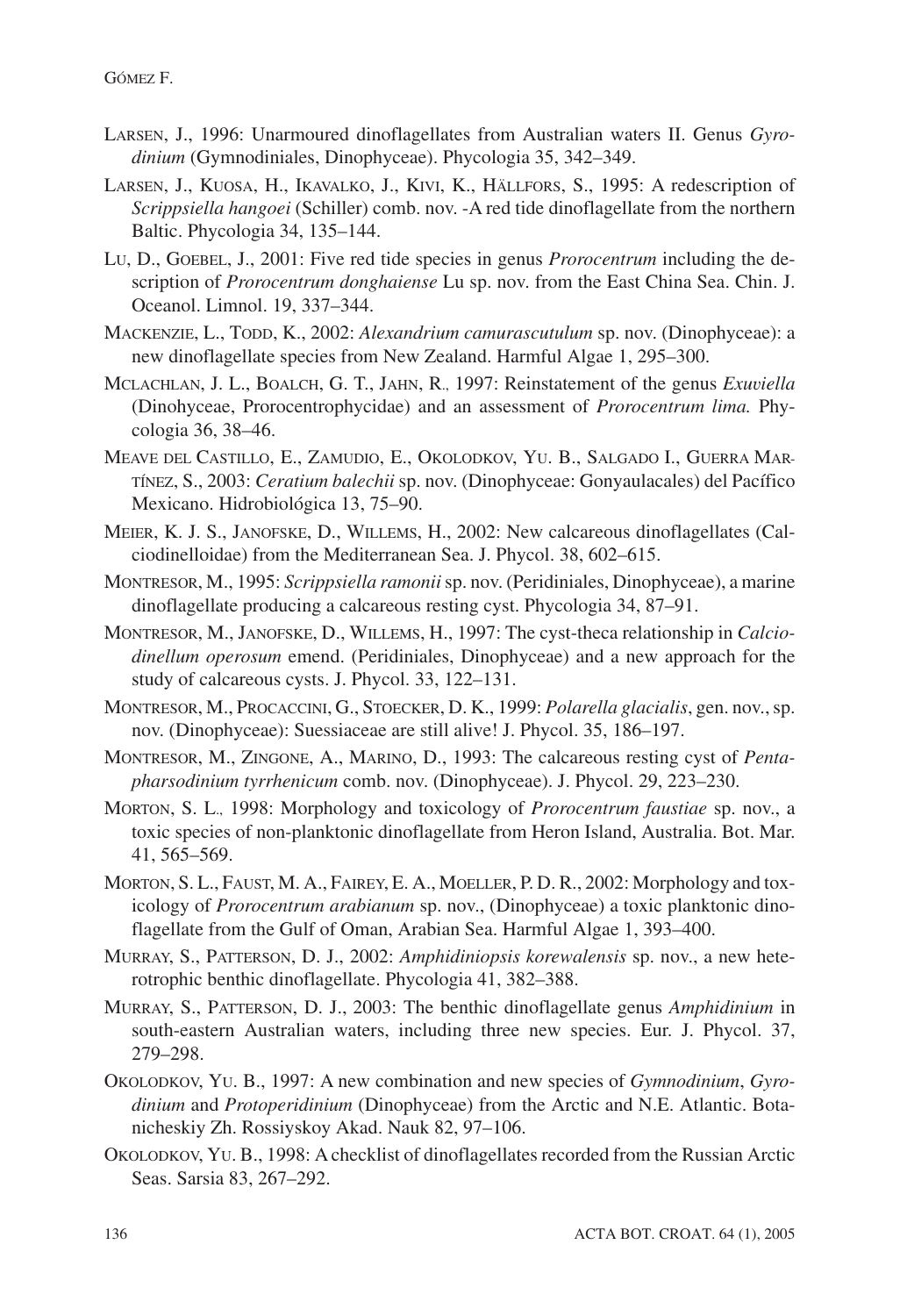LARSEN, J., 1996: Unarmoured dinoflagellates from Australian waters II. Genus *Gyrodinium* (Gymnodiniales, Dinophyceae). Phycologia 35, 342–349.

LARSEN, J., KUOSA, H., IKAVALKO, J., KIVI, K., HÄLLFORS, S., 1995: A redescription of *Scrippsiella hangoei* (Schiller) comb. nov. -A red tide dinoflagellate from the northern Baltic. Phycologia 34, 135–144.

LU, D., GOEBEL, J., 2001: Five red tide species in genus *Prorocentrum* including the description of *Prorocentrum donghaiense* Lu sp. nov. from the East China Sea. Chin. J. Oceanol. Limnol. 19, 337–344.

MACKENZIE, L., TODD, K., 2002: *Alexandrium camurascutulum* sp. nov. (Dinophyceae): a new dinoflagellate species from New Zealand. Harmful Algae 1, 295–300.

MCLACHLAN, J. L., BOALCH, G. T., JAHN, R., 1997: Reinstatement of the genus *Exuviella* (Dinohyceae, Prorocentrophycidae) and an assessment of *Prorocentrum lima.* Phycologia 36, 38–46.

MEAVE DEL CASTILLO, E., ZAMUDIO, E., OKOLODKOV, YU. B., SALGADO I., GUERRA MARTÍNEZ, S., 2003: *Ceratium balechii* sp. nov. (Dinophyceae: Gonyaulacales) del Pacífico Mexicano. Hidrobiológica 13, 75–90.

MEIER, K. J. S., JANOFSKE, D., WILLEMS, H., 2002: New calcareous dinoflagellates (Calciodinelloidae) from the Mediterranean Sea. J. Phycol. 38, 602–615.

MONTRESOR, M., 1995: *Scrippsiella ramonii* sp. nov. (Peridiniales, Dinophyceae), a marine dinoflagellate producing a calcareous resting cyst. Phycologia 34, 87–91.

MONTRESOR, M., JANOFSKE, D., WILLEMS, H., 1997: The cyst-theca relationship in *Calciodinellum operosum* emend. (Peridiniales, Dinophyceae) and a new approach for the study of calcareous cysts. J. Phycol. 33, 122–131.

MONTRESOR, M., PROCACCINI, G., STOECKER, D. K., 1999: *Polarella glacialis*, gen. nov., sp. nov. (Dinophyceae): Suessiaceae are still alive! J. Phycol. 35, 186–197.

MONTRESOR, M., ZINGONE, A., MARINO, D., 1993: The calcareous resting cyst of *Pentapharsodinium tyrrhenicum* comb. nov. (Dinophyceae). J. Phycol. 29, 223–230.

MORTON, S. L., 1998: Morphology and toxicology of *Prorocentrum faustiae* sp. nov., a toxic species of non-planktonic dinoflagellate from Heron Island, Australia. Bot. Mar. 41, 565–569.

MORTON, S. L., FAUST, M. A., FAIREY, E. A., MOELLER, P. D. R., 2002: Morphology and toxicology of *Prorocentrum arabianum* sp. nov., (Dinophyceae) a toxic planktonic dinoflagellate from the Gulf of Oman, Arabian Sea. Harmful Algae 1, 393–400.

MURRAY, S., PATTERSON, D. J., 2002: *Amphidiniopsis korewalensis* sp. nov., a new heterotrophic benthic dinoflagellate. Phycologia 41, 382–388.

MURRAY, S., PATTERSON, D. J., 2003: The benthic dinoflagellate genus *Amphidinium* in south-eastern Australian waters, including three new species. Eur. J. Phycol. 37, 279–298.

OKOLODKOV, YU. B., 1997: A new combination and new species of *Gymnodinium*, *Gyrodinium* and *Protoperidinium* (Dinophyceae) from the Arctic and N.E. Atlantic. Botanicheskiy Zh. Rossiyskoy Akad. Nauk 82, 97–106.

OKOLODKOV, YU. B., 1998: A checklist of dinoflagellates recorded from the Russian Arctic Seas. Sarsia 83, 267–292.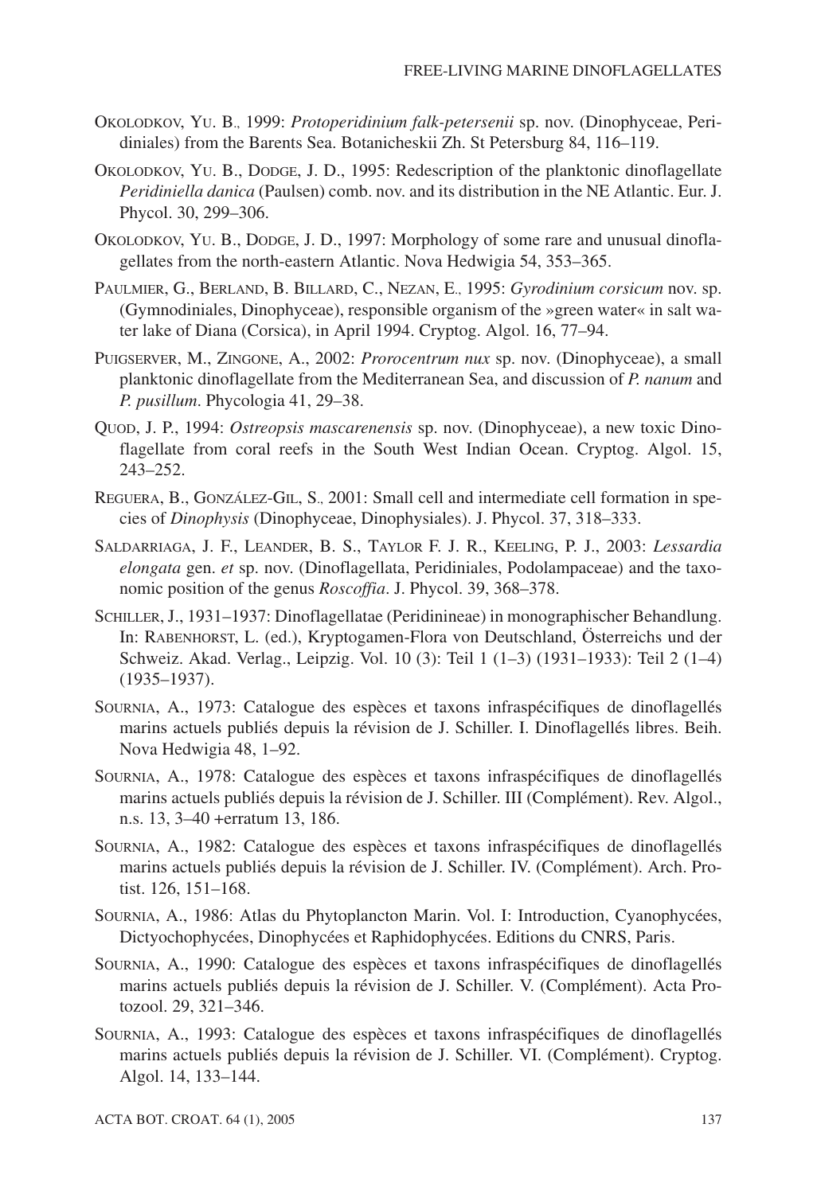OKOLODKOV, YU. B., 1999: *Protoperidinium falk-petersenii* sp. nov. (Dinophyceae, Peridiniales) from the Barents Sea. Botanicheskii Zh. St Petersburg 84, 116–119.

OKOLODKOV, YU. B., DODGE, J. D., 1995: Redescription of the planktonic dinoflagellate *Peridiniella danica* (Paulsen) comb. nov. and its distribution in the NE Atlantic. Eur. J. Phycol. 30, 299–306.

OKOLODKOV, YU. B., DODGE, J. D., 1997: Morphology of some rare and unusual dinoflagellates from the north-eastern Atlantic. Nova Hedwigia 54, 353–365.

PAULMIER, G., BERLAND, B. BILLARD, C., NEZAN, E., 1995: *Gyrodinium corsicum* nov. sp. (Gymnodiniales, Dinophyceae), responsible organism of the »green water« in salt water lake of Diana (Corsica), in April 1994. Cryptog. Algol. 16, 77–94.

PUIGSERVER, M., ZINGONE, A., 2002: *Prorocentrum nux* sp. nov. (Dinophyceae), a small planktonic dinoflagellate from the Mediterranean Sea, and discussion of *P. nanum* and *P. pusillum*. Phycologia 41, 29–38.

QUOD, J. P., 1994: *Ostreopsis mascarenensis* sp. nov. (Dinophyceae), a new toxic Dinoflagellate from coral reefs in the South West Indian Ocean. Cryptog. Algol. 15, 243–252.

REGUERA, B., GONZÁLEZ-GIL, S., 2001: Small cell and intermediate cell formation in species of *Dinophysis* (Dinophyceae, Dinophysiales). J. Phycol. 37, 318–333.

SALDARRIAGA, J. F., LEANDER, B. S., TAYLOR F. J. R., KEELING, P. J., 2003: *Lessardia elongata* gen. *et* sp. nov. (Dinoflagellata, Peridiniales, Podolampaceae) and the taxonomic position of the genus *Roscoffia*. J. Phycol. 39, 368–378.

SCHILLER, J., 1931–1937: Dinoflagellatae (Peridinineae) in monographischer Behandlung. In: RABENHORST, L. (ed.), Kryptogamen-Flora von Deutschland, Österreichs und der Schweiz. Akad. Verlag., Leipzig. Vol. 10 (3): Teil 1 (1–3) (1931–1933): Teil 2 (1–4) (1935–1937).

SOURNIA, A., 1973: Catalogue des espèces et taxons infraspécifiques de dinoflagellés marins actuels publiés depuis la révision de J. Schiller. I. Dinoflagellés libres. Beih. Nova Hedwigia 48, 1–92.

SOURNIA, A., 1978: Catalogue des espèces et taxons infraspécifiques de dinoflagellés marins actuels publiés depuis la révision de J. Schiller. III (Complément). Rev. Algol., n.s. 13, 3–40 +erratum 13, 186.

SOURNIA, A., 1982: Catalogue des espèces et taxons infraspécifiques de dinoflagellés marins actuels publiés depuis la révision de J. Schiller. IV. (Complément). Arch. Protist. 126, 151–168.

SOURNIA, A., 1986: Atlas du Phytoplancton Marin. Vol. I: Introduction, Cyanophycées, Dictyochophycées, Dinophycées et Raphidophycées. Editions du CNRS, Paris.

SOURNIA, A., 1990: Catalogue des espèces et taxons infraspécifiques de dinoflagellés marins actuels publiés depuis la révision de J. Schiller. V. (Complément). Acta Protozool. 29, 321–346.

SOURNIA, A., 1993: Catalogue des espèces et taxons infraspécifiques de dinoflagellés marins actuels publiés depuis la révision de J. Schiller. VI. (Complément). Cryptog. Algol. 14, 133–144.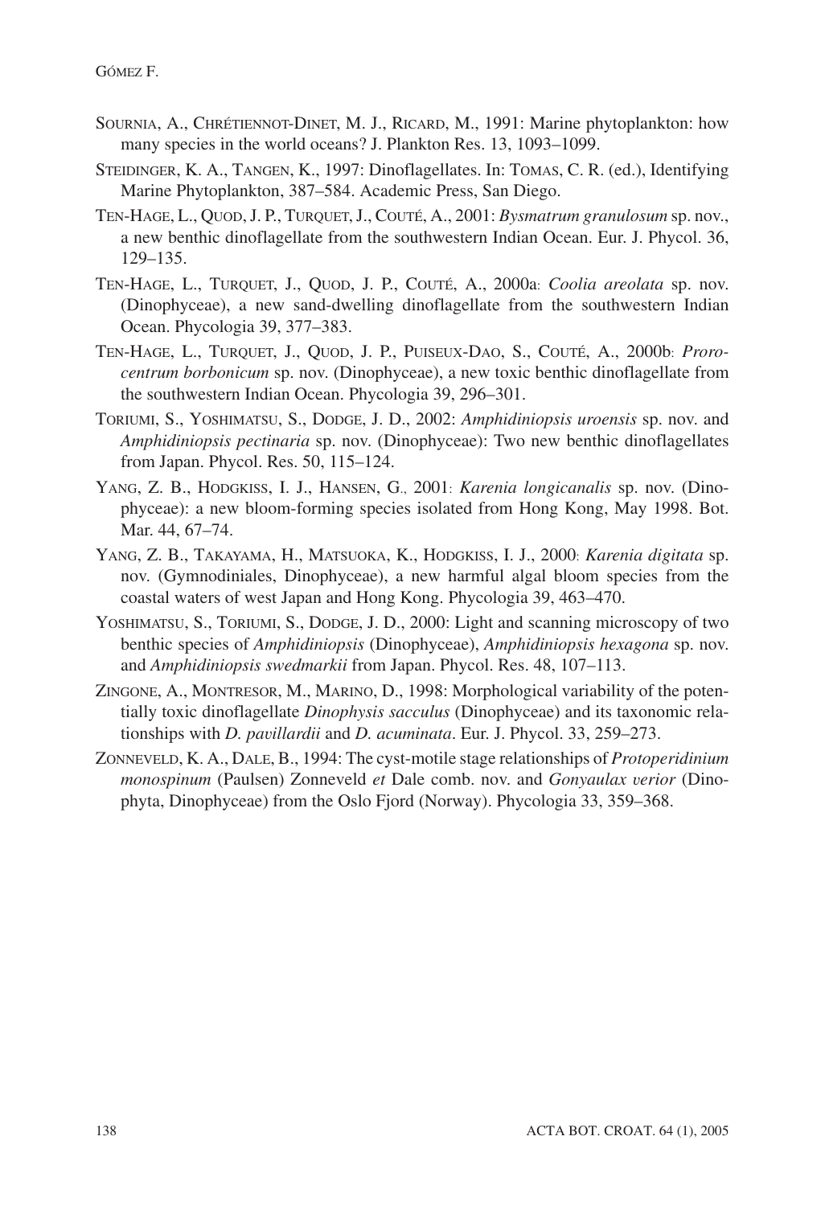SOURNIA, A., CHRÉTIENNOT-DINET, M. J., RICARD, M., 1991: Marine phytoplankton: how many species in the world oceans? J. Plankton Res. 13, 1093–1099.

STEIDINGER, K. A., TANGEN, K., 1997: Dinoflagellates. In: TOMAS, C. R. (ed.), Identifying Marine Phytoplankton, 387–584. Academic Press, San Diego.

TEN-HAGE, L., QUOD, J. P., TURQUET, J., COUTÉ, A., 2001: *Bysmatrum granulosum* sp. nov., a new benthic dinoflagellate from the southwestern Indian Ocean. Eur. J. Phycol. 36, 129–135.

TEN-HAGE, L., TURQUET, J., QUOD, J. P., COUTÉ, A., 2000a: *Coolia areolata* sp. nov. (Dinophyceae), a new sand-dwelling dinoflagellate from the southwestern Indian Ocean. Phycologia 39, 377–383.

TEN-HAGE, L., TURQUET, J., QUOD, J. P., PUISEUX-DAO, S., COUTÉ, A., 2000b: *Prorocentrum borbonicum* sp. nov. (Dinophyceae), a new toxic benthic dinoflagellate from the southwestern Indian Ocean. Phycologia 39, 296–301.

TORIUMI, S., YOSHIMATSU, S., DODGE, J. D., 2002: *Amphidiniopsis uroensis* sp. nov. and *Amphidiniopsis pectinaria* sp. nov. (Dinophyceae): Two new benthic dinoflagellates from Japan. Phycol. Res. 50, 115–124.

YANG, Z. B., HODGKISS, I. J., HANSEN, G., 2001: *Karenia longicanalis* sp. nov. (Dinophyceae): a new bloom-forming species isolated from Hong Kong, May 1998. Bot. Mar. 44, 67–74.

YANG, Z. B., TAKAYAMA, H., MATSUOKA, K., HODGKISS, I. J., 2000: *Karenia digitata* sp. nov. (Gymnodiniales, Dinophyceae), a new harmful algal bloom species from the coastal waters of west Japan and Hong Kong. Phycologia 39, 463–470.

YOSHIMATSU, S., TORIUMI, S., DODGE, J. D., 2000: Light and scanning microscopy of two benthic species of *Amphidiniopsis* (Dinophyceae), *Amphidiniopsis hexagona* sp. nov. and *Amphidiniopsis swedmarkii* from Japan. Phycol. Res. 48, 107–113.

ZINGONE, A., MONTRESOR, M., MARINO, D., 1998: Morphological variability of the potentially toxic dinoflagellate *Dinophysis sacculus* (Dinophyceae) and its taxonomic relationships with *D. pavillardii* and *D. acuminata*. Eur. J. Phycol. 33, 259–273.

ZONNEVELD, K. A., DALE, B., 1994: The cyst-motile stage relationships of *Protoperidinium monospinum* (Paulsen) Zonneveld *et* Dale comb. nov. and *Gonyaulax verior* (Dinophyta, Dinophyceae) from the Oslo Fjord (Norway). Phycologia 33, 359–368.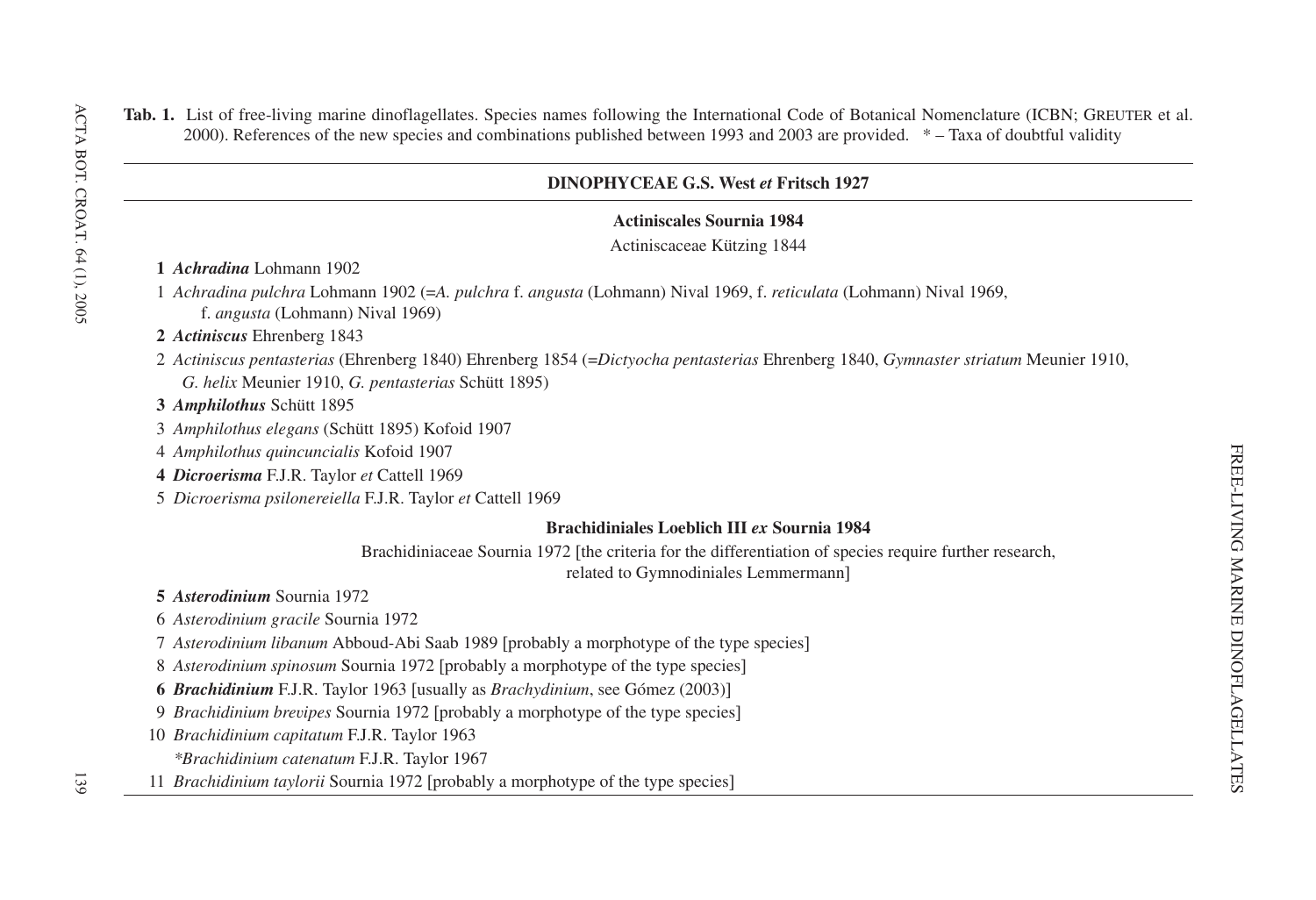**Tab. 1.** List of free-living marine dinoflagellates. Species names following the International Code of Botanical Nomenclature (ICBN; GREUTER et al. 2000). References of the new species and combinations published between 1993 and 2003 are provided. * – Taxa of doubtful validity

---

**DINOPHYCEAE G.S. West *et* Fritsch 1927**

---

**Actiniscales Sournia 1984**

Actiniscaceae Kützing 1844

**1** ***Achradina*** **Lohmann 1902**

1 *Achradina pulchra* Lohmann 1902 (=*A. pulchra* f. *angusta* (Lohmann) Nival 1969, f. *reticulata* (Lohmann) Nival 1969, f. *angusta* (Lohmann) Nival 1969)

**2** ***Actiniscus*** **Ehrenberg 1843**

2 *Actiniscus pentasterias* (Ehrenberg 1840) Ehrenberg 1854 (=*Dictyocha pentasterias* Ehrenberg 1840, *Gymnaster striatum* Meunier 1910, *G. helix* Meunier 1910, *G. pentasterias* Schütt 1895)

**3** ***Amphilothus*** **Schütt 1895**

3 *Amphilothus elegans* (Schütt 1895) Kofoid 1907

4 *Amphilothus quincuncialis* Kofoid 1907

**4** ***Dicroerisma*** **F.J.R. Taylor *et* Cattell 1969**

5 *Dicroerisma psilonereiella* F.J.R. Taylor *et* Cattell 1969

**Brachidiniales Loeblich III *ex* Sournia 1984**

Brachidiniaceae Sournia 1972 [the criteria for the differentiation of species require further research, related to Gymnodiniales Lemmermann]

**5** ***Asterodinium*** **Sournia 1972**

6 *Asterodinium gracile* Sournia 1972

7 *Asterodinium libanum* Abboud-Abi Saab 1989 [probably a morphotype of the type species]

8 *Asterodinium spinosum* Sournia 1972 [probably a morphotype of the type species]

**6** ***Brachidinium*** **F.J.R. Taylor 1963** [usually as *Brachydinium*, see Gómez (2003)]

9 *Brachidinium brevipes* Sournia 1972 [probably a morphotype of the type species]

10 *Brachidinium capitatum* F.J.R. Taylor 1963

*\*Brachidinium catenatum* F.J.R. Taylor 1967

11 *Brachidinium taylorii* Sournia 1972 [probably a morphotype of the type species]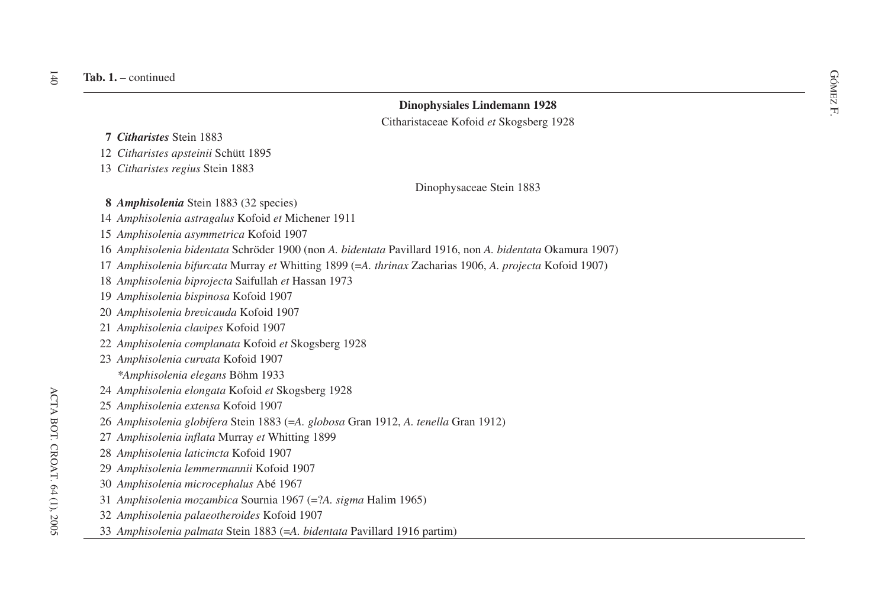**Tab. 1.** – continued

**Dinophysiales Lindemann 1928**

Citharistaceae Kofoid *et* Skogsberg 1928

**7** ***Citharistes*** Stein 1883

12 *Citharistes apsteinii* Schütt 1895

13 *Citharistes regius* Stein 1883

Dinophysaceae Stein 1883

**8** ***Amphisolenia*** Stein 1883 (32 species)

14 *Amphisolenia astragalus* Kofoid *et* Michener 1911

15 *Amphisolenia asymmetrica* Kofoid 1907

16 *Amphisolenia bidentata* Schröder 1900 (non *A. bidentata* Pavillard 1916, non *A. bidentata* Okamura 1907)

17 *Amphisolenia bifurcata* Murray *et* Whitting 1899 (=*A. thrinax* Zacharias 1906, *A. projecta* Kofoid 1907)

18 *Amphisolenia biprojecta* Saifullah *et* Hassan 1973

19 *Amphisolenia bispinosa* Kofoid 1907

20 *Amphisolenia brevicauda* Kofoid 1907

21 *Amphisolenia clavipes* Kofoid 1907

22 *Amphisolenia complanata* Kofoid *et* Skogsberg 1928

23 *Amphisolenia curvata* Kofoid 1907

*\*Amphisolenia elegans* Böhm 1933

24 *Amphisolenia elongata* Kofoid *et* Skogsberg 1928

25 *Amphisolenia extensa* Kofoid 1907

26 *Amphisolenia globifera* Stein 1883 (=*A. globosa* Gran 1912, *A. tenella* Gran 1912)

27 *Amphisolenia inflata* Murray *et* Whitting 1899

28 *Amphisolenia laticincta* Kofoid 1907

29 *Amphisolenia lemmermannii* Kofoid 1907

30 *Amphisolenia microcephalus* Abé 1967

31 *Amphisolenia mozambica* Sournia 1967 (=?*A. sigma* Halim 1965)

32 *Amphisolenia palaeotheroides* Kofoid 1907

33 *Amphisolenia palmata* Stein 1883 (=*A. bidentata* Pavillard 1916 partim)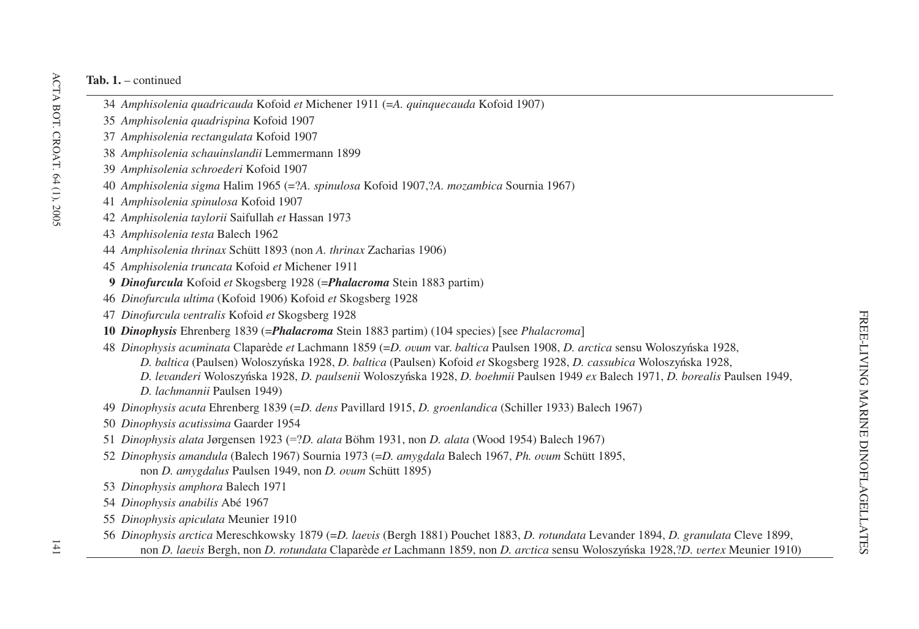**Tab. 1.** – continued

34 *Amphisolenia quadricauda* Kofoid *et* Michener 1911 (=*A. quinquecauda* Kofoid 1907)

35 *Amphisolenia quadrispina* Kofoid 1907

37 *Amphisolenia rectangulata* Kofoid 1907

38 *Amphisolenia schauinslandii* Lemmermann 1899

39 *Amphisolenia schroederi* Kofoid 1907

40 *Amphisolenia sigma* Halim 1965 (=?*A. spinulosa* Kofoid 1907,?*A. mozambica* Sournia 1967)

41 *Amphisolenia spinulosa* Kofoid 1907

42 *Amphisolenia taylorii* Saifullah *et* Hassan 1973

43 *Amphisolenia testa* Balech 1962

44 *Amphisolenia thrinax* Schütt 1893 (non *A. thrinax* Zacharias 1906)

45 *Amphisolenia truncata* Kofoid *et* Michener 1911

**9** ***Dinofurcula*** Kofoid *et* Skogsberg 1928 (=***Phalacroma*** Stein 1883 partim)

46 *Dinofurcula ultima* (Kofoid 1906) Kofoid *et* Skogsberg 1928

47 *Dinofurcula ventralis* Kofoid *et* Skogsberg 1928

**10** ***Dinophysis*** Ehrenberg 1839 (=***Phalacroma*** Stein 1883 partim) (104 species) [see *Phalacroma*]

48 *Dinophysis acuminata* Claparède *et* Lachmann 1859 (=*D. ovum* var. *baltica* Paulsen 1908, *D. arctica* sensu Woloszyńska 1928, *D. baltica* (Paulsen) Woloszyńska 1928, *D. baltica* (Paulsen) Kofoid *et* Skogsberg 1928, *D. cassubica* Woloszyńska 1928, *D. levanderi* Woloszyńska 1928, *D. paulsenii* Woloszyńska 1928, *D. boehmii* Paulsen 1949 *ex* Balech 1971, *D. borealis* Paulsen 1949, *D. lachmannii* Paulsen 1949)

49 *Dinophysis acuta* Ehrenberg 1839 (=*D. dens* Pavillard 1915, *D. groenlandica* (Schiller 1933) Balech 1967)

50 *Dinophysis acutissima* Gaarder 1954

51 *Dinophysis alata* Jørgensen 1923 (=?*D. alata* Böhm 1931, non *D. alata* (Wood 1954) Balech 1967)

52 *Dinophysis amandula* (Balech 1967) Sournia 1973 (=*D. amygdala* Balech 1967, *Ph. ovum* Schütt 1895, non *D. amygdalus* Paulsen 1949, non *D. ovum* Schütt 1895)

53 *Dinophysis amphora* Balech 1971

54 *Dinophysis anabilis* Abé 1967

55 *Dinophysis apiculata* Meunier 1910

56 *Dinophysis arctica* Mereschkowsky 1879 (=*D. laevis* (Bergh 1881) Pouchet 1883, *D. rotundata* Levander 1894, *D. granulata* Cleve 1899, non *D. laevis* Bergh, non *D. rotundata* Claparède *et* Lachmann 1859, non *D. arctica* sensu Woloszyńska 1928,?*D. vertex* Meunier 1910)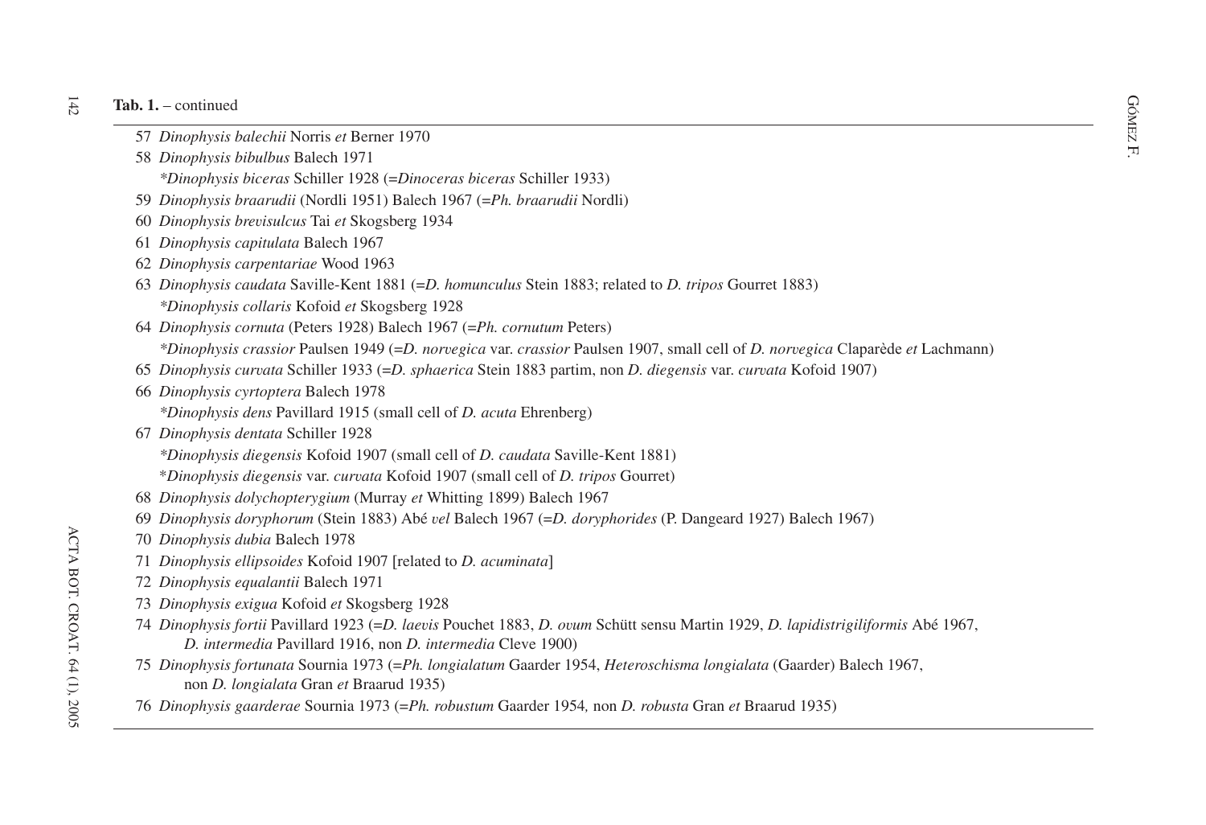**Tab. 1.** – continued

57 *Dinophysis balechii* Norris *et* Berner 1970

58 *Dinophysis bibulbus* Balech 1971

*Dinophysis biceras* Schiller 1928 (=*Dinoceras biceras* Schiller 1933)

59 *Dinophysis braarudii* (Nordli 1951) Balech 1967 (=*Ph. braarudii* Nordli)

60 *Dinophysis brevisulcus* Tai *et* Skogsberg 1934

61 *Dinophysis capitulata* Balech 1967

62 *Dinophysis carpentariae* Wood 1963

63 *Dinophysis caudata* Saville-Kent 1881 (=*D. homunculus* Stein 1883; related to *D. tripos* Gourret 1883)

*Dinophysis collaris* Kofoid *et* Skogsberg 1928

64 *Dinophysis cornuta* (Peters 1928) Balech 1967 (=*Ph. cornutum* Peters)

*Dinophysis crassior* Paulsen 1949 (=*D. norvegica* var. *crassior* Paulsen 1907, small cell of *D. norvegica* Claparède *et* Lachmann)

65 *Dinophysis curvata* Schiller 1933 (=*D. sphaerica* Stein 1883 partim, non *D. diegensis* var. *curvata* Kofoid 1907)

66 *Dinophysis cyrtoptera* Balech 1978

*Dinophysis dens* Pavillard 1915 (small cell of *D. acuta* Ehrenberg)

67 *Dinophysis dentata* Schiller 1928

*Dinophysis diegensis* Kofoid 1907 (small cell of *D. caudata* Saville-Kent 1881)

*Dinophysis diegensis* var. *curvata* Kofoid 1907 (small cell of *D. tripos* Gourret)

68 *Dinophysis dolychopterygium* (Murray *et* Whitting 1899) Balech 1967

69 *Dinophysis doryphorum* (Stein 1883) Abé *vel* Balech 1967 (=*D. doryphorides* (P. Dangeard 1927) Balech 1967)

70 *Dinophysis dubia* Balech 1978

71 *Dinophysis ellipsoides* Kofoid 1907 [related to *D. acuminata*]

72 *Dinophysis equalantii* Balech 1971

73 *Dinophysis exigua* Kofoid *et* Skogsberg 1928

74 *Dinophysis fortii* Pavillard 1923 (=*D. laevis* Pouchet 1883, *D. ovum* Schütt sensu Martin 1929, *D. lapidistrigiliformis* Abé 1967, *D. intermedia* Pavillard 1916, non *D. intermedia* Cleve 1900)

75 *Dinophysis fortunata* Sournia 1973 (=*Ph. longialatum* Gaarder 1954, *Heteroschisma longialata* (Gaarder) Balech 1967, non *D. longialata* Gran *et* Braarud 1935)

76 *Dinophysis gaarderae* Sournia 1973 (=*Ph. robustum* Gaarder 1954, non *D. robusta* Gran *et* Braarud 1935)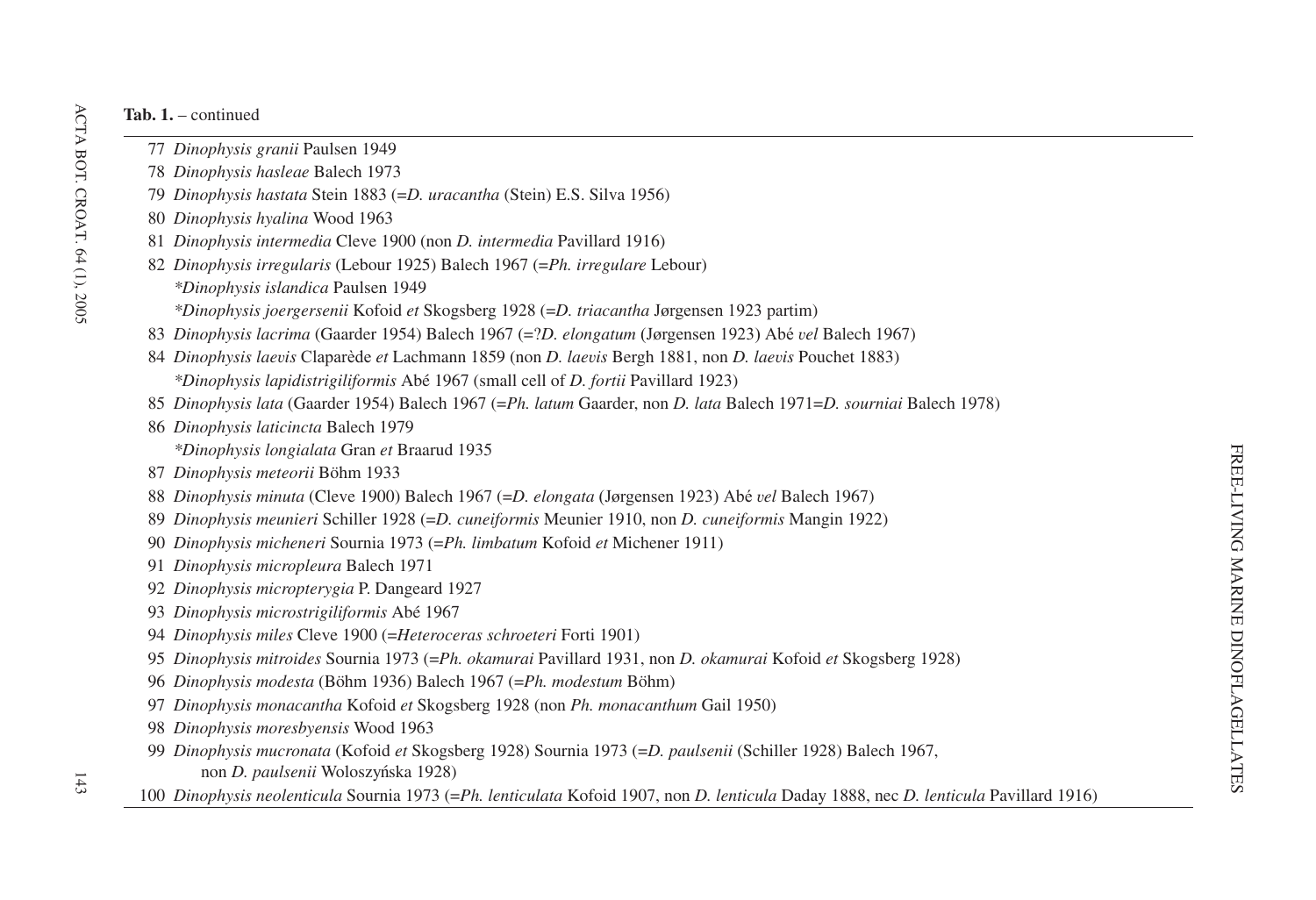**Tab. 1.** – continued

77 *Dinophysis granii* Paulsen 1949
78 *Dinophysis hasleae* Balech 1973
79 *Dinophysis hastata* Stein 1883 (=*D. uracantha* (Stein) E.S. Silva 1956)
80 *Dinophysis hyalina* Wood 1963
81 *Dinophysis intermedia* Cleve 1900 (non *D. intermedia* Pavillard 1916)
82 *Dinophysis irregularis* (Lebour 1925) Balech 1967 (=*Ph. irregulare* Lebour)
*\*Dinophysis islandica* Paulsen 1949
*\*Dinophysis joergersenii* Kofoid *et* Skogsberg 1928 (=*D. triacantha* Jørgensen 1923 partim)
83 *Dinophysis lacrima* (Gaarder 1954) Balech 1967 (=?*D. elongatum* (Jørgensen 1923) Abé *vel* Balech 1967)
84 *Dinophysis laevis* Claparède *et* Lachmann 1859 (non *D. laevis* Bergh 1881, non *D. laevis* Pouchet 1883)
*\*Dinophysis lapidistrigiliformis* Abé 1967 (small cell of *D. fortii* Pavillard 1923)
85 *Dinophysis lata* (Gaarder 1954) Balech 1967 (=*Ph. latum* Gaarder, non *D. lata* Balech 1971=*D. sourniai* Balech 1978)
86 *Dinophysis laticincta* Balech 1979
*\*Dinophysis longialata* Gran *et* Braarud 1935
87 *Dinophysis meteorii* Böhm 1933
88 *Dinophysis minuta* (Cleve 1900) Balech 1967 (=*D. elongata* (Jørgensen 1923) Abé *vel* Balech 1967)
89 *Dinophysis meunieri* Schiller 1928 (=*D. cuneiformis* Meunier 1910, non *D. cuneiformis* Mangin 1922)
90 *Dinophysis micheneri* Sournia 1973 (=*Ph. limbatum* Kofoid *et* Michener 1911)
91 *Dinophysis micropleura* Balech 1971
92 *Dinophysis micropterygia* P. Dangeard 1927
93 *Dinophysis microstrigiliformis* Abé 1967
94 *Dinophysis miles* Cleve 1900 (=*Heteroceras schroeteri* Forti 1901)
95 *Dinophysis mitroides* Sournia 1973 (=*Ph. okamurai* Pavillard 1931, non *D. okamurai* Kofoid *et* Skogsberg 1928)
96 *Dinophysis modesta* (Böhm 1936) Balech 1967 (=*Ph. modestum* Böhm)
97 *Dinophysis monacantha* Kofoid *et* Skogsberg 1928 (non *Ph. monacanthum* Gail 1950)
98 *Dinophysis moresbyensis* Wood 1963
99 *Dinophysis mucronata* (Kofoid *et* Skogsberg 1928) Sournia 1973 (=*D. paulsenii* (Schiller 1928) Balech 1967, non *D. paulsenii* Woloszyńska 1928)
100 *Dinophysis neolenticula* Sournia 1973 (=*Ph. lenticulata* Kofoid 1907, non *D. lenticula* Daday 1888, nec *D. lenticula* Pavillard 1916)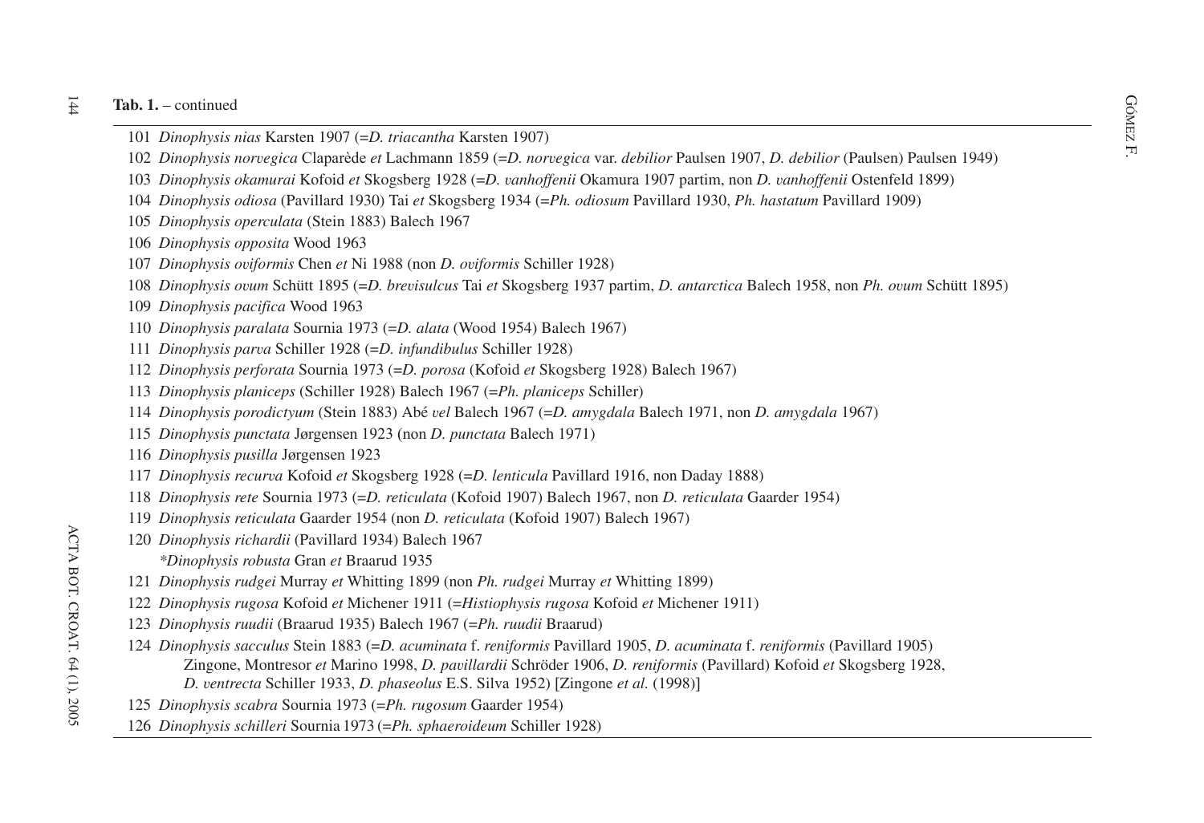**Tab. 1.** – continued

101 *Dinophysis nias* Karsten 1907 (=*D. triacantha* Karsten 1907)

102 *Dinophysis norvegica* Claparède *et* Lachmann 1859 (=*D. norvegica* var. *debilior* Paulsen 1907, *D. debilior* (Paulsen) Paulsen 1949)

103 *Dinophysis okamurai* Kofoid *et* Skogsberg 1928 (=*D. vanhoffenii* Okamura 1907 partim, non *D. vanhoffenii* Ostenfeld 1899)

104 *Dinophysis odiosa* (Pavillard 1930) Tai *et* Skogsberg 1934 (=*Ph. odiosum* Pavillard 1930, *Ph. hastatum* Pavillard 1909)

105 *Dinophysis operculata* (Stein 1883) Balech 1967

106 *Dinophysis opposita* Wood 1963

107 *Dinophysis oviformis* Chen *et* Ni 1988 (non *D. oviformis* Schiller 1928)

108 *Dinophysis ovum* Schütt 1895 (=*D. brevisulcus* Tai *et* Skogsberg 1937 partim, *D. antarctica* Balech 1958, non *Ph. ovum* Schütt 1895)

109 *Dinophysis pacifica* Wood 1963

110 *Dinophysis paralata* Sournia 1973 (=*D. alata* (Wood 1954) Balech 1967)

111 *Dinophysis parva* Schiller 1928 (=*D. infundibulus* Schiller 1928)

112 *Dinophysis perforata* Sournia 1973 (=*D. porosa* (Kofoid *et* Skogsberg 1928) Balech 1967)

113 *Dinophysis planiceps* (Schiller 1928) Balech 1967 (=*Ph. planiceps* Schiller)

114 *Dinophysis porodictyum* (Stein 1883) Abé *vel* Balech 1967 (=*D. amygdala* Balech 1971, non *D. amygdala* 1967)

115 *Dinophysis punctata* Jørgensen 1923 (non *D. punctata* Balech 1971)

116 *Dinophysis pusilla* Jørgensen 1923

117 *Dinophysis recurva* Kofoid *et* Skogsberg 1928 (=*D. lenticula* Pavillard 1916, non Daday 1888)

118 *Dinophysis rete* Sournia 1973 (=*D. reticulata* (Kofoid 1907) Balech 1967, non *D. reticulata* Gaarder 1954)

119 *Dinophysis reticulata* Gaarder 1954 (non *D. reticulata* (Kofoid 1907) Balech 1967)

120 *Dinophysis richardii* (Pavillard 1934) Balech 1967

*\*Dinophysis robusta* Gran *et* Braarud 1935

121 *Dinophysis rudgei* Murray *et* Whitting 1899 (non *Ph. rudgei* Murray *et* Whitting 1899)

122 *Dinophysis rugosa* Kofoid *et* Michener 1911 (=*Histiophysis rugosa* Kofoid *et* Michener 1911)

123 *Dinophysis ruudii* (Braarud 1935) Balech 1967 (=*Ph. ruudii* Braarud)

124 *Dinophysis sacculus* Stein 1883 (=*D. acuminata* f. *reniformis* Pavillard 1905, *D. acuminata* f. *reniformis* (Pavillard 1905) Zingone, Montresor *et* Marino 1998, *D. pavillardii* Schröder 1906, *D. reniformis* (Pavillard) Kofoid *et* Skogsberg 1928, *D. ventrecta* Schiller 1933, *D. phaseolus* E.S. Silva 1952) [Zingone *et al.* (1998)]

125 *Dinophysis scabra* Sournia 1973 (=*Ph. rugosum* Gaarder 1954)

126 *Dinophysis schilleri* Sournia 1973 (=*Ph. sphaeroideum* Schiller 1928)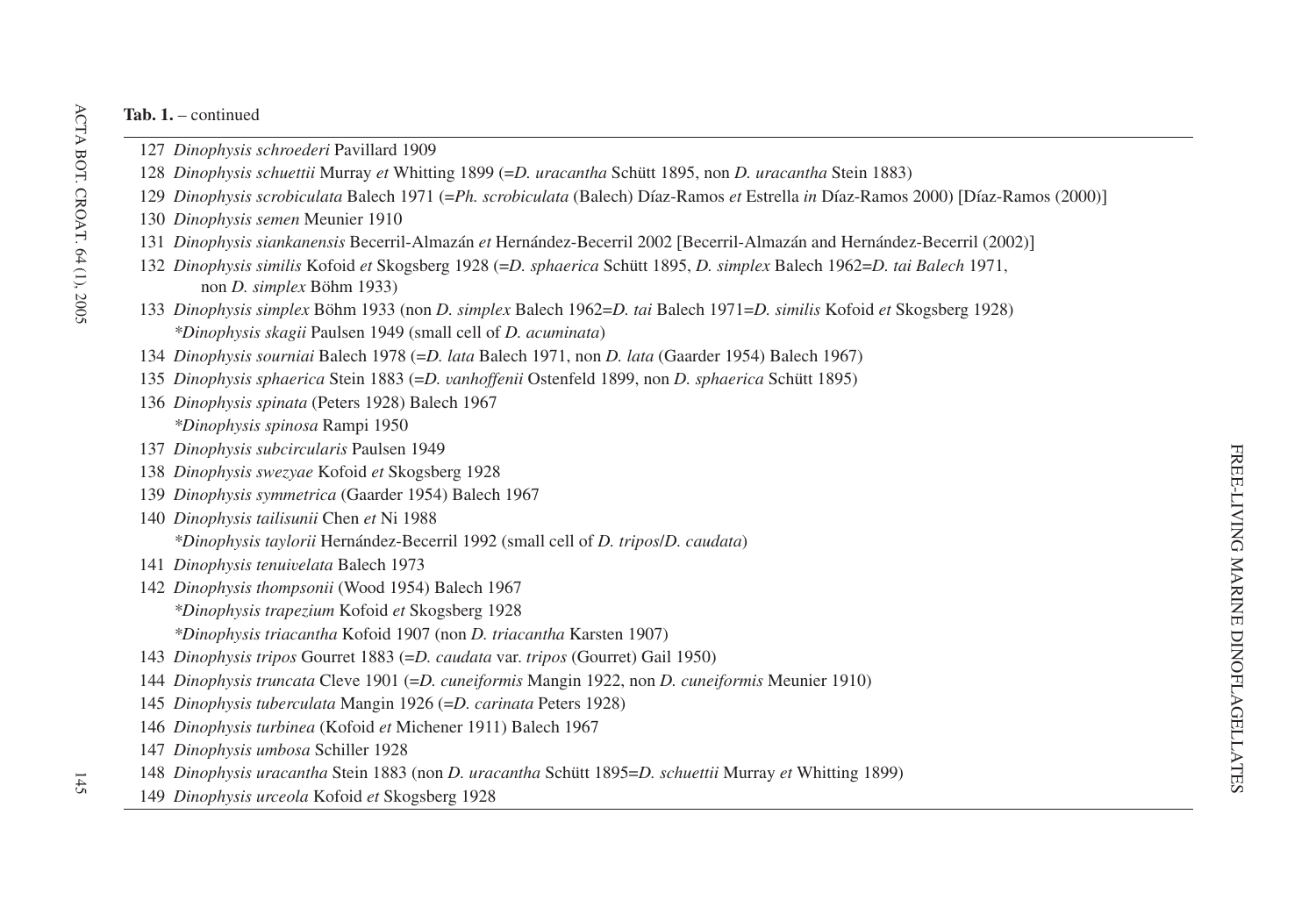**Tab. 1.** – continued

127 *Dinophysis schroederi* Pavillard 1909

128 *Dinophysis schuettii* Murray *et* Whitting 1899 (=*D. uracantha* Schütt 1895, non *D. uracantha* Stein 1883)

129 *Dinophysis scrobiculata* Balech 1971 (=*Ph. scrobiculata* (Balech) Díaz-Ramos *et* Estrella *in* Díaz-Ramos 2000) [Díaz-Ramos (2000)]

130 *Dinophysis semen* Meunier 1910

131 *Dinophysis siankanensis* Becerril-Almazán *et* Hernández-Becerril 2002 [Becerril-Almazán and Hernández-Becerril (2002)]

132 *Dinophysis similis* Kofoid *et* Skogsberg 1928 (=*D. sphaerica* Schütt 1895, *D. simplex* Balech 1962=*D. tai Balech* 1971, non *D. simplex* Böhm 1933)

133 *Dinophysis simplex* Böhm 1933 (non *D. simplex* Balech 1962=*D. tai* Balech 1971=*D. similis* Kofoid *et* Skogsberg 1928)

*\*Dinophysis skagii* Paulsen 1949 (small cell of *D. acuminata*)

134 *Dinophysis sourniai* Balech 1978 (=*D. lata* Balech 1971, non *D. lata* (Gaarder 1954) Balech 1967)

135 *Dinophysis sphaerica* Stein 1883 (=*D. vanhoffenii* Ostenfeld 1899, non *D. sphaerica* Schütt 1895)

136 *Dinophysis spinata* (Peters 1928) Balech 1967

*\*Dinophysis spinosa* Rampi 1950

137 *Dinophysis subcircularis* Paulsen 1949

138 *Dinophysis swezyae* Kofoid *et* Skogsberg 1928

139 *Dinophysis symmetrica* (Gaarder 1954) Balech 1967

140 *Dinophysis tailisunii* Chen *et* Ni 1988

*\*Dinophysis taylorii* Hernández-Becerril 1992 (small cell of *D. tripos*/*D. caudata*)

141 *Dinophysis tenuivelata* Balech 1973

142 *Dinophysis thompsonii* (Wood 1954) Balech 1967

*\*Dinophysis trapezium* Kofoid *et* Skogsberg 1928

*\*Dinophysis triacantha* Kofoid 1907 (non *D. triacantha* Karsten 1907)

143 *Dinophysis tripos* Gourret 1883 (=*D. caudata* var. *tripos* (Gourret) Gail 1950)

144 *Dinophysis truncata* Cleve 1901 (=*D. cuneiformis* Mangin 1922, non *D. cuneiformis* Meunier 1910)

145 *Dinophysis tuberculata* Mangin 1926 (=*D. carinata* Peters 1928)

146 *Dinophysis turbinea* (Kofoid *et* Michener 1911) Balech 1967

147 *Dinophysis umbosa* Schiller 1928

148 *Dinophysis uracantha* Stein 1883 (non *D. uracantha* Schütt 1895=*D. schuettii* Murray *et* Whitting 1899)

149 *Dinophysis urceola* Kofoid *et* Skogsberg 1928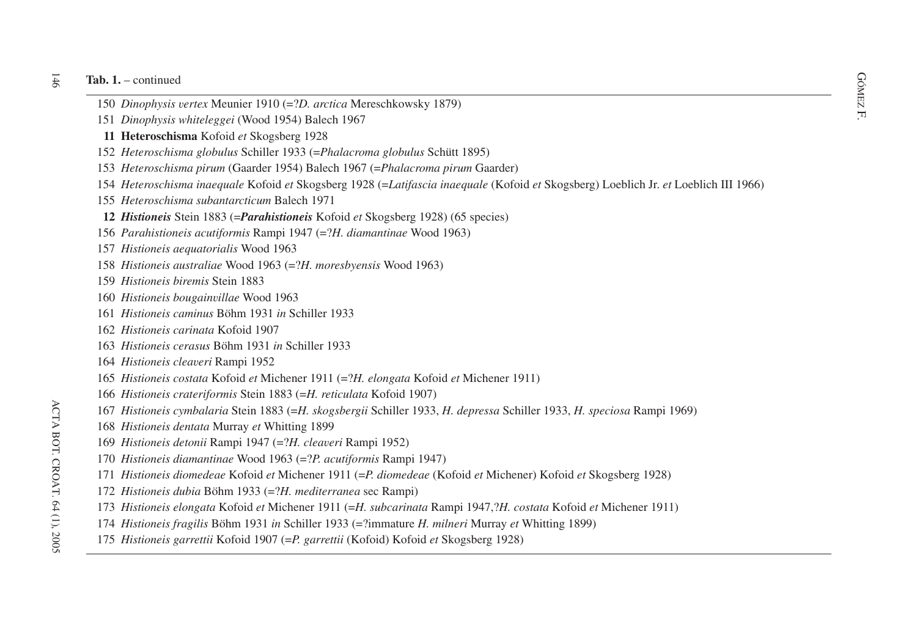**Tab. 1.** – continued

150 *Dinophysis vertex* Meunier 1910 (=?*D. arctica* Mereschkowsky 1879)
151 *Dinophysis whiteleggei* (Wood 1954) Balech 1967
**11 Heteroschisma** Kofoid *et* Skogsberg 1928
152 *Heteroschisma globulus* Schiller 1933 (=*Phalacroma globulus* Schütt 1895)
153 *Heteroschisma pirum* (Gaarder 1954) Balech 1967 (=*Phalacroma pirum* Gaarder)
154 *Heteroschisma inaequale* Kofoid *et* Skogsberg 1928 (=*Latifascia inaequale* (Kofoid *et* Skogsberg) Loeblich Jr. *et* Loeblich III 1966)
155 *Heteroschisma subantarcticum* Balech 1971
**12 *Histioneis*** Stein 1883 (=***Parahistioneis*** Kofoid *et* Skogsberg 1928) (65 species)
156 *Parahistioneis acutiformis* Rampi 1947 (=?*H. diamantinae* Wood 1963)
157 *Histioneis aequatorialis* Wood 1963
158 *Histioneis australiae* Wood 1963 (=?*H. moresbyensis* Wood 1963)
159 *Histioneis biremis* Stein 1883
160 *Histioneis bougainvillae* Wood 1963
161 *Histioneis caminus* Böhm 1931 *in* Schiller 1933
162 *Histioneis carinata* Kofoid 1907
163 *Histioneis cerasus* Böhm 1931 *in* Schiller 1933
164 *Histioneis cleaveri* Rampi 1952
165 *Histioneis costata* Kofoid *et* Michener 1911 (=?*H. elongata* Kofoid *et* Michener 1911)
166 *Histioneis crateriformis* Stein 1883 (=*H. reticulata* Kofoid 1907)
167 *Histioneis cymbalaria* Stein 1883 (=*H. skogsbergii* Schiller 1933, *H. depressa* Schiller 1933, *H. speciosa* Rampi 1969)
168 *Histioneis dentata* Murray *et* Whitting 1899
169 *Histioneis detonii* Rampi 1947 (=?*H. cleaveri* Rampi 1952)
170 *Histioneis diamantinae* Wood 1963 (=?*P. acutiformis* Rampi 1947)
171 *Histioneis diomedeae* Kofoid *et* Michener 1911 (=*P. diomedeae* (Kofoid *et* Michener) Kofoid *et* Skogsberg 1928)
172 *Histioneis dubia* Böhm 1933 (=?*H. mediterranea* sec Rampi)
173 *Histioneis elongata* Kofoid *et* Michener 1911 (=*H. subcarinata* Rampi 1947,?*H. costata* Kofoid *et* Michener 1911)
174 *Histioneis fragilis* Böhm 1931 *in* Schiller 1933 (=?immature *H. milneri* Murray *et* Whitting 1899)
175 *Histioneis garrettii* Kofoid 1907 (=*P. garrettii* (Kofoid) Kofoid *et* Skogsberg 1928)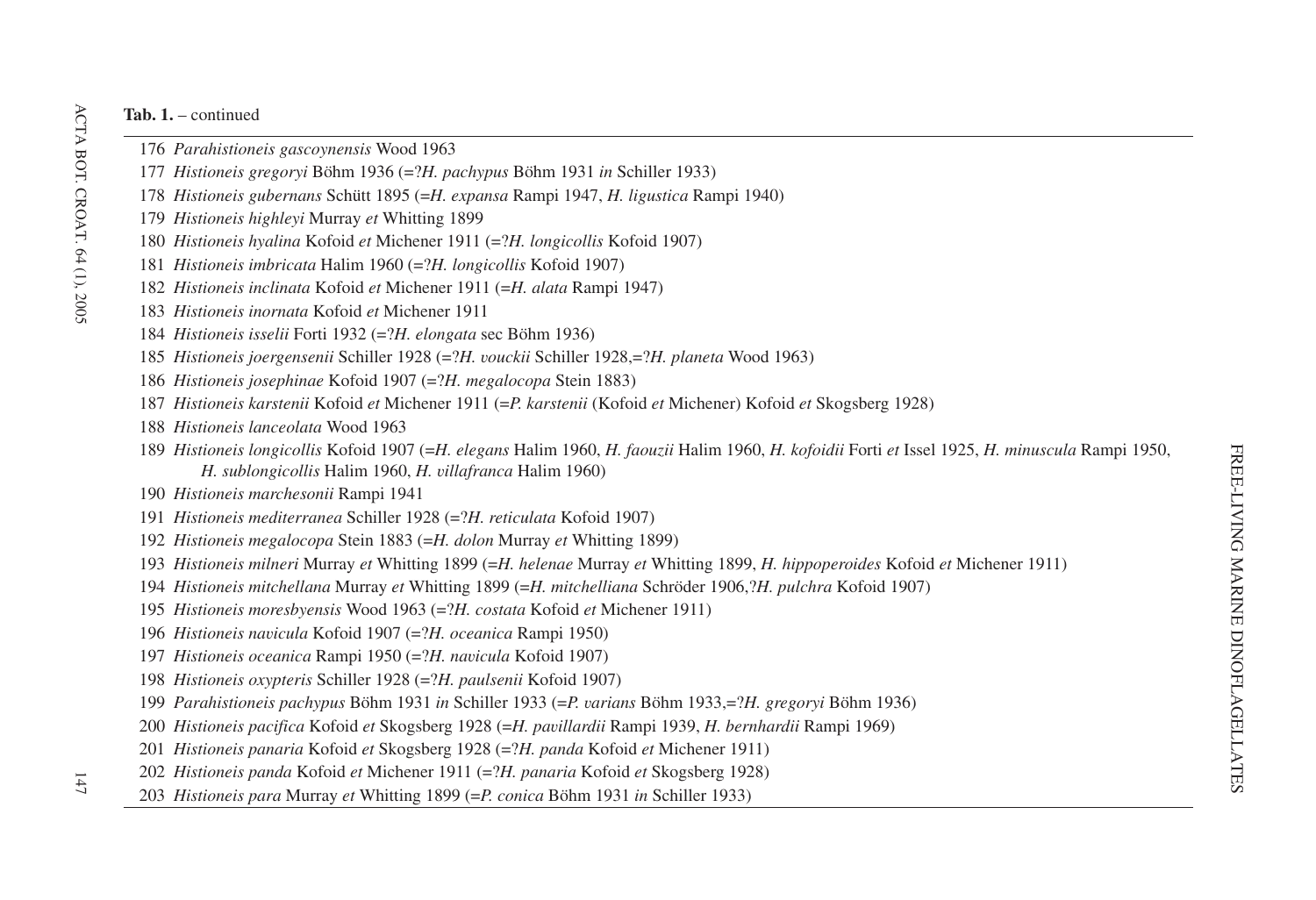**Tab. 1.** – continued

176 *Parahistioneis gascoynensis* Wood 1963

177 *Histioneis gregoryi* Böhm 1936 (=?*H. pachypus* Böhm 1931 *in* Schiller 1933)

178 *Histioneis gubernans* Schütt 1895 (=*H. expansa* Rampi 1947, *H. ligustica* Rampi 1940)

179 *Histioneis highleyi* Murray *et* Whitting 1899

180 *Histioneis hyalina* Kofoid *et* Michener 1911 (=?*H. longicollis* Kofoid 1907)

181 *Histioneis imbricata* Halim 1960 (=?*H. longicollis* Kofoid 1907)

182 *Histioneis inclinata* Kofoid *et* Michener 1911 (=*H. alata* Rampi 1947)

183 *Histioneis inornata* Kofoid *et* Michener 1911

184 *Histioneis isselii* Forti 1932 (=?*H. elongata* sec Böhm 1936)

185 *Histioneis joergensenii* Schiller 1928 (=?*H. vouckii* Schiller 1928,=?*H. planeta* Wood 1963)

186 *Histioneis josephinae* Kofoid 1907 (=?*H. megalocopa* Stein 1883)

187 *Histioneis karstenii* Kofoid *et* Michener 1911 (=*P. karstenii* (Kofoid *et* Michener) Kofoid *et* Skogsberg 1928)

188 *Histioneis lanceolata* Wood 1963

189 *Histioneis longicollis* Kofoid 1907 (=*H. elegans* Halim 1960, *H. faouzii* Halim 1960, *H. kofoidii* Forti *et* Issel 1925, *H. minuscula* Rampi 1950, *H. sublongicollis* Halim 1960, *H. villafranca* Halim 1960)

190 *Histioneis marchesonii* Rampi 1941

191 *Histioneis mediterranea* Schiller 1928 (=?*H. reticulata* Kofoid 1907)

192 *Histioneis megalocopa* Stein 1883 (=*H. dolon* Murray *et* Whitting 1899)

193 *Histioneis milneri* Murray *et* Whitting 1899 (=*H. helenae* Murray *et* Whitting 1899, *H. hippoperoides* Kofoid *et* Michener 1911)

194 *Histioneis mitchellana* Murray *et* Whitting 1899 (=*H. mitchelliana* Schröder 1906,?*H. pulchra* Kofoid 1907)

195 *Histioneis moresbyensis* Wood 1963 (=?*H. costata* Kofoid *et* Michener 1911)

196 *Histioneis navicula* Kofoid 1907 (=?*H. oceanica* Rampi 1950)

197 *Histioneis oceanica* Rampi 1950 (=?*H. navicula* Kofoid 1907)

198 *Histioneis oxypteris* Schiller 1928 (=?*H. paulsenii* Kofoid 1907)

199 *Parahistioneis pachypus* Böhm 1931 *in* Schiller 1933 (=*P. varians* Böhm 1933,=?*H. gregoryi* Böhm 1936)

200 *Histioneis pacifica* Kofoid *et* Skogsberg 1928 (=*H. pavillardii* Rampi 1939, *H. bernhardii* Rampi 1969)

201 *Histioneis panaria* Kofoid *et* Skogsberg 1928 (=?*H. panda* Kofoid *et* Michener 1911)

202 *Histioneis panda* Kofoid *et* Michener 1911 (=?*H. panaria* Kofoid *et* Skogsberg 1928)

203 *Histioneis para* Murray *et* Whitting 1899 (=*P. conica* Böhm 1931 *in* Schiller 1933)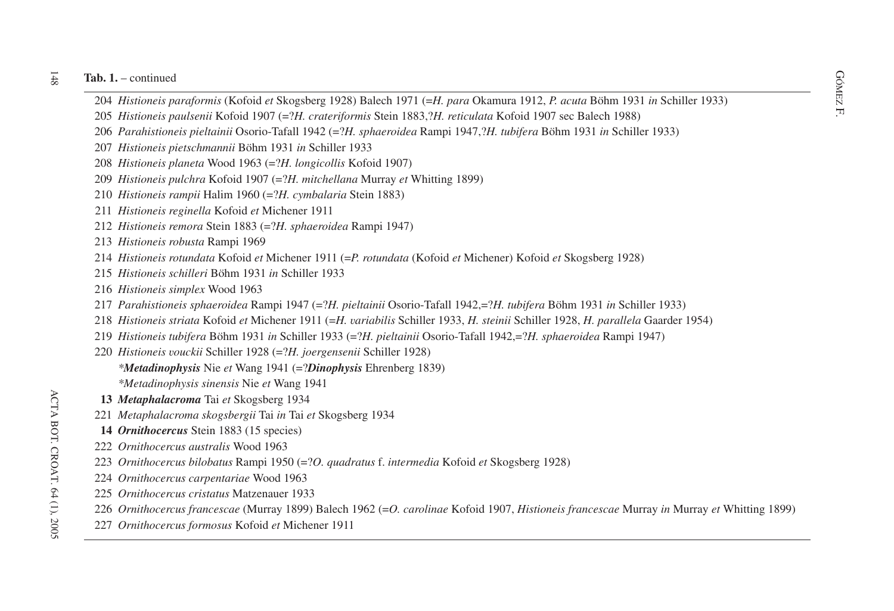**Tab. 1.** – continued

204 *Histioneis paraformis* (Kofoid *et* Skogsberg 1928) Balech 1971 (=*H. para* Okamura 1912, *P. acuta* Böhm 1931 *in* Schiller 1933)
205 *Histioneis paulsenii* Kofoid 1907 (=?*H. crateriformis* Stein 1883,?*H. reticulata* Kofoid 1907 sec Balech 1988)
206 *Parahistioneis pieltainii* Osorio-Tafall 1942 (=?*H. sphaeroidea* Rampi 1947,?*H. tubifera* Böhm 1931 *in* Schiller 1933)
207 *Histioneis pietschmannii* Böhm 1931 *in* Schiller 1933
208 *Histioneis planeta* Wood 1963 (=?*H. longicollis* Kofoid 1907)
209 *Histioneis pulchra* Kofoid 1907 (=?*H. mitchellana* Murray *et* Whitting 1899)
210 *Histioneis rampii* Halim 1960 (=?*H. cymbalaria* Stein 1883)
211 *Histioneis reginella* Kofoid *et* Michener 1911
212 *Histioneis remora* Stein 1883 (=?*H. sphaeroidea* Rampi 1947)
213 *Histioneis robusta* Rampi 1969
214 *Histioneis rotundata* Kofoid *et* Michener 1911 (=*P. rotundata* (Kofoid *et* Michener) Kofoid *et* Skogsberg 1928)
215 *Histioneis schilleri* Böhm 1931 *in* Schiller 1933
216 *Histioneis simplex* Wood 1963
217 *Parahistioneis sphaeroidea* Rampi 1947 (=?*H. pieltainii* Osorio-Tafall 1942,=?*H. tubifera* Böhm 1931 *in* Schiller 1933)
218 *Histioneis striata* Kofoid *et* Michener 1911 (=*H. variabilis* Schiller 1933, *H. steinii* Schiller 1928, *H. parallela* Gaarder 1954)
219 *Histioneis tubifera* Böhm 1931 *in* Schiller 1933 (=?*H. pieltainii* Osorio-Tafall 1942,=?*H. sphaeroidea* Rampi 1947)
220 *Histioneis vouckii* Schiller 1928 (=?*H. joergensenii* Schiller 1928)
*\*Metadinophysis*** Nie *et* Wang 1941 (=?***Dinophysis*** Ehrenberg 1839)
*\*Metadinophysis sinensis* Nie *et* Wang 1941
**13** ***Metaphalacroma*** Tai *et* Skogsberg 1934
221 *Metaphalacroma skogsbergii* Tai *in* Tai *et* Skogsberg 1934
**14** ***Ornithocercus*** Stein 1883 (15 species)
222 *Ornithocercus australis* Wood 1963
223 *Ornithocercus bilobatus* Rampi 1950 (=?*O. quadratus* f. *intermedia* Kofoid *et* Skogsberg 1928)
224 *Ornithocercus carpentariae* Wood 1963
225 *Ornithocercus cristatus* Matzenauer 1933
226 *Ornithocercus francescae* (Murray 1899) Balech 1962 (=*O. carolinae* Kofoid 1907, *Histioneis francescae* Murray *in* Murray *et* Whitting 1899)
227 *Ornithocercus formosus* Kofoid *et* Michener 1911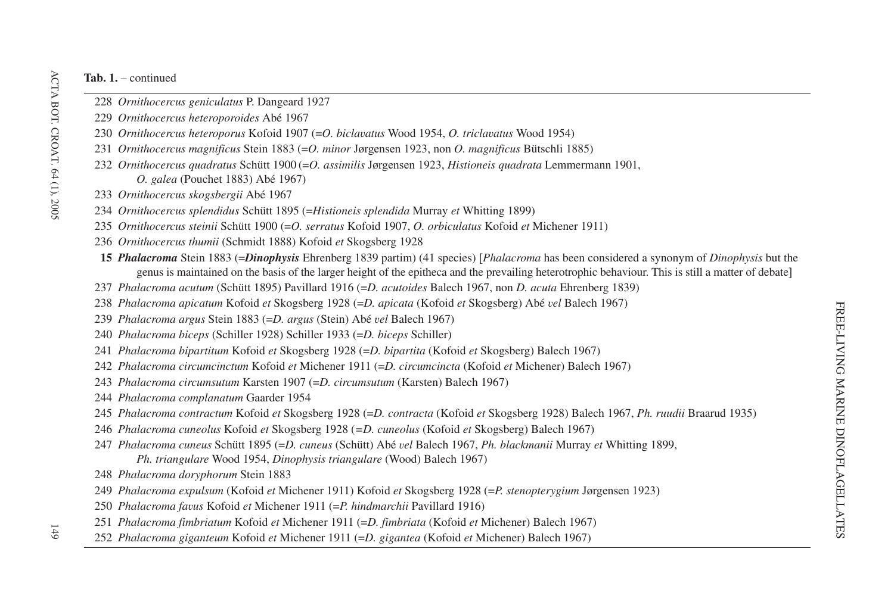**Tab. 1.** – continued

228 *Ornithocercus geniculatus* P. Dangeard 1927

229 *Ornithocercus heteroporoides* Abé 1967

230 *Ornithocercus heteroporus* Kofoid 1907 (=*O. biclavatus* Wood 1954, *O. triclavatus* Wood 1954)

231 *Ornithocercus magnificus* Stein 1883 (=*O. minor* Jørgensen 1923, non *O. magnificus* Bütschli 1885)

232 *Ornithocercus quadratus* Schütt 1900 (=*O. assimilis* Jørgensen 1923, *Histioneis quadrata* Lemmermann 1901, *O. galea* (Pouchet 1883) Abé 1967)

233 *Ornithocercus skogsbergii* Abé 1967

234 *Ornithocercus splendidus* Schütt 1895 (=*Histioneis splendida* Murray *et* Whitting 1899)

235 *Ornithocercus steinii* Schütt 1900 (=*O. serratus* Kofoid 1907, *O. orbiculatus* Kofoid *et* Michener 1911)

236 *Ornithocercus thumii* (Schmidt 1888) Kofoid *et* Skogsberg 1928

**15** ***Phalacroma*** Stein 1883 (=***Dinophysis*** Ehrenberg 1839 partim) (41 species) [*Phalacroma* has been considered a synonym of *Dinophysis* but the genus is maintained on the basis of the larger height of the epitheca and the prevailing heterotrophic behaviour. This is still a matter of debate]

237 *Phalacroma acutum* (Schütt 1895) Pavillard 1916 (=*D. acutoides* Balech 1967, non *D. acuta* Ehrenberg 1839)

238 *Phalacroma apicatum* Kofoid *et* Skogsberg 1928 (=*D. apicata* (Kofoid *et* Skogsberg) Abé *vel* Balech 1967)

239 *Phalacroma argus* Stein 1883 (=*D. argus* (Stein) Abé *vel* Balech 1967)

240 *Phalacroma biceps* (Schiller 1928) Schiller 1933 (=*D. biceps* Schiller)

241 *Phalacroma bipartitum* Kofoid *et* Skogsberg 1928 (=*D. bipartita* (Kofoid *et* Skogsberg) Balech 1967)

242 *Phalacroma circumcinctum* Kofoid *et* Michener 1911 (=*D. circumcincta* (Kofoid *et* Michener) Balech 1967)

243 *Phalacroma circumsutum* Karsten 1907 (=*D. circumsutum* (Karsten) Balech 1967)

244 *Phalacroma complanatum* Gaarder 1954

245 *Phalacroma contractum* Kofoid *et* Skogsberg 1928 (=*D. contracta* (Kofoid *et* Skogsberg 1928) Balech 1967, *Ph. ruudii* Braarud 1935)

246 *Phalacroma cuneolus* Kofoid *et* Skogsberg 1928 (=*D. cuneolus* (Kofoid *et* Skogsberg) Balech 1967)

247 *Phalacroma cuneus* Schütt 1895 (=*D. cuneus* (Schütt) Abé *vel* Balech 1967, *Ph. blackmanii* Murray *et* Whitting 1899, *Ph. triangulare* Wood 1954, *Dinophysis triangulare* (Wood) Balech 1967)

248 *Phalacroma doryphorum* Stein 1883

249 *Phalacroma expulsum* (Kofoid *et* Michener 1911) Kofoid *et* Skogsberg 1928 (=*P. stenopterygium* Jørgensen 1923)

250 *Phalacroma favus* Kofoid *et* Michener 1911 (=*P. hindmarchii* Pavillard 1916)

251 *Phalacroma fimbriatum* Kofoid *et* Michener 1911 (=*D. fimbriata* (Kofoid *et* Michener) Balech 1967)

252 *Phalacroma giganteum* Kofoid *et* Michener 1911 (=*D. gigantea* (Kofoid *et* Michener) Balech 1967)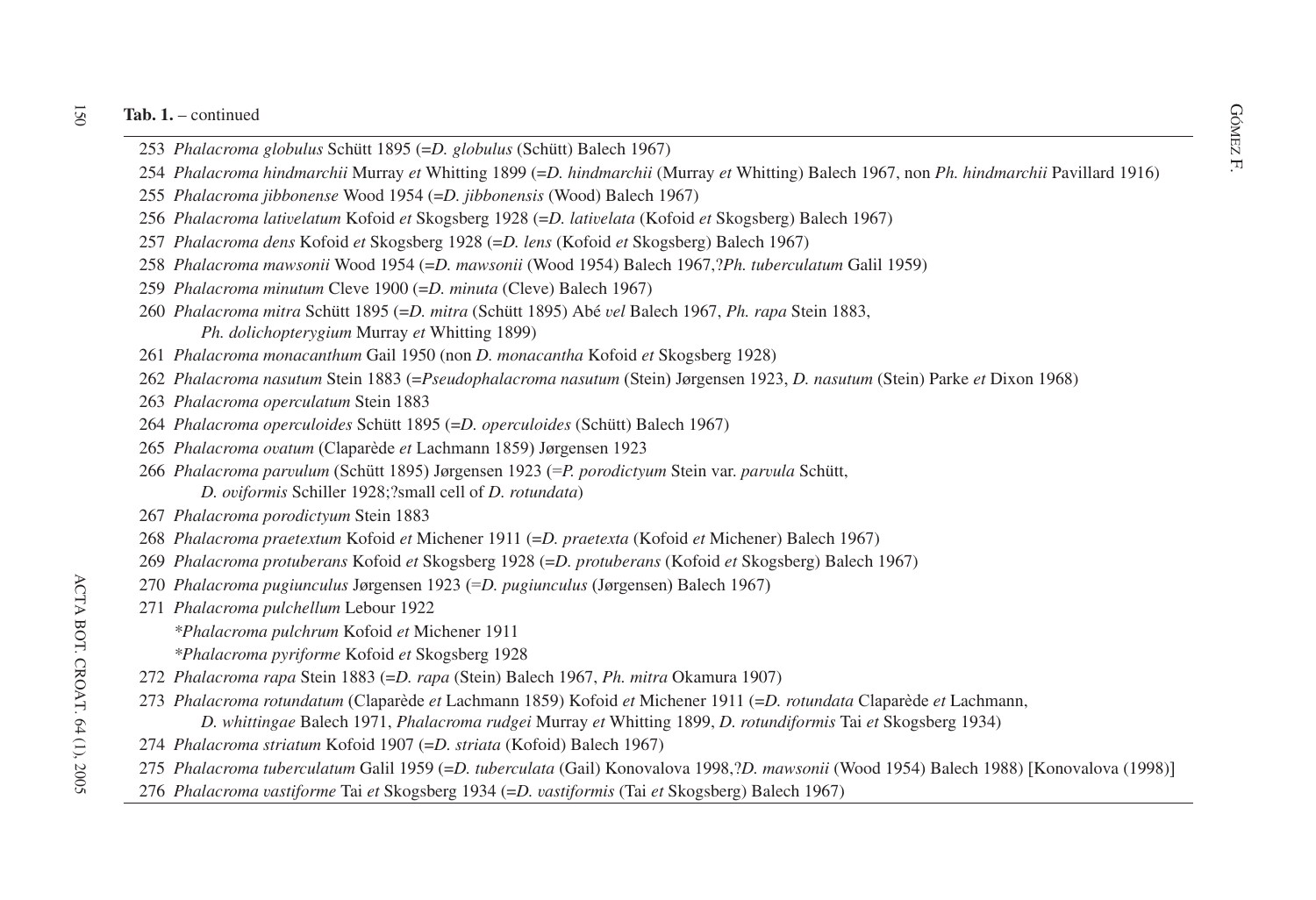**Tab. 1.** – continued

253 *Phalacroma globulus* Schütt 1895 (=*D. globulus* (Schütt) Balech 1967)

254 *Phalacroma hindmarchii* Murray *et* Whitting 1899 (=*D. hindmarchii* (Murray *et* Whitting) Balech 1967, non *Ph. hindmarchii* Pavillard 1916)

255 *Phalacroma jibbonense* Wood 1954 (=*D. jibbonensis* (Wood) Balech 1967)

256 *Phalacroma lativelatum* Kofoid *et* Skogsberg 1928 (=*D. lativelata* (Kofoid *et* Skogsberg) Balech 1967)

257 *Phalacroma dens* Kofoid *et* Skogsberg 1928 (=*D. lens* (Kofoid *et* Skogsberg) Balech 1967)

258 *Phalacroma mawsonii* Wood 1954 (=*D. mawsonii* (Wood 1954) Balech 1967,?*Ph. tuberculatum* Galil 1959)

259 *Phalacroma minutum* Cleve 1900 (=*D. minuta* (Cleve) Balech 1967)

260 *Phalacroma mitra* Schütt 1895 (=*D. mitra* (Schütt 1895) Abé *vel* Balech 1967, *Ph. rapa* Stein 1883, *Ph. dolichopterygium* Murray *et* Whitting 1899)

261 *Phalacroma monacanthum* Gail 1950 (non *D. monacantha* Kofoid *et* Skogsberg 1928)

262 *Phalacroma nasutum* Stein 1883 (=*Pseudophalacroma nasutum* (Stein) Jørgensen 1923, *D. nasutum* (Stein) Parke *et* Dixon 1968)

263 *Phalacroma operculatum* Stein 1883

264 *Phalacroma operculoides* Schütt 1895 (=*D. operculoides* (Schütt) Balech 1967)

265 *Phalacroma ovatum* (Claparède *et* Lachmann 1859) Jørgensen 1923

266 *Phalacroma parvulum* (Schütt 1895) Jørgensen 1923 (=*P. porodictyum* Stein var. *parvula* Schütt, *D. oviformis* Schiller 1928;?small cell of *D. rotundata*)

267 *Phalacroma porodictyum* Stein 1883

268 *Phalacroma praetextum* Kofoid *et* Michener 1911 (=*D. praetexta* (Kofoid *et* Michener) Balech 1967)

269 *Phalacroma protuberans* Kofoid *et* Skogsberg 1928 (=*D. protuberans* (Kofoid *et* Skogsberg) Balech 1967)

270 *Phalacroma pugiunculus* Jørgensen 1923 (=*D. pugiunculus* (Jørgensen) Balech 1967)

271 *Phalacroma pulchellum* Lebour 1922

*Phalacroma pulchrum* Kofoid *et* Michener 1911

*Phalacroma pyriforme* Kofoid *et* Skogsberg 1928

272 *Phalacroma rapa* Stein 1883 (=*D. rapa* (Stein) Balech 1967, *Ph. mitra* Okamura 1907)

273 *Phalacroma rotundatum* (Claparède *et* Lachmann 1859) Kofoid *et* Michener 1911 (=*D. rotundata* Claparède *et* Lachmann, *D. whittingae* Balech 1971, *Phalacroma rudgei* Murray *et* Whitting 1899, *D. rotundiformis* Tai *et* Skogsberg 1934)

274 *Phalacroma striatum* Kofoid 1907 (=*D. striata* (Kofoid) Balech 1967)

275 *Phalacroma tuberculatum* Galil 1959 (=*D. tuberculata* (Gail) Konovalova 1998,?*D. mawsonii* (Wood 1954) Balech 1988) [Konovalova (1998)]

276 *Phalacroma vastiforme* Tai *et* Skogsberg 1934 (=*D. vastiformis* (Tai *et* Skogsberg) Balech 1967)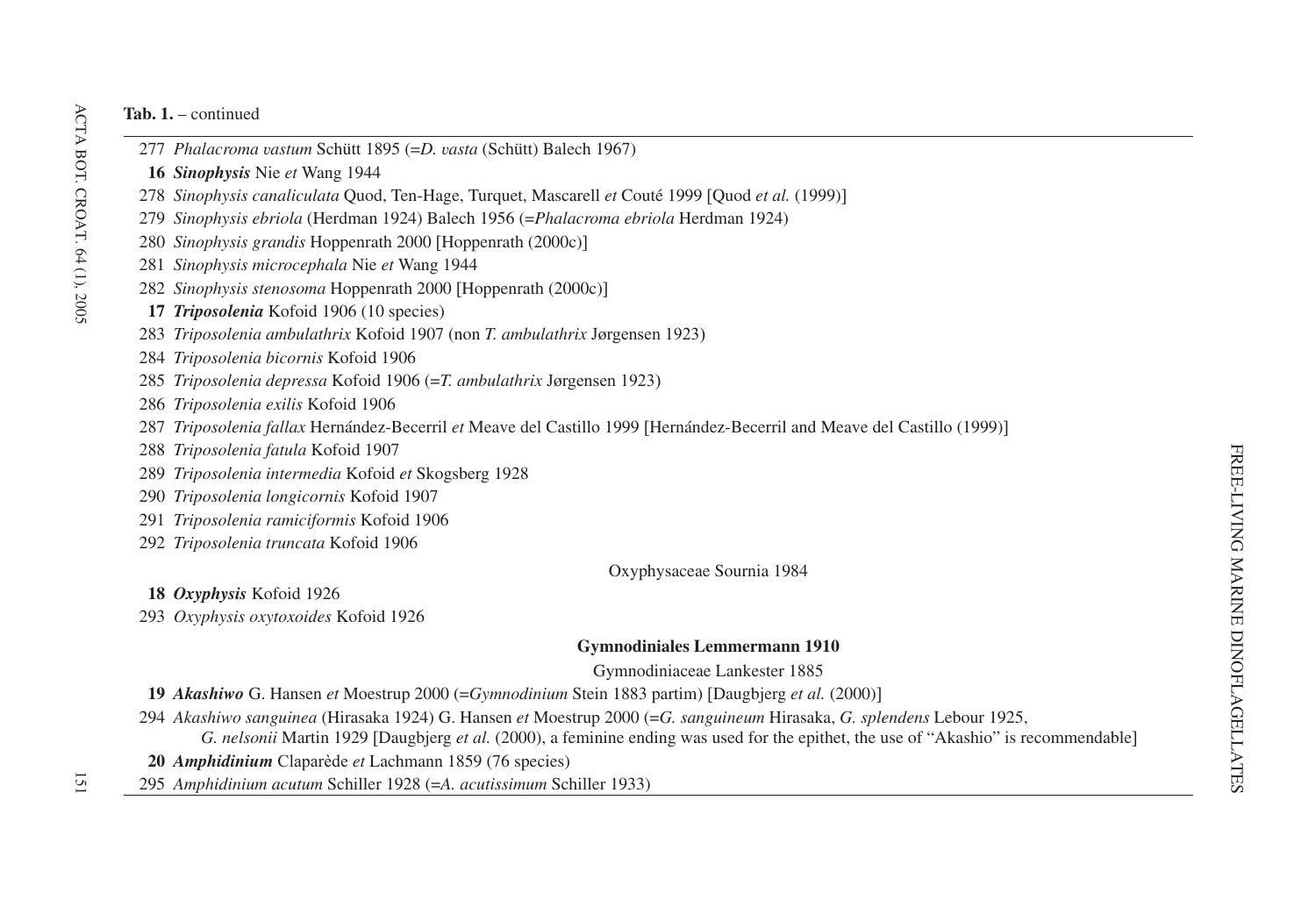**Tab. 1.** – continued

277 *Phalacroma vastum* Schütt 1895 (=*D. vasta* (Schütt) Balech 1967)

**16** ***Sinophysis*** Nie *et* Wang 1944

278 *Sinophysis canaliculata* Quod, Ten-Hage, Turquet, Mascarell *et* Couté 1999 [Quod *et al.* (1999)]

279 *Sinophysis ebriola* (Herdman 1924) Balech 1956 (=*Phalacroma ebriola* Herdman 1924)

280 *Sinophysis grandis* Hoppenrath 2000 [Hoppenrath (2000c)]

281 *Sinophysis microcephala* Nie *et* Wang 1944

282 *Sinophysis stenosoma* Hoppenrath 2000 [Hoppenrath (2000c)]

**17** ***Triposolenia*** Kofoid 1906 (10 species)

283 *Triposolenia ambulathrix* Kofoid 1907 (non *T. ambulathrix* Jørgensen 1923)

284 *Triposolenia bicornis* Kofoid 1906

285 *Triposolenia depressa* Kofoid 1906 (=*T. ambulathrix* Jørgensen 1923)

286 *Triposolenia exilis* Kofoid 1906

287 *Triposolenia fallax* Hernández-Becerril *et* Meave del Castillo 1999 [Hernández-Becerril and Meave del Castillo (1999)]

288 *Triposolenia fatula* Kofoid 1907

289 *Triposolenia intermedia* Kofoid *et* Skogsberg 1928

290 *Triposolenia longicornis* Kofoid 1907

291 *Triposolenia ramiciformis* Kofoid 1906

292 *Triposolenia truncata* Kofoid 1906

Oxyphysaceae Sournia 1984

**18** ***Oxyphysis*** Kofoid 1926

293 *Oxyphysis oxytoxoides* Kofoid 1926

**Gymnodiniales Lemmermann 1910**

Gymnodiniaceae Lankester 1885

**19** ***Akashiwo*** G. Hansen *et* Moestrup 2000 (=*Gymnodinium* Stein 1883 partim) [Daugbjerg *et al.* (2000)]

294 *Akashiwo sanguinea* (Hirasaka 1924) G. Hansen *et* Moestrup 2000 (=*G. sanguineum* Hirasaka, *G. splendens* Lebour 1925, *G. nelsonii* Martin 1929 [Daugbjerg *et al.* (2000), a feminine ending was used for the epithet, the use of "Akashio" is recommendable]

**20** ***Amphidinium*** Claparède *et* Lachmann 1859 (76 species)

295 *Amphidinium acutum* Schiller 1928 (=*A. acutissimum* Schiller 1933)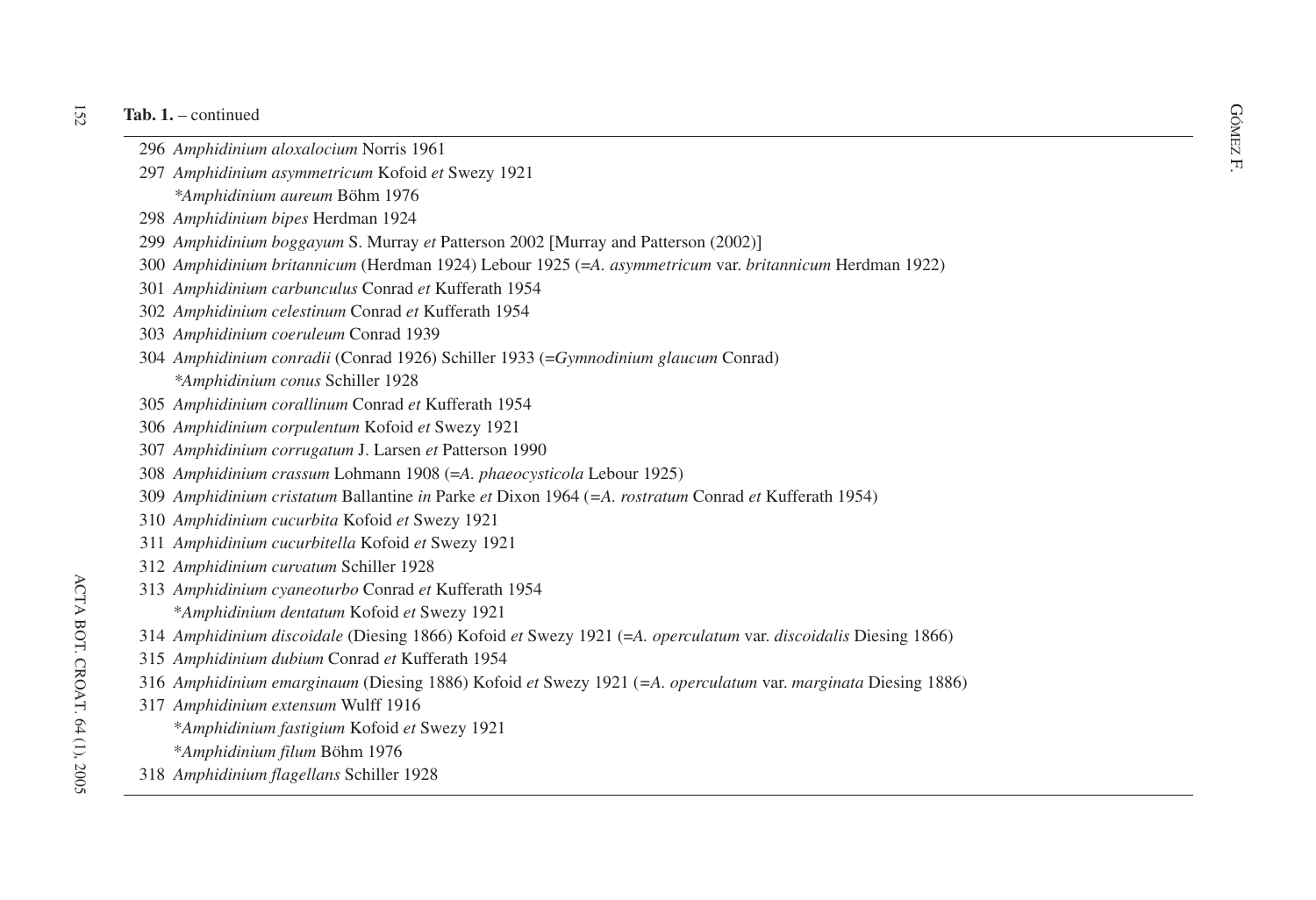**Tab. 1.** – continued

296 *Amphidinium aloxalocium* Norris 1961

297 *Amphidinium asymmetricum* Kofoid *et* Swezy 1921

*\*Amphidinium aureum* Böhm 1976

298 *Amphidinium bipes* Herdman 1924

299 *Amphidinium boggayum* S. Murray *et* Patterson 2002 [Murray and Patterson (2002)]

300 *Amphidinium britannicum* (Herdman 1924) Lebour 1925 (=*A. asymmetricum* var. *britannicum* Herdman 1922)

301 *Amphidinium carbunculus* Conrad *et* Kufferath 1954

302 *Amphidinium celestinum* Conrad *et* Kufferath 1954

303 *Amphidinium coeruleum* Conrad 1939

304 *Amphidinium conradii* (Conrad 1926) Schiller 1933 (=*Gymnodinium glaucum* Conrad)

*\*Amphidinium conus* Schiller 1928

305 *Amphidinium corallinum* Conrad *et* Kufferath 1954

306 *Amphidinium corpulentum* Kofoid *et* Swezy 1921

307 *Amphidinium corrugatum* J. Larsen *et* Patterson 1990

308 *Amphidinium crassum* Lohmann 1908 (=*A. phaeocysticola* Lebour 1925)

309 *Amphidinium cristatum* Ballantine *in* Parke *et* Dixon 1964 (=*A. rostratum* Conrad *et* Kufferath 1954)

310 *Amphidinium cucurbita* Kofoid *et* Swezy 1921

311 *Amphidinium cucurbitella* Kofoid *et* Swezy 1921

312 *Amphidinium curvatum* Schiller 1928

313 *Amphidinium cyaneoturbo* Conrad *et* Kufferath 1954

\**Amphidinium dentatum* Kofoid *et* Swezy 1921

314 *Amphidinium discoidale* (Diesing 1866) Kofoid *et* Swezy 1921 (=*A. operculatum* var. *discoidalis* Diesing 1866)

315 *Amphidinium dubium* Conrad *et* Kufferath 1954

316 *Amphidinium emarginaum* (Diesing 1886) Kofoid *et* Swezy 1921 (=*A. operculatum* var. *marginata* Diesing 1886)

317 *Amphidinium extensum* Wulff 1916

\**Amphidinium fastigium* Kofoid *et* Swezy 1921

\**Amphidinium filum* Böhm 1976

318 *Amphidinium flagellans* Schiller 1928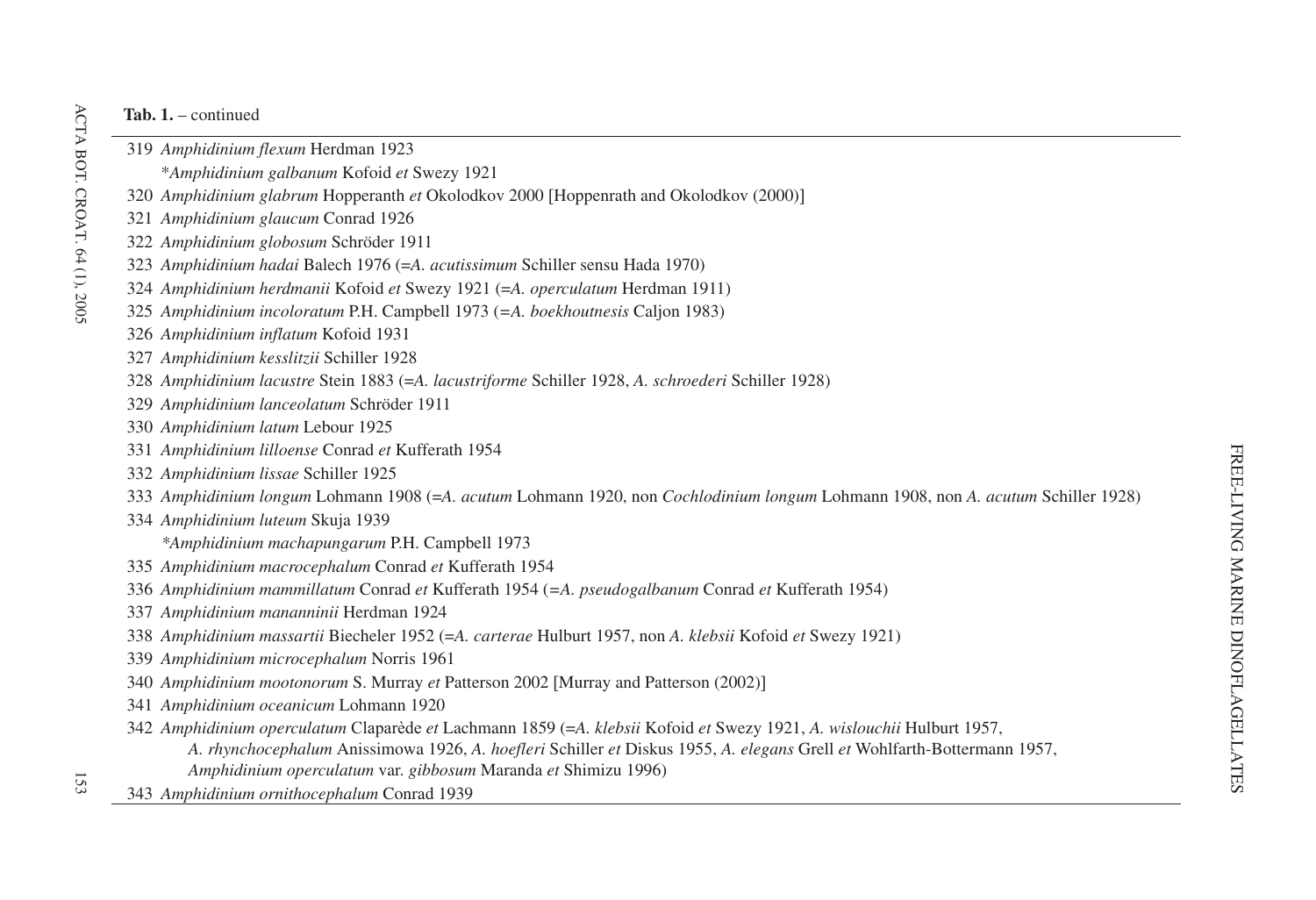**Tab. 1.** – continued

319 *Amphidinium flexum* Herdman 1923

*Amphidinium galbanum* Kofoid *et* Swezy 1921

320 *Amphidinium glabrum* Hopperanth *et* Okolodkov 2000 [Hoppenrath and Okolodkov (2000)]

321 *Amphidinium glaucum* Conrad 1926

322 *Amphidinium globosum* Schröder 1911

323 *Amphidinium hadai* Balech 1976 (=*A. acutissimum* Schiller sensu Hada 1970)

324 *Amphidinium herdmanii* Kofoid *et* Swezy 1921 (=*A. operculatum* Herdman 1911)

325 *Amphidinium incoloratum* P.H. Campbell 1973 (=*A. boekhoutnesis* Caljon 1983)

326 *Amphidinium inflatum* Kofoid 1931

327 *Amphidinium kesslitzii* Schiller 1928

328 *Amphidinium lacustre* Stein 1883 (=*A. lacustriforme* Schiller 1928, *A. schroederi* Schiller 1928)

329 *Amphidinium lanceolatum* Schröder 1911

330 *Amphidinium latum* Lebour 1925

331 *Amphidinium lilloense* Conrad *et* Kufferath 1954

332 *Amphidinium lissae* Schiller 1925

333 *Amphidinium longum* Lohmann 1908 (=*A. acutum* Lohmann 1920, non *Cochlodinium longum* Lohmann 1908, non *A. acutum* Schiller 1928)

334 *Amphidinium luteum* Skuja 1939

*Amphidinium machapungarum* P.H. Campbell 1973

335 *Amphidinium macrocephalum* Conrad *et* Kufferath 1954

336 *Amphidinium mammillatum* Conrad *et* Kufferath 1954 (=*A. pseudogalbanum* Conrad *et* Kufferath 1954)

337 *Amphidinium mananninii* Herdman 1924

338 *Amphidinium massartii* Biecheler 1952 (=*A. carterae* Hulburt 1957, non *A. klebsii* Kofoid *et* Swezy 1921)

339 *Amphidinium microcephalum* Norris 1961

340 *Amphidinium mootonorum* S. Murray *et* Patterson 2002 [Murray and Patterson (2002)]

341 *Amphidinium oceanicum* Lohmann 1920

342 *Amphidinium operculatum* Claparède *et* Lachmann 1859 (=*A. klebsii* Kofoid *et* Swezy 1921, *A. wislouchii* Hulburt 1957, *A. rhynchocephalum* Anissimowa 1926, *A. hoefleri* Schiller *et* Diskus 1955, *A. elegans* Grell *et* Wohlfarth-Bottermann 1957, *Amphidinium operculatum* var. *gibbosum* Maranda *et* Shimizu 1996)

343 *Amphidinium ornithocephalum* Conrad 1939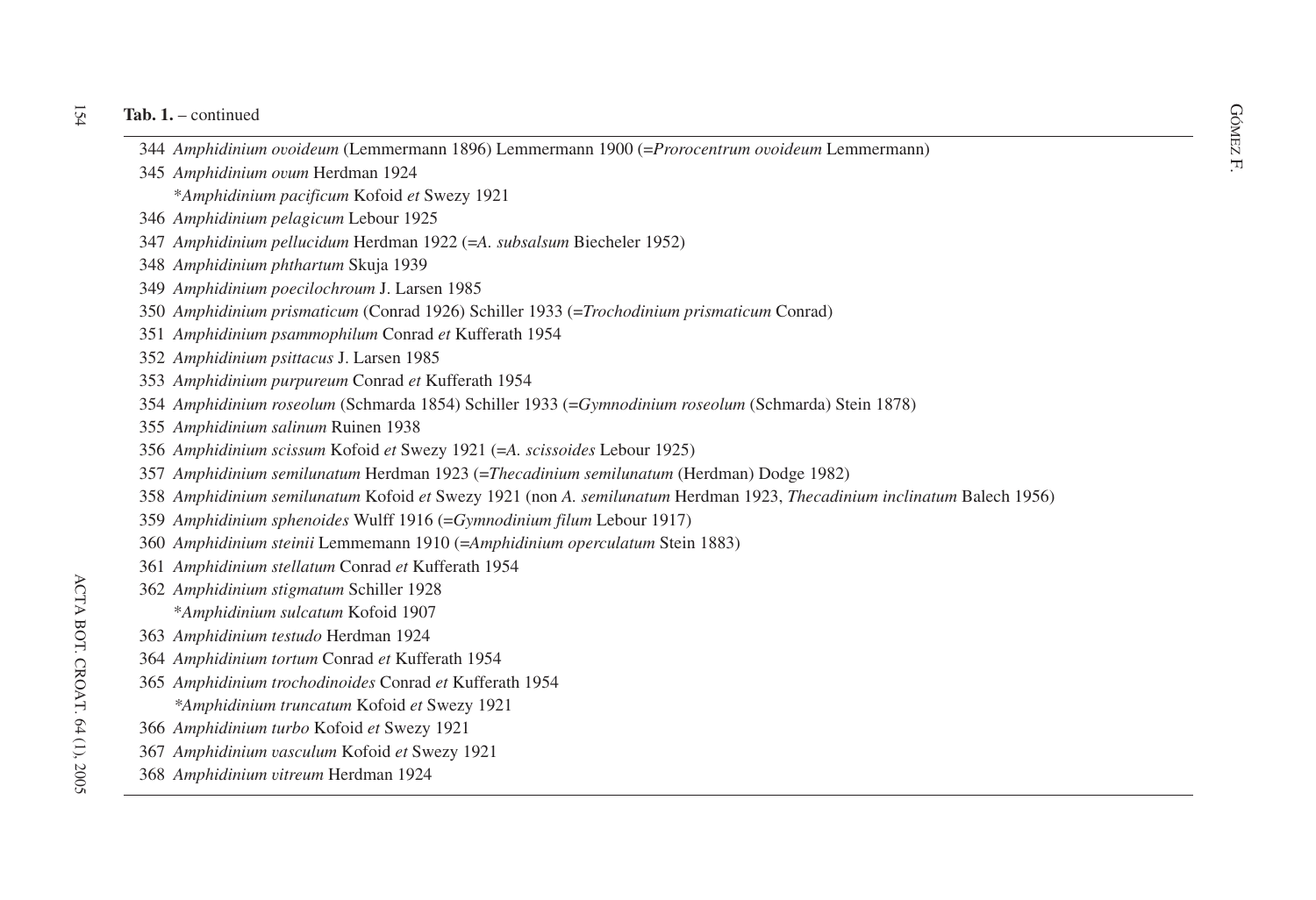**Tab. 1.** – continued

344 *Amphidinium ovoideum* (Lemmermann 1896) Lemmermann 1900 (=*Prorocentrum ovoideum* Lemmermann)
345 *Amphidinium ovum* Herdman 1924
*Amphidinium pacificum* Kofoid *et* Swezy 1921
346 *Amphidinium pelagicum* Lebour 1925
347 *Amphidinium pellucidum* Herdman 1922 (=*A. subsalsum* Biecheler 1952)
348 *Amphidinium phthartum* Skuja 1939
349 *Amphidinium poecilochroum* J. Larsen 1985
350 *Amphidinium prismaticum* (Conrad 1926) Schiller 1933 (=*Trochodinium prismaticum* Conrad)
351 *Amphidinium psammophilum* Conrad *et* Kufferath 1954
352 *Amphidinium psittacus* J. Larsen 1985
353 *Amphidinium purpureum* Conrad *et* Kufferath 1954
354 *Amphidinium roseolum* (Schmarda 1854) Schiller 1933 (=*Gymnodinium roseolum* (Schmarda) Stein 1878)
355 *Amphidinium salinum* Ruinen 1938
356 *Amphidinium scissum* Kofoid *et* Swezy 1921 (=*A. scissoides* Lebour 1925)
357 *Amphidinium semilunatum* Herdman 1923 (=*Thecadinium semilunatum* (Herdman) Dodge 1982)
358 *Amphidinium semilunatum* Kofoid *et* Swezy 1921 (non *A. semilunatum* Herdman 1923, *Thecadinium inclinatum* Balech 1956)
359 *Amphidinium sphenoides* Wulff 1916 (=*Gymnodinium filum* Lebour 1917)
360 *Amphidinium steinii* Lemmemann 1910 (=*Amphidinium operculatum* Stein 1883)
361 *Amphidinium stellatum* Conrad *et* Kufferath 1954
362 *Amphidinium stigmatum* Schiller 1928
*Amphidinium sulcatum* Kofoid 1907
363 *Amphidinium testudo* Herdman 1924
364 *Amphidinium tortum* Conrad *et* Kufferath 1954
365 *Amphidinium trochodinoides* Conrad *et* Kufferath 1954
*Amphidinium truncatum* Kofoid *et* Swezy 1921
366 *Amphidinium turbo* Kofoid *et* Swezy 1921
367 *Amphidinium vasculum* Kofoid *et* Swezy 1921
368 *Amphidinium vitreum* Herdman 1924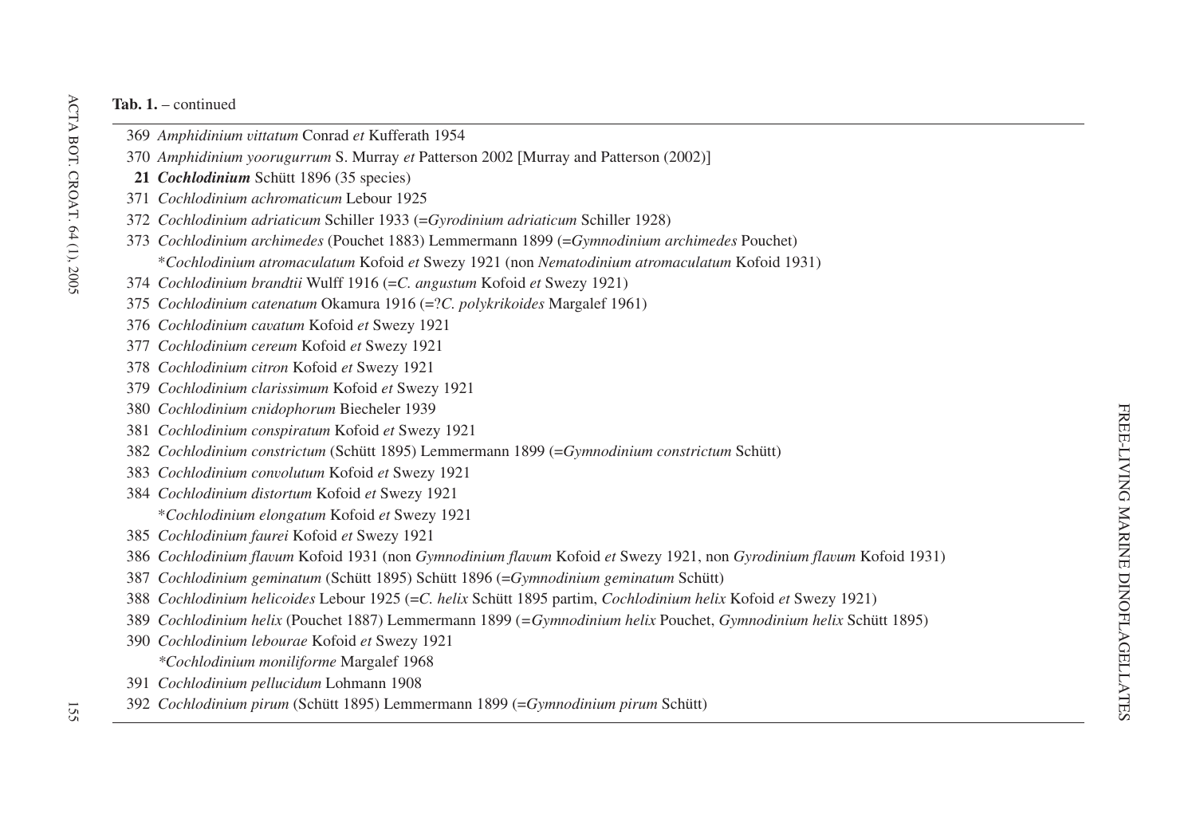**Tab. 1.** – continued

369 *Amphidinium vittatum* Conrad *et* Kufferath 1954

370 *Amphidinium yoorugurrum* S. Murray *et* Patterson 2002 [Murray and Patterson (2002)]

**21** ***Cochlodinium*** **Schütt 1896 (35 species)**

371 *Cochlodinium achromaticum* Lebour 1925

372 *Cochlodinium adriaticum* Schiller 1933 (=*Gyrodinium adriaticum* Schiller 1928)

373 *Cochlodinium archimedes* (Pouchet 1883) Lemmermann 1899 (=*Gymnodinium archimedes* Pouchet)

\**Cochlodinium atromaculatum* Kofoid *et* Swezy 1921 (non *Nematodinium atromaculatum* Kofoid 1931)

374 *Cochlodinium brandtii* Wulff 1916 (=*C. angustum* Kofoid *et* Swezy 1921)

375 *Cochlodinium catenatum* Okamura 1916 (=?*C. polykrikoides* Margalef 1961)

376 *Cochlodinium cavatum* Kofoid *et* Swezy 1921

377 *Cochlodinium cereum* Kofoid *et* Swezy 1921

378 *Cochlodinium citron* Kofoid *et* Swezy 1921

379 *Cochlodinium clarissimum* Kofoid *et* Swezy 1921

380 *Cochlodinium cnidophorum* Biecheler 1939

381 *Cochlodinium conspiratum* Kofoid *et* Swezy 1921

382 *Cochlodinium constrictum* (Schütt 1895) Lemmermann 1899 (=*Gymnodinium constrictum* Schütt)

383 *Cochlodinium convolutum* Kofoid *et* Swezy 1921

384 *Cochlodinium distortum* Kofoid *et* Swezy 1921

\**Cochlodinium elongatum* Kofoid *et* Swezy 1921

385 *Cochlodinium faurei* Kofoid *et* Swezy 1921

386 *Cochlodinium flavum* Kofoid 1931 (non *Gymnodinium flavum* Kofoid *et* Swezy 1921, non *Gyrodinium flavum* Kofoid 1931)

387 *Cochlodinium geminatum* (Schütt 1895) Schütt 1896 (=*Gymnodinium geminatum* Schütt)

388 *Cochlodinium helicoides* Lebour 1925 (=*C. helix* Schütt 1895 partim, *Cochlodinium helix* Kofoid *et* Swezy 1921)

389 *Cochlodinium helix* (Pouchet 1887) Lemmermann 1899 (=*Gymnodinium helix* Pouchet, *Gymnodinium helix* Schütt 1895)

390 *Cochlodinium lebourae* Kofoid *et* Swezy 1921

\**Cochlodinium moniliforme* Margalef 1968

391 *Cochlodinium pellucidum* Lohmann 1908

392 *Cochlodinium pirum* (Schütt 1895) Lemmermann 1899 (=*Gymnodinium pirum* Schütt)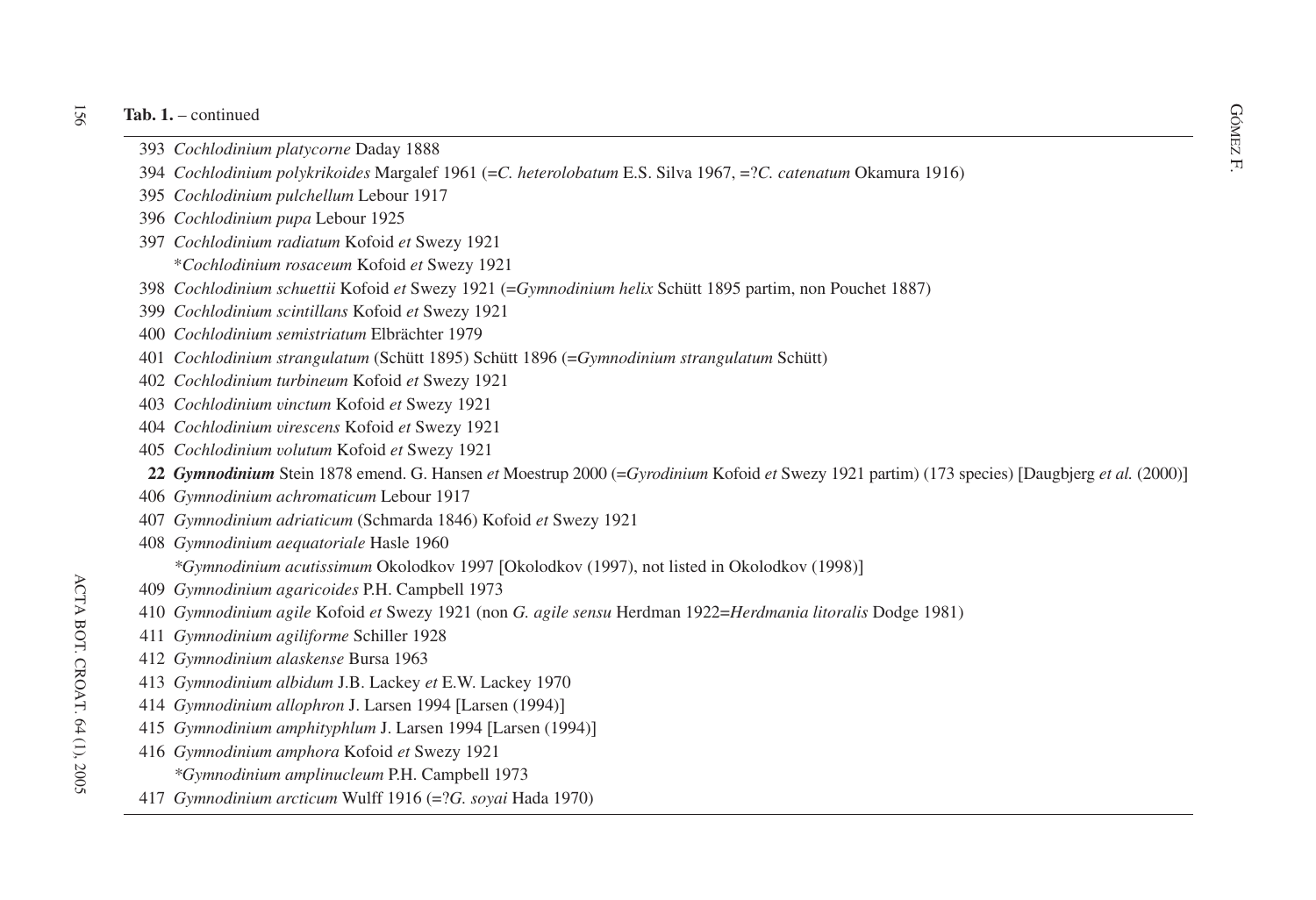**Tab. 1.** – continued

393 *Cochlodinium platycorne* Daday 1888

394 *Cochlodinium polykrikoides* Margalef 1961 (=*C. heterolobatum* E.S. Silva 1967, =?*C. catenatum* Okamura 1916)

395 *Cochlodinium pulchellum* Lebour 1917

396 *Cochlodinium pupa* Lebour 1925

397 *Cochlodinium radiatum* Kofoid *et* Swezy 1921

*\*Cochlodinium rosaceum* Kofoid *et* Swezy 1921

398 *Cochlodinium schuettii* Kofoid *et* Swezy 1921 (=*Gymnodinium helix* Schütt 1895 partim, non Pouchet 1887)

399 *Cochlodinium scintillans* Kofoid *et* Swezy 1921

400 *Cochlodinium semistriatum* Elbrächter 1979

401 *Cochlodinium strangulatum* (Schütt 1895) Schütt 1896 (=*Gymnodinium strangulatum* Schütt)

402 *Cochlodinium turbineum* Kofoid *et* Swezy 1921

403 *Cochlodinium vinctum* Kofoid *et* Swezy 1921

404 *Cochlodinium virescens* Kofoid *et* Swezy 1921

405 *Cochlodinium volutum* Kofoid *et* Swezy 1921

**22** ***Gymnodinium*** Stein 1878 emend. G. Hansen *et* Moestrup 2000 (=*Gyrodinium* Kofoid *et* Swezy 1921 partim) (173 species) [Daugbjerg *et al.* (2000)]

406 *Gymnodinium achromaticum* Lebour 1917

407 *Gymnodinium adriaticum* (Schmarda 1846) Kofoid *et* Swezy 1921

408 *Gymnodinium aequatoriale* Hasle 1960

*\*Gymnodinium acutissimum* Okolodkov 1997 [Okolodkov (1997), not listed in Okolodkov (1998)]

409 *Gymnodinium agaricoides* P.H. Campbell 1973

410 *Gymnodinium agile* Kofoid *et* Swezy 1921 (non *G. agile sensu* Herdman 1922=*Herdmania litoralis* Dodge 1981)

411 *Gymnodinium agiliforme* Schiller 1928

412 *Gymnodinium alaskense* Bursa 1963

413 *Gymnodinium albidum* J.B. Lackey *et* E.W. Lackey 1970

414 *Gymnodinium allophron* J. Larsen 1994 [Larsen (1994)]

415 *Gymnodinium amphityphlum* J. Larsen 1994 [Larsen (1994)]

416 *Gymnodinium amphora* Kofoid *et* Swezy 1921

*\*Gymnodinium amplinucleum* P.H. Campbell 1973

417 *Gymnodinium arcticum* Wulff 1916 (=?*G. soyai* Hada 1970)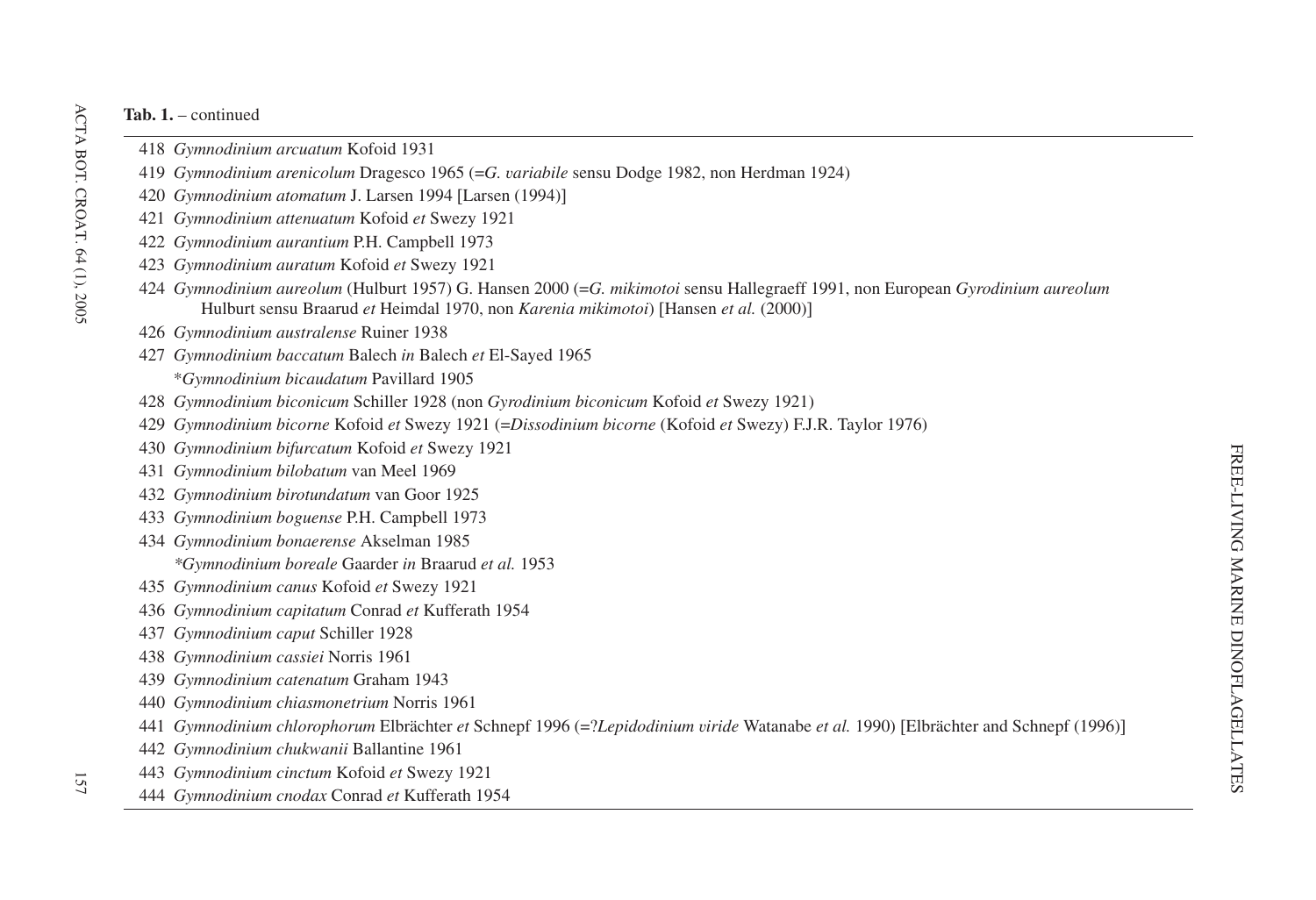**Tab. 1.** – continued

418 *Gymnodinium arcuatum* Kofoid 1931

419 *Gymnodinium arenicolum* Dragesco 1965 (=*G. variabile* sensu Dodge 1982, non Herdman 1924)

420 *Gymnodinium atomatum* J. Larsen 1994 [Larsen (1994)]

421 *Gymnodinium attenuatum* Kofoid *et* Swezy 1921

422 *Gymnodinium aurantium* P.H. Campbell 1973

423 *Gymnodinium auratum* Kofoid *et* Swezy 1921

424 *Gymnodinium aureolum* (Hulburt 1957) G. Hansen 2000 (=*G. mikimotoi* sensu Hallegraeff 1991, non European *Gyrodinium aureolum* Hulburt sensu Braarud *et* Heimdal 1970, non *Karenia mikimotoi*) [Hansen *et al.* (2000)]

426 *Gymnodinium australense* Ruiner 1938

427 *Gymnodinium baccatum* Balech *in* Balech *et* El-Sayed 1965

*\*Gymnodinium bicaudatum* Pavillard 1905

428 *Gymnodinium biconicum* Schiller 1928 (non *Gyrodinium biconicum* Kofoid *et* Swezy 1921)

429 *Gymnodinium bicorne* Kofoid *et* Swezy 1921 (=*Dissodinium bicorne* (Kofoid *et* Swezy) F.J.R. Taylor 1976)

430 *Gymnodinium bifurcatum* Kofoid *et* Swezy 1921

431 *Gymnodinium bilobatum* van Meel 1969

432 *Gymnodinium birotundatum* van Goor 1925

433 *Gymnodinium boguense* P.H. Campbell 1973

434 *Gymnodinium bonaerense* Akselman 1985

*\*Gymnodinium boreale* Gaarder *in* Braarud *et al.* 1953

435 *Gymnodinium canus* Kofoid *et* Swezy 1921

436 *Gymnodinium capitatum* Conrad *et* Kufferath 1954

437 *Gymnodinium caput* Schiller 1928

438 *Gymnodinium cassiei* Norris 1961

439 *Gymnodinium catenatum* Graham 1943

440 *Gymnodinium chiasmonetrium* Norris 1961

441 *Gymnodinium chlorophorum* Elbrächter *et* Schnepf 1996 (=?*Lepidodinium viride* Watanabe *et al.* 1990) [Elbrächter and Schnepf (1996)]

442 *Gymnodinium chukwanii* Ballantine 1961

443 *Gymnodinium cinctum* Kofoid *et* Swezy 1921

444 *Gymnodinium cnodax* Conrad *et* Kufferath 1954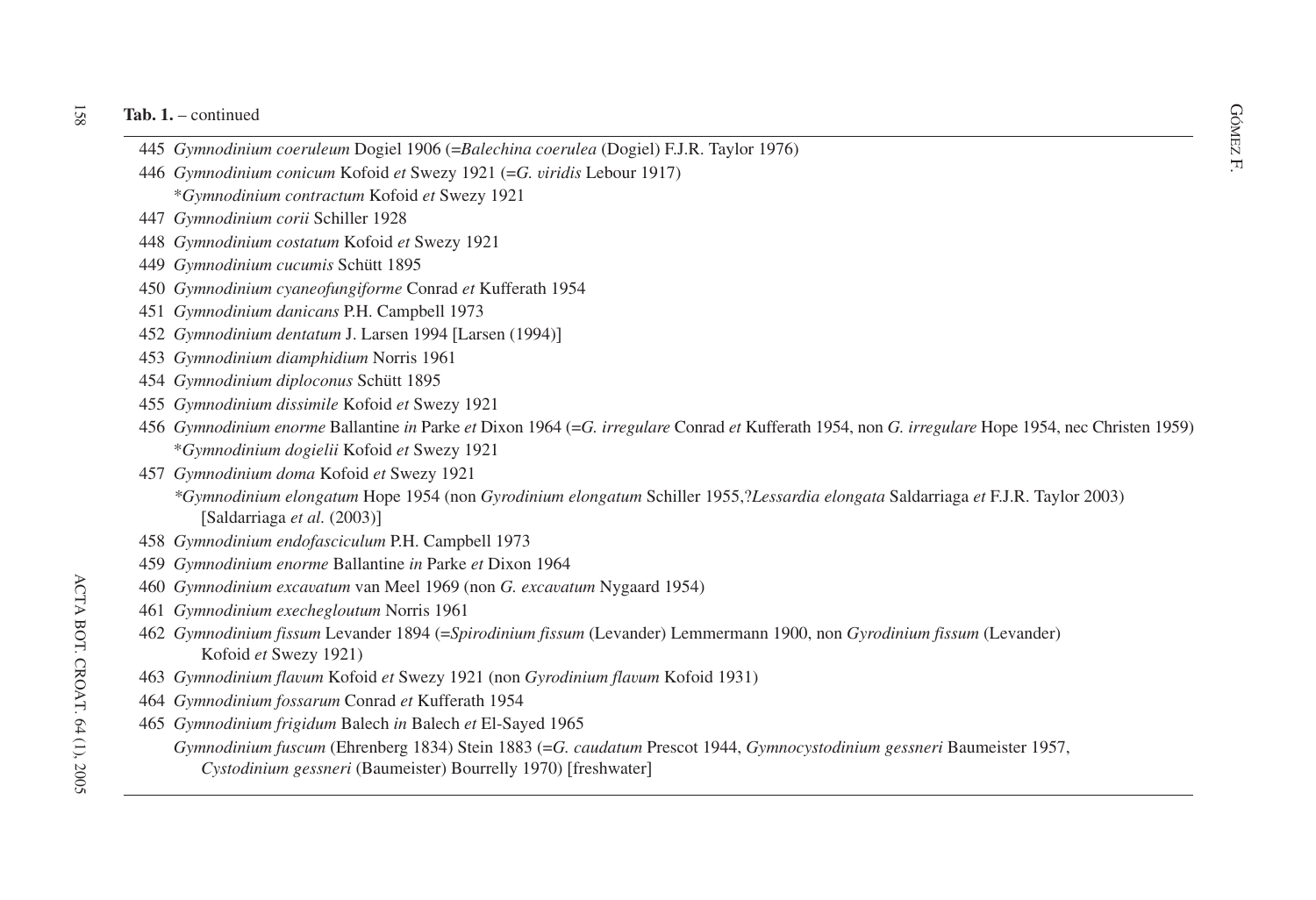**Tab. 1.** – continued

445 *Gymnodinium coeruleum* Dogiel 1906 (=*Balechina coerulea* (Dogiel) F.J.R. Taylor 1976)
446 *Gymnodinium conicum* Kofoid *et* Swezy 1921 (=*G. viridis* Lebour 1917)
*Gymnodinium contractum* Kofoid *et* Swezy 1921
447 *Gymnodinium corii* Schiller 1928
448 *Gymnodinium costatum* Kofoid *et* Swezy 1921
449 *Gymnodinium cucumis* Schütt 1895
450 *Gymnodinium cyaneofungiforme* Conrad *et* Kufferath 1954
451 *Gymnodinium danicans* P.H. Campbell 1973
452 *Gymnodinium dentatum* J. Larsen 1994 [Larsen (1994)]
453 *Gymnodinium diamphidium* Norris 1961
454 *Gymnodinium diploconus* Schütt 1895
455 *Gymnodinium dissimile* Kofoid *et* Swezy 1921
456 *Gymnodinium enorme* Ballantine *in* Parke *et* Dixon 1964 (=*G. irregulare* Conrad *et* Kufferath 1954, non *G. irregulare* Hope 1954, nec Christen 1959)
*Gymnodinium dogielii* Kofoid *et* Swezy 1921
457 *Gymnodinium doma* Kofoid *et* Swezy 1921
*Gymnodinium elongatum* Hope 1954 (non *Gyrodinium elongatum* Schiller 1955,?*Lessardia elongata* Saldarriaga *et* F.J.R. Taylor 2003) [Saldarriaga *et al.* (2003)]
458 *Gymnodinium endofasciculum* P.H. Campbell 1973
459 *Gymnodinium enorme* Ballantine *in* Parke *et* Dixon 1964
460 *Gymnodinium excavatum* van Meel 1969 (non *G. excavatum* Nygaard 1954)
461 *Gymnodinium exechegloutum* Norris 1961
462 *Gymnodinium fissum* Levander 1894 (=*Spirodinium fissum* (Levander) Lemmermann 1900, non *Gyrodinium fissum* (Levander) Kofoid *et* Swezy 1921)
463 *Gymnodinium flavum* Kofoid *et* Swezy 1921 (non *Gyrodinium flavum* Kofoid 1931)
464 *Gymnodinium fossarum* Conrad *et* Kufferath 1954
465 *Gymnodinium frigidum* Balech *in* Balech *et* El-Sayed 1965
*Gymnodinium fuscum* (Ehrenberg 1834) Stein 1883 (=*G. caudatum* Prescot 1944, *Gymnocystodinium gessneri* Baumeister 1957, *Cystodinium gessneri* (Baumeister) Bourrelly 1970) [freshwater]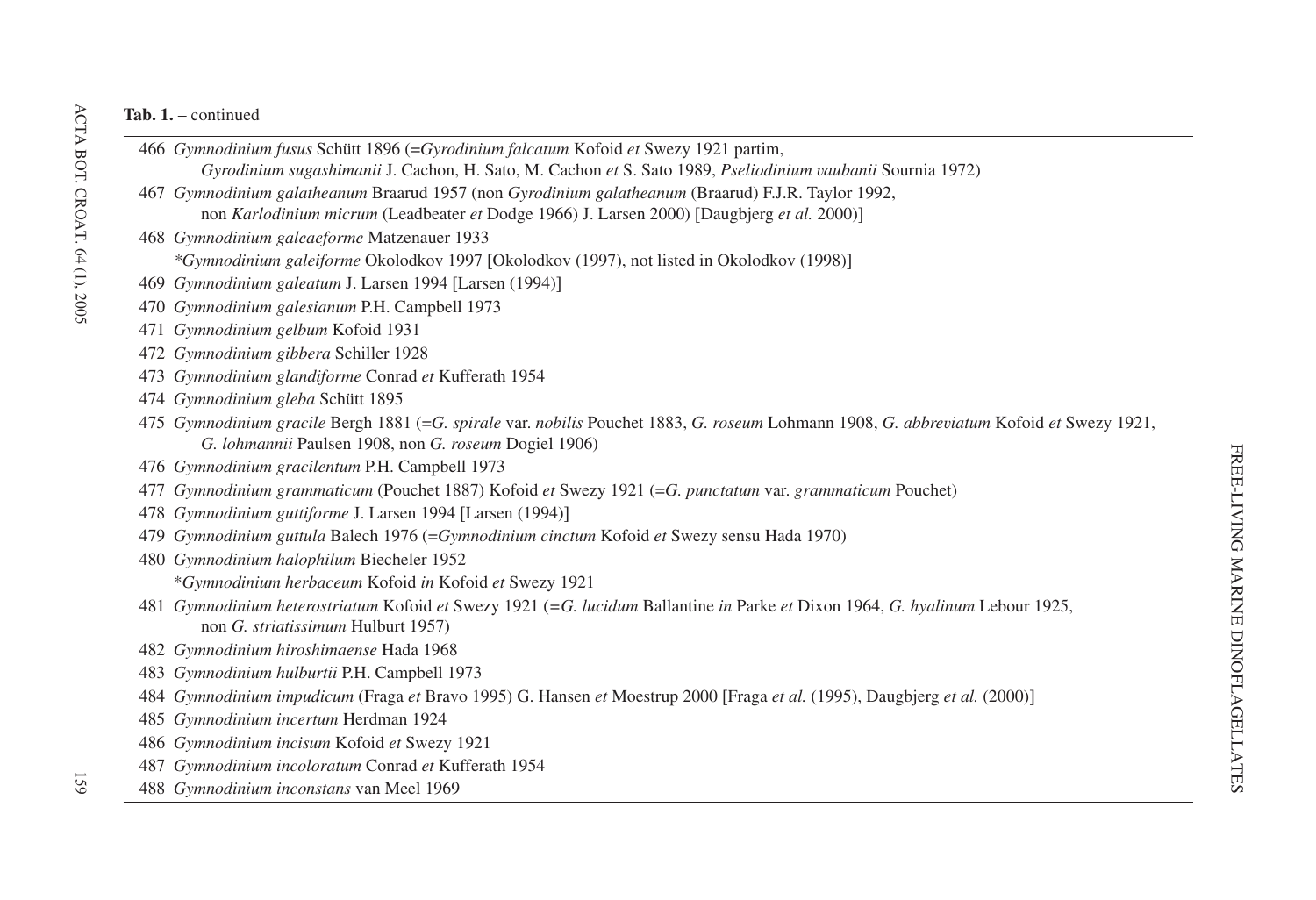**Tab. 1.** – continued

466 *Gymnodinium fusus* Schütt 1896 (=*Gyrodinium falcatum* Kofoid *et* Swezy 1921 partim, *Gyrodinium sugashimanii* J. Cachon, H. Sato, M. Cachon *et* S. Sato 1989, *Pseliodinium vaubanii* Sournia 1972)

467 *Gymnodinium galatheanum* Braarud 1957 (non *Gyrodinium galatheanum* (Braarud) F.J.R. Taylor 1992, non *Karlodinium micrum* (Leadbeater *et* Dodge 1966) J. Larsen 2000) [Daugbjerg *et al.* 2000)]

468 *Gymnodinium galeaeforme* Matzenauer 1933

*\*Gymnodinium galeiforme* Okolodkov 1997 [Okolodkov (1997), not listed in Okolodkov (1998)]

469 *Gymnodinium galeatum* J. Larsen 1994 [Larsen (1994)]

470 *Gymnodinium galesianum* P.H. Campbell 1973

471 *Gymnodinium gelbum* Kofoid 1931

472 *Gymnodinium gibbera* Schiller 1928

473 *Gymnodinium glandiforme* Conrad *et* Kufferath 1954

474 *Gymnodinium gleba* Schütt 1895

475 *Gymnodinium gracile* Bergh 1881 (=*G. spirale* var. *nobilis* Pouchet 1883, *G. roseum* Lohmann 1908, *G. abbreviatum* Kofoid *et* Swezy 1921, *G. lohmannii* Paulsen 1908, non *G. roseum* Dogiel 1906)

476 *Gymnodinium gracilentum* P.H. Campbell 1973

477 *Gymnodinium grammaticum* (Pouchet 1887) Kofoid *et* Swezy 1921 (=*G. punctatum* var. *grammaticum* Pouchet)

478 *Gymnodinium guttiforme* J. Larsen 1994 [Larsen (1994)]

479 *Gymnodinium guttula* Balech 1976 (=*Gymnodinium cinctum* Kofoid *et* Swezy sensu Hada 1970)

480 *Gymnodinium halophilum* Biecheler 1952

\**Gymnodinium herbaceum* Kofoid *in* Kofoid *et* Swezy 1921

481 *Gymnodinium heterostriatum* Kofoid *et* Swezy 1921 (=*G. lucidum* Ballantine *in* Parke *et* Dixon 1964, *G. hyalinum* Lebour 1925, non *G. striatissimum* Hulburt 1957)

482 *Gymnodinium hiroshimaense* Hada 1968

483 *Gymnodinium hulburtii* P.H. Campbell 1973

484 *Gymnodinium impudicum* (Fraga *et* Bravo 1995) G. Hansen *et* Moestrup 2000 [Fraga *et al.* (1995), Daugbjerg *et al.* (2000)]

485 *Gymnodinium incertum* Herdman 1924

486 *Gymnodinium incisum* Kofoid *et* Swezy 1921

487 *Gymnodinium incoloratum* Conrad *et* Kufferath 1954

488 *Gymnodinium inconstans* van Meel 1969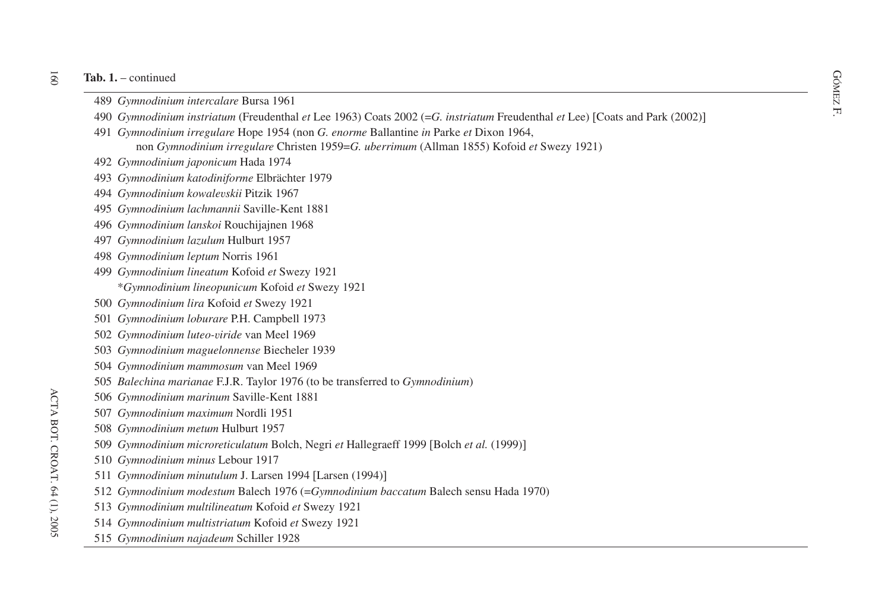**Tab. 1.** – continued

489 *Gymnodinium intercalare* Bursa 1961
490 *Gymnodinium instriatum* (Freudenthal *et* Lee 1963) Coats 2002 (=*G. instriatum* Freudenthal *et* Lee) [Coats and Park (2002)]
491 *Gymnodinium irregulare* Hope 1954 (non *G. enorme* Ballantine *in* Parke *et* Dixon 1964,
non *Gymnodinium irregulare* Christen 1959=*G. uberrimum* (Allman 1855) Kofoid *et* Swezy 1921)
492 *Gymnodinium japonicum* Hada 1974
493 *Gymnodinium katodiniforme* Elbrächter 1979
494 *Gymnodinium kowalevskii* Pitzik 1967
495 *Gymnodinium lachmannii* Saville-Kent 1881
496 *Gymnodinium lanskoi* Rouchijajnen 1968
497 *Gymnodinium lazulum* Hulburt 1957
498 *Gymnodinium leptum* Norris 1961
499 *Gymnodinium lineatum* Kofoid *et* Swezy 1921
*\*Gymnodinium lineopunicum* Kofoid *et* Swezy 1921
500 *Gymnodinium lira* Kofoid *et* Swezy 1921
501 *Gymnodinium loburare* P.H. Campbell 1973
502 *Gymnodinium luteo-viride* van Meel 1969
503 *Gymnodinium maguelonnense* Biecheler 1939
504 *Gymnodinium mammosum* van Meel 1969
505 *Balechina marianae* F.J.R. Taylor 1976 (to be transferred to *Gymnodinium*)
506 *Gymnodinium marinum* Saville-Kent 1881
507 *Gymnodinium maximum* Nordli 1951
508 *Gymnodinium metum* Hulburt 1957
509 *Gymnodinium microreticulatum* Bolch, Negri *et* Hallegraeff 1999 [Bolch *et al.* (1999)]
510 *Gymnodinium minus* Lebour 1917
511 *Gymnodinium minutulum* J. Larsen 1994 [Larsen (1994)]
512 *Gymnodinium modestum* Balech 1976 (=*Gymnodinium baccatum* Balech sensu Hada 1970)
513 *Gymnodinium multilineatum* Kofoid *et* Swezy 1921
514 *Gymnodinium multistriatum* Kofoid *et* Swezy 1921
515 *Gymnodinium najadeum* Schiller 1928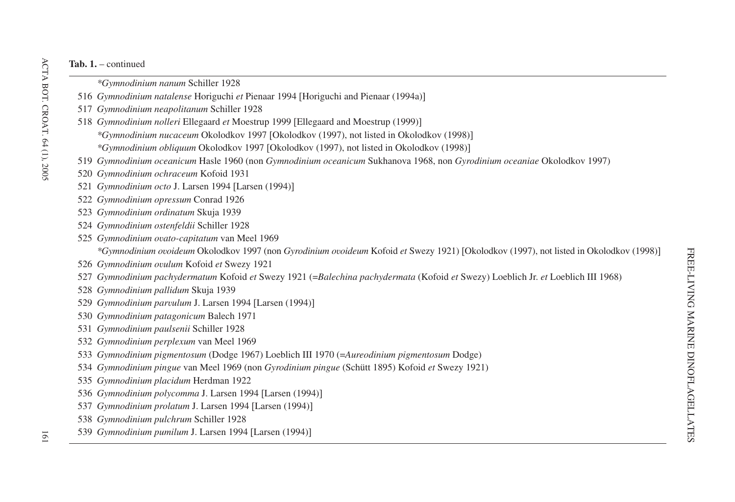**Tab. 1.** – continued

\*Gymnodinium nanum* Schiller 1928

516 *Gymnodinium natalense* Horiguchi *et* Pienaar 1994 [Horiguchi and Pienaar (1994a)]

517 *Gymnodinium neapolitanum* Schiller 1928

518 *Gymnodinium nolleri* Ellegaard *et* Moestrup 1999 [Ellegaard and Moestrup (1999)]

\*Gymnodinium nucaceum* Okolodkov 1997 [Okolodkov (1997), not listed in Okolodkov (1998)]

\*Gymnodinium obliquum* Okolodkov 1997 [Okolodkov (1997), not listed in Okolodkov (1998)]

519 *Gymnodinium oceanicum* Hasle 1960 (non *Gymnodinium oceanicum* Sukhanova 1968, non *Gyrodinium oceaniae* Okolodkov 1997)

520 *Gymnodinium ochraceum* Kofoid 1931

521 *Gymnodinium octo* J. Larsen 1994 [Larsen (1994)]

522 *Gymnodinium opressum* Conrad 1926

523 *Gymnodinium ordinatum* Skuja 1939

524 *Gymnodinium ostenfeldii* Schiller 1928

525 *Gymnodinium ovato-capitatum* van Meel 1969

\*Gymnodinium ovoideum* Okolodkov 1997 (non *Gyrodinium ovoideum* Kofoid *et* Swezy 1921) [Okolodkov (1997), not listed in Okolodkov (1998)]

526 *Gymnodinium ovulum* Kofoid *et* Swezy 1921

527 *Gymnodinium pachydermatum* Kofoid *et* Swezy 1921 (=*Balechina pachydermata* (Kofoid *et* Swezy) Loeblich Jr. *et* Loeblich III 1968)

528 *Gymnodinium pallidum* Skuja 1939

529 *Gymnodinium parvulum* J. Larsen 1994 [Larsen (1994)]

530 *Gymnodinium patagonicum* Balech 1971

531 *Gymnodinium paulsenii* Schiller 1928

532 *Gymnodinium perplexum* van Meel 1969

533 *Gymnodinium pigmentosum* (Dodge 1967) Loeblich III 1970 (=*Aureodinium pigmentosum* Dodge)

534 *Gymnodinium pingue* van Meel 1969 (non *Gyrodinium pingue* (Schütt 1895) Kofoid *et* Swezy 1921)

535 *Gymnodinium placidum* Herdman 1922

536 *Gymnodinium polycomma* J. Larsen 1994 [Larsen (1994)]

537 *Gymnodinium prolatum* J. Larsen 1994 [Larsen (1994)]

538 *Gymnodinium pulchrum* Schiller 1928

539 *Gymnodinium pumilum* J. Larsen 1994 [Larsen (1994)]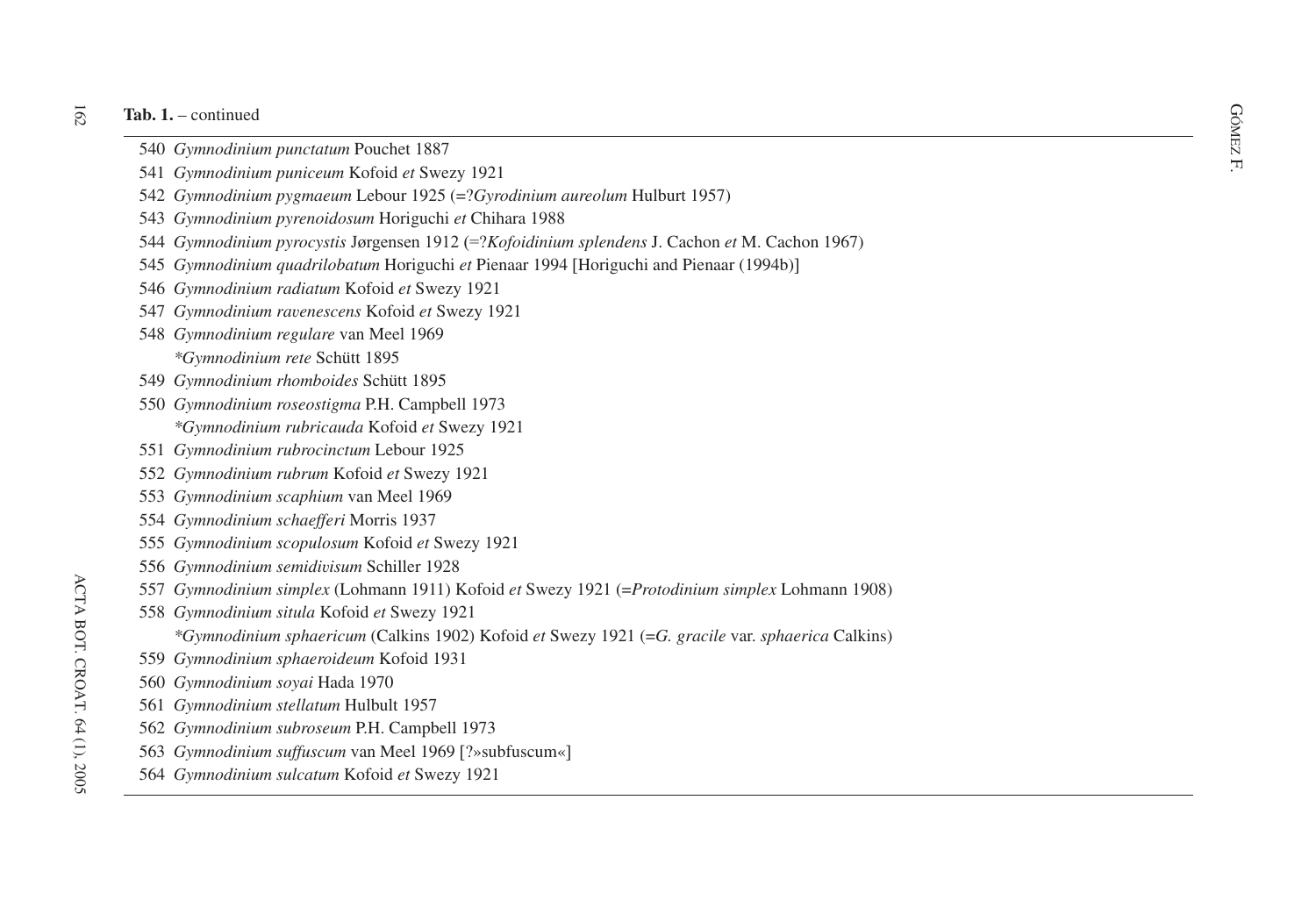**Tab. 1.** – continued

540 *Gymnodinium punctatum* Pouchet 1887
541 *Gymnodinium puniceum* Kofoid *et* Swezy 1921
542 *Gymnodinium pygmaeum* Lebour 1925 (=?*Gyrodinium aureolum* Hulburt 1957)
543 *Gymnodinium pyrenoidosum* Horiguchi *et* Chihara 1988
544 *Gymnodinium pyrocystis* Jørgensen 1912 (=?*Kofoidinium splendens* J. Cachon *et* M. Cachon 1967)
545 *Gymnodinium quadrilobatum* Horiguchi *et* Pienaar 1994 [Horiguchi and Pienaar (1994b)]
546 *Gymnodinium radiatum* Kofoid *et* Swezy 1921
547 *Gymnodinium ravenescens* Kofoid *et* Swezy 1921
548 *Gymnodinium regulare* van Meel 1969
*\*Gymnodinium rete* Schütt 1895
549 *Gymnodinium rhomboides* Schütt 1895
550 *Gymnodinium roseostigma* P.H. Campbell 1973
*\*Gymnodinium rubricauda* Kofoid *et* Swezy 1921
551 *Gymnodinium rubrocinctum* Lebour 1925
552 *Gymnodinium rubrum* Kofoid *et* Swezy 1921
553 *Gymnodinium scaphium* van Meel 1969
554 *Gymnodinium schaefferi* Morris 1937
555 *Gymnodinium scopulosum* Kofoid *et* Swezy 1921
556 *Gymnodinium semidivisum* Schiller 1928
557 *Gymnodinium simplex* (Lohmann 1911) Kofoid *et* Swezy 1921 (=*Protodinium simplex* Lohmann 1908)
558 *Gymnodinium situla* Kofoid *et* Swezy 1921
*\*Gymnodinium sphaericum* (Calkins 1902) Kofoid *et* Swezy 1921 (=*G. gracile* var. *sphaerica* Calkins)
559 *Gymnodinium sphaeroideum* Kofoid 1931
560 *Gymnodinium soyai* Hada 1970
561 *Gymnodinium stellatum* Hulbult 1957
562 *Gymnodinium subroseum* P.H. Campbell 1973
563 *Gymnodinium suffuscum* van Meel 1969 [?»subfuscum«]
564 *Gymnodinium sulcatum* Kofoid *et* Swezy 1921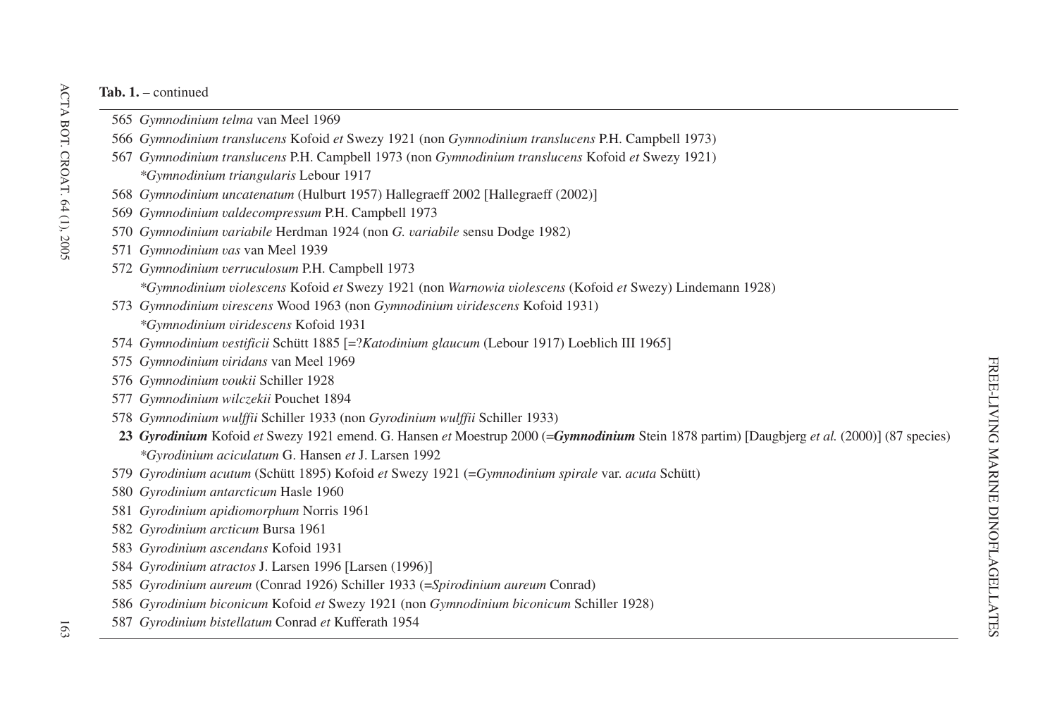**Tab. 1.** – continued

565 *Gymnodinium telma* van Meel 1969

566 *Gymnodinium translucens* Kofoid *et* Swezy 1921 (non *Gymnodinium translucens* P.H. Campbell 1973)

567 *Gymnodinium translucens* P.H. Campbell 1973 (non *Gymnodinium translucens* Kofoid *et* Swezy 1921)

*\*Gymnodinium triangularis* Lebour 1917

568 *Gymnodinium uncatenatum* (Hulburt 1957) Hallegraeff 2002 [Hallegraeff (2002)]

569 *Gymnodinium valdecompressum* P.H. Campbell 1973

570 *Gymnodinium variabile* Herdman 1924 (non *G. variabile* sensu Dodge 1982)

571 *Gymnodinium vas* van Meel 1939

572 *Gymnodinium verruculosum* P.H. Campbell 1973

*\*Gymnodinium violescens* Kofoid *et* Swezy 1921 (non *Warnowia violescens* (Kofoid *et* Swezy) Lindemann 1928)

573 *Gymnodinium virescens* Wood 1963 (non *Gymnodinium viridescens* Kofoid 1931)

*\*Gymnodinium viridescens* Kofoid 1931

574 *Gymnodinium vestificii* Schütt 1885 [=?*Katodinium glaucum* (Lebour 1917) Loeblich III 1965]

575 *Gymnodinium viridans* van Meel 1969

576 *Gymnodinium voukii* Schiller 1928

577 *Gymnodinium wilczekii* Pouchet 1894

578 *Gymnodinium wulffii* Schiller 1933 (non *Gyrodinium wulffii* Schiller 1933)

**23** ***Gyrodinium*** Kofoid *et* Swezy 1921 emend. G. Hansen *et* Moestrup 2000 (=***Gymnodinium*** Stein 1878 partim) [Daugbjerg *et al.* (2000)] (87 species)

*\*Gyrodinium aciculatum* G. Hansen *et* J. Larsen 1992

579 *Gyrodinium acutum* (Schütt 1895) Kofoid *et* Swezy 1921 (=*Gymnodinium spirale* var. *acuta* Schütt)

580 *Gyrodinium antarcticum* Hasle 1960

581 *Gyrodinium apidiomorphum* Norris 1961

582 *Gyrodinium arcticum* Bursa 1961

583 *Gyrodinium ascendans* Kofoid 1931

584 *Gyrodinium atractos* J. Larsen 1996 [Larsen (1996)]

585 *Gyrodinium aureum* (Conrad 1926) Schiller 1933 (=*Spirodinium aureum* Conrad)

586 *Gyrodinium biconicum* Kofoid *et* Swezy 1921 (non *Gymnodinium biconicum* Schiller 1928)

587 *Gyrodinium bistellatum* Conrad *et* Kufferath 1954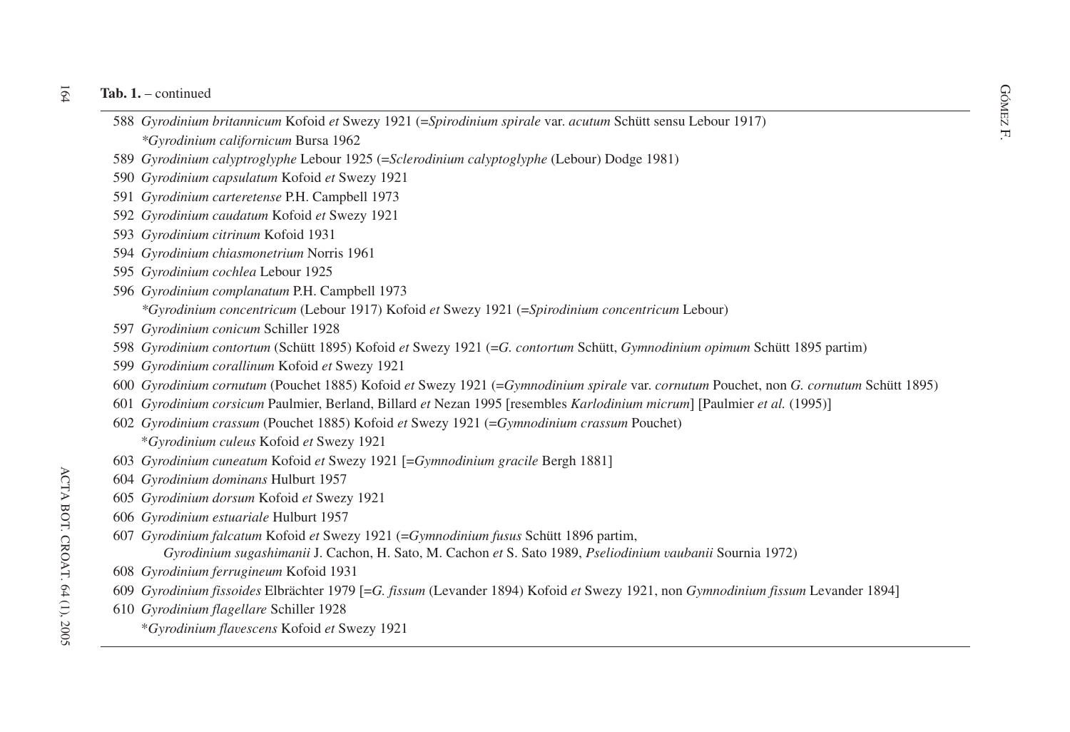**Tab. 1.** – continued

588 *Gyrodinium britannicum* Kofoid *et* Swezy 1921 (=*Spirodinium spirale* var. *acutum* Schütt sensu Lebour 1917)

*\*Gyrodinium californicum* Bursa 1962

589 *Gyrodinium calyptroglyphe* Lebour 1925 (=*Sclerodinium calyptoglyphe* (Lebour) Dodge 1981)

590 *Gyrodinium capsulatum* Kofoid *et* Swezy 1921

591 *Gyrodinium carteretense* P.H. Campbell 1973

592 *Gyrodinium caudatum* Kofoid *et* Swezy 1921

593 *Gyrodinium citrinum* Kofoid 1931

594 *Gyrodinium chiasmonetrium* Norris 1961

595 *Gyrodinium cochlea* Lebour 1925

596 *Gyrodinium complanatum* P.H. Campbell 1973

*\*Gyrodinium concentricum* (Lebour 1917) Kofoid *et* Swezy 1921 (=*Spirodinium concentricum* Lebour)

597 *Gyrodinium conicum* Schiller 1928

598 *Gyrodinium contortum* (Schütt 1895) Kofoid *et* Swezy 1921 (=*G. contortum* Schütt, *Gymnodinium opimum* Schütt 1895 partim)

599 *Gyrodinium corallinum* Kofoid *et* Swezy 1921

600 *Gyrodinium cornutum* (Pouchet 1885) Kofoid *et* Swezy 1921 (=*Gymnodinium spirale* var. *cornutum* Pouchet, non *G. cornutum* Schütt 1895)

601 *Gyrodinium corsicum* Paulmier, Berland, Billard *et* Nezan 1995 [resembles *Karlodinium micrum*] [Paulmier *et al.* (1995)]

602 *Gyrodinium crassum* (Pouchet 1885) Kofoid *et* Swezy 1921 (=*Gymnodinium crassum* Pouchet)

\**Gyrodinium culeus* Kofoid *et* Swezy 1921

603 *Gyrodinium cuneatum* Kofoid *et* Swezy 1921 [=*Gymnodinium gracile* Bergh 1881]

604 *Gyrodinium dominans* Hulburt 1957

605 *Gyrodinium dorsum* Kofoid *et* Swezy 1921

606 *Gyrodinium estuariale* Hulburt 1957

607 *Gyrodinium falcatum* Kofoid *et* Swezy 1921 (=*Gymnodinium fusus* Schütt 1896 partim, *Gyrodinium sugashimanii* J. Cachon, H. Sato, M. Cachon *et* S. Sato 1989, *Pseliodinium vaubanii* Sournia 1972)

608 *Gyrodinium ferrugineum* Kofoid 1931

609 *Gyrodinium fissoides* Elbrächter 1979 [=*G. fissum* (Levander 1894) Kofoid *et* Swezy 1921, non *Gymnodinium fissum* Levander 1894]

610 *Gyrodinium flagellare* Schiller 1928

\**Gyrodinium flavescens* Kofoid *et* Swezy 1921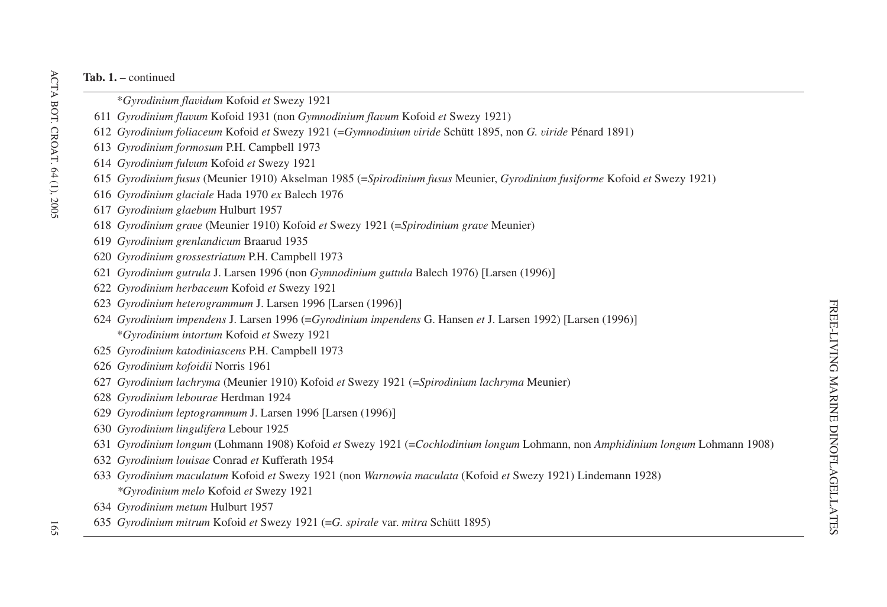**Tab. 1.** – continued

\*<i>Gyrodinium flavidum</i> Kofoid <i>et</i> Swezy 1921

611 <i>Gyrodinium flavum</i> Kofoid 1931 (non <i>Gymnodinium flavum</i> Kofoid <i>et</i> Swezy 1921)

612 <i>Gyrodinium foliaceum</i> Kofoid <i>et</i> Swezy 1921 (=<i>Gymnodinium viride</i> Schütt 1895, non <i>G. viride</i> Pénard 1891)

613 <i>Gyrodinium formosum</i> P.H. Campbell 1973

614 <i>Gyrodinium fulvum</i> Kofoid <i>et</i> Swezy 1921

615 <i>Gyrodinium fusus</i> (Meunier 1910) Akselman 1985 (=<i>Spirodinium fusus</i> Meunier, <i>Gyrodinium fusiforme</i> Kofoid <i>et</i> Swezy 1921)

616 <i>Gyrodinium glaciale</i> Hada 1970 <i>ex</i> Balech 1976

617 <i>Gyrodinium glaebum</i> Hulburt 1957

618 <i>Gyrodinium grave</i> (Meunier 1910) Kofoid <i>et</i> Swezy 1921 (=<i>Spirodinium grave</i> Meunier)

619 <i>Gyrodinium grenlandicum</i> Braarud 1935

620 <i>Gyrodinium grossestriatum</i> P.H. Campbell 1973

621 <i>Gyrodinium gutrula</i> J. Larsen 1996 (non <i>Gymnodinium guttula</i> Balech 1976) [Larsen (1996)]

622 <i>Gyrodinium herbaceum</i> Kofoid <i>et</i> Swezy 1921

623 <i>Gyrodinium heterogrammum</i> J. Larsen 1996 [Larsen (1996)]

624 <i>Gyrodinium impendens</i> J. Larsen 1996 (=<i>Gyrodinium impendens</i> G. Hansen <i>et</i> J. Larsen 1992) [Larsen (1996)]

\*<i>Gyrodinium intortum</i> Kofoid <i>et</i> Swezy 1921

625 <i>Gyrodinium katodiniascens</i> P.H. Campbell 1973

626 <i>Gyrodinium kofoidii</i> Norris 1961

627 <i>Gyrodinium lachryma</i> (Meunier 1910) Kofoid <i>et</i> Swezy 1921 (=<i>Spirodinium lachryma</i> Meunier)

628 <i>Gyrodinium lebourae</i> Herdman 1924

629 <i>Gyrodinium leptogrammum</i> J. Larsen 1996 [Larsen (1996)]

630 <i>Gyrodinium lingulifera</i> Lebour 1925

631 <i>Gyrodinium longum</i> (Lohmann 1908) Kofoid <i>et</i> Swezy 1921 (=<i>Cochlodinium longum</i> Lohmann, non <i>Amphidinium longum</i> Lohmann 1908)

632 <i>Gyrodinium louisae</i> Conrad <i>et</i> Kufferath 1954

633 <i>Gyrodinium maculatum</i> Kofoid <i>et</i> Swezy 1921 (non <i>Warnowia maculata</i> (Kofoid <i>et</i> Swezy 1921) Lindemann 1928)

\*<i>Gyrodinium melo</i> Kofoid <i>et</i> Swezy 1921

634 <i>Gyrodinium metum</i> Hulburt 1957

635 <i>Gyrodinium mitrum</i> Kofoid <i>et</i> Swezy 1921 (=<i>G. spirale</i> var. <i>mitra</i> Schütt 1895)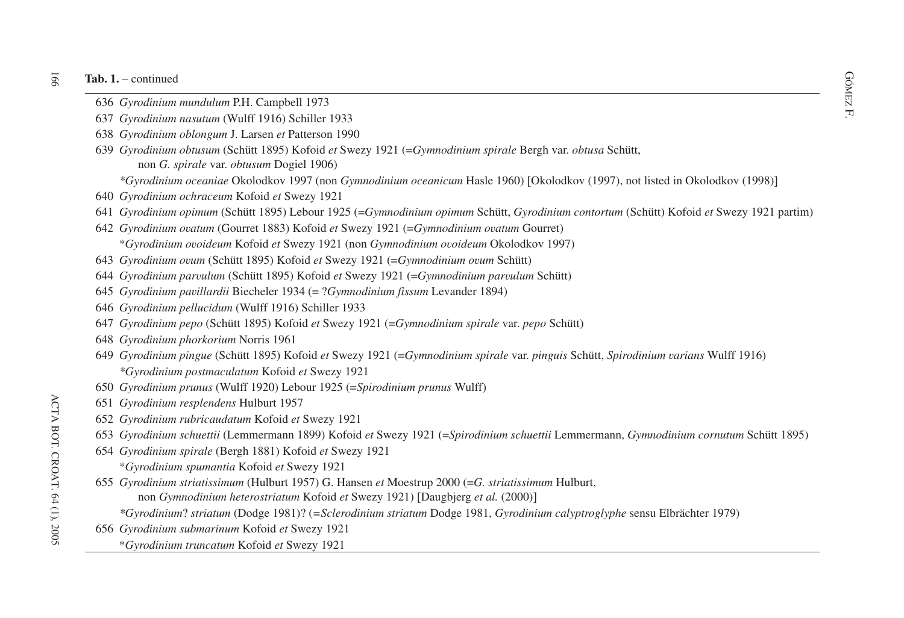**Tab. 1.** – continued

636 *Gyrodinium mundulum* P.H. Campbell 1973

637 *Gyrodinium nasutum* (Wulff 1916) Schiller 1933

638 *Gyrodinium oblongum* J. Larsen *et* Patterson 1990

639 *Gyrodinium obtusum* (Schütt 1895) Kofoid *et* Swezy 1921 (=*Gymnodinium spirale* Bergh var. *obtusa* Schütt, non *G. spirale* var. *obtusum* Dogiel 1906)

*\*Gyrodinium oceaniae* Okolodkov 1997 (non *Gymnodinium oceanicum* Hasle 1960) [Okolodkov (1997), not listed in Okolodkov (1998)]

640 *Gyrodinium ochraceum* Kofoid *et* Swezy 1921

641 *Gyrodinium opimum* (Schütt 1895) Lebour 1925 (=*Gymnodinium opimum* Schütt, *Gyrodinium contortum* (Schütt) Kofoid *et* Swezy 1921 partim)

642 *Gyrodinium ovatum* (Gourret 1883) Kofoid *et* Swezy 1921 (=*Gymnodinium ovatum* Gourret)

\**Gyrodinium ovoideum* Kofoid *et* Swezy 1921 (non *Gymnodinium ovoideum* Okolodkov 1997)

643 *Gyrodinium ovum* (Schütt 1895) Kofoid *et* Swezy 1921 (=*Gymnodinium ovum* Schütt)

644 *Gyrodinium parvulum* (Schütt 1895) Kofoid *et* Swezy 1921 (=*Gymnodinium parvulum* Schütt)

645 *Gyrodinium pavillardii* Biecheler 1934 (= ?*Gymnodinium fissum* Levander 1894)

646 *Gyrodinium pellucidum* (Wulff 1916) Schiller 1933

647 *Gyrodinium pepo* (Schütt 1895) Kofoid *et* Swezy 1921 (=*Gymnodinium spirale* var. *pepo* Schütt)

648 *Gyrodinium phorkorium* Norris 1961

649 *Gyrodinium pingue* (Schütt 1895) Kofoid *et* Swezy 1921 (=*Gymnodinium spirale* var. *pinguis* Schütt, *Spirodinium varians* Wulff 1916)

*\*Gyrodinium postmaculatum* Kofoid *et* Swezy 1921

650 *Gyrodinium prunus* (Wulff 1920) Lebour 1925 (=*Spirodinium prunus* Wulff)

651 *Gyrodinium resplendens* Hulburt 1957

652 *Gyrodinium rubricaudatum* Kofoid *et* Swezy 1921

653 *Gyrodinium schuettii* (Lemmermann 1899) Kofoid *et* Swezy 1921 (=*Spirodinium schuettii* Lemmermann, *Gymnodinium cornutum* Schütt 1895)

654 *Gyrodinium spirale* (Bergh 1881) Kofoid *et* Swezy 1921

\**Gyrodinium spumantia* Kofoid *et* Swezy 1921

655 *Gyrodinium striatissimum* (Hulburt 1957) G. Hansen *et* Moestrup 2000 (=*G. striatissimum* Hulburt, non *Gymnodinium heterostriatum* Kofoid *et* Swezy 1921) [Daugbjerg *et al.* (2000)]

*\*Gyrodinium*? *striatum* (Dodge 1981)? (=*Sclerodinium striatum* Dodge 1981, *Gyrodinium calyptroglyphe* sensu Elbrächter 1979)

656 *Gyrodinium submarinum* Kofoid *et* Swezy 1921

\**Gyrodinium truncatum* Kofoid *et* Swezy 1921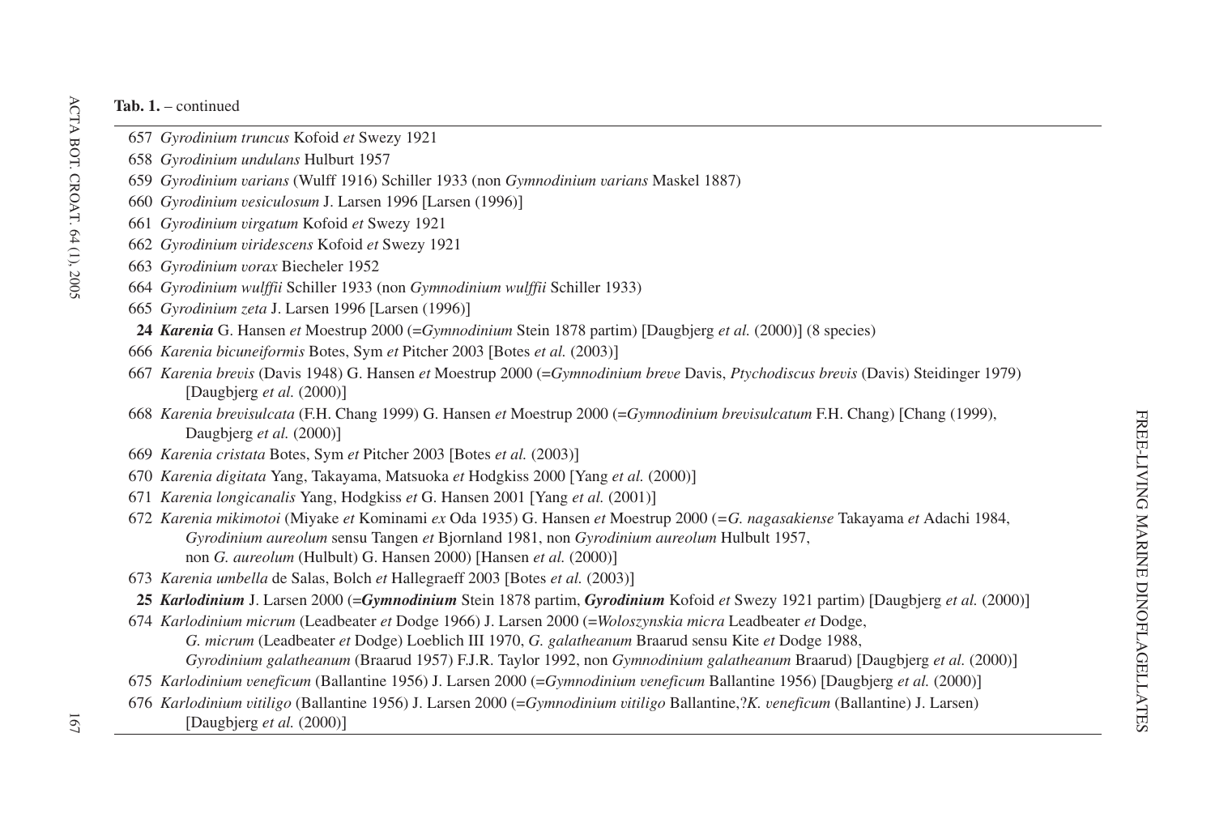**Tab. 1.** – continued

657 *Gyrodinium truncus* Kofoid *et* Swezy 1921

658 *Gyrodinium undulans* Hulburt 1957

659 *Gyrodinium varians* (Wulff 1916) Schiller 1933 (non *Gymnodinium varians* Maskel 1887)

660 *Gyrodinium vesiculosum* J. Larsen 1996 [Larsen (1996)]

661 *Gyrodinium virgatum* Kofoid *et* Swezy 1921

662 *Gyrodinium viridescens* Kofoid *et* Swezy 1921

663 *Gyrodinium vorax* Biecheler 1952

664 *Gyrodinium wulffii* Schiller 1933 (non *Gymnodinium wulffii* Schiller 1933)

665 *Gyrodinium zeta* J. Larsen 1996 [Larsen (1996)]

**24** ***Karenia*** G. Hansen *et* Moestrup 2000 (=*Gymnodinium* Stein 1878 partim) [Daugbjerg *et al.* (2000)] (8 species)

666 *Karenia bicuneiformis* Botes, Sym *et* Pitcher 2003 [Botes *et al.* (2003)]

667 *Karenia brevis* (Davis 1948) G. Hansen *et* Moestrup 2000 (=*Gymnodinium breve* Davis, *Ptychodiscus brevis* (Davis) Steidinger 1979) [Daugbjerg *et al.* (2000)]

668 *Karenia brevisulcata* (F.H. Chang 1999) G. Hansen *et* Moestrup 2000 (=*Gymnodinium brevisulcatum* F.H. Chang) [Chang (1999), Daugbjerg *et al.* (2000)]

669 *Karenia cristata* Botes, Sym *et* Pitcher 2003 [Botes *et al.* (2003)]

670 *Karenia digitata* Yang, Takayama, Matsuoka *et* Hodgkiss 2000 [Yang *et al.* (2000)]

671 *Karenia longicanalis* Yang, Hodgkiss *et* G. Hansen 2001 [Yang *et al.* (2001)]

672 *Karenia mikimotoi* (Miyake *et* Kominami *ex* Oda 1935) G. Hansen *et* Moestrup 2000 (=*G. nagasakiense* Takayama *et* Adachi 1984, *Gyrodinium aureolum* sensu Tangen *et* Bjornland 1981, non *Gyrodinium aureolum* Hulbult 1957, non *G. aureolum* (Hulbult) G. Hansen 2000) [Hansen *et al.* (2000)]

673 *Karenia umbella* de Salas, Bolch *et* Hallegraeff 2003 [Botes *et al.* (2003)]

**25** ***Karlodinium*** J. Larsen 2000 (=***Gymnodinium*** Stein 1878 partim, ***Gyrodinium*** Kofoid *et* Swezy 1921 partim) [Daugbjerg *et al.* (2000)]

674 *Karlodinium micrum* (Leadbeater *et* Dodge 1966) J. Larsen 2000 (=*Woloszynskia micra* Leadbeater *et* Dodge, *G. micrum* (Leadbeater *et* Dodge) Loeblich III 1970, *G. galatheanum* Braarud sensu Kite *et* Dodge 1988, *Gyrodinium galatheanum* (Braarud 1957) F.J.R. Taylor 1992, non *Gymnodinium galatheanum* Braarud) [Daugbjerg *et al.* (2000)]

675 *Karlodinium veneficum* (Ballantine 1956) J. Larsen 2000 (=*Gymnodinium veneficum* Ballantine 1956) [Daugbjerg *et al.* (2000)]

676 *Karlodinium vitiligo* (Ballantine 1956) J. Larsen 2000 (=*Gymnodinium vitiligo* Ballantine,?*K. veneficum* (Ballantine) J. Larsen) [Daugbjerg *et al.* (2000)]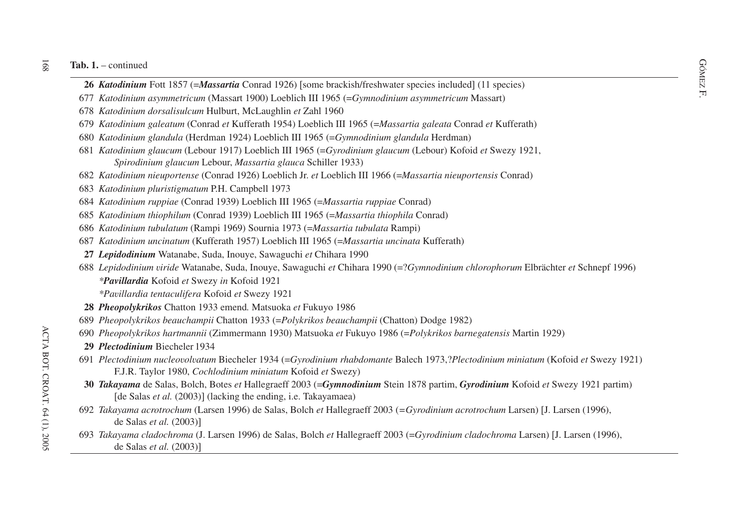**Tab. 1.** – continued

**26** ***Katodinium*** Fott 1857 (=***Massartia*** Conrad 1926) [some brackish/freshwater species included] (11 species)

677 *Katodinium asymmetricum* (Massart 1900) Loeblich III 1965 (=*Gymnodinium asymmetricum* Massart)

678 *Katodinium dorsalisulcum* Hulburt, McLaughlin *et* Zahl 1960

679 *Katodinium galeatum* (Conrad *et* Kufferath 1954) Loeblich III 1965 (=*Massartia galeata* Conrad *et* Kufferath)

680 *Katodinium glandula* (Herdman 1924) Loeblich III 1965 (=*Gymnodinium glandula* Herdman)

681 *Katodinium glaucum* (Lebour 1917) Loeblich III 1965 (=*Gyrodinium glaucum* (Lebour) Kofoid *et* Swezy 1921, *Spirodinium glaucum* Lebour, *Massartia glauca* Schiller 1933)

682 *Katodinium nieuportense* (Conrad 1926) Loeblich Jr. *et* Loeblich III 1966 (=*Massartia nieuportensis* Conrad)

683 *Katodinium pluristigmatum* P.H. Campbell 1973

684 *Katodinium ruppiae* (Conrad 1939) Loeblich III 1965 (=*Massartia ruppiae* Conrad)

685 *Katodinium thiophilum* (Conrad 1939) Loeblich III 1965 (=*Massartia thiophila* Conrad)

686 *Katodinium tubulatum* (Rampi 1969) Sournia 1973 (=*Massartia tubulata* Rampi)

687 *Katodinium uncinatum* (Kufferath 1957) Loeblich III 1965 (=*Massartia uncinata* Kufferath)

**27** ***Lepidodinium*** Watanabe, Suda, Inouye, Sawaguchi *et* Chihara 1990

688 *Lepidodinium viride* Watanabe, Suda, Inouye, Sawaguchi *et* Chihara 1990 (=?*Gymnodinium chlorophorum* Elbrächter *et* Schnepf 1996)

*****Pavillardia*** Kofoid *et* Swezy *in* Kofoid 1921

**Pavillardia tentaculifera* Kofoid *et* Swezy 1921

**28** ***Pheopolykrikos*** Chatton 1933 emend*.* Matsuoka *et* Fukuyo 1986

689 *Pheopolykrikos beauchampii* Chatton 1933 (=*Polykrikos beauchampii* (Chatton) Dodge 1982)

690 *Pheopolykrikos hartmannii* (Zimmermann 1930) Matsuoka *et* Fukuyo 1986 (=*Polykrikos barnegatensis* Martin 1929)

**29** ***Plectodinium*** Biecheler 1934

691 *Plectodinium nucleovolvatum* Biecheler 1934 (=*Gyrodinium rhabdomante* Balech 1973,?*Plectodinium miniatum* (Kofoid *et* Swezy 1921) F.J.R. Taylor 1980, *Cochlodinium miniatum* Kofoid *et* Swezy)

**30** ***Takayama*** de Salas, Bolch, Botes *et* Hallegraeff 2003 (=***Gymnodinium*** Stein 1878 partim, ***Gyrodinium*** Kofoid *et* Swezy 1921 partim) [de Salas *et al.* (2003)] (lacking the ending, i.e. Takayamaea)

692 *Takayama acrotrochum* (Larsen 1996) de Salas, Bolch *et* Hallegraeff 2003 (=*Gyrodinium acrotrochum* Larsen) [J. Larsen (1996), de Salas *et al.* (2003)]

693 *Takayama cladochroma* (J. Larsen 1996) de Salas, Bolch *et* Hallegraeff 2003 (=*Gyrodinium cladochroma* Larsen) [J. Larsen (1996), de Salas *et al.* (2003)]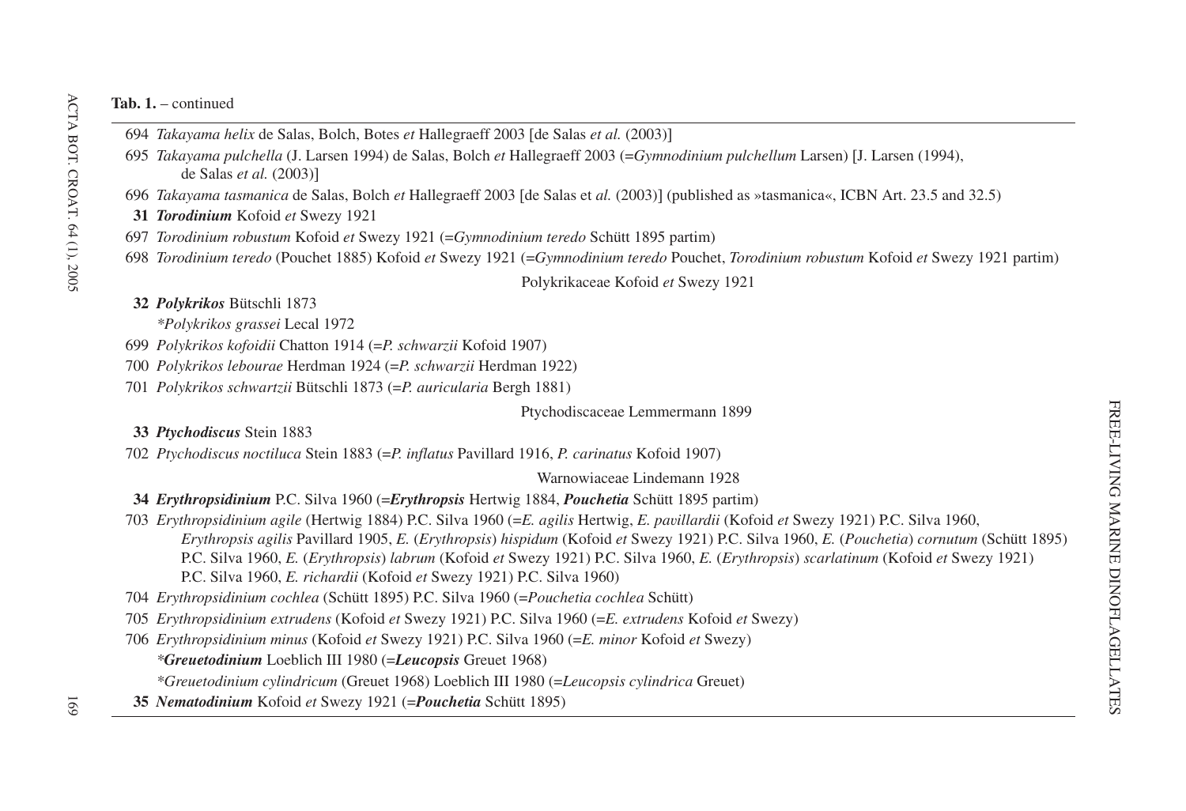**Tab. 1.** – continued

694 *Takayama helix* de Salas, Bolch, Botes *et* Hallegraeff 2003 [de Salas *et al.* (2003)]

695 *Takayama pulchella* (J. Larsen 1994) de Salas, Bolch *et* Hallegraeff 2003 (=*Gymnodinium pulchellum* Larsen) [J. Larsen (1994), de Salas *et al.* (2003)]

696 *Takayama tasmanica* de Salas, Bolch *et* Hallegraeff 2003 [de Salas et *al.* (2003)] (published as »tasmanica«, ICBN Art. 23.5 and 32.5)

**31** ***Torodinium*** Kofoid *et* Swezy 1921

697 *Torodinium robustum* Kofoid *et* Swezy 1921 (=*Gymnodinium teredo* Schütt 1895 partim)

698 *Torodinium teredo* (Pouchet 1885) Kofoid *et* Swezy 1921 (=*Gymnodinium teredo* Pouchet, *Torodinium robustum* Kofoid *et* Swezy 1921 partim)

Polykrikaceae Kofoid *et* Swezy 1921

**32** ***Polykrikos*** Bütschli 1873

*\*Polykrikos grassei* Lecal 1972

699 *Polykrikos kofoidii* Chatton 1914 (=*P. schwarzii* Kofoid 1907)

700 *Polykrikos lebourae* Herdman 1924 (=*P. schwarzii* Herdman 1922)

701 *Polykrikos schwartzii* Bütschli 1873 (=*P. auricularia* Bergh 1881)

Ptychodiscaceae Lemmermann 1899

**33** ***Ptychodiscus*** Stein 1883

702 *Ptychodiscus noctiluca* Stein 1883 (=*P. inflatus* Pavillard 1916, *P. carinatus* Kofoid 1907)

Warnowiaceae Lindemann 1928

**34** ***Erythropsidinium*** P.C. Silva 1960 (=***Erythropsis*** Hertwig 1884, ***Pouchetia*** Schütt 1895 partim)

703 *Erythropsidinium agile* (Hertwig 1884) P.C. Silva 1960 (=*E. agilis* Hertwig, *E. pavillardii* (Kofoid *et* Swezy 1921) P.C. Silva 1960, *Erythropsis agilis* Pavillard 1905, *E.* (*Erythropsis*) *hispidum* (Kofoid *et* Swezy 1921) P.C. Silva 1960, *E.* (*Pouchetia*) *cornutum* (Schütt 1895) P.C. Silva 1960, *E.* (*Erythropsis*) *labrum* (Kofoid *et* Swezy 1921) P.C. Silva 1960, *E.* (*Erythropsis*) *scarlatinum* (Kofoid *et* Swezy 1921) P.C. Silva 1960, *E. richardii* (Kofoid *et* Swezy 1921) P.C. Silva 1960)

704 *Erythropsidinium cochlea* (Schütt 1895) P.C. Silva 1960 (=*Pouchetia cochlea* Schütt)

705 *Erythropsidinium extrudens* (Kofoid *et* Swezy 1921) P.C. Silva 1960 (=*E. extrudens* Kofoid *et* Swezy)

706 *Erythropsidinium minus* (Kofoid *et* Swezy 1921) P.C. Silva 1960 (=*E. minor* Kofoid *et* Swezy)

*\****Greuetodinium*** Loeblich III 1980 (=***Leucopsis*** Greuet 1968)

*\*Greuetodinium cylindricum* (Greuet 1968) Loeblich III 1980 (=*Leucopsis cylindrica* Greuet)

**35** ***Nematodinium*** Kofoid *et* Swezy 1921 (=***Pouchetia*** Schütt 1895)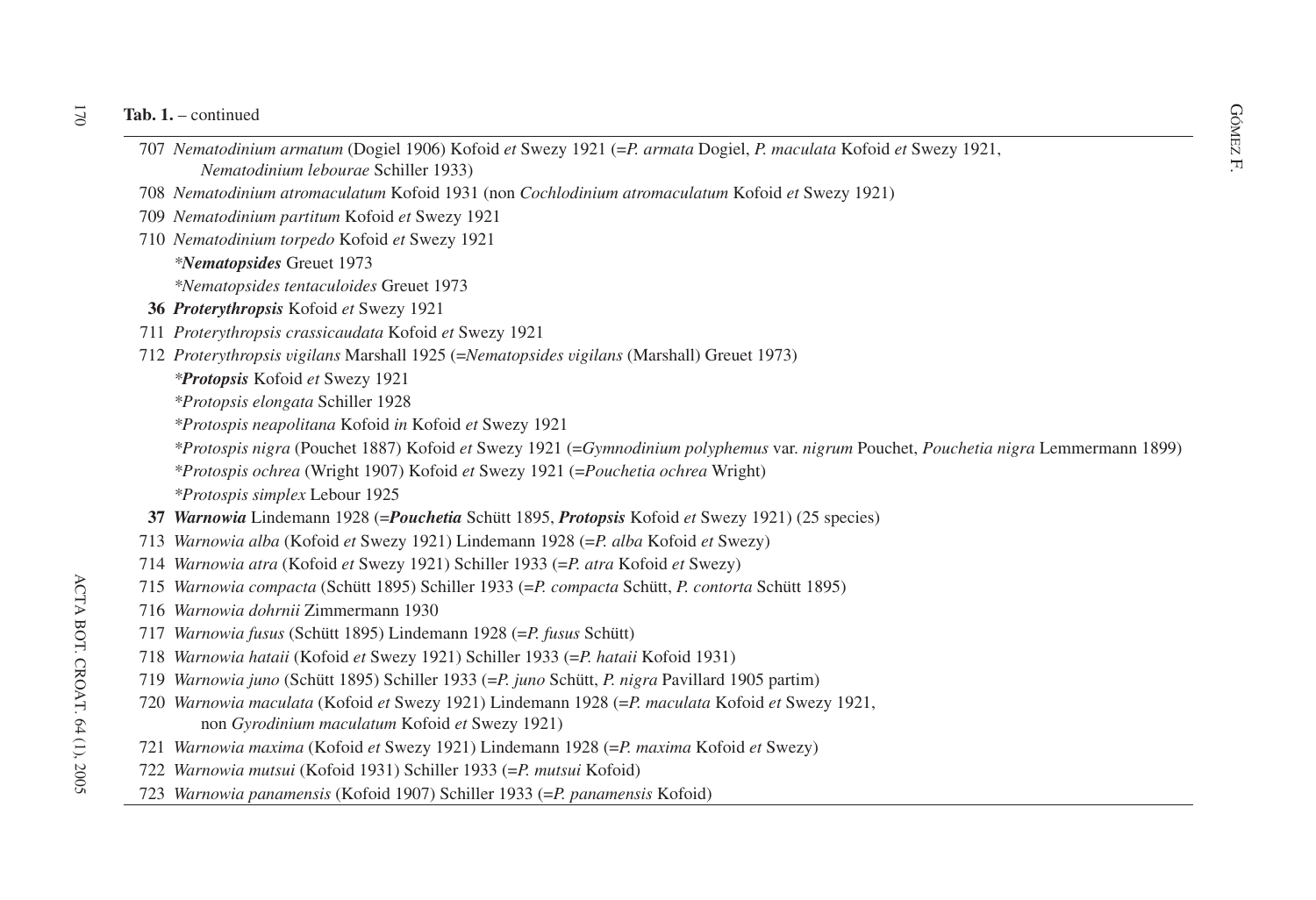**Tab. 1.** – continued

707 *Nematodinium armatum* (Dogiel 1906) Kofoid *et* Swezy 1921 (=*P. armata* Dogiel, *P. maculata* Kofoid *et* Swezy 1921, *Nematodinium lebourae* Schiller 1933)

708 *Nematodinium atromaculatum* Kofoid 1931 (non *Cochlodinium atromaculatum* Kofoid *et* Swezy 1921)

709 *Nematodinium partitum* Kofoid *et* Swezy 1921

710 *Nematodinium torpedo* Kofoid *et* Swezy 1921

*\*Nematopsides* Greuet 1973

*\*Nematopsides tentaculoides* Greuet 1973

**36** ***Proterythropsis*** Kofoid *et* Swezy 1921

711 *Proterythropsis crassicaudata* Kofoid *et* Swezy 1921

712 *Proterythropsis vigilans* Marshall 1925 (=*Nematopsides vigilans* (Marshall) Greuet 1973)

\****Protopsis*** Kofoid *et* Swezy 1921

\**Protopsis elongata* Schiller 1928

\**Protospis neapolitana* Kofoid *in* Kofoid *et* Swezy 1921

\**Protospis nigra* (Pouchet 1887) Kofoid *et* Swezy 1921 (=*Gymnodinium polyphemus* var. *nigrum* Pouchet, *Pouchetia nigra* Lemmermann 1899)

\**Protospis ochrea* (Wright 1907) Kofoid *et* Swezy 1921 (=*Pouchetia ochrea* Wright)

\**Protospis simplex* Lebour 1925

**37** ***Warnowia*** Lindemann 1928 (=***Pouchetia*** Schütt 1895, ***Protopsis*** Kofoid *et* Swezy 1921) (25 species)

713 *Warnowia alba* (Kofoid *et* Swezy 1921) Lindemann 1928 (=*P. alba* Kofoid *et* Swezy)

714 *Warnowia atra* (Kofoid *et* Swezy 1921) Schiller 1933 (=*P. atra* Kofoid *et* Swezy)

715 *Warnowia compacta* (Schütt 1895) Schiller 1933 (=*P. compacta* Schütt, *P. contorta* Schütt 1895)

716 *Warnowia dohrnii* Zimmermann 1930

717 *Warnowia fusus* (Schütt 1895) Lindemann 1928 (=*P. fusus* Schütt)

718 *Warnowia hataii* (Kofoid *et* Swezy 1921) Schiller 1933 (=*P. hataii* Kofoid 1931)

719 *Warnowia juno* (Schütt 1895) Schiller 1933 (=*P. juno* Schütt, *P. nigra* Pavillard 1905 partim)

720 *Warnowia maculata* (Kofoid *et* Swezy 1921) Lindemann 1928 (=*P. maculata* Kofoid *et* Swezy 1921, non *Gyrodinium maculatum* Kofoid *et* Swezy 1921)

721 *Warnowia maxima* (Kofoid *et* Swezy 1921) Lindemann 1928 (=*P. maxima* Kofoid *et* Swezy)

722 *Warnowia mutsui* (Kofoid 1931) Schiller 1933 (=*P. mutsui* Kofoid)

723 *Warnowia panamensis* (Kofoid 1907) Schiller 1933 (=*P. panamensis* Kofoid)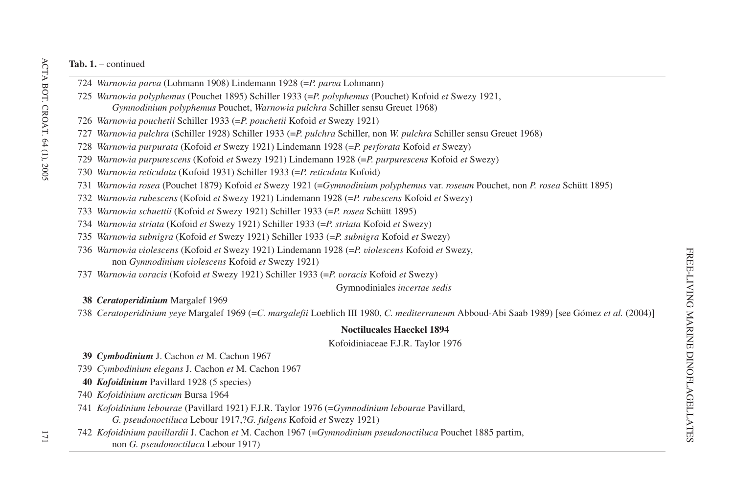**Tab. 1.** – continued

724 *Warnowia parva* (Lohmann 1908) Lindemann 1928 (=*P. parva* Lohmann)

725 *Warnowia polyphemus* (Pouchet 1895) Schiller 1933 (=*P. polyphemus* (Pouchet) Kofoid *et* Swezy 1921, *Gymnodinium polyphemus* Pouchet, *Warnowia pulchra* Schiller sensu Greuet 1968)

726 *Warnowia pouchetii* Schiller 1933 (=*P. pouchetii* Kofoid *et* Swezy 1921)

727 *Warnowia pulchra* (Schiller 1928) Schiller 1933 (=*P. pulchra* Schiller, non *W. pulchra* Schiller sensu Greuet 1968)

728 *Warnowia purpurata* (Kofoid *et* Swezy 1921) Lindemann 1928 (=*P. perforata* Kofoid *et* Swezy)

729 *Warnowia purpurescens* (Kofoid *et* Swezy 1921) Lindemann 1928 (=*P. purpurescens* Kofoid *et* Swezy)

730 *Warnowia reticulata* (Kofoid 1931) Schiller 1933 (=*P. reticulata* Kofoid)

731 *Warnowia rosea* (Pouchet 1879) Kofoid *et* Swezy 1921 (=*Gymnodinium polyphemus* var. *roseum* Pouchet, non *P. rosea* Schütt 1895)

732 *Warnowia rubescens* (Kofoid *et* Swezy 1921) Lindemann 1928 (=*P. rubescens* Kofoid *et* Swezy)

733 *Warnowia schuettii* (Kofoid *et* Swezy 1921) Schiller 1933 (=*P. rosea* Schütt 1895)

734 *Warnowia striata* (Kofoid *et* Swezy 1921) Schiller 1933 (=*P. striata* Kofoid *et* Swezy)

735 *Warnowia subnigra* (Kofoid *et* Swezy 1921) Schiller 1933 (=*P. subnigra* Kofoid *et* Swezy)

736 *Warnowia violescens* (Kofoid *et* Swezy 1921) Lindemann 1928 (=*P. violescens* Kofoid *et* Swezy, non *Gymnodinium violescens* Kofoid *et* Swezy 1921)

737 *Warnowia voracis* (Kofoid *et* Swezy 1921) Schiller 1933 (=*P. voracis* Kofoid *et* Swezy)

Gymnodiniales *incertae sedis*

**38 *Ceratoperidinium*** **Margalef 1969**

738 *Ceratoperidinium yeye* Margalef 1969 (=*C. margalefii* Loeblich III 1980, *C. mediterraneum* Abboud-Abi Saab 1989) [see Gómez *et al.* (2004)]

**Noctilucales Haeckel 1894**

Kofoidiniaceae F.J.R. Taylor 1976

**39 *Cymbodinium*** **J. Cachon *et* M. Cachon 1967**

739 *Cymbodinium elegans* J. Cachon *et* M. Cachon 1967

**40 *Kofoidinium*** **Pavillard 1928 (5 species)**

740 *Kofoidinium arcticum* Bursa 1964

741 *Kofoidinium lebourae* (Pavillard 1921) F.J.R. Taylor 1976 (=*Gymnodinium lebourae* Pavillard, *G. pseudonoctiluca* Lebour 1917,?*G. fulgens* Kofoid *et* Swezy 1921)

742 *Kofoidinium pavillardii* J. Cachon *et* M. Cachon 1967 (=*Gymnodinium pseudonoctiluca* Pouchet 1885 partim, non *G. pseudonoctiluca* Lebour 1917)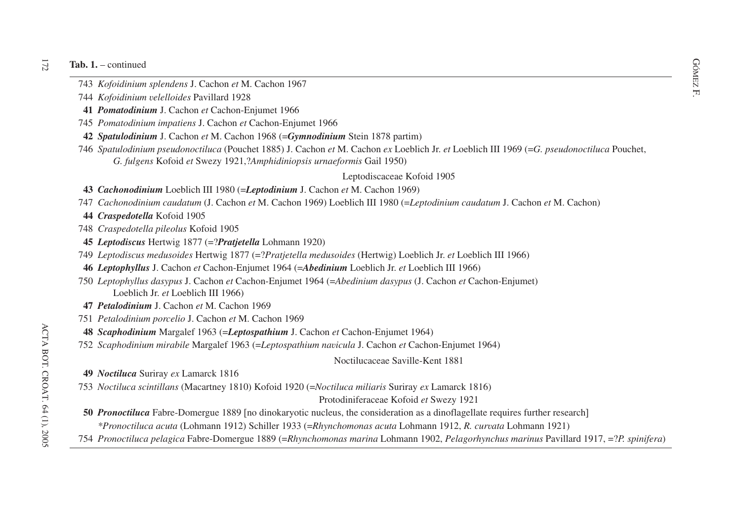**Tab. 1.** – continued

743 *Kofoidinium splendens* J. Cachon *et* M. Cachon 1967

744 *Kofoidinium velelloides* Pavillard 1928

**41** ***Pomatodinium*** J. Cachon *et* Cachon-Enjumet 1966

745 *Pomatodinium impatiens* J. Cachon *et* Cachon-Enjumet 1966

**42** ***Spatulodinium*** J. Cachon *et* M. Cachon 1968 (=***Gymnodinium*** Stein 1878 partim)

746 *Spatulodinium pseudonoctiluca* (Pouchet 1885) J. Cachon *et* M. Cachon *ex* Loeblich Jr. *et* Loeblich III 1969 (=*G. pseudonoctiluca* Pouchet, *G. fulgens* Kofoid *et* Swezy 1921,?*Amphidiniopsis urnaeformis* Gail 1950)

Leptodiscaceae Kofoid 1905

**43** ***Cachonodinium*** Loeblich III 1980 (=***Leptodinium*** J. Cachon *et* M. Cachon 1969)

747 *Cachonodinium caudatum* (J. Cachon *et* M. Cachon 1969) Loeblich III 1980 (=*Leptodinium caudatum* J. Cachon *et* M. Cachon)

**44** ***Craspedotella*** Kofoid 1905

748 *Craspedotella pileolus* Kofoid 1905

**45** ***Leptodiscus*** Hertwig 1877 (=?***Pratjetella*** Lohmann 1920)

749 *Leptodiscus medusoides* Hertwig 1877 (=?*Pratjetella medusoides* (Hertwig) Loeblich Jr. *et* Loeblich III 1966)

**46** ***Leptophyllus*** J. Cachon *et* Cachon-Enjumet 1964 (=***Abedinium*** Loeblich Jr. *et* Loeblich III 1966)

750 *Leptophyllus dasypus* J. Cachon *et* Cachon-Enjumet 1964 (=*Abedinium dasypus* (J. Cachon *et* Cachon-Enjumet) Loeblich Jr. *et* Loeblich III 1966)

**47** ***Petalodinium*** J. Cachon *et* M. Cachon 1969

751 *Petalodinium porcelio* J. Cachon *et* M. Cachon 1969

**48** ***Scaphodinium*** Margalef 1963 (=***Leptospathium*** J. Cachon *et* Cachon-Enjumet 1964)

752 *Scaphodinium mirabile* Margalef 1963 (=*Leptospathium navicula* J. Cachon *et* Cachon-Enjumet 1964)

Noctilucaceae Saville-Kent 1881

**49** ***Noctiluca*** Suriray *ex* Lamarck 1816

753 *Noctiluca scintillans* (Macartney 1810) Kofoid 1920 (=*Noctiluca miliaris* Suriray *ex* Lamarck 1816)

Protodiniferaceae Kofoid *et* Swezy 1921

**50** ***Pronoctiluca*** Fabre-Domergue 1889 [no dinokaryotic nucleus, the consideration as a dinoflagellate requires further research]

*Pronoctiluca acuta* (Lohmann 1912) Schiller 1933 (=*Rhynchomonas acuta* Lohmann 1912, *R. curvata* Lohmann 1921)

754 *Pronoctiluca pelagica* Fabre-Domergue 1889 (=*Rhynchomonas marina* Lohmann 1902, *Pelagorhynchus marinus* Pavillard 1917, =?*P. spinifera*)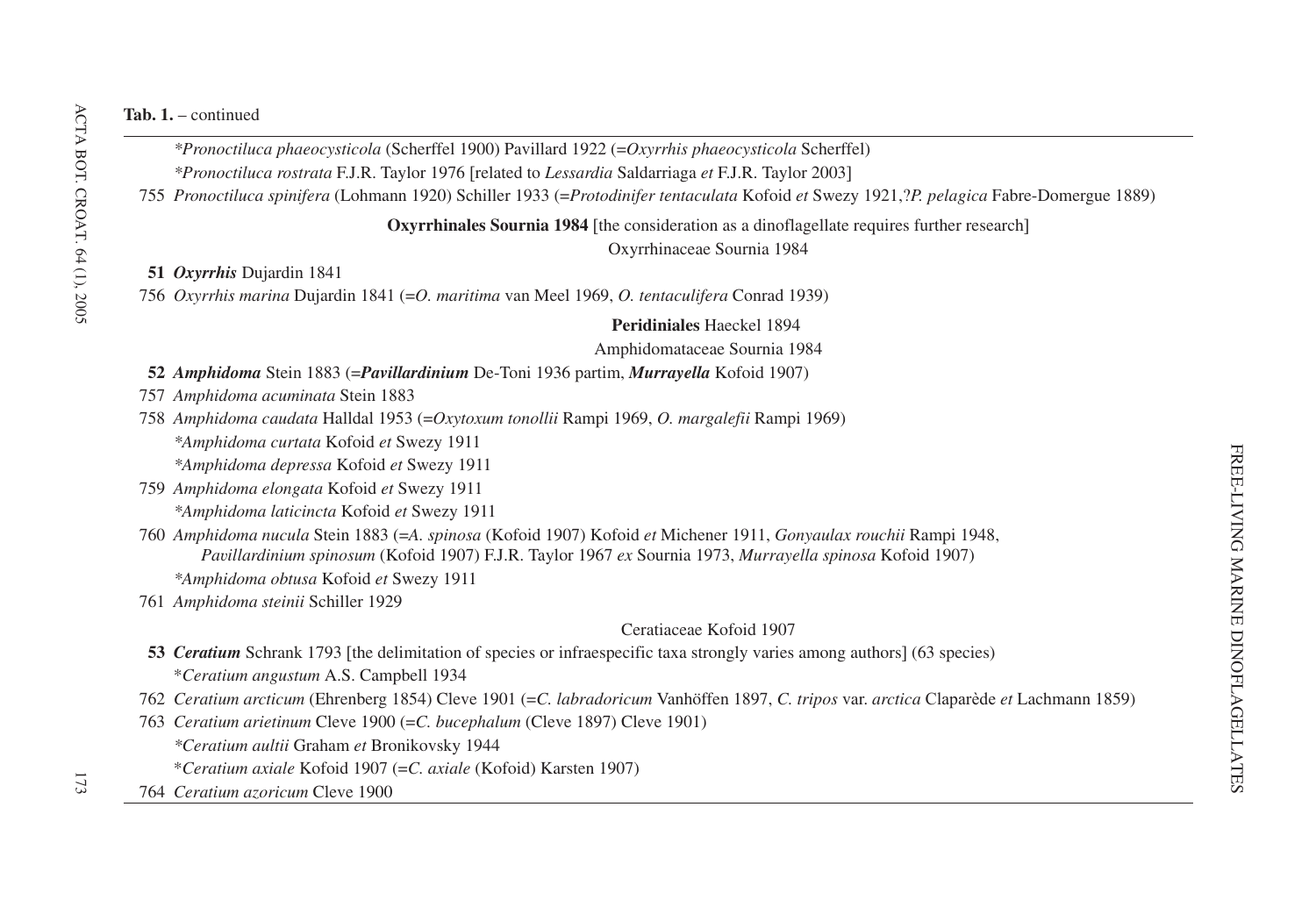**Tab. 1.** – continued

*\*Pronoctiluca phaeocysticola* (Scherffel 1900) Pavillard 1922 (=*Oxyrrhis phaeocysticola* Scherffel)

*\*Pronoctiluca rostrata* F.J.R. Taylor 1976 [related to *Lessardia* Saldarriaga *et* F.J.R. Taylor 2003]

755 *Pronoctiluca spinifera* (Lohmann 1920) Schiller 1933 (=*Protodinifer tentaculata* Kofoid *et* Swezy 1921,?*P. pelagica* Fabre-Domergue 1889)

**Oxyrrhinales Sournia 1984** [the consideration as a dinoflagellate requires further research]

Oxyrrhinaceae Sournia 1984

**51** ***Oxyrrhis*** Dujardin 1841

756 *Oxyrrhis marina* Dujardin 1841 (=*O. maritima* van Meel 1969, *O. tentaculifera* Conrad 1939)

**Peridiniales** Haeckel 1894

Amphidomataceae Sournia 1984

**52** ***Amphidoma*** Stein 1883 (=***Pavillardinium*** De-Toni 1936 partim, ***Murrayella*** Kofoid 1907)

757 *Amphidoma acuminata* Stein 1883

758 *Amphidoma caudata* Halldal 1953 (=*Oxytoxum tonollii* Rampi 1969, *O. margalefii* Rampi 1969)

*\*Amphidoma curtata* Kofoid *et* Swezy 1911

*\*Amphidoma depressa* Kofoid *et* Swezy 1911

759 *Amphidoma elongata* Kofoid *et* Swezy 1911

*\*Amphidoma laticincta* Kofoid *et* Swezy 1911

760 *Amphidoma nucula* Stein 1883 (=*A. spinosa* (Kofoid 1907) Kofoid *et* Michener 1911, *Gonyaulax rouchii* Rampi 1948, *Pavillardinium spinosum* (Kofoid 1907) F.J.R. Taylor 1967 *ex* Sournia 1973, *Murrayella spinosa* Kofoid 1907)

*\*Amphidoma obtusa* Kofoid *et* Swezy 1911

761 *Amphidoma steinii* Schiller 1929

Ceratiaceae Kofoid 1907

**53** ***Ceratium*** Schrank 1793 [the delimitation of species or infraespecific taxa strongly varies among authors] (63 species)

\**Ceratium angustum* A.S. Campbell 1934

762 *Ceratium arcticum* (Ehrenberg 1854) Cleve 1901 (=*C. labradoricum* Vanhöffen 1897, *C. tripos* var. *arctica* Claparède *et* Lachmann 1859)

763 *Ceratium arietinum* Cleve 1900 (=*C. bucephalum* (Cleve 1897) Cleve 1901)

*\*Ceratium aultii* Graham *et* Bronikovsky 1944

\**Ceratium axiale* Kofoid 1907 (=*C. axiale* (Kofoid) Karsten 1907)

764 *Ceratium azoricum* Cleve 1900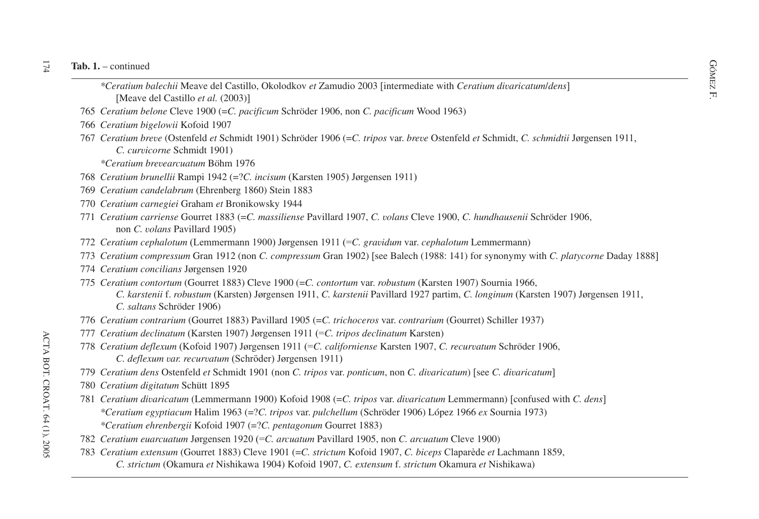**Tab. 1.** – continued

*\*Ceratium balechii* Meave del Castillo, Okolodkov *et* Zamudio 2003 [intermediate with *Ceratium divaricatum*/*dens*] [Meave del Castillo *et al.* (2003)]

765 *Ceratium belone* Cleve 1900 (=*C. pacificum* Schröder 1906, non *C. pacificum* Wood 1963)

766 *Ceratium bigelowii* Kofoid 1907

767 *Ceratium breve* (Ostenfeld *et* Schmidt 1901) Schröder 1906 (=*C. tripos* var. *breve* Ostenfeld *et* Schmidt, *C. schmidtii* Jørgensen 1911, *C. curvicorne* Schmidt 1901)

*\*Ceratium brevearcuatum* Böhm 1976

768 *Ceratium brunellii* Rampi 1942 (=?*C. incisum* (Karsten 1905) Jørgensen 1911)

769 *Ceratium candelabrum* (Ehrenberg 1860) Stein 1883

770 *Ceratium carnegiei* Graham *et* Bronikowsky 1944

771 *Ceratium carriense* Gourret 1883 (=*C. massiliense* Pavillard 1907, *C. volans* Cleve 1900, *C. hundhausenii* Schröder 1906, non *C. volans* Pavillard 1905)

772 *Ceratium cephalotum* (Lemmermann 1900) Jørgensen 1911 (=*C. gravidum* var. *cephalotum* Lemmermann)

773 *Ceratium compressum* Gran 1912 (non *C. compressum* Gran 1902) [see Balech (1988: 141) for synonymy with *C. platycorne* Daday 1888]

774 *Ceratium concilians* Jørgensen 1920

775 *Ceratium contortum* (Gourret 1883) Cleve 1900 (=*C. contortum* var. *robustum* (Karsten 1907) Sournia 1966, *C. karstenii* f. *robustum* (Karsten) Jørgensen 1911, *C. karstenii* Pavillard 1927 partim, *C. longinum* (Karsten 1907) Jørgensen 1911, *C. saltans* Schröder 1906)

776 *Ceratium contrarium* (Gourret 1883) Pavillard 1905 (=*C. trichoceros* var. *contrarium* (Gourret) Schiller 1937)

777 *Ceratium declinatum* (Karsten 1907) Jørgensen 1911 (=*C. tripos declinatum* Karsten)

778 *Ceratium deflexum* (Kofoid 1907) Jørgensen 1911 (=*C. californiense* Karsten 1907, *C. recurvatum* Schröder 1906, *C. deflexum var. recurvatum* (Schröder) Jørgensen 1911)

779 *Ceratium dens* Ostenfeld *et* Schmidt 1901 (non *C. tripos* var. *ponticum*, non *C. divaricatum*) [see *C. divaricatum*]

780 *Ceratium digitatum* Schütt 1895

781 *Ceratium divaricatum* (Lemmermann 1900) Kofoid 1908 (=*C. tripos* var. *divaricatum* Lemmermann) [confused with *C. dens*]

*\*Ceratium egyptiacum* Halim 1963 (=?*C. tripos* var. *pulchellum* (Schröder 1906) López 1966 *ex* Sournia 1973)

*\*Ceratium ehrenbergii* Kofoid 1907 (=?*C. pentagonum* Gourret 1883)

782 *Ceratium euarcuatum* Jørgensen 1920 (=*C. arcuatum* Pavillard 1905, non *C. arcuatum* Cleve 1900)

783 *Ceratium extensum* (Gourret 1883) Cleve 1901 (=*C. strictum* Kofoid 1907, *C. biceps* Claparède *et* Lachmann 1859, *C. strictum* (Okamura *et* Nishikawa 1904) Kofoid 1907, *C. extensum* f. *strictum* Okamura *et* Nishikawa)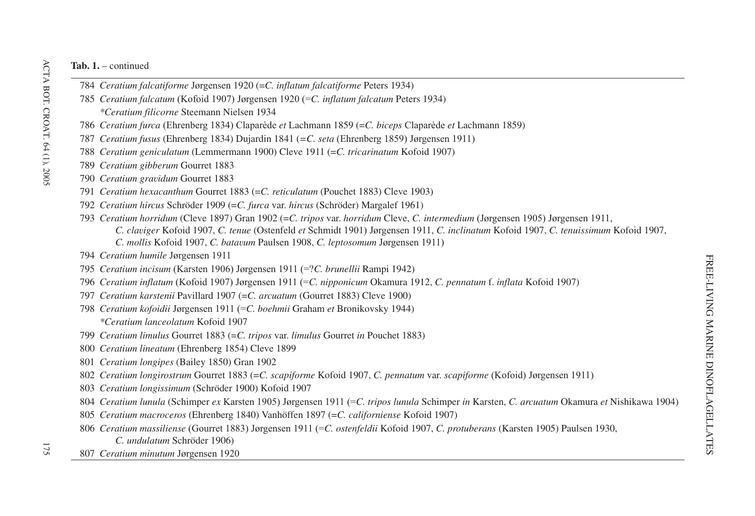**Tab. 1.** – continued

784 *Ceratium falcatiforme* Jørgensen 1920 (=*C. inflatum falcatiforme* Peters 1934)

785 *Ceratium falcatum* (Kofoid 1907) Jørgensen 1920 (=*C. inflatum falcatum* Peters 1934)

*\*Ceratium filicorne* Steemann Nielsen 1934

786 *Ceratium furca* (Ehrenberg 1834) Claparède *et* Lachmann 1859 (=*C. biceps* Claparède *et* Lachmann 1859)

787 *Ceratium fusus* (Ehrenberg 1834) Dujardin 1841 (=*C. seta* (Ehrenberg 1859) Jørgensen 1911)

788 *Ceratium geniculatum* (Lemmermann 1900) Cleve 1911 (=*C. tricarinatum* Kofoid 1907)

789 *Ceratium gibberum* Gourret 1883

790 *Ceratium gravidum* Gourret 1883

791 *Ceratium hexacanthum* Gourret 1883 (=*C. reticulatum* (Pouchet 1883) Cleve 1903)

792 *Ceratium hircus* Schröder 1909 (=*C. furca* var. *hircus* (Schröder) Margalef 1961)

793 *Ceratium horridum* (Cleve 1897) Gran 1902 (=*C. tripos* var. *horridum* Cleve, *C. intermedium* (Jørgensen 1905) Jørgensen 1911, *C. claviger* Kofoid 1907, *C. tenue* (Ostenfeld *et* Schmidt 1901) Jørgensen 1911, *C. inclinatum* Kofoid 1907, *C. tenuissimum* Kofoid 1907, *C. mollis* Kofoid 1907, *C. batavum* Paulsen 1908, *C. leptosomum* Jørgensen 1911)

794 *Ceratium humile* Jørgensen 1911

795 *Ceratium incisum* (Karsten 1906) Jørgensen 1911 (=?*C. brunellii* Rampi 1942)

796 *Ceratium inflatum* (Kofoid 1907) Jørgensen 1911 (=*C. nipponicum* Okamura 1912, *C. pennatum* f. *inflata* Kofoid 1907)

797 *Ceratium karstenii* Pavillard 1907 (=*C. arcuatum* (Gourret 1883) Cleve 1900)

798 *Ceratium kofoidii* Jørgensen 1911 (=*C. boehmii* Graham *et* Bronikovsky 1944)

*\*Ceratium lanceolatum* Kofoid 1907

799 *Ceratium limulus* Gourret 1883 (=*C. tripos* var. *limulus* Gourret *in* Pouchet 1883)

800 *Ceratium lineatum* (Ehrenberg 1854) Cleve 1899

801 *Ceratium longipes* (Bailey 1850) Gran 1902

802 *Ceratium longirostrum* Gourret 1883 (=*C. scapiforme* Kofoid 1907, *C. pennatum* var. *scapiforme* (Kofoid) Jørgensen 1911)

803 *Ceratium longissimum* (Schröder 1900) Kofoid 1907

804 *Ceratium lunula* (Schimper *ex* Karsten 1905) Jørgensen 1911 (=*C. tripos lunula* Schimper *in* Karsten, *C. arcuatum* Okamura *et* Nishikawa 1904)

805 *Ceratium macroceros* (Ehrenberg 1840) Vanhöffen 1897 (=*C. californiense* Kofoid 1907)

806 *Ceratium massiliense* (Gourret 1883) Jørgensen 1911 (=*C. ostenfeldii* Kofoid 1907, *C. protuberans* (Karsten 1905) Paulsen 1930, *C. undulatum* Schröder 1906)

807 *Ceratium minutum* Jørgensen 1920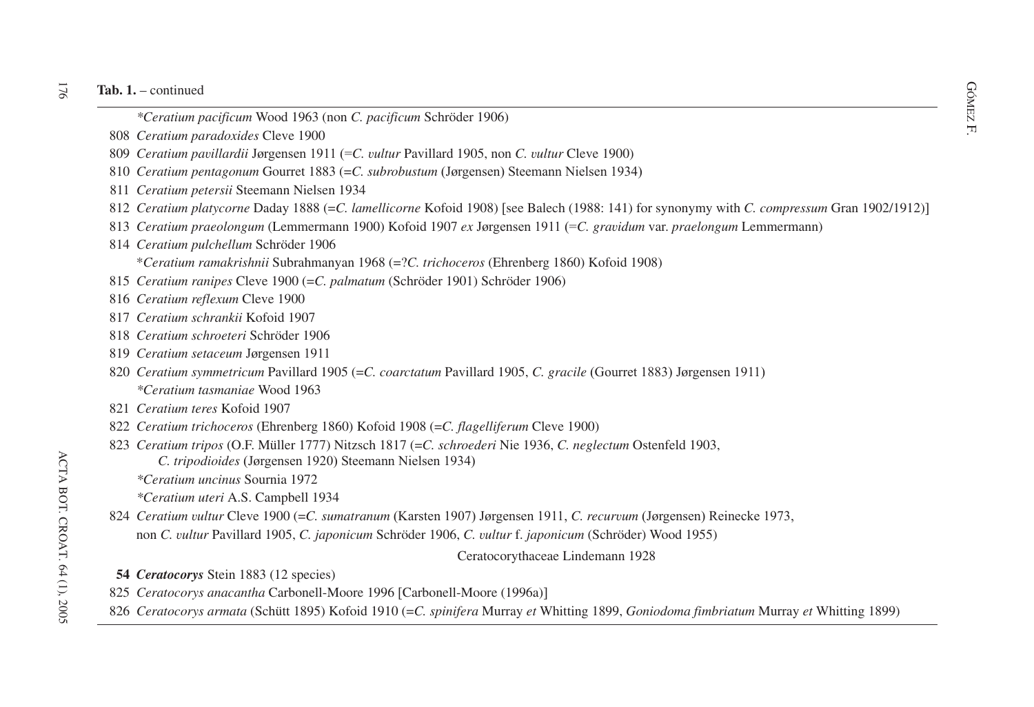**Tab. 1.** – continued

*\*Ceratium pacificum* Wood 1963 (non *C. pacificum* Schröder 1906)

808 *Ceratium paradoxides* Cleve 1900

809 *Ceratium pavillardii* Jørgensen 1911 (=*C. vultur* Pavillard 1905, non *C. vultur* Cleve 1900)

810 *Ceratium pentagonum* Gourret 1883 (=*C. subrobustum* (Jørgensen) Steemann Nielsen 1934)

811 *Ceratium petersii* Steemann Nielsen 1934

812 *Ceratium platycorne* Daday 1888 (=*C. lamellicorne* Kofoid 1908) [see Balech (1988: 141) for synonymy with *C. compressum* Gran 1902/1912)]

813 *Ceratium praeolongum* (Lemmermann 1900) Kofoid 1907 *ex* Jørgensen 1911 (=*C. gravidum* var. *praelongum* Lemmermann)

814 *Ceratium pulchellum* Schröder 1906

\**Ceratium ramakrishnii* Subrahmanyan 1968 (=?*C. trichoceros* (Ehrenberg 1860) Kofoid 1908)

815 *Ceratium ranipes* Cleve 1900 (=*C. palmatum* (Schröder 1901) Schröder 1906)

816 *Ceratium reflexum* Cleve 1900

817 *Ceratium schrankii* Kofoid 1907

818 *Ceratium schroeteri* Schröder 1906

819 *Ceratium setaceum* Jørgensen 1911

820 *Ceratium symmetricum* Pavillard 1905 (=*C. coarctatum* Pavillard 1905, *C. gracile* (Gourret 1883) Jørgensen 1911)

*\*Ceratium tasmaniae* Wood 1963

821 *Ceratium teres* Kofoid 1907

822 *Ceratium trichoceros* (Ehrenberg 1860) Kofoid 1908 (=*C. flagelliferum* Cleve 1900)

823 *Ceratium tripos* (O.F. Müller 1777) Nitzsch 1817 (=*C. schroederi* Nie 1936, *C. neglectum* Ostenfeld 1903, *C. tripodioides* (Jørgensen 1920) Steemann Nielsen 1934)

*\*Ceratium uncinus* Sournia 1972

*\*Ceratium uteri* A.S. Campbell 1934

824 *Ceratium vultur* Cleve 1900 (=*C. sumatranum* (Karsten 1907) Jørgensen 1911, *C. recurvum* (Jørgensen) Reinecke 1973, non *C. vultur* Pavillard 1905, *C. japonicum* Schröder 1906, *C. vultur* f. *japonicum* (Schröder) Wood 1955)

Ceratocorythaceae Lindemann 1928

**54** ***Ceratocorys*** Stein 1883 (12 species)

825 *Ceratocorys anacantha* Carbonell-Moore 1996 [Carbonell-Moore (1996a)]

826 *Ceratocorys armata* (Schütt 1895) Kofoid 1910 (=*C. spinifera* Murray *et* Whitting 1899, *Goniodoma fimbriatum* Murray *et* Whitting 1899)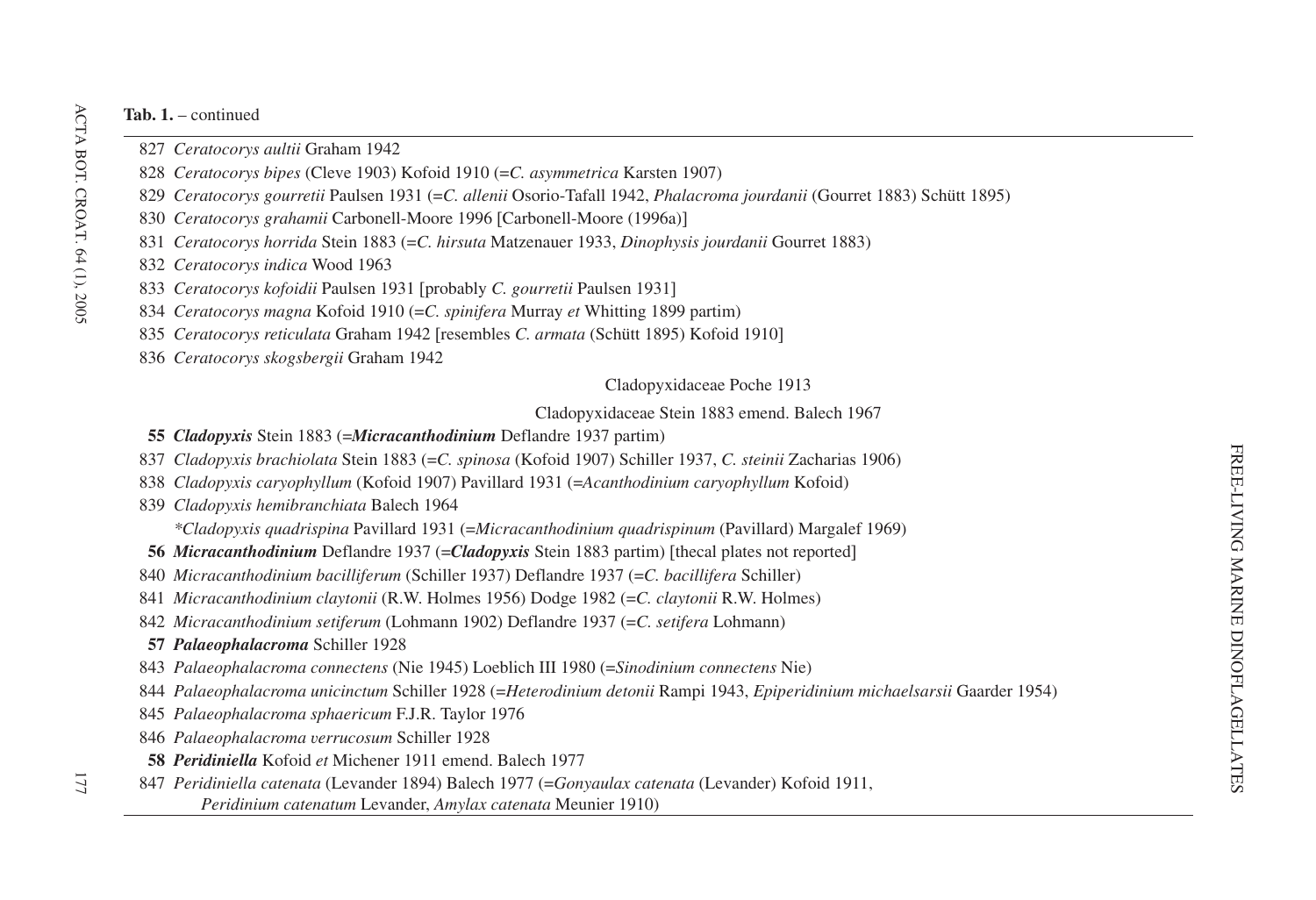**Tab. 1.** – continued

827 *Ceratocorys aultii* Graham 1942

828 *Ceratocorys bipes* (Cleve 1903) Kofoid 1910 (=*C. asymmetrica* Karsten 1907)

829 *Ceratocorys gourretii* Paulsen 1931 (=*C. allenii* Osorio-Tafall 1942, *Phalacroma jourdanii* (Gourret 1883) Schütt 1895)

830 *Ceratocorys grahamii* Carbonell-Moore 1996 [Carbonell-Moore (1996a)]

831 *Ceratocorys horrida* Stein 1883 (=*C. hirsuta* Matzenauer 1933, *Dinophysis jourdanii* Gourret 1883)

832 *Ceratocorys indica* Wood 1963

833 *Ceratocorys kofoidii* Paulsen 1931 [probably *C. gourretii* Paulsen 1931]

834 *Ceratocorys magna* Kofoid 1910 (=*C. spinifera* Murray *et* Whitting 1899 partim)

835 *Ceratocorys reticulata* Graham 1942 [resembles *C. armata* (Schütt 1895) Kofoid 1910]

836 *Ceratocorys skogsbergii* Graham 1942

Cladopyxidaceae Poche 1913

Cladopyxidaceae Stein 1883 emend. Balech 1967

**55** ***Cladopyxis*** **Stein 1883 (=*Micracanthodinium* Deflandre 1937 partim)**

837 *Cladopyxis brachiolata* Stein 1883 (=*C. spinosa* (Kofoid 1907) Schiller 1937, *C. steinii* Zacharias 1906)

838 *Cladopyxis caryophyllum* (Kofoid 1907) Pavillard 1931 (=*Acanthodinium caryophyllum* Kofoid)

839 *Cladopyxis hemibranchiata* Balech 1964

*\*Cladopyxis quadrispina* Pavillard 1931 (=*Micracanthodinium quadrispinum* (Pavillard) Margalef 1969)

**56** ***Micracanthodinium*** **Deflandre 1937 (=*Cladopyxis* Stein 1883 partim) [thecal plates not reported]**

840 *Micracanthodinium bacilliferum* (Schiller 1937) Deflandre 1937 (=*C. bacillifera* Schiller)

841 *Micracanthodinium claytonii* (R.W. Holmes 1956) Dodge 1982 (=*C. claytonii* R.W. Holmes)

842 *Micracanthodinium setiferum* (Lohmann 1902) Deflandre 1937 (=*C. setifera* Lohmann)

**57** ***Palaeophalacroma*** **Schiller 1928**

843 *Palaeophalacroma connectens* (Nie 1945) Loeblich III 1980 (=*Sinodinium connectens* Nie)

844 *Palaeophalacroma unicinctum* Schiller 1928 (=*Heterodinium detonii* Rampi 1943, *Epiperidinium michaelsarsii* Gaarder 1954)

845 *Palaeophalacroma sphaericum* F.J.R. Taylor 1976

846 *Palaeophalacroma verrucosum* Schiller 1928

**58** ***Peridiniella*** **Kofoid *et* Michener 1911 emend. Balech 1977**

847 *Peridiniella catenata* (Levander 1894) Balech 1977 (=*Gonyaulax catenata* (Levander) Kofoid 1911, *Peridinium catenatum* Levander, *Amylax catenata* Meunier 1910)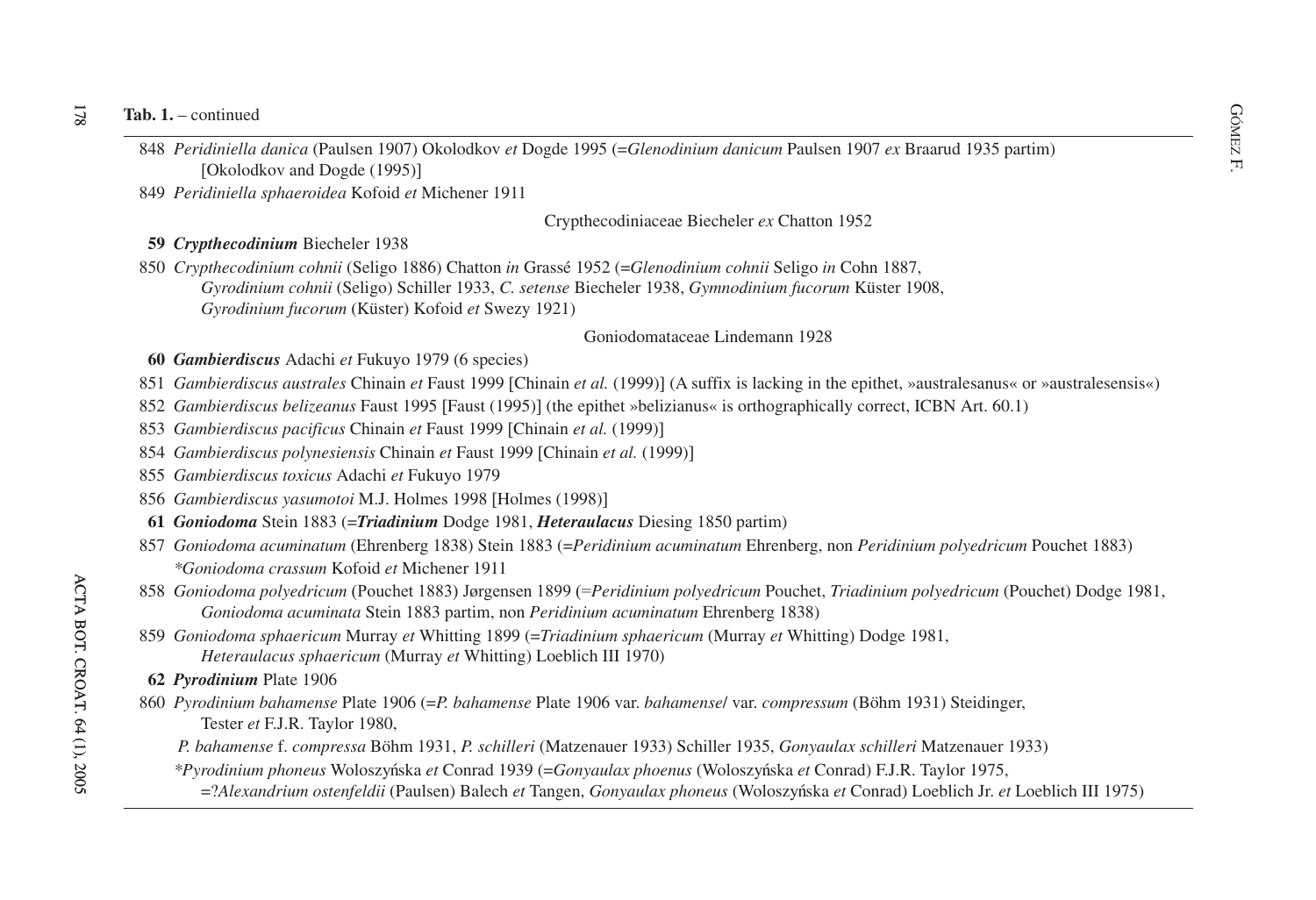**Tab. 1.** – continued

848 *Peridiniella danica* (Paulsen 1907) Okolodkov *et* Dogde 1995 (=*Glenodinium danicum* Paulsen 1907 *ex* Braarud 1935 partim) [Okolodkov and Dogde (1995)]

849 *Peridiniella sphaeroidea* Kofoid *et* Michener 1911

Crypthecodiniaceae Biecheler *ex* Chatton 1952

**59** ***Crypthecodinium*** Biecheler 1938

850 *Crypthecodinium cohnii* (Seligo 1886) Chatton *in* Grassé 1952 (=*Glenodinium cohnii* Seligo *in* Cohn 1887, *Gyrodinium cohnii* (Seligo) Schiller 1933, *C. setense* Biecheler 1938, *Gymnodinium fucorum* Küster 1908, *Gyrodinium fucorum* (Küster) Kofoid *et* Swezy 1921)

Goniodomataceae Lindemann 1928

**60** ***Gambierdiscus*** Adachi *et* Fukuyo 1979 (6 species)

851 *Gambierdiscus australes* Chinain *et* Faust 1999 [Chinain *et al.* (1999)] (A suffix is lacking in the epithet, »australesanus« or »australesensis«)

852 *Gambierdiscus belizeanus* Faust 1995 [Faust (1995)] (the epithet »belizianus« is orthographically correct, ICBN Art. 60.1)

853 *Gambierdiscus pacificus* Chinain *et* Faust 1999 [Chinain *et al.* (1999)]

854 *Gambierdiscus polynesiensis* Chinain *et* Faust 1999 [Chinain *et al.* (1999)]

855 *Gambierdiscus toxicus* Adachi *et* Fukuyo 1979

856 *Gambierdiscus yasumotoi* M.J. Holmes 1998 [Holmes (1998)]

**61** ***Goniodoma*** Stein 1883 (=***Triadinium*** Dodge 1981, ***Heteraulacus*** Diesing 1850 partim)

857 *Goniodoma acuminatum* (Ehrenberg 1838) Stein 1883 (=*Peridinium acuminatum* Ehrenberg, non *Peridinium polyedricum* Pouchet 1883)
*\*Goniodoma crassum* Kofoid *et* Michener 1911

858 *Goniodoma polyedricum* (Pouchet 1883) Jørgensen 1899 (=*Peridinium polyedricum* Pouchet, *Triadinium polyedricum* (Pouchet) Dodge 1981, *Goniodoma acuminata* Stein 1883 partim, non *Peridinium acuminatum* Ehrenberg 1838)

859 *Goniodoma sphaericum* Murray *et* Whitting 1899 (=*Triadinium sphaericum* (Murray *et* Whitting) Dodge 1981, *Heteraulacus sphaericum* (Murray *et* Whitting) Loeblich III 1970)

**62** ***Pyrodinium*** Plate 1906

860 *Pyrodinium bahamense* Plate 1906 (=*P. bahamense* Plate 1906 var. *bahamense*/ var. *compressum* (Böhm 1931) Steidinger, Tester *et* F.J.R. Taylor 1980,
*P. bahamense* f. *compressa* Böhm 1931, *P. schilleri* (Matzenauer 1933) Schiller 1935, *Gonyaulax schilleri* Matzenauer 1933)
\**Pyrodinium phoneus* Woloszyńska *et* Conrad 1939 (=*Gonyaulax phoenus* (Woloszyńska *et* Conrad) F.J.R. Taylor 1975,
=?*Alexandrium ostenfeldii* (Paulsen) Balech *et* Tangen, *Gonyaulax phoneus* (Woloszyńska *et* Conrad) Loeblich Jr. *et* Loeblich III 1975)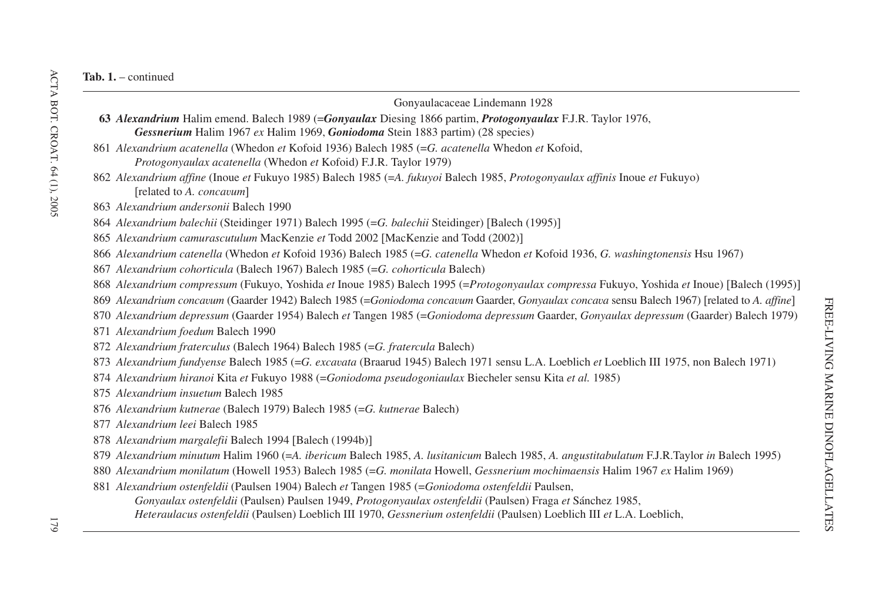**Tab. 1.** – continued

Gonyaulacaceae Lindemann 1928

**63** ***Alexandrium*** Halim emend. Balech 1989 (=***Gonyaulax*** Diesing 1866 partim, ***Protogonyaulax*** F.J.R. Taylor 1976, ***Gessnerium*** Halim 1967 *ex* Halim 1969, ***Goniodoma*** Stein 1883 partim) (28 species)

861 *Alexandrium acatenella* (Whedon *et* Kofoid 1936) Balech 1985 (=*G. acatenella* Whedon *et* Kofoid, *Protogonyaulax acatenella* (Whedon *et* Kofoid) F.J.R. Taylor 1979)

862 *Alexandrium affine* (Inoue *et* Fukuyo 1985) Balech 1985 (=*A. fukuyoi* Balech 1985, *Protogonyaulax affinis* Inoue *et* Fukuyo) [related to *A. concavum*]

863 *Alexandrium andersonii* Balech 1990

864 *Alexandrium balechii* (Steidinger 1971) Balech 1995 (=*G. balechii* Steidinger) [Balech (1995)]

865 *Alexandrium camurascutulum* MacKenzie *et* Todd 2002 [MacKenzie and Todd (2002)]

866 *Alexandrium catenella* (Whedon *et* Kofoid 1936) Balech 1985 (=*G. catenella* Whedon *et* Kofoid 1936, *G. washingtonensis* Hsu 1967)

867 *Alexandrium cohorticula* (Balech 1967) Balech 1985 (=*G. cohorticula* Balech)

868 *Alexandrium compressum* (Fukuyo, Yoshida *et* Inoue 1985) Balech 1995 (=*Protogonyaulax compressa* Fukuyo, Yoshida *et* Inoue) [Balech (1995)]

869 *Alexandrium concavum* (Gaarder 1942) Balech 1985 (=*Goniodoma concavum* Gaarder, *Gonyaulax concava* sensu Balech 1967) [related to *A. affine*]

870 *Alexandrium depressum* (Gaarder 1954) Balech *et* Tangen 1985 (=*Goniodoma depressum* Gaarder, *Gonyaulax depressum* (Gaarder) Balech 1979)

871 *Alexandrium foedum* Balech 1990

872 *Alexandrium fraterculus* (Balech 1964) Balech 1985 (=*G. fratercula* Balech)

873 *Alexandrium fundyense* Balech 1985 (=*G. excavata* (Braarud 1945) Balech 1971 sensu L.A. Loeblich *et* Loeblich III 1975, non Balech 1971)

874 *Alexandrium hiranoi* Kita *et* Fukuyo 1988 (=*Goniodoma pseudogoniaulax* Biecheler sensu Kita *et al.* 1985)

875 *Alexandrium insuetum* Balech 1985

876 *Alexandrium kutnerae* (Balech 1979) Balech 1985 (=*G. kutnerae* Balech)

877 *Alexandrium leei* Balech 1985

878 *Alexandrium margalefii* Balech 1994 [Balech (1994b)]

879 *Alexandrium minutum* Halim 1960 (=*A. ibericum* Balech 1985, *A. lusitanicum* Balech 1985, *A. angustitabulatum* F.J.R.Taylor *in* Balech 1995)

880 *Alexandrium monilatum* (Howell 1953) Balech 1985 (=*G. monilata* Howell, *Gessnerium mochimaensis* Halim 1967 *ex* Halim 1969)

881 *Alexandrium ostenfeldii* (Paulsen 1904) Balech *et* Tangen 1985 (=*Goniodoma ostenfeldii* Paulsen, *Gonyaulax ostenfeldii* (Paulsen) Paulsen 1949, *Protogonyaulax ostenfeldii* (Paulsen) Fraga *et* Sánchez 1985, *Heteraulacus ostenfeldii* (Paulsen) Loeblich III 1970, *Gessnerium ostenfeldii* (Paulsen) Loeblich III *et* L.A. Loeblich,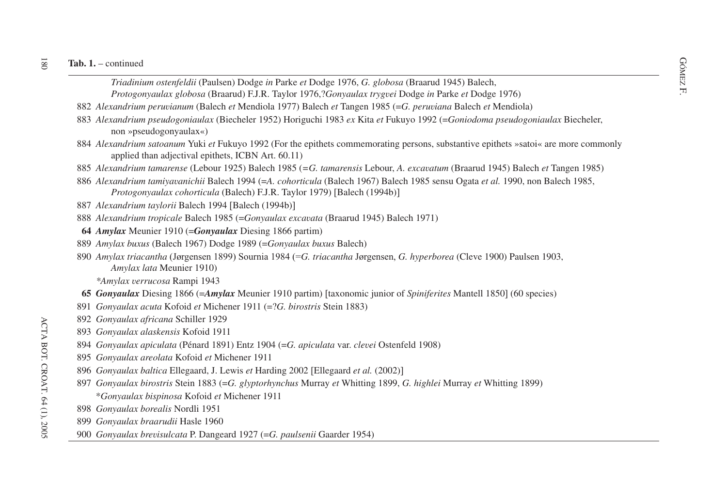**Tab. 1.** – continued

*Triadinium ostenfeldii* (Paulsen) Dodge *in* Parke *et* Dodge 1976, *G. globosa* (Braarud 1945) Balech, *Protogonyaulax globosa* (Braarud) F.J.R. Taylor 1976,?*Gonyaulax trygvei* Dodge *in* Parke *et* Dodge 1976)

882 *Alexandrium peruvianum* (Balech *et* Mendiola 1977) Balech *et* Tangen 1985 (=*G. peruviana* Balech *et* Mendiola)

883 *Alexandrium pseudogoniaulax* (Biecheler 1952) Horiguchi 1983 *ex* Kita *et* Fukuyo 1992 (=*Goniodoma pseudogoniaulax* Biecheler, non »pseudogonyaulax«)

884 *Alexandrium satoanum* Yuki *et* Fukuyo 1992 (For the epithets commemorating persons, substantive epithets »satoi« are more commonly applied than adjectival epithets, ICBN Art. 60.11)

885 *Alexandrium tamarense* (Lebour 1925) Balech 1985 (=*G. tamarensis* Lebour, *A. excavatum* (Braarud 1945) Balech *et* Tangen 1985)

886 *Alexandrium tamiyavanichii* Balech 1994 (=*A. cohorticula* (Balech 1967) Balech 1985 sensu Ogata *et al.* 1990, non Balech 1985, *Protogonyaulax cohorticula* (Balech) F.J.R. Taylor 1979) [Balech (1994b)]

887 *Alexandrium taylorii* Balech 1994 [Balech (1994b)]

888 *Alexandrium tropicale* Balech 1985 (=*Gonyaulax excavata* (Braarud 1945) Balech 1971)

**64** ***Amylax*** Meunier 1910 (=***Gonyaulax*** Diesing 1866 partim)

889 *Amylax buxus* (Balech 1967) Dodge 1989 (=*Gonyaulax buxus* Balech)

890 *Amylax triacantha* (Jørgensen 1899) Sournia 1984 (=*G. triacantha* Jørgensen, *G. hyperborea* (Cleve 1900) Paulsen 1903, *Amylax lata* Meunier 1910)

*\*Amylax verrucosa* Rampi 1943

**65** ***Gonyaulax*** Diesing 1866 (=***Amylax*** Meunier 1910 partim) [taxonomic junior of *Spiniferites* Mantell 1850] (60 species)

891 *Gonyaulax acuta* Kofoid *et* Michener 1911 (=?*G. birostris* Stein 1883)

892 *Gonyaulax africana* Schiller 1929

893 *Gonyaulax alaskensis* Kofoid 1911

894 *Gonyaulax apiculata* (Pénard 1891) Entz 1904 (=*G. apiculata* var. *clevei* Ostenfeld 1908)

895 *Gonyaulax areolata* Kofoid *et* Michener 1911

896 *Gonyaulax baltica* Ellegaard, J. Lewis *et* Harding 2002 [Ellegaard *et al.* (2002)]

897 *Gonyaulax birostris* Stein 1883 (=*G. glyptorhynchus* Murray *et* Whitting 1899, *G. highlei* Murray *et* Whitting 1899)

\**Gonyaulax bispinosa* Kofoid *et* Michener 1911

898 *Gonyaulax borealis* Nordli 1951

899 *Gonyaulax braarudii* Hasle 1960

900 *Gonyaulax brevisulcata* P. Dangeard 1927 (=*G. paulsenii* Gaarder 1954)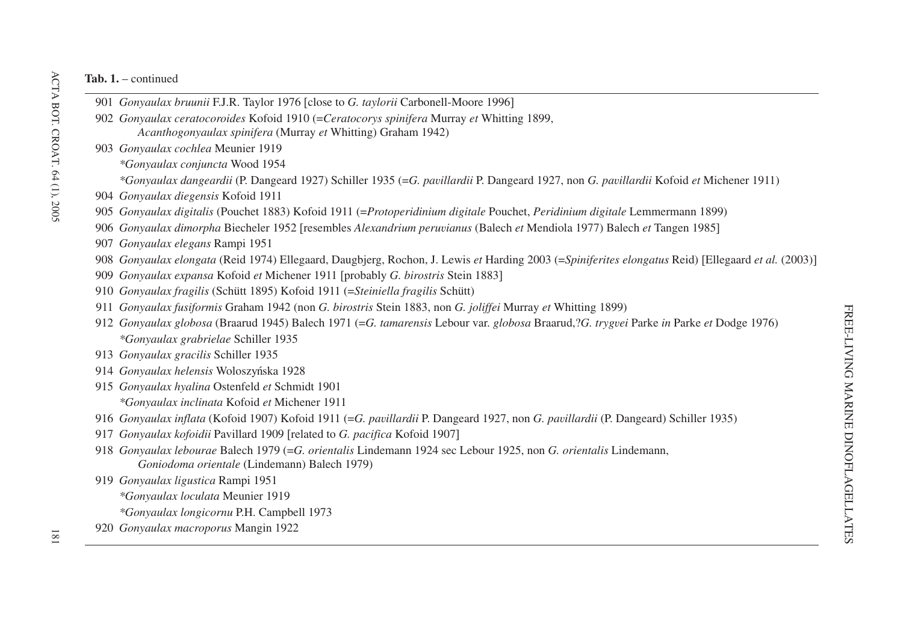**Tab. 1.** – continued

901 *Gonyaulax bruunii* F.J.R. Taylor 1976 [close to *G. taylorii* Carbonell-Moore 1996]

902 *Gonyaulax ceratocoroides* Kofoid 1910 (=*Ceratocorys spinifera* Murray *et* Whitting 1899, *Acanthogonyaulax spinifera* (Murray *et* Whitting) Graham 1942)

903 *Gonyaulax cochlea* Meunier 1919

*\*Gonyaulax conjuncta* Wood 1954

*\*Gonyaulax dangeardii* (P. Dangeard 1927) Schiller 1935 (=*G. pavillardii* P. Dangeard 1927, non *G. pavillardii* Kofoid *et* Michener 1911)

904 *Gonyaulax diegensis* Kofoid 1911

905 *Gonyaulax digitalis* (Pouchet 1883) Kofoid 1911 (=*Protoperidinium digitale* Pouchet, *Peridinium digitale* Lemmermann 1899)

906 *Gonyaulax dimorpha* Biecheler 1952 [resembles *Alexandrium peruvianus* (Balech *et* Mendiola 1977) Balech *et* Tangen 1985]

907 *Gonyaulax elegans* Rampi 1951

908 *Gonyaulax elongata* (Reid 1974) Ellegaard, Daugbjerg, Rochon, J. Lewis *et* Harding 2003 (=*Spiniferites elongatus* Reid) [Ellegaard *et al.* (2003)]

909 *Gonyaulax expansa* Kofoid *et* Michener 1911 [probably *G. birostris* Stein 1883]

910 *Gonyaulax fragilis* (Schütt 1895) Kofoid 1911 (=*Steiniella fragilis* Schütt)

911 *Gonyaulax fusiformis* Graham 1942 (non *G. birostris* Stein 1883, non *G. joliffei* Murray *et* Whitting 1899)

912 *Gonyaulax globosa* (Braarud 1945) Balech 1971 (=*G. tamarensis* Lebour var. *globosa* Braarud,?*G. trygvei* Parke *in* Parke *et* Dodge 1976)

*\*Gonyaulax grabrielae* Schiller 1935

913 *Gonyaulax gracilis* Schiller 1935

914 *Gonyaulax helensis* Woloszyńska 1928

915 *Gonyaulax hyalina* Ostenfeld *et* Schmidt 1901

*\*Gonyaulax inclinata* Kofoid *et* Michener 1911

916 *Gonyaulax inflata* (Kofoid 1907) Kofoid 1911 (=*G. pavillardii* P. Dangeard 1927, non *G. pavillardii* (P. Dangeard) Schiller 1935)

917 *Gonyaulax kofoidii* Pavillard 1909 [related to *G. pacifica* Kofoid 1907]

918 *Gonyaulax lebourae* Balech 1979 (=*G. orientalis* Lindemann 1924 sec Lebour 1925, non *G. orientalis* Lindemann, *Goniodoma orientale* (Lindemann) Balech 1979)

919 *Gonyaulax ligustica* Rampi 1951

*\*Gonyaulax loculata* Meunier 1919

*\*Gonyaulax longicornu* P.H. Campbell 1973

920 *Gonyaulax macroporus* Mangin 1922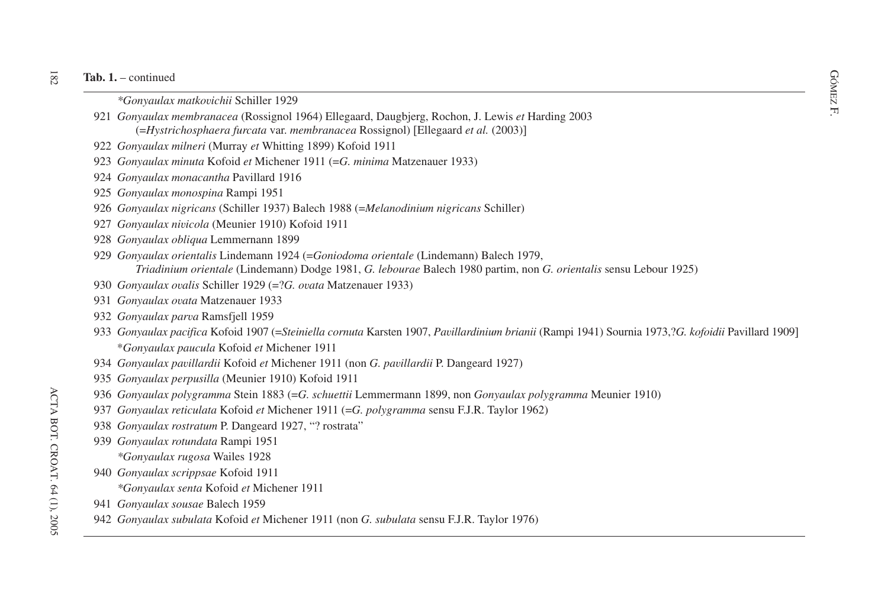**Tab. 1.** – continued

*\*Gonyaulax matkovichii* Schiller 1929

921 *Gonyaulax membranacea* (Rossignol 1964) Ellegaard, Daugbjerg, Rochon, J. Lewis *et* Harding 2003
(=*Hystrichosphaera furcata* var. *membranacea* Rossignol) [Ellegaard *et al.* (2003)]

922 *Gonyaulax milneri* (Murray *et* Whitting 1899) Kofoid 1911

923 *Gonyaulax minuta* Kofoid *et* Michener 1911 (=*G. minima* Matzenauer 1933)

924 *Gonyaulax monacantha* Pavillard 1916

925 *Gonyaulax monospina* Rampi 1951

926 *Gonyaulax nigricans* (Schiller 1937) Balech 1988 (=*Melanodinium nigricans* Schiller)

927 *Gonyaulax nivicola* (Meunier 1910) Kofoid 1911

928 *Gonyaulax obliqua* Lemmernann 1899

929 *Gonyaulax orientalis* Lindemann 1924 (=*Goniodoma orientale* (Lindemann) Balech 1979,
*Triadinium orientale* (Lindemann) Dodge 1981, *G. lebourae* Balech 1980 partim, non *G. orientalis* sensu Lebour 1925)

930 *Gonyaulax ovalis* Schiller 1929 (=?*G. ovata* Matzenauer 1933)

931 *Gonyaulax ovata* Matzenauer 1933

932 *Gonyaulax parva* Ramsfjell 1959

933 *Gonyaulax pacifica* Kofoid 1907 (=*Steiniella cornuta* Karsten 1907, *Pavillardinium brianii* (Rampi 1941) Sournia 1973,?*G. kofoidii* Pavillard 1909]

\**Gonyaulax paucula* Kofoid *et* Michener 1911

934 *Gonyaulax pavillardii* Kofoid *et* Michener 1911 (non *G. pavillardii* P. Dangeard 1927)

935 *Gonyaulax perpusilla* (Meunier 1910) Kofoid 1911

936 *Gonyaulax polygramma* Stein 1883 (=*G. schuettii* Lemmermann 1899, non *Gonyaulax polygramma* Meunier 1910)

937 *Gonyaulax reticulata* Kofoid *et* Michener 1911 (=*G. polygramma* sensu F.J.R. Taylor 1962)

938 *Gonyaulax rostratum* P. Dangeard 1927, "? rostrata"

939 *Gonyaulax rotundata* Rampi 1951

*\*Gonyaulax rugosa* Wailes 1928

940 *Gonyaulax scrippsae* Kofoid 1911

*\*Gonyaulax senta* Kofoid *et* Michener 1911

941 *Gonyaulax sousae* Balech 1959

942 *Gonyaulax subulata* Kofoid *et* Michener 1911 (non *G. subulata* sensu F.J.R. Taylor 1976)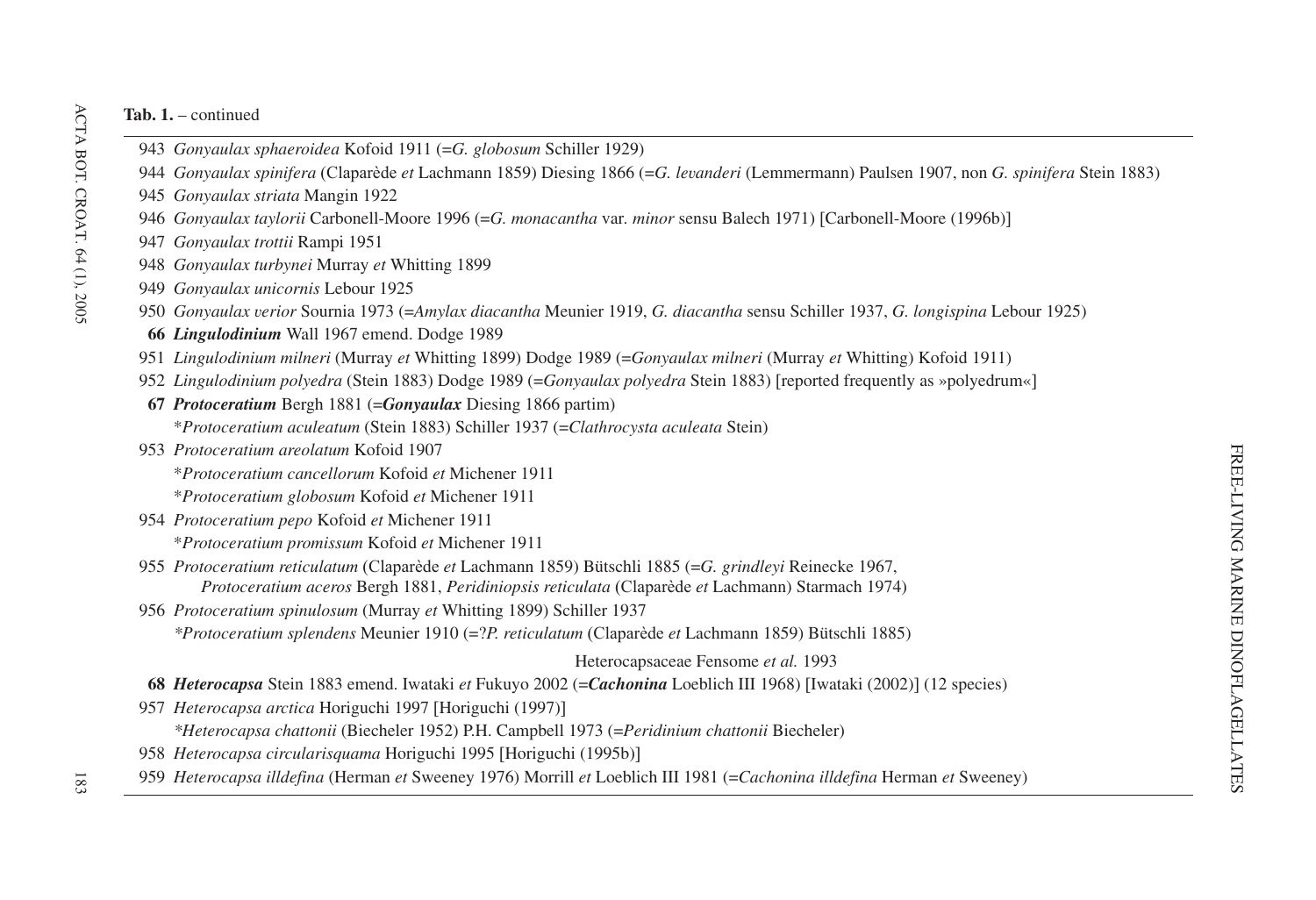**Tab. 1.** – continued

943 *Gonyaulax sphaeroidea* Kofoid 1911 (=*G. globosum* Schiller 1929)

944 *Gonyaulax spinifera* (Claparède *et* Lachmann 1859) Diesing 1866 (=*G. levanderi* (Lemmermann) Paulsen 1907, non *G. spinifera* Stein 1883)

945 *Gonyaulax striata* Mangin 1922

946 *Gonyaulax taylorii* Carbonell-Moore 1996 (=*G. monacantha* var. *minor* sensu Balech 1971) [Carbonell-Moore (1996b)]

947 *Gonyaulax trottii* Rampi 1951

948 *Gonyaulax turbynei* Murray *et* Whitting 1899

949 *Gonyaulax unicornis* Lebour 1925

950 *Gonyaulax verior* Sournia 1973 (=*Amylax diacantha* Meunier 1919, *G. diacantha* sensu Schiller 1937, *G. longispina* Lebour 1925)

**66** ***Lingulodinium*** Wall 1967 emend. Dodge 1989

951 *Lingulodinium milneri* (Murray *et* Whitting 1899) Dodge 1989 (=*Gonyaulax milneri* (Murray *et* Whitting) Kofoid 1911)

952 *Lingulodinium polyedra* (Stein 1883) Dodge 1989 (=*Gonyaulax polyedra* Stein 1883) [reported frequently as »polyedrum«]

**67** ***Protoceratium*** Bergh 1881 (=***Gonyaulax*** Diesing 1866 partim)

*\*Protoceratium aculeatum* (Stein 1883) Schiller 1937 (=*Clathrocysta aculeata* Stein)

953 *Protoceratium areolatum* Kofoid 1907

*\*Protoceratium cancellorum* Kofoid *et* Michener 1911

*\*Protoceratium globosum* Kofoid *et* Michener 1911

954 *Protoceratium pepo* Kofoid *et* Michener 1911

*\*Protoceratium promissum* Kofoid *et* Michener 1911

955 *Protoceratium reticulatum* (Claparède *et* Lachmann 1859) Bütschli 1885 (=*G. grindleyi* Reinecke 1967, *Protoceratium aceros* Bergh 1881, *Peridiniopsis reticulata* (Claparède *et* Lachmann) Starmach 1974)

956 *Protoceratium spinulosum* (Murray *et* Whitting 1899) Schiller 1937

*\*Protoceratium splendens* Meunier 1910 (=?*P. reticulatum* (Claparède *et* Lachmann 1859) Bütschli 1885)

Heterocapsaceae Fensome *et al.* 1993

**68** ***Heterocapsa*** Stein 1883 emend. Iwataki *et* Fukuyo 2002 (=***Cachonina*** Loeblich III 1968) [Iwataki (2002)] (12 species)

957 *Heterocapsa arctica* Horiguchi 1997 [Horiguchi (1997)]

*\*Heterocapsa chattonii* (Biecheler 1952) P.H. Campbell 1973 (=*Peridinium chattonii* Biecheler)

958 *Heterocapsa circularisquama* Horiguchi 1995 [Horiguchi (1995b)]

959 *Heterocapsa illdefina* (Herman *et* Sweeney 1976) Morrill *et* Loeblich III 1981 (=*Cachonina illdefina* Herman *et* Sweeney)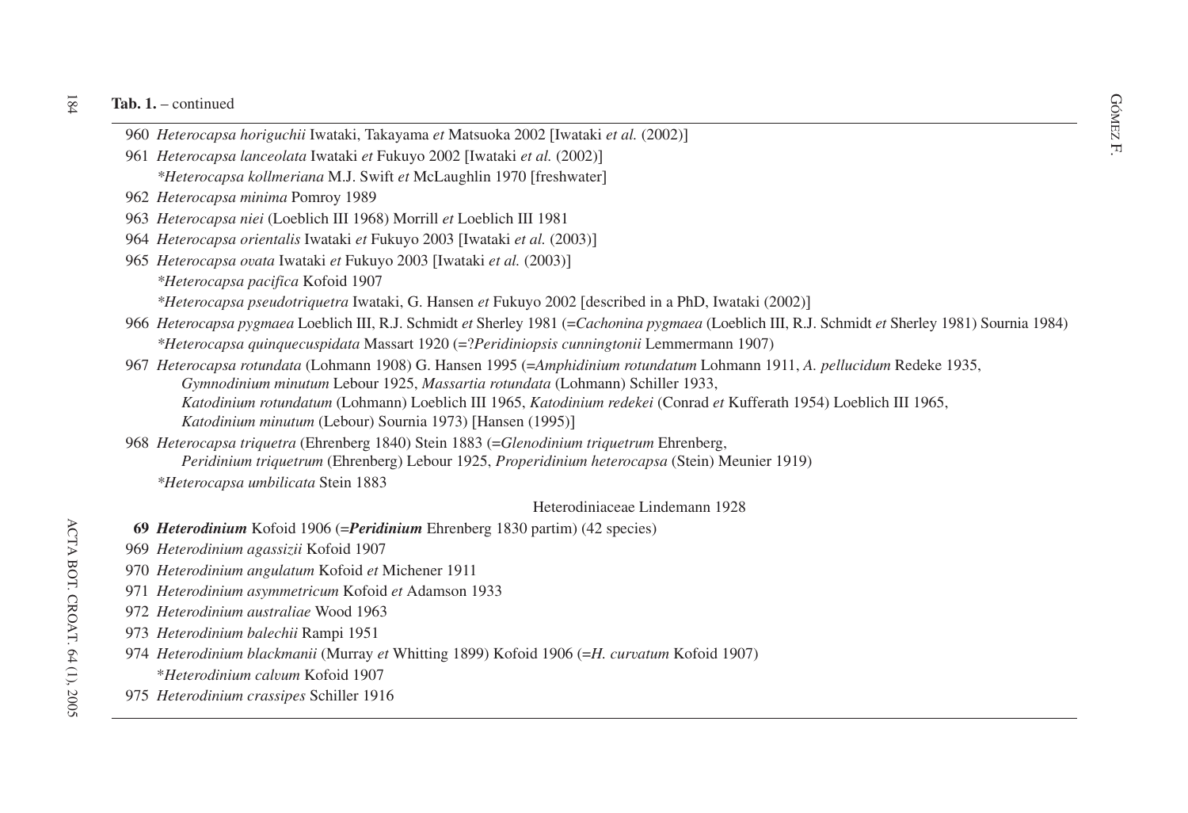**Tab. 1.** – continued

960 *Heterocapsa horiguchii* Iwataki, Takayama *et* Matsuoka 2002 [Iwataki *et al.* (2002)]

961 *Heterocapsa lanceolata* Iwataki *et* Fukuyo 2002 [Iwataki *et al.* (2002)]

*\*Heterocapsa kollmeriana* M.J. Swift *et* McLaughlin 1970 [freshwater]

962 *Heterocapsa minima* Pomroy 1989

963 *Heterocapsa niei* (Loeblich III 1968) Morrill *et* Loeblich III 1981

964 *Heterocapsa orientalis* Iwataki *et* Fukuyo 2003 [Iwataki *et al.* (2003)]

965 *Heterocapsa ovata* Iwataki *et* Fukuyo 2003 [Iwataki *et al.* (2003)]

*\*Heterocapsa pacifica* Kofoid 1907

*\*Heterocapsa pseudotriquetra* Iwataki, G. Hansen *et* Fukuyo 2002 [described in a PhD, Iwataki (2002)]

966 *Heterocapsa pygmaea* Loeblich III, R.J. Schmidt *et* Sherley 1981 (=*Cachonina pygmaea* (Loeblich III, R.J. Schmidt *et* Sherley 1981) Sournia 1984)

*\*Heterocapsa quinquecuspidata* Massart 1920 (=?*Peridiniopsis cunningtonii* Lemmermann 1907)

967 *Heterocapsa rotundata* (Lohmann 1908) G. Hansen 1995 (=*Amphidinium rotundatum* Lohmann 1911, *A. pellucidum* Redeke 1935, *Gymnodinium minutum* Lebour 1925, *Massartia rotundata* (Lohmann) Schiller 1933, *Katodinium rotundatum* (Lohmann) Loeblich III 1965, *Katodinium redekei* (Conrad *et* Kufferath 1954) Loeblich III 1965, *Katodinium minutum* (Lebour) Sournia 1973) [Hansen (1995)]

968 *Heterocapsa triquetra* (Ehrenberg 1840) Stein 1883 (=*Glenodinium triquetrum* Ehrenberg, *Peridinium triquetrum* (Ehrenberg) Lebour 1925, *Properidinium heterocapsa* (Stein) Meunier 1919)

*\*Heterocapsa umbilicata* Stein 1883

Heterodiniaceae Lindemann 1928

**69 *Heterodinium*** Kofoid 1906 (=***Peridinium*** Ehrenberg 1830 partim) (42 species)

969 *Heterodinium agassizii* Kofoid 1907

970 *Heterodinium angulatum* Kofoid *et* Michener 1911

971 *Heterodinium asymmetricum* Kofoid *et* Adamson 1933

972 *Heterodinium australiae* Wood 1963

973 *Heterodinium balechii* Rampi 1951

974 *Heterodinium blackmanii* (Murray *et* Whitting 1899) Kofoid 1906 (=*H. curvatum* Kofoid 1907)

\**Heterodinium calvum* Kofoid 1907

975 *Heterodinium crassipes* Schiller 1916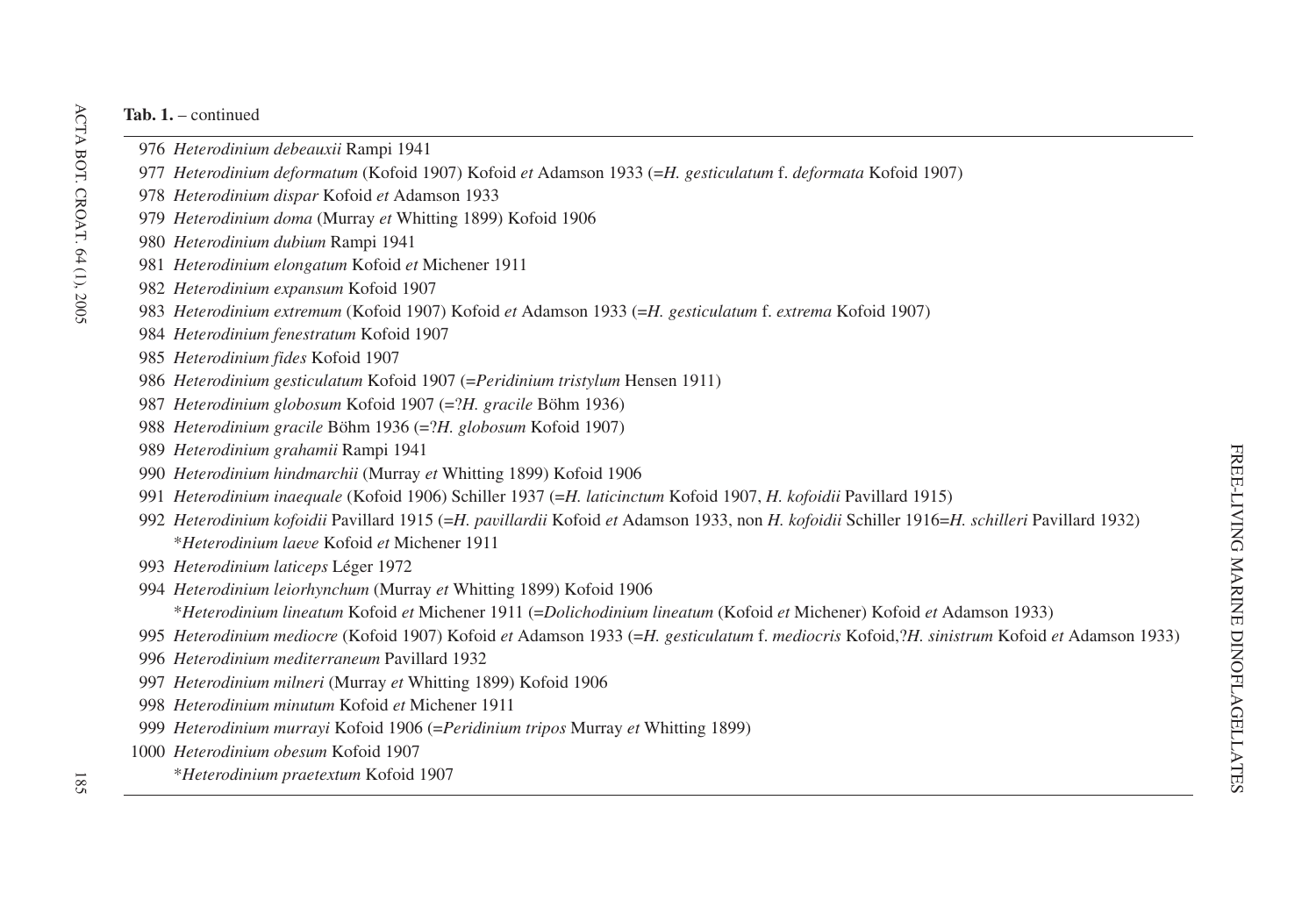**Tab. 1.** – continued

976 *Heterodinium debeauxii* Rampi 1941
977 *Heterodinium deformatum* (Kofoid 1907) Kofoid *et* Adamson 1933 (=*H. gesticulatum* f. *deformata* Kofoid 1907)
978 *Heterodinium dispar* Kofoid *et* Adamson 1933
979 *Heterodinium doma* (Murray *et* Whitting 1899) Kofoid 1906
980 *Heterodinium dubium* Rampi 1941
981 *Heterodinium elongatum* Kofoid *et* Michener 1911
982 *Heterodinium expansum* Kofoid 1907
983 *Heterodinium extremum* (Kofoid 1907) Kofoid *et* Adamson 1933 (=*H. gesticulatum* f. *extrema* Kofoid 1907)
984 *Heterodinium fenestratum* Kofoid 1907
985 *Heterodinium fides* Kofoid 1907
986 *Heterodinium gesticulatum* Kofoid 1907 (=*Peridinium tristylum* Hensen 1911)
987 *Heterodinium globosum* Kofoid 1907 (=?*H. gracile* Böhm 1936)
988 *Heterodinium gracile* Böhm 1936 (=?*H. globosum* Kofoid 1907)
989 *Heterodinium grahamii* Rampi 1941
990 *Heterodinium hindmarchii* (Murray *et* Whitting 1899) Kofoid 1906
991 *Heterodinium inaequale* (Kofoid 1906) Schiller 1937 (=*H. laticinctum* Kofoid 1907, *H. kofoidii* Pavillard 1915)
992 *Heterodinium kofoidii* Pavillard 1915 (=*H. pavillardii* Kofoid *et* Adamson 1933, non *H. kofoidii* Schiller 1916=*H. schilleri* Pavillard 1932)
\**Heterodinium laeve* Kofoid *et* Michener 1911
993 *Heterodinium laticeps* Léger 1972
994 *Heterodinium leiorhynchum* (Murray *et* Whitting 1899) Kofoid 1906
\**Heterodinium lineatum* Kofoid *et* Michener 1911 (=*Dolichodinium lineatum* (Kofoid *et* Michener) Kofoid *et* Adamson 1933)
995 *Heterodinium mediocre* (Kofoid 1907) Kofoid *et* Adamson 1933 (=*H. gesticulatum* f. *mediocris* Kofoid,?*H. sinistrum* Kofoid *et* Adamson 1933)
996 *Heterodinium mediterraneum* Pavillard 1932
997 *Heterodinium milneri* (Murray *et* Whitting 1899) Kofoid 1906
998 *Heterodinium minutum* Kofoid *et* Michener 1911
999 *Heterodinium murrayi* Kofoid 1906 (=*Peridinium tripos* Murray *et* Whitting 1899)
1000 *Heterodinium obesum* Kofoid 1907
\**Heterodinium praetextum* Kofoid 1907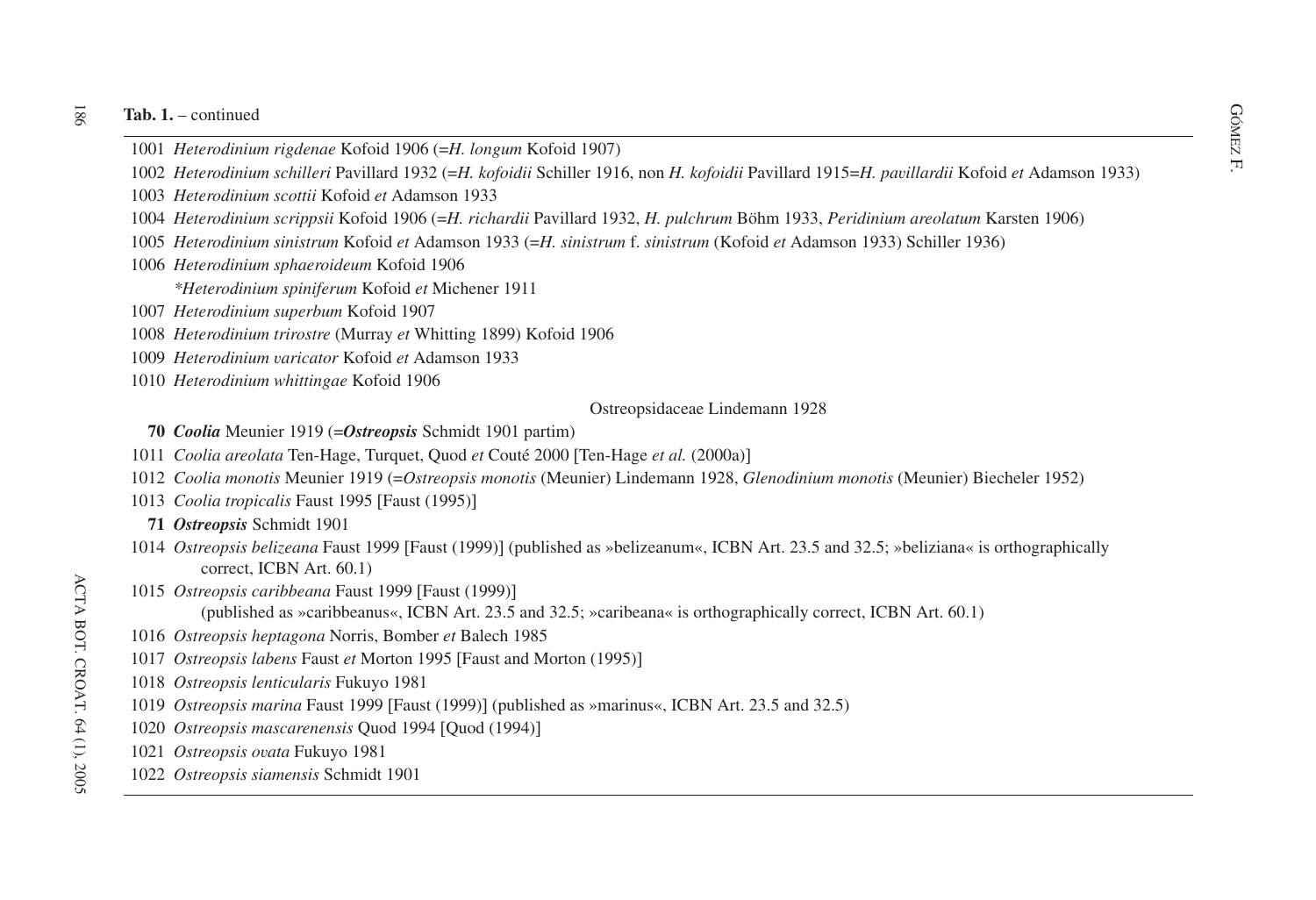**Tab. 1.** – continued

1001 *Heterodinium rigdenae* Kofoid 1906 (=*H. longum* Kofoid 1907)

1002 *Heterodinium schilleri* Pavillard 1932 (=*H. kofoidii* Schiller 1916, non *H. kofoidii* Pavillard 1915=*H. pavillardii* Kofoid *et* Adamson 1933)

1003 *Heterodinium scottii* Kofoid *et* Adamson 1933

1004 *Heterodinium scrippsii* Kofoid 1906 (=*H. richardii* Pavillard 1932, *H. pulchrum* Böhm 1933, *Peridinium areolatum* Karsten 1906)

1005 *Heterodinium sinistrum* Kofoid *et* Adamson 1933 (=*H. sinistrum* f. *sinistrum* (Kofoid *et* Adamson 1933) Schiller 1936)

1006 *Heterodinium sphaeroideum* Kofoid 1906

*\*Heterodinium spiniferum* Kofoid *et* Michener 1911

1007 *Heterodinium superbum* Kofoid 1907

1008 *Heterodinium trirostre* (Murray *et* Whitting 1899) Kofoid 1906

1009 *Heterodinium varicator* Kofoid *et* Adamson 1933

1010 *Heterodinium whittingae* Kofoid 1906

Ostreopsidaceae Lindemann 1928

**70** ***Coolia*** Meunier 1919 (=***Ostreopsis*** Schmidt 1901 partim)

1011 *Coolia areolata* Ten-Hage, Turquet, Quod *et* Couté 2000 [Ten-Hage *et al.* (2000a)]

1012 *Coolia monotis* Meunier 1919 (=*Ostreopsis monotis* (Meunier) Lindemann 1928, *Glenodinium monotis* (Meunier) Biecheler 1952)

1013 *Coolia tropicalis* Faust 1995 [Faust (1995)]

**71** ***Ostreopsis*** Schmidt 1901

1014 *Ostreopsis belizeana* Faust 1999 [Faust (1999)] (published as »belizeanum«, ICBN Art. 23.5 and 32.5; »beliziana« is orthographically correct, ICBN Art. 60.1)

1015 *Ostreopsis caribbeana* Faust 1999 [Faust (1999)] (published as »caribbeanus«, ICBN Art. 23.5 and 32.5; »caribeana« is orthographically correct, ICBN Art. 60.1)

1016 *Ostreopsis heptagona* Norris, Bomber *et* Balech 1985

1017 *Ostreopsis labens* Faust *et* Morton 1995 [Faust and Morton (1995)]

1018 *Ostreopsis lenticularis* Fukuyo 1981

1019 *Ostreopsis marina* Faust 1999 [Faust (1999)] (published as »marinus«, ICBN Art. 23.5 and 32.5)

1020 *Ostreopsis mascarenensis* Quod 1994 [Quod (1994)]

1021 *Ostreopsis ovata* Fukuyo 1981

1022 *Ostreopsis siamensis* Schmidt 1901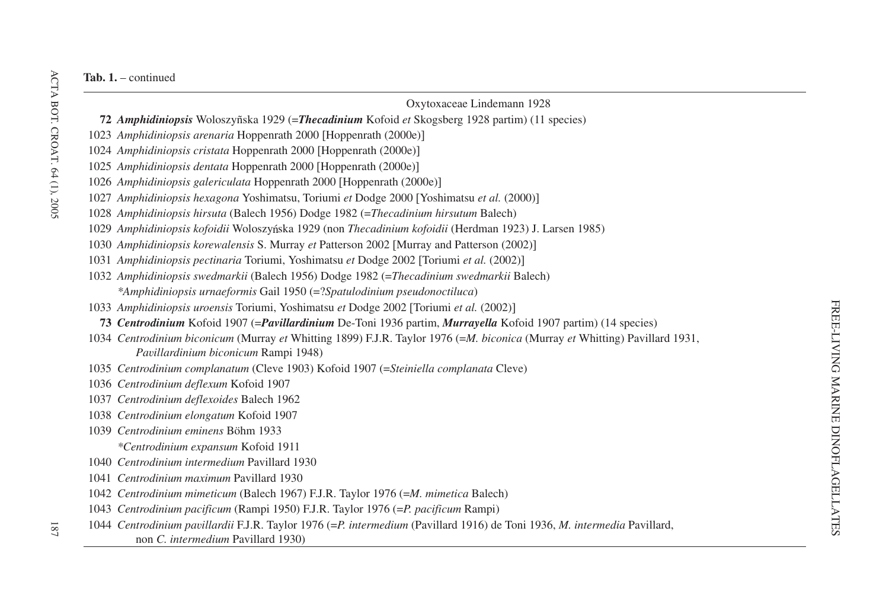**Tab. 1.** – continued

Oxytoxaceae Lindemann 1928

**72** ***Amphidiniopsis*** Woloszyñska 1929 (=***Thecadinium*** Kofoid *et* Skogsberg 1928 partim) (11 species)

1023 *Amphidiniopsis arenaria* Hoppenrath 2000 [Hoppenrath (2000e)]

1024 *Amphidiniopsis cristata* Hoppenrath 2000 [Hoppenrath (2000e)]

1025 *Amphidiniopsis dentata* Hoppenrath 2000 [Hoppenrath (2000e)]

1026 *Amphidiniopsis galericulata* Hoppenrath 2000 [Hoppenrath (2000e)]

1027 *Amphidiniopsis hexagona* Yoshimatsu, Toriumi *et* Dodge 2000 [Yoshimatsu *et al.* (2000)]

1028 *Amphidiniopsis hirsuta* (Balech 1956) Dodge 1982 (=*Thecadinium hirsutum* Balech)

1029 *Amphidiniopsis kofoidii* Woloszyńska 1929 (non *Thecadinium kofoidii* (Herdman 1923) J. Larsen 1985)

1030 *Amphidiniopsis korewalensis* S. Murray *et* Patterson 2002 [Murray and Patterson (2002)]

1031 *Amphidiniopsis pectinaria* Toriumi, Yoshimatsu *et* Dodge 2002 [Toriumi *et al.* (2002)]

1032 *Amphidiniopsis swedmarkii* (Balech 1956) Dodge 1982 (=*Thecadinium swedmarkii* Balech)

*\*Amphidiniopsis urnaeformis* Gail 1950 (=?*Spatulodinium pseudonoctiluca*)

1033 *Amphidiniopsis uroensis* Toriumi, Yoshimatsu *et* Dodge 2002 [Toriumi *et al.* (2002)]

**73** ***Centrodinium*** Kofoid 1907 (=***Pavillardinium*** De-Toni 1936 partim, ***Murrayella*** Kofoid 1907 partim) (14 species)

1034 *Centrodinium biconicum* (Murray *et* Whitting 1899) F.J.R. Taylor 1976 (=*M. biconica* (Murray *et* Whitting) Pavillard 1931, *Pavillardinium biconicum* Rampi 1948)

1035 *Centrodinium complanatum* (Cleve 1903) Kofoid 1907 (=*Steiniella complanata* Cleve)

1036 *Centrodinium deflexum* Kofoid 1907

1037 *Centrodinium deflexoides* Balech 1962

1038 *Centrodinium elongatum* Kofoid 1907

1039 *Centrodinium eminens* Böhm 1933

*\*Centrodinium expansum* Kofoid 1911

1040 *Centrodinium intermedium* Pavillard 1930

1041 *Centrodinium maximum* Pavillard 1930

1042 *Centrodinium mimeticum* (Balech 1967) F.J.R. Taylor 1976 (=*M. mimetica* Balech)

1043 *Centrodinium pacificum* (Rampi 1950) F.J.R. Taylor 1976 (=*P. pacificum* Rampi)

1044 *Centrodinium pavillardii* F.J.R. Taylor 1976 (=*P. intermedium* (Pavillard 1916) de Toni 1936, *M. intermedia* Pavillard, non *C. intermedium* Pavillard 1930)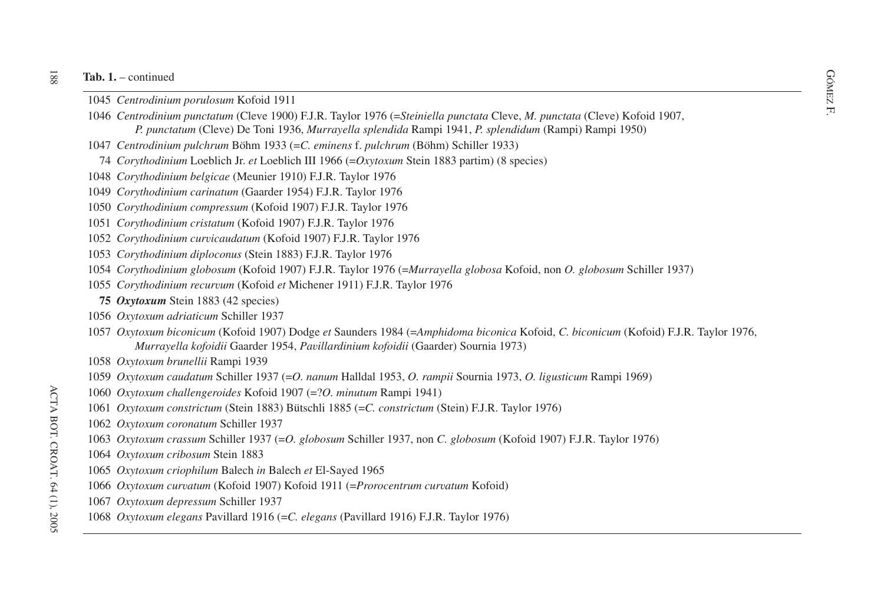**Tab. 1.** – continued

1045 *Centrodinium porulosum* Kofoid 1911

1046 *Centrodinium punctatum* (Cleve 1900) F.J.R. Taylor 1976 (=*Steiniella punctata* Cleve, *M. punctata* (Cleve) Kofoid 1907, *P. punctatum* (Cleve) De Toni 1936, *Murrayella splendida* Rampi 1941, *P. splendidum* (Rampi) Rampi 1950)

1047 *Centrodinium pulchrum* Böhm 1933 (=*C. eminens* f. *pulchrum* (Böhm) Schiller 1933)

74 *Corythodinium* Loeblich Jr. *et* Loeblich III 1966 (=*Oxytoxum* Stein 1883 partim) (8 species)

1048 *Corythodinium belgicae* (Meunier 1910) F.J.R. Taylor 1976

1049 *Corythodinium carinatum* (Gaarder 1954) F.J.R. Taylor 1976

1050 *Corythodinium compressum* (Kofoid 1907) F.J.R. Taylor 1976

1051 *Corythodinium cristatum* (Kofoid 1907) F.J.R. Taylor 1976

1052 *Corythodinium curvicaudatum* (Kofoid 1907) F.J.R. Taylor 1976

1053 *Corythodinium diploconus* (Stein 1883) F.J.R. Taylor 1976

1054 *Corythodinium globosum* (Kofoid 1907) F.J.R. Taylor 1976 (=*Murrayella globosa* Kofoid, non *O. globosum* Schiller 1937)

1055 *Corythodinium recurvum* (Kofoid *et* Michener 1911) F.J.R. Taylor 1976

**75** ***Oxytoxum*** Stein 1883 (42 species)

1056 *Oxytoxum adriaticum* Schiller 1937

1057 *Oxytoxum biconicum* (Kofoid 1907) Dodge *et* Saunders 1984 (=*Amphidoma biconica* Kofoid, *C. biconicum* (Kofoid) F.J.R. Taylor 1976, *Murrayella kofoidii* Gaarder 1954, *Pavillardinium kofoidii* (Gaarder) Sournia 1973)

1058 *Oxytoxum brunellii* Rampi 1939

1059 *Oxytoxum caudatum* Schiller 1937 (=*O. nanum* Halldal 1953, *O. rampii* Sournia 1973, *O. ligusticum* Rampi 1969)

1060 *Oxytoxum challengeroides* Kofoid 1907 (=?*O. minutum* Rampi 1941)

1061 *Oxytoxum constrictum* (Stein 1883) Bütschli 1885 (=*C. constrictum* (Stein) F.J.R. Taylor 1976)

1062 *Oxytoxum coronatum* Schiller 1937

1063 *Oxytoxum crassum* Schiller 1937 (=*O. globosum* Schiller 1937, non *C. globosum* (Kofoid 1907) F.J.R. Taylor 1976)

1064 *Oxytoxum cribosum* Stein 1883

1065 *Oxytoxum criophilum* Balech *in* Balech *et* El-Sayed 1965

1066 *Oxytoxum curvatum* (Kofoid 1907) Kofoid 1911 (=*Prorocentrum curvatum* Kofoid)

1067 *Oxytoxum depressum* Schiller 1937

1068 *Oxytoxum elegans* Pavillard 1916 (=*C. elegans* (Pavillard 1916) F.J.R. Taylor 1976)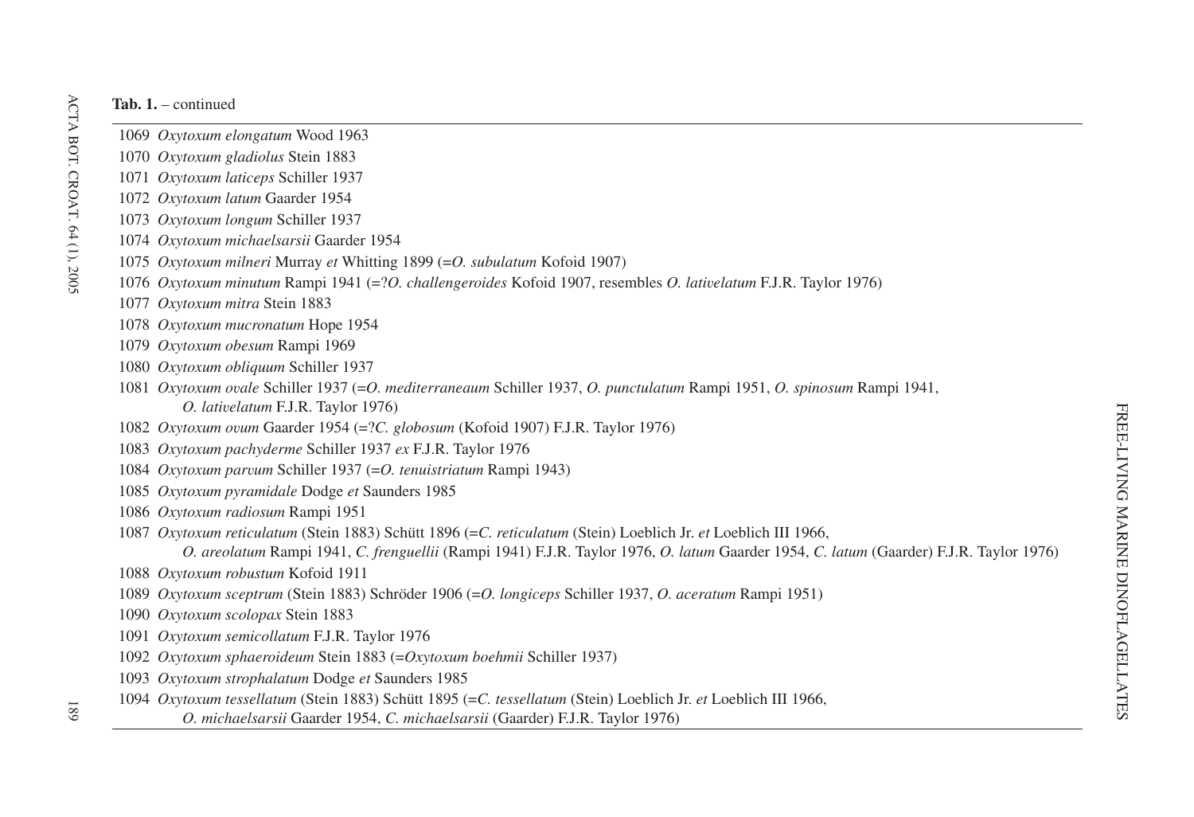**Tab. 1.** – continued

1069 *Oxytoxum elongatum* Wood 1963
1070 *Oxytoxum gladiolus* Stein 1883
1071 *Oxytoxum laticeps* Schiller 1937
1072 *Oxytoxum latum* Gaarder 1954
1073 *Oxytoxum longum* Schiller 1937
1074 *Oxytoxum michaelsarsii* Gaarder 1954
1075 *Oxytoxum milneri* Murray *et* Whitting 1899 (=*O. subulatum* Kofoid 1907)
1076 *Oxytoxum minutum* Rampi 1941 (=?*O. challengeroides* Kofoid 1907, resembles *O. lativelatum* F.J.R. Taylor 1976)
1077 *Oxytoxum mitra* Stein 1883
1078 *Oxytoxum mucronatum* Hope 1954
1079 *Oxytoxum obesum* Rampi 1969
1080 *Oxytoxum obliquum* Schiller 1937
1081 *Oxytoxum ovale* Schiller 1937 (=*O. mediterraneaum* Schiller 1937, *O. punctulatum* Rampi 1951, *O. spinosum* Rampi 1941, *O. lativelatum* F.J.R. Taylor 1976)
1082 *Oxytoxum ovum* Gaarder 1954 (=?*C. globosum* (Kofoid 1907) F.J.R. Taylor 1976)
1083 *Oxytoxum pachyderme* Schiller 1937 *ex* F.J.R. Taylor 1976
1084 *Oxytoxum parvum* Schiller 1937 (=*O. tenuistriatum* Rampi 1943)
1085 *Oxytoxum pyramidale* Dodge *et* Saunders 1985
1086 *Oxytoxum radiosum* Rampi 1951
1087 *Oxytoxum reticulatum* (Stein 1883) Schütt 1896 (=*C. reticulatum* (Stein) Loeblich Jr. *et* Loeblich III 1966, *O. areolatum* Rampi 1941, *C. frenguellii* (Rampi 1941) F.J.R. Taylor 1976, *O. latum* Gaarder 1954, *C. latum* (Gaarder) F.J.R. Taylor 1976)
1088 *Oxytoxum robustum* Kofoid 1911
1089 *Oxytoxum sceptrum* (Stein 1883) Schröder 1906 (=*O. longiceps* Schiller 1937, *O. aceratum* Rampi 1951)
1090 *Oxytoxum scolopax* Stein 1883
1091 *Oxytoxum semicollatum* F.J.R. Taylor 1976
1092 *Oxytoxum sphaeroideum* Stein 1883 (=*Oxytoxum boehmii* Schiller 1937)
1093 *Oxytoxum strophalatum* Dodge *et* Saunders 1985
1094 *Oxytoxum tessellatum* (Stein 1883) Schütt 1895 (=*C. tessellatum* (Stein) Loeblich Jr. *et* Loeblich III 1966, *O. michaelsarsii* Gaarder 1954, *C. michaelsarsii* (Gaarder) F.J.R. Taylor 1976)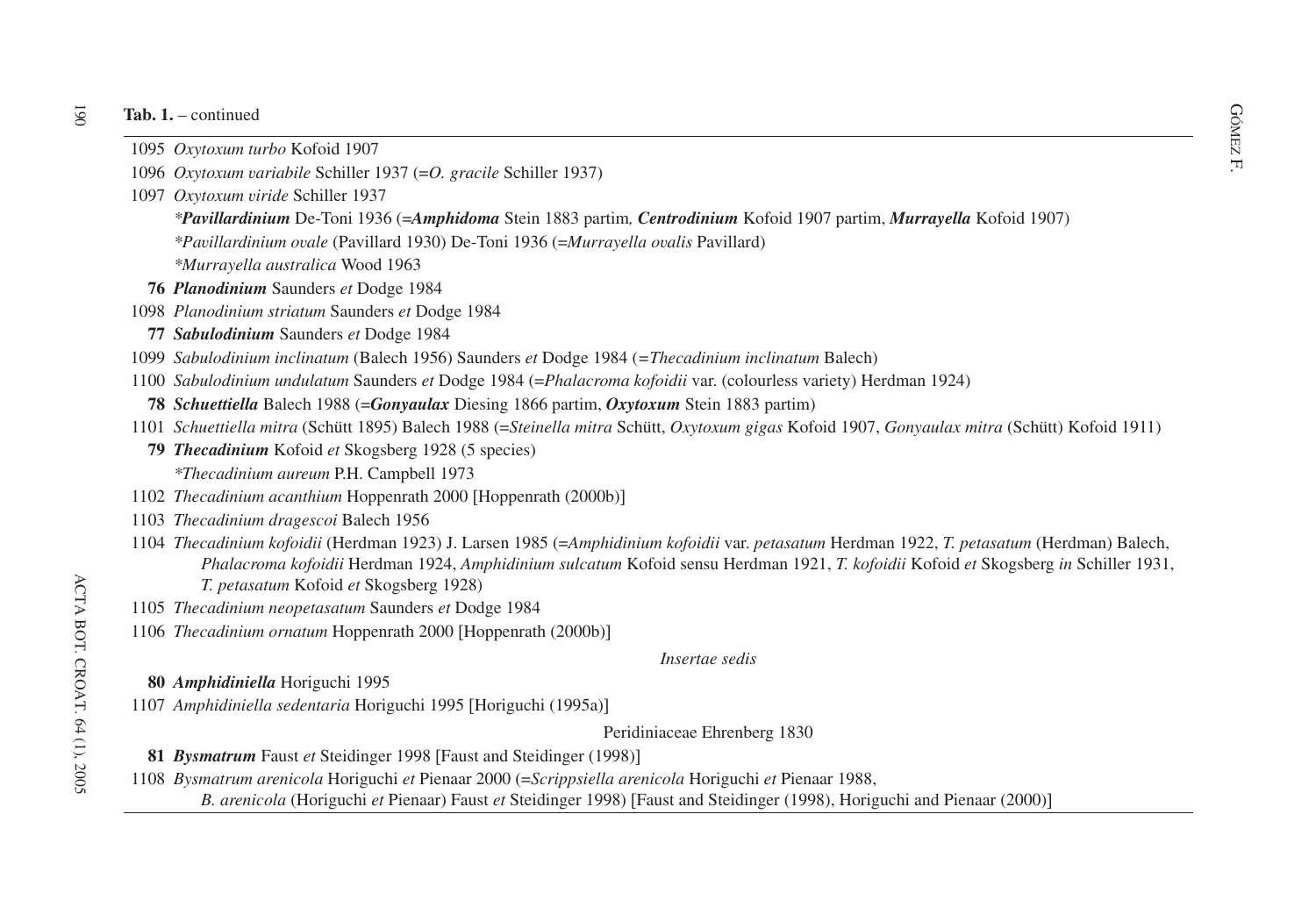**Tab. 1.** – continued

1095 *Oxytoxum turbo* Kofoid 1907

1096 *Oxytoxum variabile* Schiller 1937 (=*O. gracile* Schiller 1937)

1097 *Oxytoxum viride* Schiller 1937

*\*Pavillardinium* De-Toni 1936 (=***Amphidoma*** Stein 1883 partim*,* ***Centrodinium*** Kofoid 1907 partim, ***Murrayella*** Kofoid 1907)

*\*Pavillardinium ovale* (Pavillard 1930) De-Toni 1936 (=*Murrayella ovalis* Pavillard)

*\*Murrayella australica* Wood 1963

**76** ***Planodinium*** Saunders *et* Dodge 1984

1098 *Planodinium striatum* Saunders *et* Dodge 1984

**77** ***Sabulodinium*** Saunders *et* Dodge 1984

1099 *Sabulodinium inclinatum* (Balech 1956) Saunders *et* Dodge 1984 (=*Thecadinium inclinatum* Balech)

1100 *Sabulodinium undulatum* Saunders *et* Dodge 1984 (=*Phalacroma kofoidii* var. (colourless variety) Herdman 1924)

**78** ***Schuettiella*** Balech 1988 (=***Gonyaulax*** Diesing 1866 partim, ***Oxytoxum*** Stein 1883 partim)

1101 *Schuettiella mitra* (Schütt 1895) Balech 1988 (=*Steinella mitra* Schütt, *Oxytoxum gigas* Kofoid 1907, *Gonyaulax mitra* (Schütt) Kofoid 1911)

**79** ***Thecadinium*** Kofoid *et* Skogsberg 1928 (5 species)

*\*Thecadinium aureum* P.H. Campbell 1973

1102 *Thecadinium acanthium* Hoppenrath 2000 [Hoppenrath (2000b)]

1103 *Thecadinium dragescoi* Balech 1956

1104 *Thecadinium kofoidii* (Herdman 1923) J. Larsen 1985 (=*Amphidinium kofoidii* var. *petasatum* Herdman 1922, *T. petasatum* (Herdman) Balech, *Phalacroma kofoidii* Herdman 1924, *Amphidinium sulcatum* Kofoid sensu Herdman 1921, *T. kofoidii* Kofoid *et* Skogsberg *in* Schiller 1931, *T. petasatum* Kofoid *et* Skogsberg 1928)

1105 *Thecadinium neopetasatum* Saunders *et* Dodge 1984

1106 *Thecadinium ornatum* Hoppenrath 2000 [Hoppenrath (2000b)]

*Insertae sedis*

**80** ***Amphidiniella*** Horiguchi 1995

1107 *Amphidiniella sedentaria* Horiguchi 1995 [Horiguchi (1995a)]

Peridiniaceae Ehrenberg 1830

**81** ***Bysmatrum*** Faust *et* Steidinger 1998 [Faust and Steidinger (1998)]

1108 *Bysmatrum arenicola* Horiguchi *et* Pienaar 2000 (=*Scrippsiella arenicola* Horiguchi *et* Pienaar 1988, *B. arenicola* (Horiguchi *et* Pienaar) Faust *et* Steidinger 1998) [Faust and Steidinger (1998), Horiguchi and Pienaar (2000)]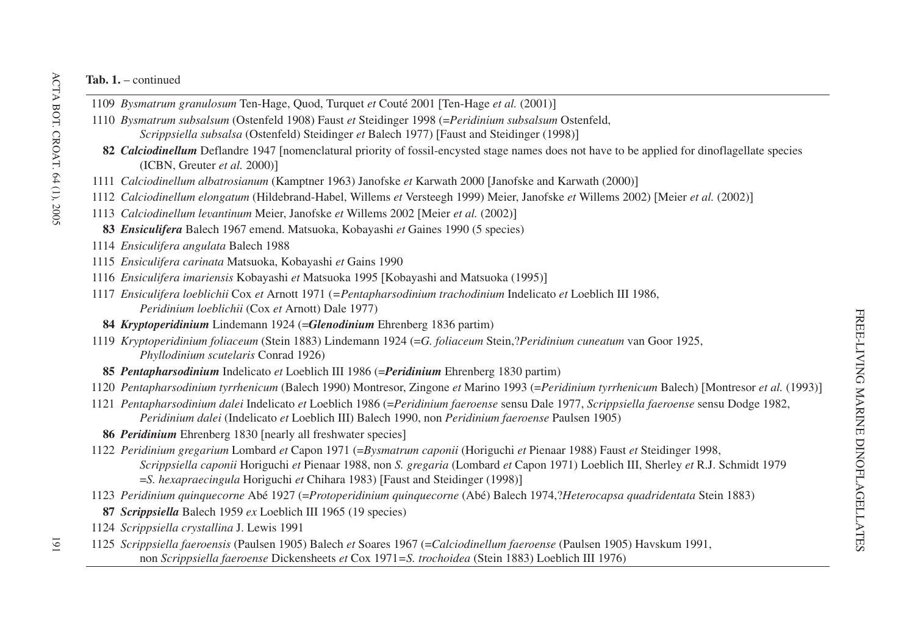**Tab. 1.** – continued

1109 *Bysmatrum granulosum* Ten-Hage, Quod, Turquet *et* Couté 2001 [Ten-Hage *et al.* (2001)]

1110 *Bysmatrum subsalsum* (Ostenfeld 1908) Faust *et* Steidinger 1998 (=*Peridinium subsalsum* Ostenfeld, *Scrippsiella subsalsa* (Ostenfeld) Steidinger *et* Balech 1977) [Faust and Steidinger (1998)]

**82** ***Calciodinellum*** Deflandre 1947 [nomenclatural priority of fossil-encysted stage names does not have to be applied for dinoflagellate species (ICBN, Greuter *et al.* 2000)]

1111 *Calciodinellum albatrosianum* (Kamptner 1963) Janofske *et* Karwath 2000 [Janofske and Karwath (2000)]

1112 *Calciodinellum elongatum* (Hildebrand-Habel, Willems *et* Versteegh 1999) Meier, Janofske *et* Willems 2002) [Meier *et al.* (2002)]

1113 *Calciodinellum levantinum* Meier, Janofske *et* Willems 2002 [Meier *et al.* (2002)]

**83** ***Ensiculifera*** Balech 1967 emend. Matsuoka, Kobayashi *et* Gaines 1990 (5 species)

1114 *Ensiculifera angulata* Balech 1988

1115 *Ensiculifera carinata* Matsuoka, Kobayashi *et* Gains 1990

1116 *Ensiculifera imariensis* Kobayashi *et* Matsuoka 1995 [Kobayashi and Matsuoka (1995)]

1117 *Ensiculifera loeblichii* Cox *et* Arnott 1971 (=*Pentapharsodinium trachodinium* Indelicato *et* Loeblich III 1986, *Peridinium loeblichii* (Cox *et* Arnott) Dale 1977)

**84** ***Kryptoperidinium*** Lindemann 1924 (=***Glenodinium*** Ehrenberg 1836 partim)

1119 *Kryptoperidinium foliaceum* (Stein 1883) Lindemann 1924 (=*G. foliaceum* Stein,?*Peridinium cuneatum* van Goor 1925, *Phyllodinium scutelaris* Conrad 1926)

**85** ***Pentapharsodinium*** Indelicato *et* Loeblich III 1986 (=***Peridinium*** Ehrenberg 1830 partim)

1120 *Pentapharsodinium tyrrhenicum* (Balech 1990) Montresor, Zingone *et* Marino 1993 (=*Peridinium tyrrhenicum* Balech) [Montresor *et al.* (1993)]

1121 *Pentapharsodinium dalei* Indelicato *et* Loeblich 1986 (=*Peridinium faeroense* sensu Dale 1977, *Scrippsiella faeroense* sensu Dodge 1982, *Peridinium dalei* (Indelicato *et* Loeblich III) Balech 1990, non *Peridinium faeroense* Paulsen 1905)

**86** ***Peridinium*** Ehrenberg 1830 [nearly all freshwater species]

1122 *Peridinium gregarium* Lombard *et* Capon 1971 (=*Bysmatrum caponii* (Horiguchi *et* Pienaar 1988) Faust *et* Steidinger 1998, *Scrippsiella caponii* Horiguchi *et* Pienaar 1988, non *S. gregaria* (Lombard *et* Capon 1971) Loeblich III, Sherley *et* R.J. Schmidt 1979 =*S. hexapraecingula* Horiguchi *et* Chihara 1983) [Faust and Steidinger (1998)]

1123 *Peridinium quinquecorne* Abé 1927 (=*Protoperidinium quinquecorne* (Abé) Balech 1974,?*Heterocapsa quadridentata* Stein 1883)

**87** ***Scrippsiella*** Balech 1959 *ex* Loeblich III 1965 (19 species)

1124 *Scrippsiella crystallina* J. Lewis 1991

1125 *Scrippsiella faeroensis* (Paulsen 1905) Balech *et* Soares 1967 (=*Calciodinellum faeroense* (Paulsen 1905) Havskum 1991, non *Scrippsiella faeroense* Dickensheets *et* Cox 1971=*S. trochoidea* (Stein 1883) Loeblich III 1976)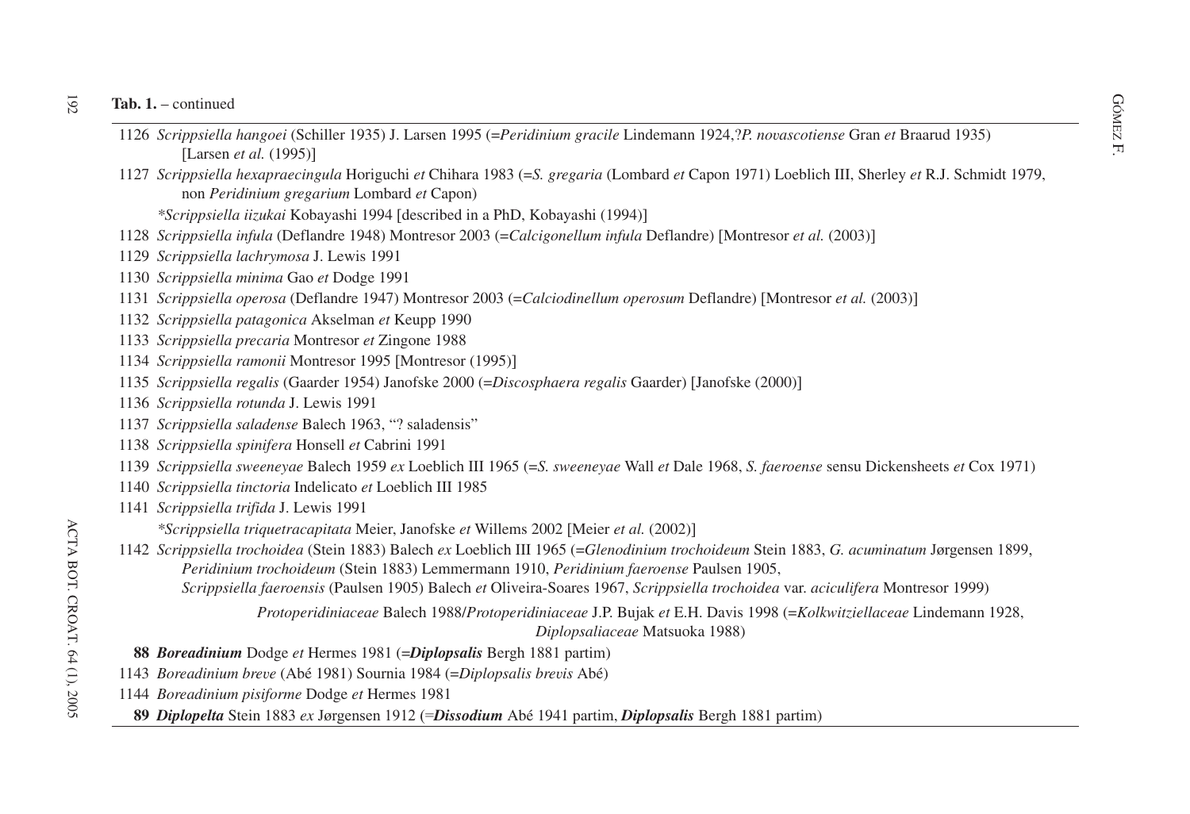**Tab. 1.** – continued

1126 *Scrippsiella hangoei* (Schiller 1935) J. Larsen 1995 (=*Peridinium gracile* Lindemann 1924,?*P. novascotiense* Gran *et* Braarud 1935) [Larsen *et al.* (1995)]

1127 *Scrippsiella hexapraecingula* Horiguchi *et* Chihara 1983 (=*S. gregaria* (Lombard *et* Capon 1971) Loeblich III, Sherley *et* R.J. Schmidt 1979, non *Peridinium gregarium* Lombard *et* Capon)

*Scrippsiella iizukai* Kobayashi 1994 [described in a PhD, Kobayashi (1994)]

1128 *Scrippsiella infula* (Deflandre 1948) Montresor 2003 (=*Calcigonellum infula* Deflandre) [Montresor *et al.* (2003)]

1129 *Scrippsiella lachrymosa* J. Lewis 1991

1130 *Scrippsiella minima* Gao *et* Dodge 1991

1131 *Scrippsiella operosa* (Deflandre 1947) Montresor 2003 (=*Calciodinellum operosum* Deflandre) [Montresor *et al.* (2003)]

1132 *Scrippsiella patagonica* Akselman *et* Keupp 1990

1133 *Scrippsiella precaria* Montresor *et* Zingone 1988

1134 *Scrippsiella ramonii* Montresor 1995 [Montresor (1995)]

1135 *Scrippsiella regalis* (Gaarder 1954) Janofske 2000 (=*Discosphaera regalis* Gaarder) [Janofske (2000)]

1136 *Scrippsiella rotunda* J. Lewis 1991

1137 *Scrippsiella saladense* Balech 1963, "? saladensis"

1138 *Scrippsiella spinifera* Honsell *et* Cabrini 1991

1139 *Scrippsiella sweeneyae* Balech 1959 *ex* Loeblich III 1965 (=*S. sweeneyae* Wall *et* Dale 1968, *S. faeroense* sensu Dickensheets *et* Cox 1971)

1140 *Scrippsiella tinctoria* Indelicato *et* Loeblich III 1985

1141 *Scrippsiella trifida* J. Lewis 1991

*Scrippsiella triquetracapitata* Meier, Janofske *et* Willems 2002 [Meier *et al.* (2002)]

1142 *Scrippsiella trochoidea* (Stein 1883) Balech *ex* Loeblich III 1965 (=*Glenodinium trochoideum* Stein 1883, *G. acuminatum* Jørgensen 1899, *Peridinium trochoideum* (Stein 1883) Lemmermann 1910, *Peridinium faeroense* Paulsen 1905, *Scrippsiella faeroensis* (Paulsen 1905) Balech *et* Oliveira-Soares 1967, *Scrippsiella trochoidea* var. *aciculifera* Montresor 1999)

*Protoperidiniaceae* Balech 1988/*Protoperidiniaceae* J.P. Bujak *et* E.H. Davis 1998 (=*Kolkwitziellaceae* Lindemann 1928, *Diplopsaliaceae* Matsuoka 1988)

**88** ***Boreadinium*** Dodge *et* Hermes 1981 (=***Diplopsalis*** Bergh 1881 partim)

1143 *Boreadinium breve* (Abé 1981) Sournia 1984 (=*Diplopsalis brevis* Abé)

1144 *Boreadinium pisiforme* Dodge *et* Hermes 1981

**89** ***Diplopelta*** Stein 1883 *ex* Jørgensen 1912 (=***Dissodium*** Abé 1941 partim, ***Diplopsalis*** Bergh 1881 partim)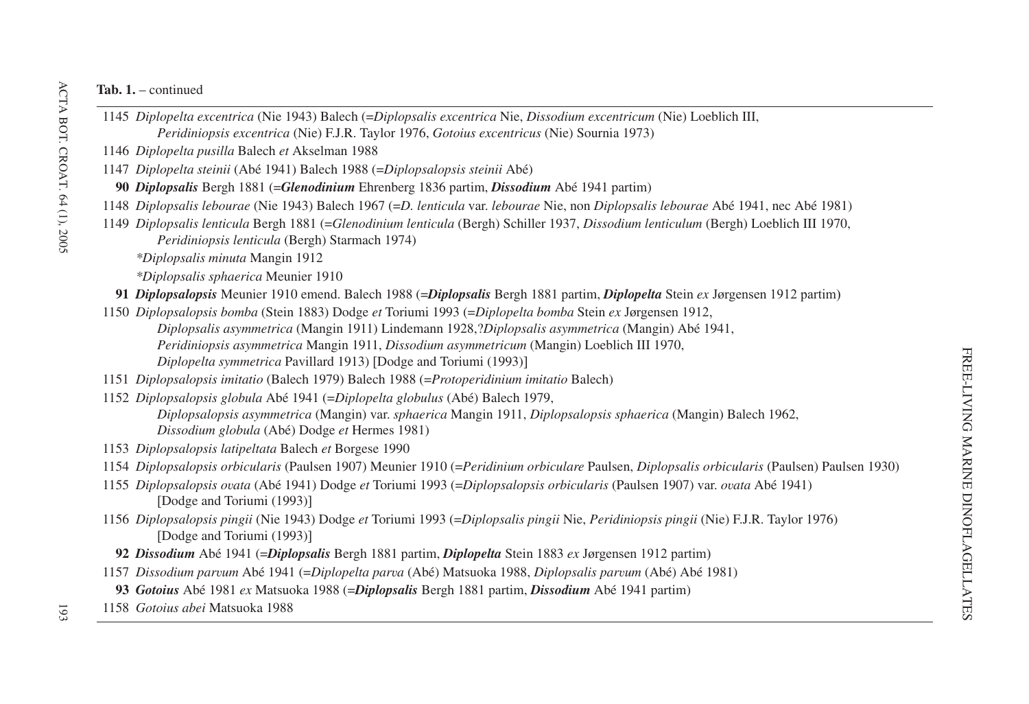**Tab. 1.** – continued

1145 *Diplopelta excentrica* (Nie 1943) Balech (=*Diplopsalis excentrica* Nie, *Dissodium excentricum* (Nie) Loeblich III, *Peridiniopsis excentrica* (Nie) F.J.R. Taylor 1976, *Gotoius excentricus* (Nie) Sournia 1973)

1146 *Diplopelta pusilla* Balech *et* Akselman 1988

1147 *Diplopelta steinii* (Abé 1941) Balech 1988 (=*Diplopsalopsis steinii* Abé)

**90** ***Diplopsalis*** Bergh 1881 (=***Glenodinium*** Ehrenberg 1836 partim, ***Dissodium*** Abé 1941 partim)

1148 *Diplopsalis lebourae* (Nie 1943) Balech 1967 (=*D. lenticula* var. *lebourae* Nie, non *Diplopsalis lebourae* Abé 1941, nec Abé 1981)

1149 *Diplopsalis lenticula* Bergh 1881 (=*Glenodinium lenticula* (Bergh) Schiller 1937, *Dissodium lenticulum* (Bergh) Loeblich III 1970, *Peridiniopsis lenticula* (Bergh) Starmach 1974)

*\*Diplopsalis minuta* Mangin 1912

*\*Diplopsalis sphaerica* Meunier 1910

**91** ***Diplopsalopsis*** Meunier 1910 emend. Balech 1988 (=***Diplopsalis*** Bergh 1881 partim, ***Diplopelta*** Stein *ex* Jørgensen 1912 partim)

1150 *Diplopsalopsis bomba* (Stein 1883) Dodge *et* Toriumi 1993 (=*Diplopelta bomba* Stein *ex* Jørgensen 1912, *Diplopsalis asymmetrica* (Mangin 1911) Lindemann 1928,?*Diplopsalis asymmetrica* (Mangin) Abé 1941, *Peridiniopsis asymmetrica* Mangin 1911, *Dissodium asymmetricum* (Mangin) Loeblich III 1970, *Diplopelta symmetrica* Pavillard 1913) [Dodge and Toriumi (1993)]

1151 *Diplopsalopsis imitatio* (Balech 1979) Balech 1988 (=*Protoperidinium imitatio* Balech)

1152 *Diplopsalopsis globula* Abé 1941 (=*Diplopelta globulus* (Abé) Balech 1979, *Diplopsalopsis asymmetrica* (Mangin) var. *sphaerica* Mangin 1911, *Diplopsalopsis sphaerica* (Mangin) Balech 1962, *Dissodium globula* (Abé) Dodge *et* Hermes 1981)

1153 *Diplopsalopsis latipeltata* Balech *et* Borgese 1990

1154 *Diplopsalopsis orbicularis* (Paulsen 1907) Meunier 1910 (=*Peridinium orbiculare* Paulsen, *Diplopsalis orbicularis* (Paulsen) Paulsen 1930)

1155 *Diplopsalopsis ovata* (Abé 1941) Dodge *et* Toriumi 1993 (=*Diplopsalopsis orbicularis* (Paulsen 1907) var. *ovata* Abé 1941) [Dodge and Toriumi (1993)]

1156 *Diplopsalopsis pingii* (Nie 1943) Dodge *et* Toriumi 1993 (=*Diplopsalis pingii* Nie, *Peridiniopsis pingii* (Nie) F.J.R. Taylor 1976) [Dodge and Toriumi (1993)]

**92** ***Dissodium*** Abé 1941 (=***Diplopsalis*** Bergh 1881 partim, ***Diplopelta*** Stein 1883 *ex* Jørgensen 1912 partim)

1157 *Dissodium parvum* Abé 1941 (=*Diplopelta parva* (Abé) Matsuoka 1988, *Diplopsalis parvum* (Abé) Abé 1981)

**93** ***Gotoius*** Abé 1981 *ex* Matsuoka 1988 (=***Diplopsalis*** Bergh 1881 partim, ***Dissodium*** Abé 1941 partim)

1158 *Gotoius abei* Matsuoka 1988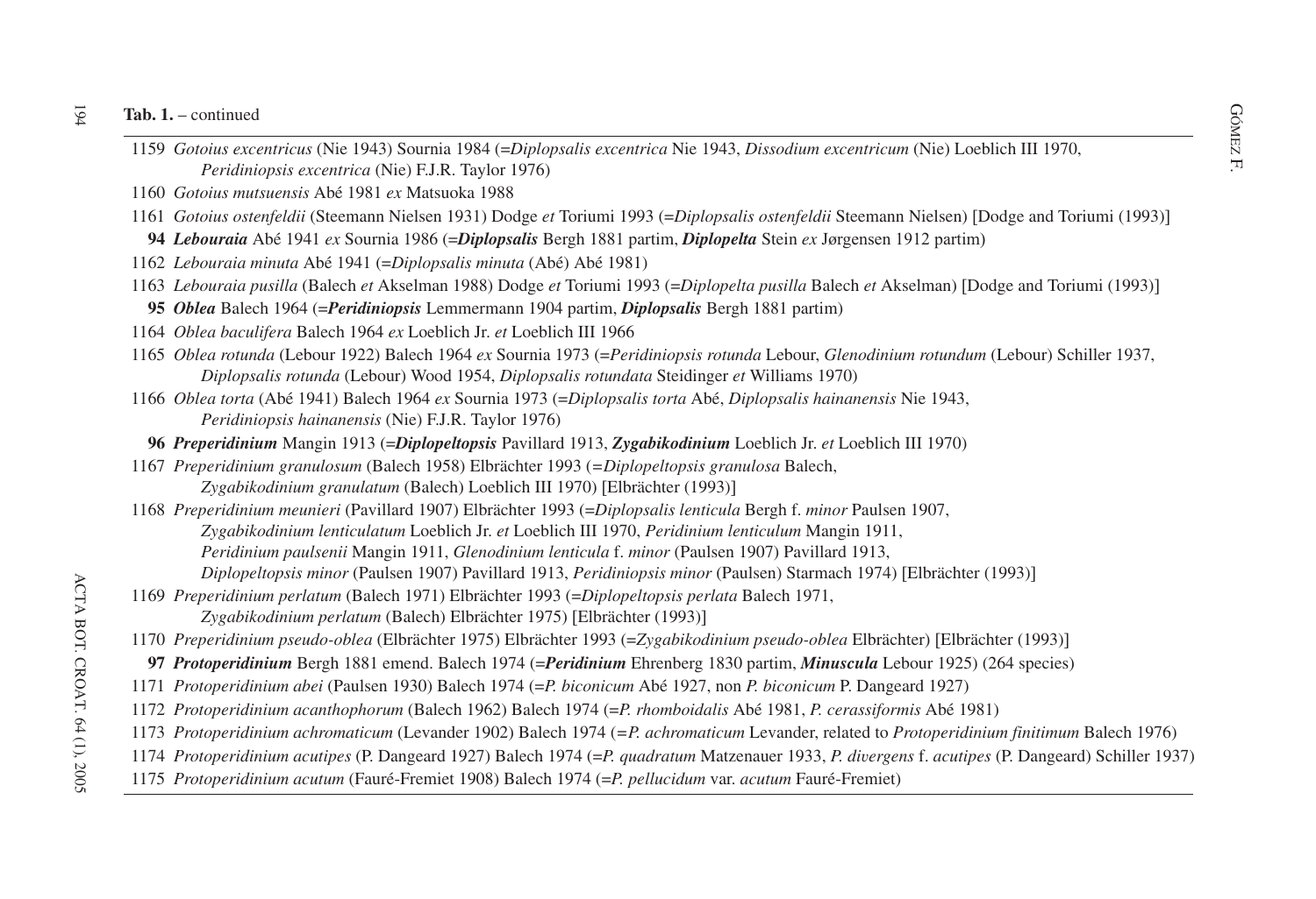**Tab. 1.** – continued

1159 *Gotoius excentricus* (Nie 1943) Sournia 1984 (=*Diplopsalis excentrica* Nie 1943, *Dissodium excentricum* (Nie) Loeblich III 1970, *Peridiniopsis excentrica* (Nie) F.J.R. Taylor 1976)

1160 *Gotoius mutsuensis* Abé 1981 *ex* Matsuoka 1988

1161 *Gotoius ostenfeldii* (Steemann Nielsen 1931) Dodge *et* Toriumi 1993 (=*Diplopsalis ostenfeldii* Steemann Nielsen) [Dodge and Toriumi (1993)]

**94** ***Lebouraia*** Abé 1941 *ex* Sournia 1986 (=***Diplopsalis*** Bergh 1881 partim, ***Diplopelta*** Stein *ex* Jørgensen 1912 partim)

1162 *Lebouraia minuta* Abé 1941 (=*Diplopsalis minuta* (Abé) Abé 1981)

1163 *Lebouraia pusilla* (Balech *et* Akselman 1988) Dodge *et* Toriumi 1993 (=*Diplopelta pusilla* Balech *et* Akselman) [Dodge and Toriumi (1993)]

**95** ***Oblea*** Balech 1964 (=***Peridiniopsis*** Lemmermann 1904 partim, ***Diplopsalis*** Bergh 1881 partim)

1164 *Oblea baculifera* Balech 1964 *ex* Loeblich Jr. *et* Loeblich III 1966

1165 *Oblea rotunda* (Lebour 1922) Balech 1964 *ex* Sournia 1973 (=*Peridiniopsis rotunda* Lebour, *Glenodinium rotundum* (Lebour) Schiller 1937, *Diplopsalis rotunda* (Lebour) Wood 1954, *Diplopsalis rotundata* Steidinger *et* Williams 1970)

1166 *Oblea torta* (Abé 1941) Balech 1964 *ex* Sournia 1973 (=*Diplopsalis torta* Abé, *Diplopsalis hainanensis* Nie 1943, *Peridiniopsis hainanensis* (Nie) F.J.R. Taylor 1976)

**96** ***Preperidinium*** Mangin 1913 (=***Diplopeltopsis*** Pavillard 1913, ***Zygabikodinium*** Loeblich Jr. *et* Loeblich III 1970)

1167 *Preperidinium granulosum* (Balech 1958) Elbrächter 1993 (=*Diplopeltopsis granulosa* Balech, *Zygabikodinium granulatum* (Balech) Loeblich III 1970) [Elbrächter (1993)]

1168 *Preperidinium meunieri* (Pavillard 1907) Elbrächter 1993 (=*Diplopsalis lenticula* Bergh f. *minor* Paulsen 1907, *Zygabikodinium lenticulatum* Loeblich Jr. *et* Loeblich III 1970, *Peridinium lenticulum* Mangin 1911, *Peridinium paulsenii* Mangin 1911, *Glenodinium lenticula* f. *minor* (Paulsen 1907) Pavillard 1913, *Diplopeltopsis minor* (Paulsen 1907) Pavillard 1913, *Peridiniopsis minor* (Paulsen) Starmach 1974) [Elbrächter (1993)]

1169 *Preperidinium perlatum* (Balech 1971) Elbrächter 1993 (=*Diplopeltopsis perlata* Balech 1971, *Zygabikodinium perlatum* (Balech) Elbrächter 1975) [Elbrächter (1993)]

1170 *Preperidinium pseudo-oblea* (Elbrächter 1975) Elbrächter 1993 (=*Zygabikodinium pseudo-oblea* Elbrächter) [Elbrächter (1993)]

**97** ***Protoperidinium*** Bergh 1881 emend. Balech 1974 (=***Peridinium*** Ehrenberg 1830 partim, ***Minuscula*** Lebour 1925) (264 species)

1171 *Protoperidinium abei* (Paulsen 1930) Balech 1974 (=*P. biconicum* Abé 1927, non *P. biconicum* P. Dangeard 1927)

1172 *Protoperidinium acanthophorum* (Balech 1962) Balech 1974 (=*P. rhomboidalis* Abé 1981, *P. cerassiformis* Abé 1981)

1173 *Protoperidinium achromaticum* (Levander 1902) Balech 1974 (=*P. achromaticum* Levander, related to *Protoperidinium finitimum* Balech 1976)

1174 *Protoperidinium acutipes* (P. Dangeard 1927) Balech 1974 (=*P. quadratum* Matzenauer 1933, *P. divergens* f. *acutipes* (P. Dangeard) Schiller 1937)

1175 *Protoperidinium acutum* (Fauré-Fremiet 1908) Balech 1974 (=*P. pellucidum* var. *acutum* Fauré-Fremiet)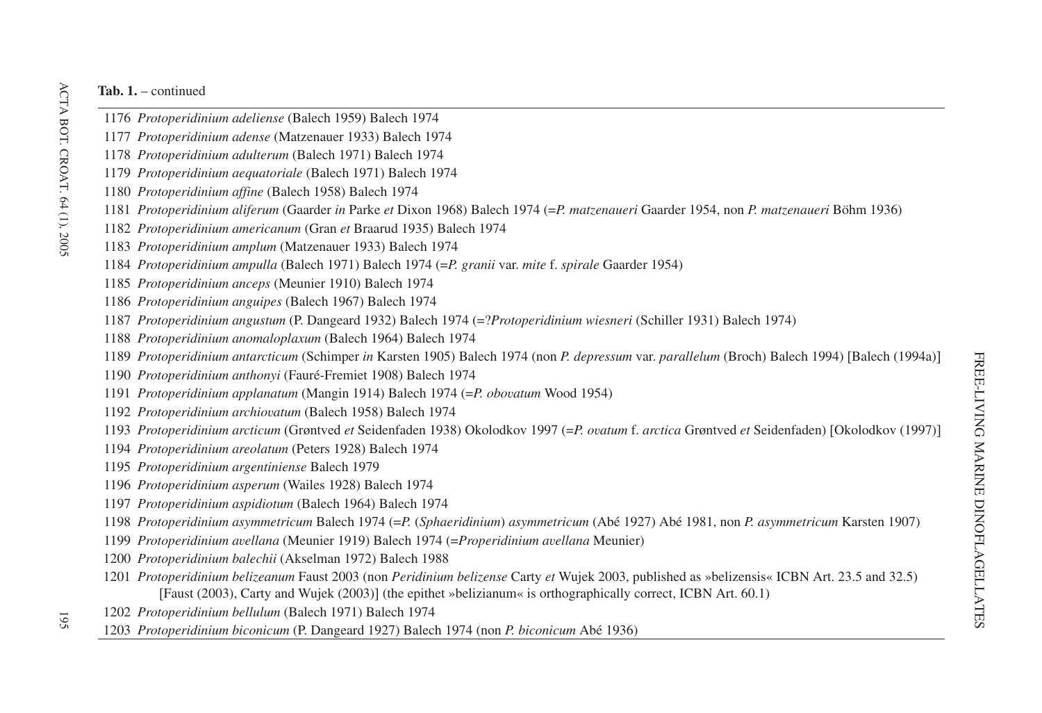**Tab. 1.** – continued

1176 *Protoperidinium adeliense* (Balech 1959) Balech 1974

1177 *Protoperidinium adense* (Matzenauer 1933) Balech 1974

1178 *Protoperidinium adulterum* (Balech 1971) Balech 1974

1179 *Protoperidinium aequatoriale* (Balech 1971) Balech 1974

1180 *Protoperidinium affine* (Balech 1958) Balech 1974

1181 *Protoperidinium aliferum* (Gaarder *in* Parke *et* Dixon 1968) Balech 1974 (=*P. matzenaueri* Gaarder 1954, non *P. matzenaueri* Böhm 1936)

1182 *Protoperidinium americanum* (Gran *et* Braarud 1935) Balech 1974

1183 *Protoperidinium amplum* (Matzenauer 1933) Balech 1974

1184 *Protoperidinium ampulla* (Balech 1971) Balech 1974 (=*P. granii* var. *mite* f. *spirale* Gaarder 1954)

1185 *Protoperidinium anceps* (Meunier 1910) Balech 1974

1186 *Protoperidinium anguipes* (Balech 1967) Balech 1974

1187 *Protoperidinium angustum* (P. Dangeard 1932) Balech 1974 (=?*Protoperidinium wiesneri* (Schiller 1931) Balech 1974)

1188 *Protoperidinium anomaloplaxum* (Balech 1964) Balech 1974

1189 *Protoperidinium antarcticum* (Schimper *in* Karsten 1905) Balech 1974 (non *P. depressum* var. *parallelum* (Broch) Balech 1994) [Balech (1994a)]

1190 *Protoperidinium anthonyi* (Fauré-Fremiet 1908) Balech 1974

1191 *Protoperidinium applanatum* (Mangin 1914) Balech 1974 (=*P. obovatum* Wood 1954)

1192 *Protoperidinium archiovatum* (Balech 1958) Balech 1974

1193 *Protoperidinium arcticum* (Grøntved *et* Seidenfaden 1938) Okolodkov 1997 (=*P. ovatum* f. *arctica* Grøntved *et* Seidenfaden) [Okolodkov (1997)]

1194 *Protoperidinium areolatum* (Peters 1928) Balech 1974

1195 *Protoperidinium argentiniense* Balech 1979

1196 *Protoperidinium asperum* (Wailes 1928) Balech 1974

1197 *Protoperidinium aspidiotum* (Balech 1964) Balech 1974

1198 *Protoperidinium asymmetricum* Balech 1974 (=*P.* (*Sphaeridinium*) *asymmetricum* (Abé 1927) Abé 1981, non *P. asymmetricum* Karsten 1907)

1199 *Protoperidinium avellana* (Meunier 1919) Balech 1974 (=*Properidinium avellana* Meunier)

1200 *Protoperidinium balechii* (Akselman 1972) Balech 1988

1201 *Protoperidinium belizeanum* Faust 2003 (non *Peridinium belizense* Carty *et* Wujek 2003, published as »belizensis« ICBN Art. 23.5 and 32.5) [Faust (2003), Carty and Wujek (2003)] (the epithet »belizianum« is orthographically correct, ICBN Art. 60.1)

1202 *Protoperidinium bellulum* (Balech 1971) Balech 1974

1203 *Protoperidinium biconicum* (P. Dangeard 1927) Balech 1974 (non *P. biconicum* Abé 1936)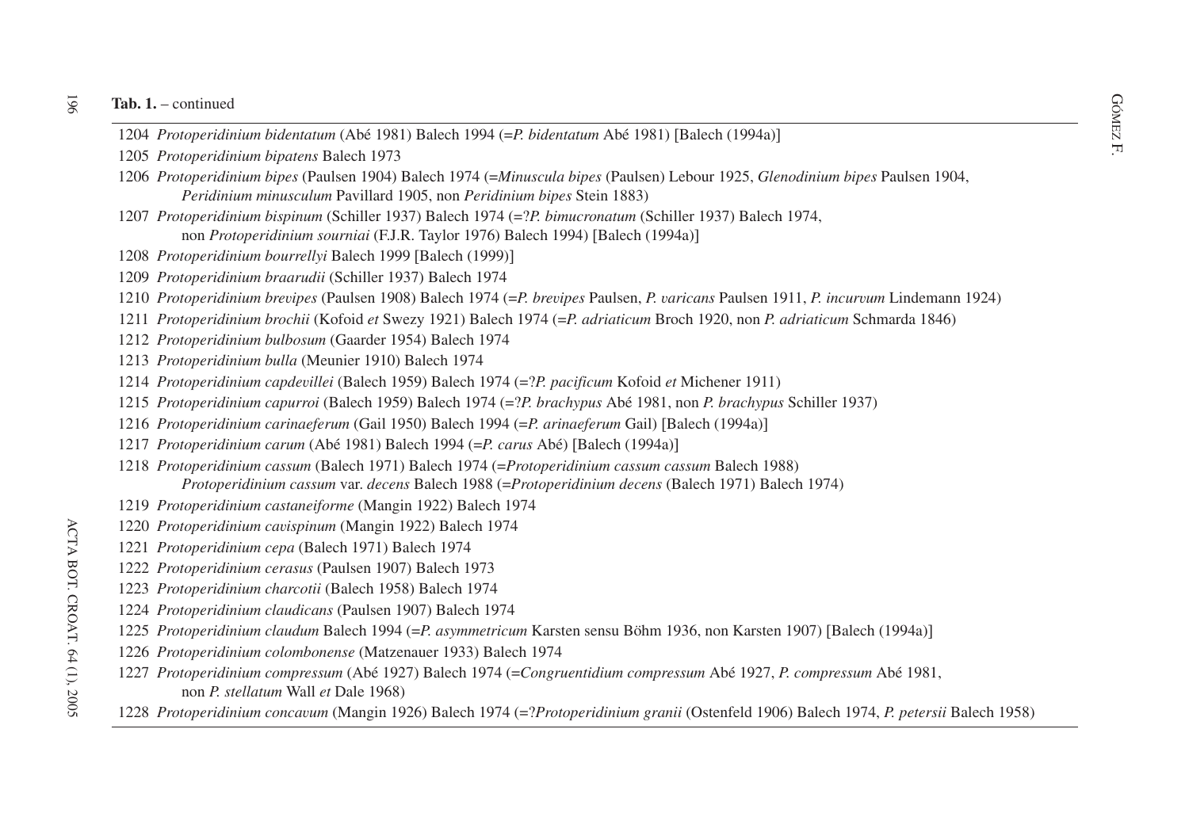**Tab. 1.** – continued

1204 *Protoperidinium bidentatum* (Abé 1981) Balech 1994 (=*P. bidentatum* Abé 1981) [Balech (1994a)]

1205 *Protoperidinium bipatens* Balech 1973

1206 *Protoperidinium bipes* (Paulsen 1904) Balech 1974 (=*Minuscula bipes* (Paulsen) Lebour 1925, *Glenodinium bipes* Paulsen 1904, *Peridinium minusculum* Pavillard 1905, non *Peridinium bipes* Stein 1883)

1207 *Protoperidinium bispinum* (Schiller 1937) Balech 1974 (=?*P. bimucronatum* (Schiller 1937) Balech 1974, non *Protoperidinium sourniai* (F.J.R. Taylor 1976) Balech 1994) [Balech (1994a)]

1208 *Protoperidinium bourrellyi* Balech 1999 [Balech (1999)]

1209 *Protoperidinium braarudii* (Schiller 1937) Balech 1974

1210 *Protoperidinium brevipes* (Paulsen 1908) Balech 1974 (=*P. brevipes* Paulsen, *P. varicans* Paulsen 1911, *P. incurvum* Lindemann 1924)

1211 *Protoperidinium brochii* (Kofoid *et* Swezy 1921) Balech 1974 (=*P. adriaticum* Broch 1920, non *P. adriaticum* Schmarda 1846)

1212 *Protoperidinium bulbosum* (Gaarder 1954) Balech 1974

1213 *Protoperidinium bulla* (Meunier 1910) Balech 1974

1214 *Protoperidinium capdevillei* (Balech 1959) Balech 1974 (=?*P. pacificum* Kofoid *et* Michener 1911)

1215 *Protoperidinium capurroi* (Balech 1959) Balech 1974 (=?*P. brachypus* Abé 1981, non *P. brachypus* Schiller 1937)

1216 *Protoperidinium carinaeferum* (Gail 1950) Balech 1994 (=*P. arinaeferum* Gail) [Balech (1994a)]

1217 *Protoperidinium carum* (Abé 1981) Balech 1994 (=*P. carus* Abé) [Balech (1994a)]

1218 *Protoperidinium cassum* (Balech 1971) Balech 1974 (=*Protoperidinium cassum cassum* Balech 1988) *Protoperidinium cassum* var. *decens* Balech 1988 (=*Protoperidinium decens* (Balech 1971) Balech 1974)

1219 *Protoperidinium castaneiforme* (Mangin 1922) Balech 1974

1220 *Protoperidinium cavispinum* (Mangin 1922) Balech 1974

1221 *Protoperidinium cepa* (Balech 1971) Balech 1974

1222 *Protoperidinium cerasus* (Paulsen 1907) Balech 1973

1223 *Protoperidinium charcotii* (Balech 1958) Balech 1974

1224 *Protoperidinium claudicans* (Paulsen 1907) Balech 1974

1225 *Protoperidinium claudum* Balech 1994 (=*P. asymmetricum* Karsten sensu Böhm 1936, non Karsten 1907) [Balech (1994a)]

1226 *Protoperidinium colombonense* (Matzenauer 1933) Balech 1974

1227 *Protoperidinium compressum* (Abé 1927) Balech 1974 (=*Congruentidium compressum* Abé 1927, *P. compressum* Abé 1981, non *P. stellatum* Wall *et* Dale 1968)

1228 *Protoperidinium concavum* (Mangin 1926) Balech 1974 (=?*Protoperidinium granii* (Ostenfeld 1906) Balech 1974, *P. petersii* Balech 1958)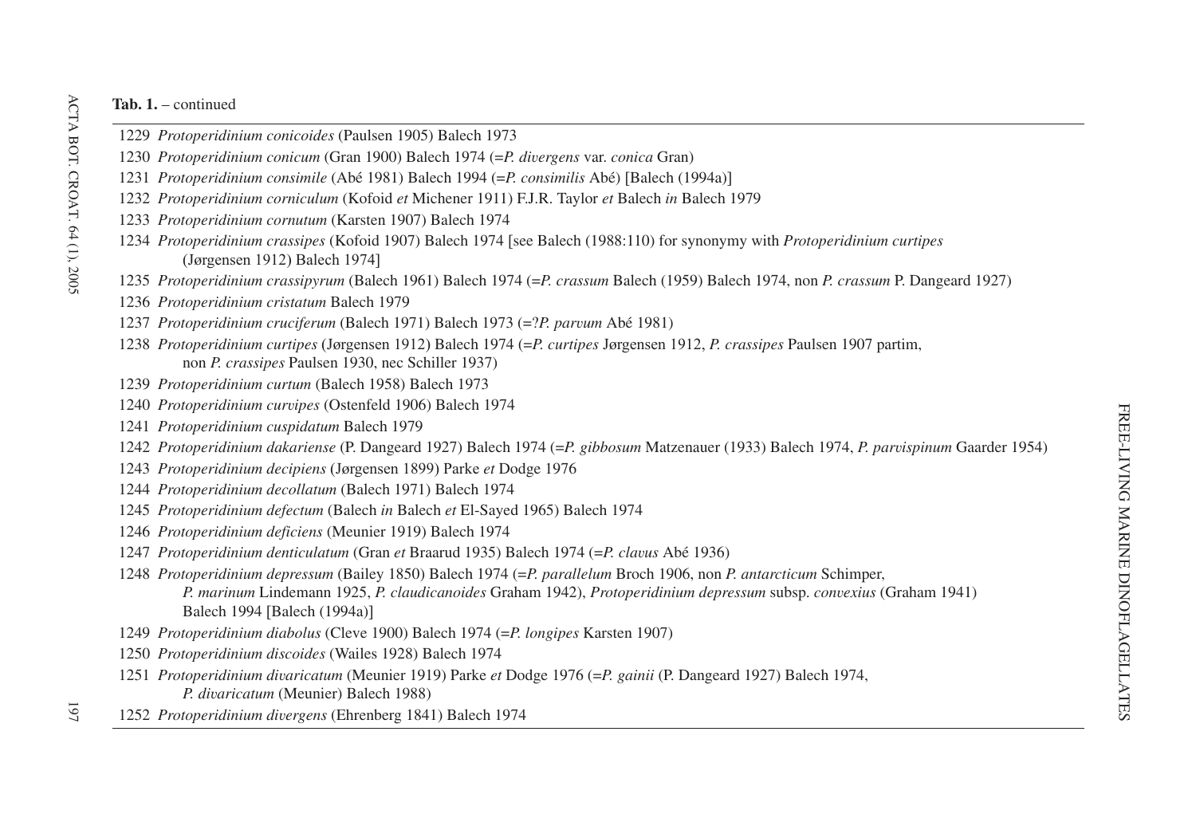**Tab. 1.** – continued

1229 *Protoperidinium conicoides* (Paulsen 1905) Balech 1973

1230 *Protoperidinium conicum* (Gran 1900) Balech 1974 (=*P. divergens* var. *conica* Gran)

1231 *Protoperidinium consimile* (Abé 1981) Balech 1994 (=*P. consimilis* Abé) [Balech (1994a)]

1232 *Protoperidinium corniculum* (Kofoid *et* Michener 1911) F.J.R. Taylor *et* Balech *in* Balech 1979

1233 *Protoperidinium cornutum* (Karsten 1907) Balech 1974

1234 *Protoperidinium crassipes* (Kofoid 1907) Balech 1974 [see Balech (1988:110) for synonymy with *Protoperidinium curtipes* (Jørgensen 1912) Balech 1974]

1235 *Protoperidinium crassipyrum* (Balech 1961) Balech 1974 (=*P. crassum* Balech (1959) Balech 1974, non *P. crassum* P. Dangeard 1927)

1236 *Protoperidinium cristatum* Balech 1979

1237 *Protoperidinium cruciferum* (Balech 1971) Balech 1973 (=?*P. parvum* Abé 1981)

1238 *Protoperidinium curtipes* (Jørgensen 1912) Balech 1974 (=*P. curtipes* Jørgensen 1912, *P. crassipes* Paulsen 1907 partim, non *P. crassipes* Paulsen 1930, nec Schiller 1937)

1239 *Protoperidinium curtum* (Balech 1958) Balech 1973

1240 *Protoperidinium curvipes* (Ostenfeld 1906) Balech 1974

1241 *Protoperidinium cuspidatum* Balech 1979

1242 *Protoperidinium dakariense* (P. Dangeard 1927) Balech 1974 (=*P. gibbosum* Matzenauer (1933) Balech 1974, *P. parvispinum* Gaarder 1954)

1243 *Protoperidinium decipiens* (Jørgensen 1899) Parke *et* Dodge 1976

1244 *Protoperidinium decollatum* (Balech 1971) Balech 1974

1245 *Protoperidinium defectum* (Balech *in* Balech *et* El-Sayed 1965) Balech 1974

1246 *Protoperidinium deficiens* (Meunier 1919) Balech 1974

1247 *Protoperidinium denticulatum* (Gran *et* Braarud 1935) Balech 1974 (=*P. clavus* Abé 1936)

1248 *Protoperidinium depressum* (Bailey 1850) Balech 1974 (=*P. parallelum* Broch 1906, non *P. antarcticum* Schimper, *P. marinum* Lindemann 1925, *P. claudicanoides* Graham 1942), *Protoperidinium depressum* subsp. *convexius* (Graham 1941) Balech 1994 [Balech (1994a)]

1249 *Protoperidinium diabolus* (Cleve 1900) Balech 1974 (=*P. longipes* Karsten 1907)

1250 *Protoperidinium discoides* (Wailes 1928) Balech 1974

1251 *Protoperidinium divaricatum* (Meunier 1919) Parke *et* Dodge 1976 (=*P. gainii* (P. Dangeard 1927) Balech 1974, *P. divaricatum* (Meunier) Balech 1988)

1252 *Protoperidinium divergens* (Ehrenberg 1841) Balech 1974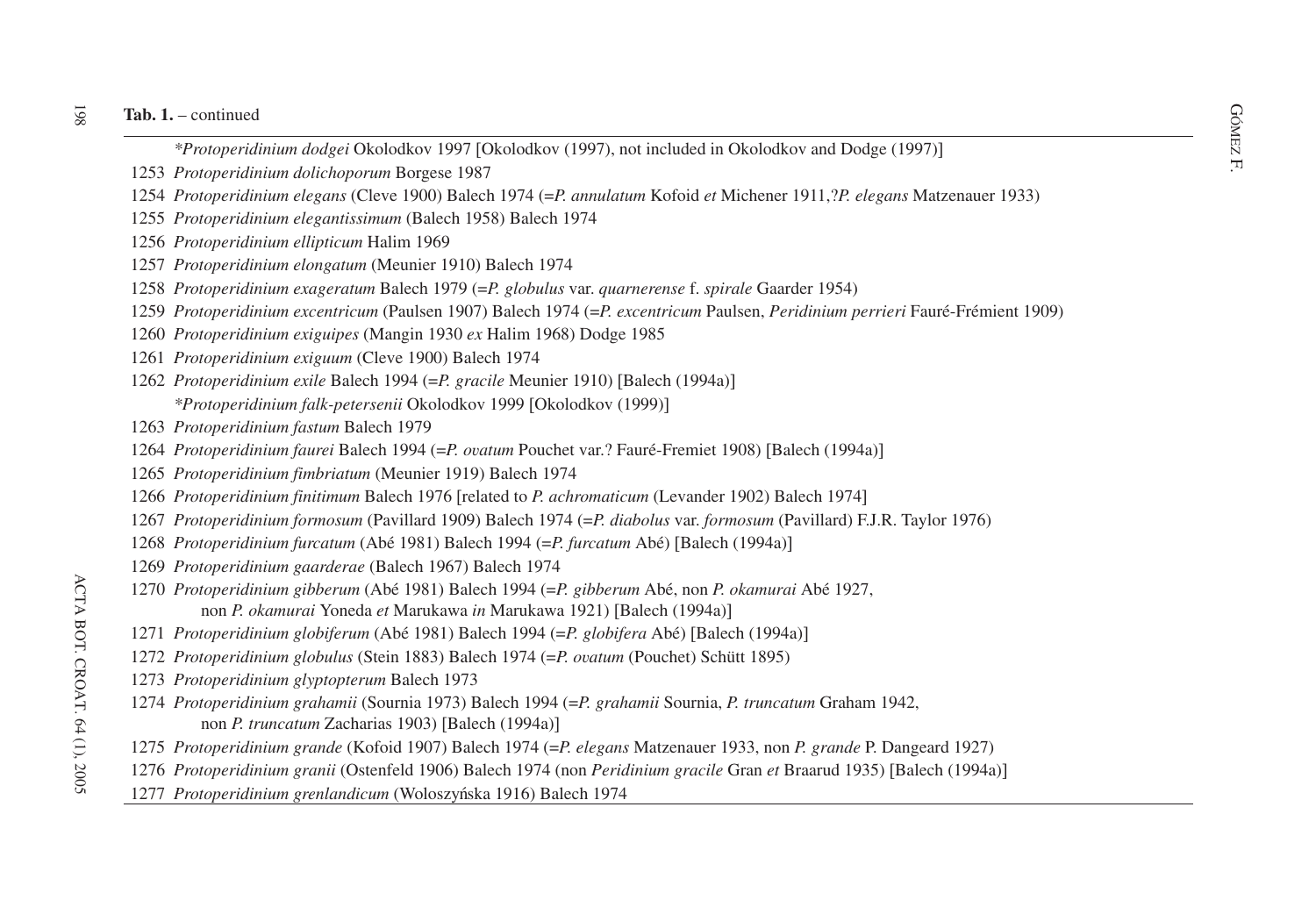**Tab. 1.** – continued

*\*Protoperidinium dodgei* Okolodkov 1997 [Okolodkov (1997), not included in Okolodkov and Dodge (1997)]

1253 *Protoperidinium dolichoporum* Borgese 1987

1254 *Protoperidinium elegans* (Cleve 1900) Balech 1974 (=*P. annulatum* Kofoid *et* Michener 1911,?*P. elegans* Matzenauer 1933)

1255 *Protoperidinium elegantissimum* (Balech 1958) Balech 1974

1256 *Protoperidinium ellipticum* Halim 1969

1257 *Protoperidinium elongatum* (Meunier 1910) Balech 1974

1258 *Protoperidinium exageratum* Balech 1979 (=*P. globulus* var. *quarnerense* f. *spirale* Gaarder 1954)

1259 *Protoperidinium excentricum* (Paulsen 1907) Balech 1974 (=*P. excentricum* Paulsen, *Peridinium perrieri* Fauré-Frémient 1909)

1260 *Protoperidinium exiguipes* (Mangin 1930 *ex* Halim 1968) Dodge 1985

1261 *Protoperidinium exiguum* (Cleve 1900) Balech 1974

1262 *Protoperidinium exile* Balech 1994 (=*P. gracile* Meunier 1910) [Balech (1994a)]

*\*Protoperidinium falk-petersenii* Okolodkov 1999 [Okolodkov (1999)]

1263 *Protoperidinium fastum* Balech 1979

1264 *Protoperidinium faurei* Balech 1994 (=*P. ovatum* Pouchet var.? Fauré-Fremiet 1908) [Balech (1994a)]

1265 *Protoperidinium fimbriatum* (Meunier 1919) Balech 1974

1266 *Protoperidinium finitimum* Balech 1976 [related to *P. achromaticum* (Levander 1902) Balech 1974]

1267 *Protoperidinium formosum* (Pavillard 1909) Balech 1974 (=*P. diabolus* var. *formosum* (Pavillard) F.J.R. Taylor 1976)

1268 *Protoperidinium furcatum* (Abé 1981) Balech 1994 (=*P. furcatum* Abé) [Balech (1994a)]

1269 *Protoperidinium gaarderae* (Balech 1967) Balech 1974

1270 *Protoperidinium gibberum* (Abé 1981) Balech 1994 (=*P. gibberum* Abé, non *P. okamurai* Abé 1927, non *P. okamurai* Yoneda *et* Marukawa *in* Marukawa 1921) [Balech (1994a)]

1271 *Protoperidinium globiferum* (Abé 1981) Balech 1994 (=*P. globifera* Abé) [Balech (1994a)]

1272 *Protoperidinium globulus* (Stein 1883) Balech 1974 (=*P. ovatum* (Pouchet) Schütt 1895)

1273 *Protoperidinium glyptopterum* Balech 1973

1274 *Protoperidinium grahamii* (Sournia 1973) Balech 1994 (=*P. grahamii* Sournia, *P. truncatum* Graham 1942, non *P. truncatum* Zacharias 1903) [Balech (1994a)]

1275 *Protoperidinium grande* (Kofoid 1907) Balech 1974 (=*P. elegans* Matzenauer 1933, non *P. grande* P. Dangeard 1927)

1276 *Protoperidinium granii* (Ostenfeld 1906) Balech 1974 (non *Peridinium gracile* Gran *et* Braarud 1935) [Balech (1994a)]

1277 *Protoperidinium grenlandicum* (Woloszyńska 1916) Balech 1974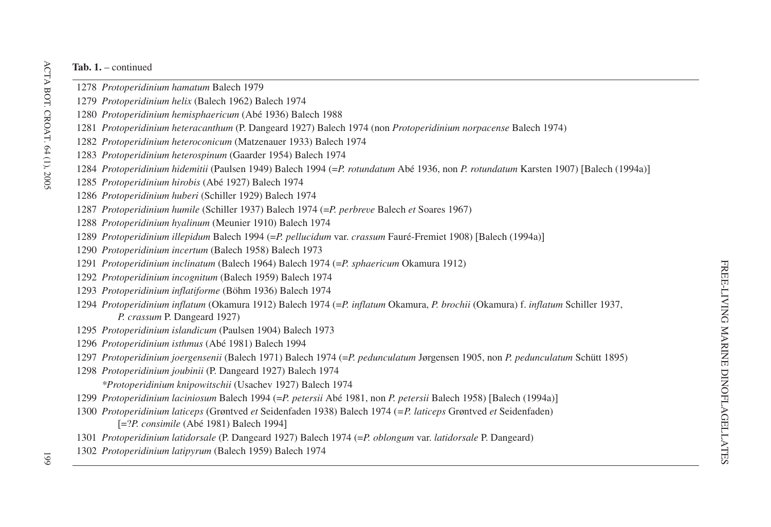**Tab. 1.** – continued

1278 *Protoperidinium hamatum* Balech 1979

1279 *Protoperidinium helix* (Balech 1962) Balech 1974

1280 *Protoperidinium hemisphaericum* (Abé 1936) Balech 1988

1281 *Protoperidinium heteracanthum* (P. Dangeard 1927) Balech 1974 (non *Protoperidinium norpacense* Balech 1974)

1282 *Protoperidinium heteroconicum* (Matzenauer 1933) Balech 1974

1283 *Protoperidinium heterospinum* (Gaarder 1954) Balech 1974

1284 *Protoperidinium hidemitii* (Paulsen 1949) Balech 1994 (=*P. rotundatum* Abé 1936, non *P. rotundatum* Karsten 1907) [Balech (1994a)]

1285 *Protoperidinium hirobis* (Abé 1927) Balech 1974

1286 *Protoperidinium huberi* (Schiller 1929) Balech 1974

1287 *Protoperidinium humile* (Schiller 1937) Balech 1974 (=*P. perbreve* Balech *et* Soares 1967)

1288 *Protoperidinium hyalinum* (Meunier 1910) Balech 1974

1289 *Protoperidinium illepidum* Balech 1994 (=*P. pellucidum* var. *crassum* Fauré-Fremiet 1908) [Balech (1994a)]

1290 *Protoperidinium incertum* (Balech 1958) Balech 1973

1291 *Protoperidinium inclinatum* (Balech 1964) Balech 1974 (=*P. sphaericum* Okamura 1912)

1292 *Protoperidinium incognitum* (Balech 1959) Balech 1974

1293 *Protoperidinium inflatiforme* (Böhm 1936) Balech 1974

1294 *Protoperidinium inflatum* (Okamura 1912) Balech 1974 (=*P. inflatum* Okamura, *P. brochii* (Okamura) f. *inflatum* Schiller 1937, *P. crassum* P. Dangeard 1927)

1295 *Protoperidinium islandicum* (Paulsen 1904) Balech 1973

1296 *Protoperidinium isthmus* (Abé 1981) Balech 1994

1297 *Protoperidinium joergensenii* (Balech 1971) Balech 1974 (=*P. pedunculatum* Jørgensen 1905, non *P. pedunculatum* Schütt 1895)

1298 *Protoperidinium joubinii* (P. Dangeard 1927) Balech 1974

*\*Protoperidinium knipowitschii* (Usachev 1927) Balech 1974

1299 *Protoperidinium laciniosum* Balech 1994 (=*P. petersii* Abé 1981, non *P. petersii* Balech 1958) [Balech (1994a)]

1300 *Protoperidinium laticeps* (Grøntved *et* Seidenfaden 1938) Balech 1974 (=*P. laticeps* Grøntved *et* Seidenfaden) [=?*P. consimile* (Abé 1981) Balech 1994]

1301 *Protoperidinium latidorsale* (P. Dangeard 1927) Balech 1974 (=*P. oblongum* var. *latidorsale* P. Dangeard)

1302 *Protoperidinium latipyrum* (Balech 1959) Balech 1974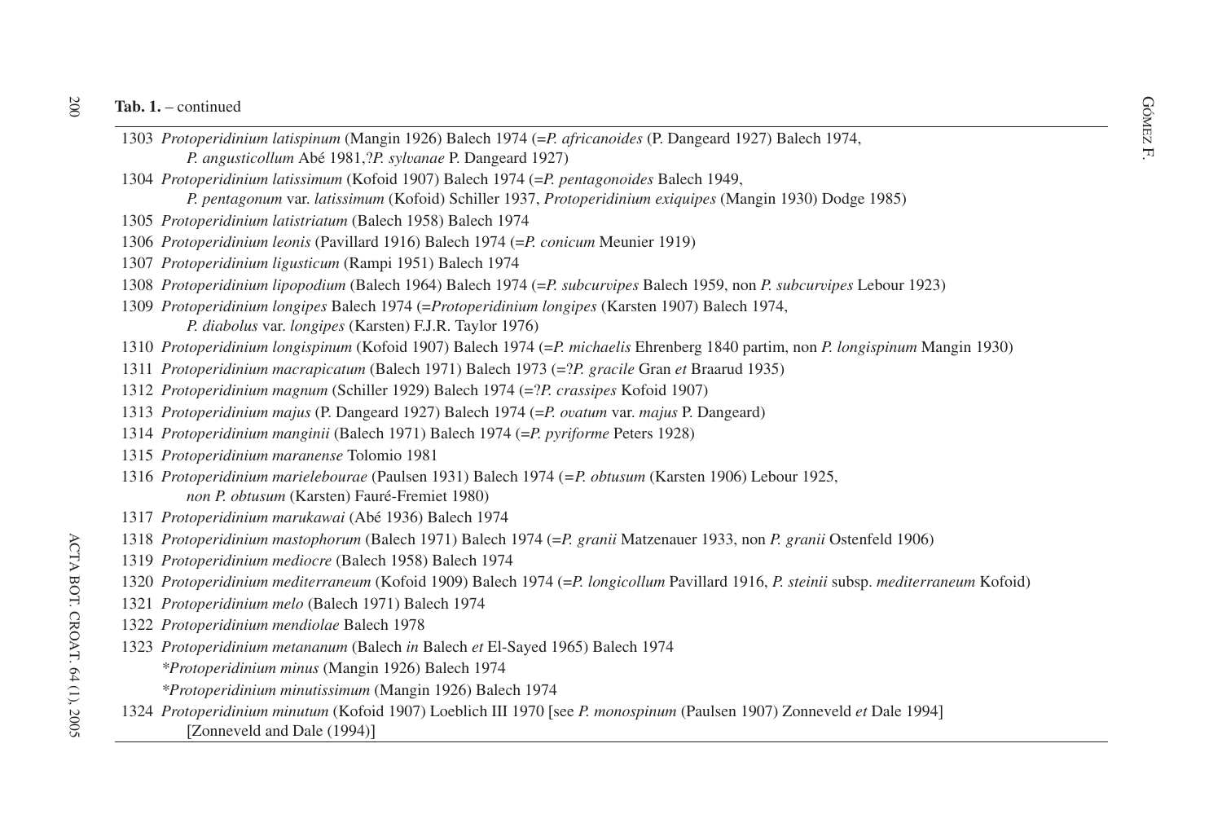**Tab. 1.** – continued

1303 *Protoperidinium latispinum* (Mangin 1926) Balech 1974 (=*P. africanoides* (P. Dangeard 1927) Balech 1974, *P. angusticollum* Abé 1981,?*P. sylvanae* P. Dangeard 1927)

1304 *Protoperidinium latissimum* (Kofoid 1907) Balech 1974 (=*P. pentagonoides* Balech 1949, *P. pentagonum* var. *latissimum* (Kofoid) Schiller 1937, *Protoperidinium exiquipes* (Mangin 1930) Dodge 1985)

1305 *Protoperidinium latistriatum* (Balech 1958) Balech 1974

1306 *Protoperidinium leonis* (Pavillard 1916) Balech 1974 (=*P. conicum* Meunier 1919)

1307 *Protoperidinium ligusticum* (Rampi 1951) Balech 1974

1308 *Protoperidinium lipopodium* (Balech 1964) Balech 1974 (=*P. subcurvipes* Balech 1959, non *P. subcurvipes* Lebour 1923)

1309 *Protoperidinium longipes* Balech 1974 (=*Protoperidinium longipes* (Karsten 1907) Balech 1974, *P. diabolus* var. *longipes* (Karsten) F.J.R. Taylor 1976)

1310 *Protoperidinium longispinum* (Kofoid 1907) Balech 1974 (=*P. michaelis* Ehrenberg 1840 partim, non *P. longispinum* Mangin 1930)

1311 *Protoperidinium macrapicatum* (Balech 1971) Balech 1973 (=?*P. gracile* Gran *et* Braarud 1935)

1312 *Protoperidinium magnum* (Schiller 1929) Balech 1974 (=?*P. crassipes* Kofoid 1907)

1313 *Protoperidinium majus* (P. Dangeard 1927) Balech 1974 (=*P. ovatum* var. *majus* P. Dangeard)

1314 *Protoperidinium manginii* (Balech 1971) Balech 1974 (=*P. pyriforme* Peters 1928)

1315 *Protoperidinium maranense* Tolomio 1981

1316 *Protoperidinium mariebourae* (Paulsen 1931) Balech 1974 (=*P. obtusum* (Karsten 1906) Lebour 1925, *non P. obtusum* (Karsten) Fauré-Fremiet 1980)

1317 *Protoperidinium marukawai* (Abé 1936) Balech 1974

1318 *Protoperidinium mastophorum* (Balech 1971) Balech 1974 (=*P. granii* Matzenauer 1933, non *P. granii* Ostenfeld 1906)

1319 *Protoperidinium mediocre* (Balech 1958) Balech 1974

1320 *Protoperidinium mediterraneum* (Kofoid 1909) Balech 1974 (=*P. longicollum* Pavillard 1916, *P. steinii* subsp. *mediterraneum* Kofoid)

1321 *Protoperidinium melo* (Balech 1971) Balech 1974

1322 *Protoperidinium mendiolae* Balech 1978

1323 *Protoperidinium metananum* (Balech *in* Balech *et* El-Sayed 1965) Balech 1974

*\*Protoperidinium minus* (Mangin 1926) Balech 1974

*\*Protoperidinium minutissimum* (Mangin 1926) Balech 1974

1324 *Protoperidinium minutum* (Kofoid 1907) Loeblich III 1970 [see *P. monospinum* (Paulsen 1907) Zonneveld *et* Dale 1994] [Zonneveld and Dale (1994)]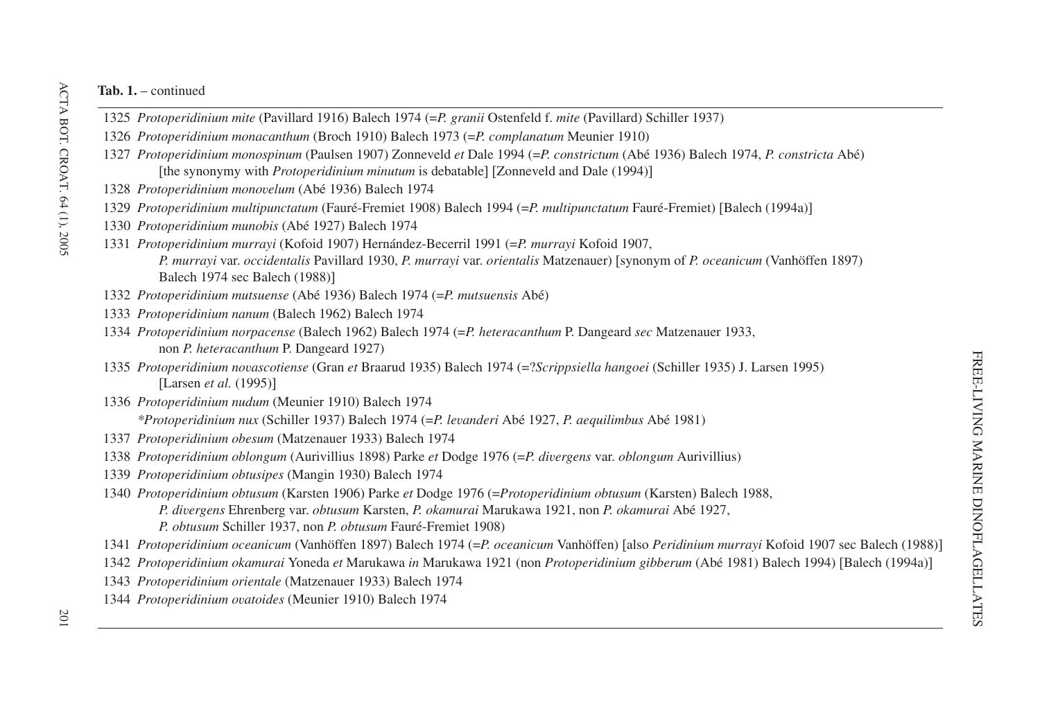**Tab. 1.** – continued

1325 *Protoperidinium mite* (Pavillard 1916) Balech 1974 (=*P. granii* Ostenfeld f. *mite* (Pavillard) Schiller 1937)

1326 *Protoperidinium monacanthum* (Broch 1910) Balech 1973 (=*P. complanatum* Meunier 1910)

1327 *Protoperidinium monospinum* (Paulsen 1907) Zonneveld *et* Dale 1994 (=*P. constrictum* (Abé 1936) Balech 1974, *P. constricta* Abé) [the synonymy with *Protoperidinium minutum* is debatable] [Zonneveld and Dale (1994)]

1328 *Protoperidinium monovelum* (Abé 1936) Balech 1974

1329 *Protoperidinium multipunctatum* (Fauré-Fremiet 1908) Balech 1994 (=*P. multipunctatum* Fauré-Fremiet) [Balech (1994a)]

1330 *Protoperidinium munobis* (Abé 1927) Balech 1974

1331 *Protoperidinium murrayi* (Kofoid 1907) Hernández-Becerril 1991 (=*P. murrayi* Kofoid 1907, *P. murrayi* var. *occidentalis* Pavillard 1930, *P. murrayi* var. *orientalis* Matzenauer) [synonym of *P. oceanicum* (Vanhöffen 1897) Balech 1974 sec Balech (1988)]

1332 *Protoperidinium mutsuense* (Abé 1936) Balech 1974 (=*P. mutsuensis* Abé)

1333 *Protoperidinium nanum* (Balech 1962) Balech 1974

1334 *Protoperidinium norpacense* (Balech 1962) Balech 1974 (=*P. heteracanthum* P. Dangeard *sec* Matzenauer 1933, non *P. heteracanthum* P. Dangeard 1927)

1335 *Protoperidinium novascotiense* (Gran *et* Braarud 1935) Balech 1974 (=?*Scrippsiella hangoei* (Schiller 1935) J. Larsen 1995) [Larsen *et al.* (1995)]

1336 *Protoperidinium nudum* (Meunier 1910) Balech 1974

*\*Protoperidinium nux* (Schiller 1937) Balech 1974 (=*P. levanderi* Abé 1927, *P. aequilimbus* Abé 1981)

1337 *Protoperidinium obesum* (Matzenauer 1933) Balech 1974

1338 *Protoperidinium oblongum* (Aurivillius 1898) Parke *et* Dodge 1976 (=*P. divergens* var. *oblongum* Aurivillius)

1339 *Protoperidinium obtusipes* (Mangin 1930) Balech 1974

1340 *Protoperidinium obtusum* (Karsten 1906) Parke *et* Dodge 1976 (=*Protoperidinium obtusum* (Karsten) Balech 1988, *P. divergens* Ehrenberg var. *obtusum* Karsten, *P. okamurai* Marukawa 1921, non *P. okamurai* Abé 1927, *P. obtusum* Schiller 1937, non *P. obtusum* Fauré-Fremiet 1908)

1341 *Protoperidinium oceanicum* (Vanhöffen 1897) Balech 1974 (=*P. oceanicum* Vanhöffen) [also *Peridinium murrayi* Kofoid 1907 sec Balech (1988)]

1342 *Protoperidinium okamurai* Yoneda *et* Marukawa *in* Marukawa 1921 (non *Protoperidinium gibberum* (Abé 1981) Balech 1994) [Balech (1994a)]

1343 *Protoperidinium orientale* (Matzenauer 1933) Balech 1974

1344 *Protoperidinium ovatoides* (Meunier 1910) Balech 1974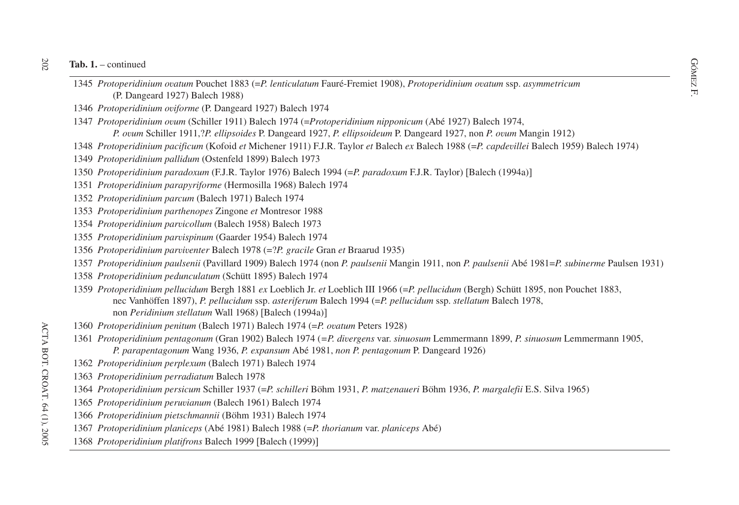**Tab. 1.** – continued

1345 *Protoperidinium ovatum* Pouchet 1883 (=*P. lenticulatum* Fauré-Fremiet 1908), *Protoperidinium ovatum* ssp. *asymmetricum* (P. Dangeard 1927) Balech 1988)

1346 *Protoperidinium oviforme* (P. Dangeard 1927) Balech 1974

1347 *Protoperidinium ovum* (Schiller 1911) Balech 1974 (=*Protoperidinium nipponicum* (Abé 1927) Balech 1974, *P. ovum* Schiller 1911,?*P. ellipsoides* P. Dangeard 1927, *P. ellipsoideum* P. Dangeard 1927, non *P. ovum* Mangin 1912)

1348 *Protoperidinium pacificum* (Kofoid *et* Michener 1911) F.J.R. Taylor *et* Balech *ex* Balech 1988 (=*P. capdevillei* Balech 1959) Balech 1974)

1349 *Protoperidinium pallidum* (Ostenfeld 1899) Balech 1973

1350 *Protoperidinium paradoxum* (F.J.R. Taylor 1976) Balech 1994 (=*P. paradoxum* F.J.R. Taylor) [Balech (1994a)]

1351 *Protoperidinium parapyriforme* (Hermosilla 1968) Balech 1974

1352 *Protoperidinium parcum* (Balech 1971) Balech 1974

1353 *Protoperidinium parthenopes* Zingone *et* Montresor 1988

1354 *Protoperidinium parvicollum* (Balech 1958) Balech 1973

1355 *Protoperidinium parvispinum* (Gaarder 1954) Balech 1974

1356 *Protoperidinium parviventer* Balech 1978 (=?*P. gracile* Gran *et* Braarud 1935)

1357 *Protoperidinium paulsenii* (Pavillard 1909) Balech 1974 (non *P. paulsenii* Mangin 1911, non *P. paulsenii* Abé 1981=*P. subinerme* Paulsen 1931)

1358 *Protoperidinium pedunculatum* (Schütt 1895) Balech 1974

1359 *Protoperidinium pellucidum* Bergh 1881 *ex* Loeblich Jr. *et* Loeblich III 1966 (=*P. pellucidum* (Bergh) Schütt 1895, non Pouchet 1883, nec Vanhöffen 1897), *P. pellucidum* ssp. *asteriferum* Balech 1994 (=*P. pellucidum* ssp. *stellatum* Balech 1978, non *Peridinium stellatum* Wall 1968) [Balech (1994a)]

1360 *Protoperidinium penitum* (Balech 1971) Balech 1974 (=*P. ovatum* Peters 1928)

1361 *Protoperidinium pentagonum* (Gran 1902) Balech 1974 (=*P. divergens* var. *sinuosum* Lemmermann 1899, *P. sinuosum* Lemmermann 1905, *P. parapentagonum* Wang 1936, *P. expansum* Abé 1981, *non P. pentagonum* P. Dangeard 1926)

1362 *Protoperidinium perplexum* (Balech 1971) Balech 1974

1363 *Protoperidinium perradiatum* Balech 1978

1364 *Protoperidinium persicum* Schiller 1937 (=*P. schilleri* Böhm 1931, *P. matzenaueri* Böhm 1936, *P. margalefii* E.S. Silva 1965)

1365 *Protoperidinium peruvianum* (Balech 1961) Balech 1974

1366 *Protoperidinium pietschmannii* (Böhm 1931) Balech 1974

1367 *Protoperidinium planiceps* (Abé 1981) Balech 1988 (=*P. thorianum* var. *planiceps* Abé)

1368 *Protoperidinium platifrons* Balech 1999 [Balech (1999)]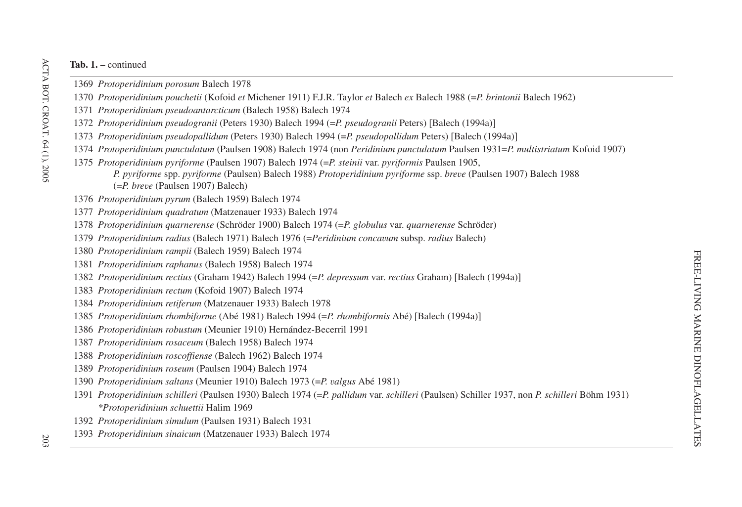**Tab. 1.** – continued

1369 *Protoperidinium porosum* Balech 1978

1370 *Protoperidinium pouchetii* (Kofoid *et* Michener 1911) F.J.R. Taylor *et* Balech *ex* Balech 1988 (=*P. brintonii* Balech 1962)

1371 *Protoperidinium pseudoantarcticum* (Balech 1958) Balech 1974

1372 *Protoperidinium pseudogranii* (Peters 1930) Balech 1994 (=*P. pseudogranii* Peters) [Balech (1994a)]

1373 *Protoperidinium pseudopallidum* (Peters 1930) Balech 1994 (=*P. pseudopallidum* Peters) [Balech (1994a)]

1374 *Protoperidinium punctulatum* (Paulsen 1908) Balech 1974 (non *Peridinium punctulatum* Paulsen 1931=*P. multistriatum* Kofoid 1907)

1375 *Protoperidinium pyriforme* (Paulsen 1907) Balech 1974 (=*P. steinii* var. *pyriformis* Paulsen 1905, *P. pyriforme* spp. *pyriforme* (Paulsen) Balech 1988) *Protoperidinium pyriforme* ssp. *breve* (Paulsen 1907) Balech 1988 (=*P. breve* (Paulsen 1907) Balech)

1376 *Protoperidinium pyrum* (Balech 1959) Balech 1974

1377 *Protoperidinium quadratum* (Matzenauer 1933) Balech 1974

1378 *Protoperidinium quarnerense* (Schröder 1900) Balech 1974 (=*P. globulus* var. *quarnerense* Schröder)

1379 *Protoperidinium radius* (Balech 1971) Balech 1976 (=*Peridinium concavum* subsp. *radius* Balech)

1380 *Protoperidinium rampii* (Balech 1959) Balech 1974

1381 *Protoperidinium raphanus* (Balech 1958) Balech 1974

1382 *Protoperidinium rectius* (Graham 1942) Balech 1994 (=*P. depressum* var. *rectius* Graham) [Balech (1994a)]

1383 *Protoperidinium rectum* (Kofoid 1907) Balech 1974

1384 *Protoperidinium retiferum* (Matzenauer 1933) Balech 1978

1385 *Protoperidinium rhombiforme* (Abé 1981) Balech 1994 (=*P. rhombiformis* Abé) [Balech (1994a)]

1386 *Protoperidinium robustum* (Meunier 1910) Hernández-Becerril 1991

1387 *Protoperidinium rosaceum* (Balech 1958) Balech 1974

1388 *Protoperidinium roscoffiense* (Balech 1962) Balech 1974

1389 *Protoperidinium roseum* (Paulsen 1904) Balech 1974

1390 *Protoperidinium saltans* (Meunier 1910) Balech 1973 (=*P. valgus* Abé 1981)

1391 *Protoperidinium schilleri* (Paulsen 1930) Balech 1974 (=*P. pallidum* var. *schilleri* (Paulsen) Schiller 1937, non *P. schilleri* Böhm 1931)
*Protoperidinium schuettii* Halim 1969

1392 *Protoperidinium simulum* (Paulsen 1931) Balech 1931

1393 *Protoperidinium sinaicum* (Matzenauer 1933) Balech 1974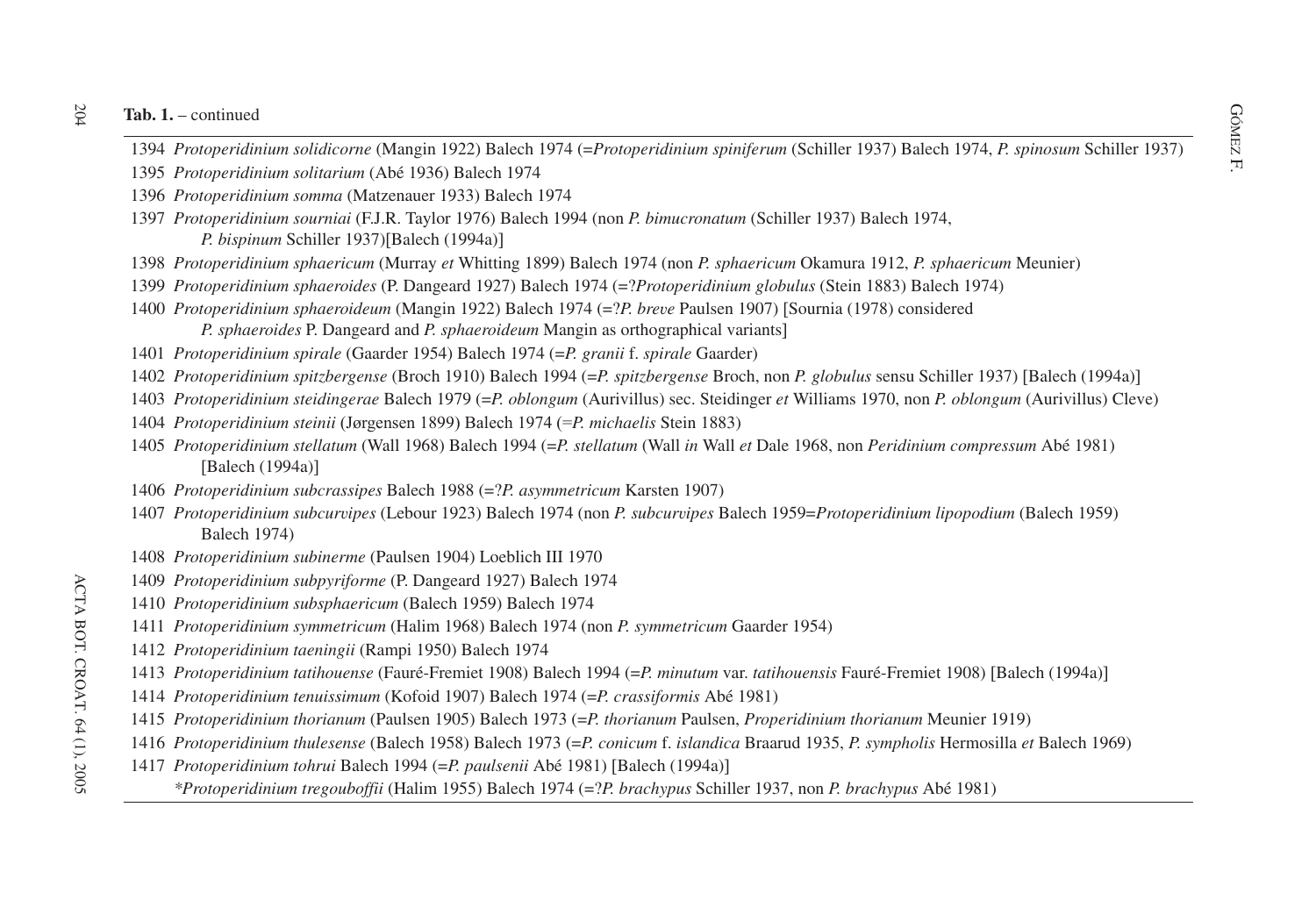**Tab. 1.** – continued

1394 *Protoperidinium solidicorne* (Mangin 1922) Balech 1974 (=*Protoperidinium spiniferum* (Schiller 1937) Balech 1974, *P. spinosum* Schiller 1937)

1395 *Protoperidinium solitarium* (Abé 1936) Balech 1974

1396 *Protoperidinium somma* (Matzenauer 1933) Balech 1974

1397 *Protoperidinium sourniai* (F.J.R. Taylor 1976) Balech 1994 (non *P. bimucronatum* (Schiller 1937) Balech 1974, *P. bispinum* Schiller 1937)[Balech (1994a)]

1398 *Protoperidinium sphaericum* (Murray *et* Whitting 1899) Balech 1974 (non *P. sphaericum* Okamura 1912, *P. sphaericum* Meunier)

1399 *Protoperidinium sphaeroides* (P. Dangeard 1927) Balech 1974 (=?*Protoperidinium globulus* (Stein 1883) Balech 1974)

1400 *Protoperidinium sphaeroideum* (Mangin 1922) Balech 1974 (=?*P. breve* Paulsen 1907) [Sournia (1978) considered *P. sphaeroides* P. Dangeard and *P. sphaeroideum* Mangin as orthographical variants]

1401 *Protoperidinium spirale* (Gaarder 1954) Balech 1974 (=*P. granii* f. *spirale* Gaarder)

1402 *Protoperidinium spitzbergense* (Broch 1910) Balech 1994 (=*P. spitzbergense* Broch, non *P. globulus* sensu Schiller 1937) [Balech (1994a)]

1403 *Protoperidinium steidingerae* Balech 1979 (=*P. oblongum* (Aurivillus) sec. Steidinger *et* Williams 1970, non *P. oblongum* (Aurivillus) Cleve)

1404 *Protoperidinium steinii* (Jørgensen 1899) Balech 1974 (=*P. michaelis* Stein 1883)

1405 *Protoperidinium stellatum* (Wall 1968) Balech 1994 (=*P. stellatum* (Wall *in* Wall *et* Dale 1968, non *Peridinium compressum* Abé 1981) [Balech (1994a)]

1406 *Protoperidinium subcrassipes* Balech 1988 (=?*P. asymmetricum* Karsten 1907)

1407 *Protoperidinium subcurvipes* (Lebour 1923) Balech 1974 (non *P. subcurvipes* Balech 1959=*Protoperidinium lipopodium* (Balech 1959) Balech 1974)

1408 *Protoperidinium subinerme* (Paulsen 1904) Loeblich III 1970

1409 *Protoperidinium subpyriforme* (P. Dangeard 1927) Balech 1974

1410 *Protoperidinium subsphaericum* (Balech 1959) Balech 1974

1411 *Protoperidinium symmetricum* (Halim 1968) Balech 1974 (non *P. symmetricum* Gaarder 1954)

1412 *Protoperidinium taeningii* (Rampi 1950) Balech 1974

1413 *Protoperidinium tatihouense* (Fauré-Fremiet 1908) Balech 1994 (=*P. minutum* var. *tatihouensis* Fauré-Fremiet 1908) [Balech (1994a)]

1414 *Protoperidinium tenuissimum* (Kofoid 1907) Balech 1974 (=*P. crassiformis* Abé 1981)

1415 *Protoperidinium thorianum* (Paulsen 1905) Balech 1973 (=*P. thorianum* Paulsen, *Properidinium thorianum* Meunier 1919)

1416 *Protoperidinium thulesense* (Balech 1958) Balech 1973 (=*P. conicum* f. *islandica* Braarud 1935, *P. sympholis* Hermosilla *et* Balech 1969)

1417 *Protoperidinium tohrui* Balech 1994 (=*P. paulsenii* Abé 1981) [Balech (1994a)]

*\*Protoperidinium tregouboffii* (Halim 1955) Balech 1974 (=?*P. brachypus* Schiller 1937, non *P. brachypus* Abé 1981)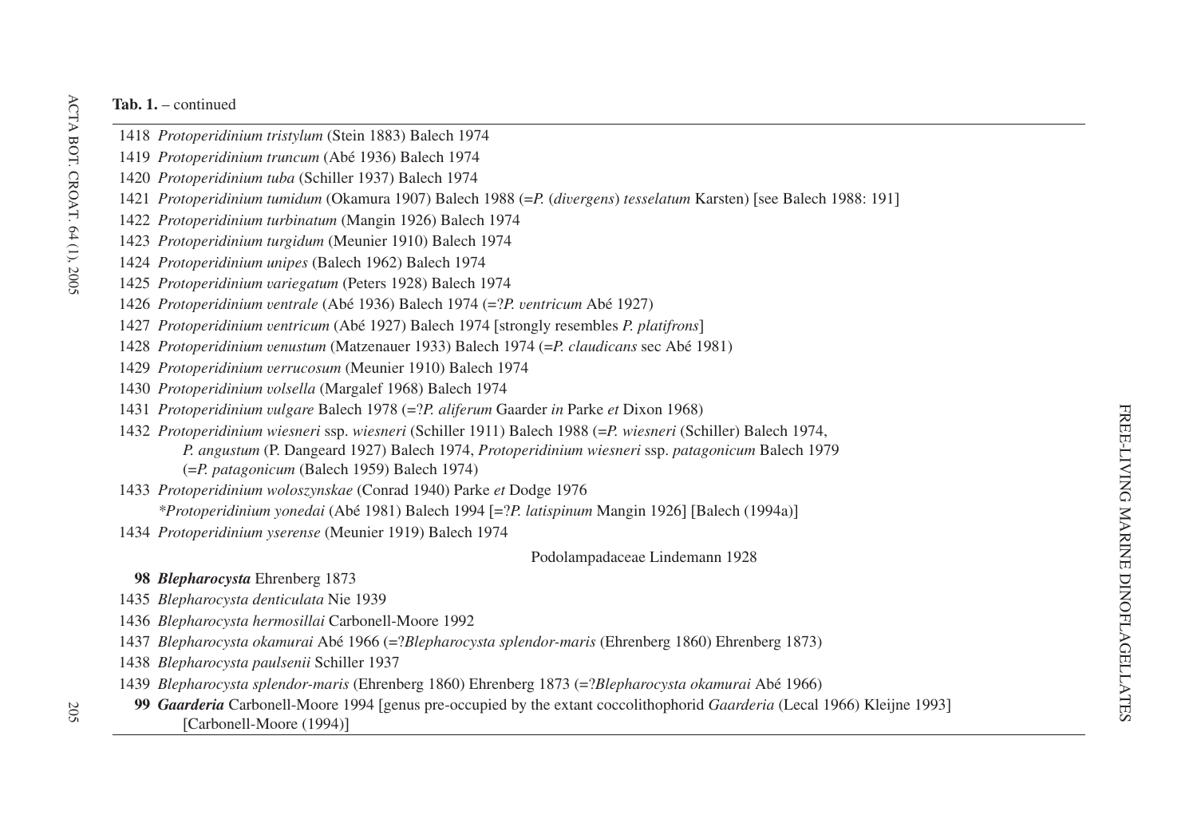**Tab. 1.** – continued

1418 *Protoperidinium tristylum* (Stein 1883) Balech 1974

1419 *Protoperidinium truncum* (Abé 1936) Balech 1974

1420 *Protoperidinium tuba* (Schiller 1937) Balech 1974

1421 *Protoperidinium tumidum* (Okamura 1907) Balech 1988 (=*P.* (*divergens*) *tesselatum* Karsten) [see Balech 1988: 191]

1422 *Protoperidinium turbinatum* (Mangin 1926) Balech 1974

1423 *Protoperidinium turgidum* (Meunier 1910) Balech 1974

1424 *Protoperidinium unipes* (Balech 1962) Balech 1974

1425 *Protoperidinium variegatum* (Peters 1928) Balech 1974

1426 *Protoperidinium ventrale* (Abé 1936) Balech 1974 (=?*P. ventricum* Abé 1927)

1427 *Protoperidinium ventricum* (Abé 1927) Balech 1974 [strongly resembles *P. platifrons*]

1428 *Protoperidinium venustum* (Matzenauer 1933) Balech 1974 (=*P. claudicans* sec Abé 1981)

1429 *Protoperidinium verrucosum* (Meunier 1910) Balech 1974

1430 *Protoperidinium volsella* (Margalef 1968) Balech 1974

1431 *Protoperidinium vulgare* Balech 1978 (=?*P. aliferum* Gaarder *in* Parke *et* Dixon 1968)

1432 *Protoperidinium wiesneri* ssp. *wiesneri* (Schiller 1911) Balech 1988 (=*P. wiesneri* (Schiller) Balech 1974, *P. angustum* (P. Dangeard 1927) Balech 1974, *Protoperidinium wiesneri* ssp. *patagonicum* Balech 1979 (=*P. patagonicum* (Balech 1959) Balech 1974)

1433 *Protoperidinium woloszynskae* (Conrad 1940) Parke *et* Dodge 1976

*\*Protoperidinium yonedai* (Abé 1981) Balech 1994 [=?*P. latispinum* Mangin 1926] [Balech (1994a)]

1434 *Protoperidinium yserense* (Meunier 1919) Balech 1974

Podolampadaceae Lindemann 1928

**98** ***Blepharocysta*** Ehrenberg 1873

1435 *Blepharocysta denticulata* Nie 1939

1436 *Blepharocysta hermosillai* Carbonell-Moore 1992

1437 *Blepharocysta okamurai* Abé 1966 (=?*Blepharocysta splendor-maris* (Ehrenberg 1860) Ehrenberg 1873)

1438 *Blepharocysta paulsenii* Schiller 1937

1439 *Blepharocysta splendor-maris* (Ehrenberg 1860) Ehrenberg 1873 (=?*Blepharocysta okamurai* Abé 1966)

**99** ***Gaarderia*** Carbonell-Moore 1994 [genus pre-occupied by the extant coccolithophorid *Gaarderia* (Lecal 1966) Kleijne 1993] [Carbonell-Moore (1994)]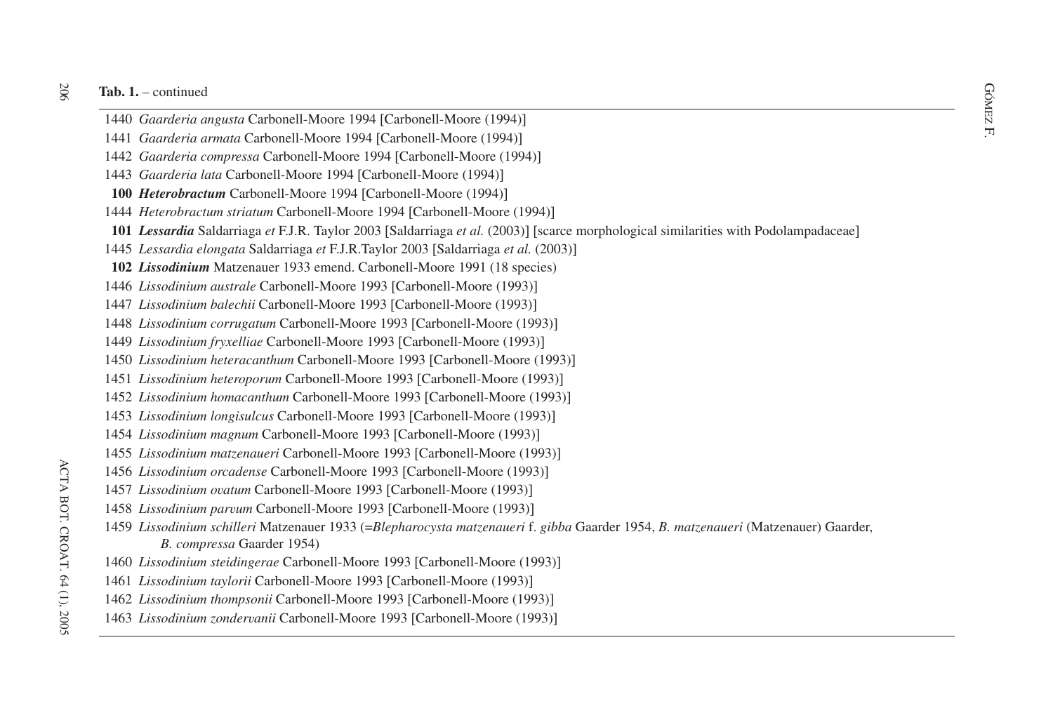**Tab. 1.** – continued

1440 *Gaarderia angusta* Carbonell-Moore 1994 [Carbonell-Moore (1994)]

1441 *Gaarderia armata* Carbonell-Moore 1994 [Carbonell-Moore (1994)]

1442 *Gaarderia compressa* Carbonell-Moore 1994 [Carbonell-Moore (1994)]

1443 *Gaarderia lata* Carbonell-Moore 1994 [Carbonell-Moore (1994)]

**100** ***Heterobractum*** Carbonell-Moore 1994 [Carbonell-Moore (1994)]

1444 *Heterobractum striatum* Carbonell-Moore 1994 [Carbonell-Moore (1994)]

**101** ***Lessardia*** Saldarriaga *et* F.J.R. Taylor 2003 [Saldarriaga *et al.* (2003)] [scarce morphological similarities with Podolampadaceae]

1445 *Lessardia elongata* Saldarriaga *et* F.J.R.Taylor 2003 [Saldarriaga *et al.* (2003)]

**102** ***Lissodinium*** Matzenauer 1933 emend. Carbonell-Moore 1991 (18 species)

1446 *Lissodinium australe* Carbonell-Moore 1993 [Carbonell-Moore (1993)]

1447 *Lissodinium balechii* Carbonell-Moore 1993 [Carbonell-Moore (1993)]

1448 *Lissodinium corrugatum* Carbonell-Moore 1993 [Carbonell-Moore (1993)]

1449 *Lissodinium fryxelliae* Carbonell-Moore 1993 [Carbonell-Moore (1993)]

1450 *Lissodinium heteracanthum* Carbonell-Moore 1993 [Carbonell-Moore (1993)]

1451 *Lissodinium heteroporum* Carbonell-Moore 1993 [Carbonell-Moore (1993)]

1452 *Lissodinium homacanthum* Carbonell-Moore 1993 [Carbonell-Moore (1993)]

1453 *Lissodinium longisulcus* Carbonell-Moore 1993 [Carbonell-Moore (1993)]

1454 *Lissodinium magnum* Carbonell-Moore 1993 [Carbonell-Moore (1993)]

1455 *Lissodinium matzenaueri* Carbonell-Moore 1993 [Carbonell-Moore (1993)]

1456 *Lissodinium orcadense* Carbonell-Moore 1993 [Carbonell-Moore (1993)]

1457 *Lissodinium ovatum* Carbonell-Moore 1993 [Carbonell-Moore (1993)]

1458 *Lissodinium parvum* Carbonell-Moore 1993 [Carbonell-Moore (1993)]

1459 *Lissodinium schilleri* Matzenauer 1933 (=*Blepharocysta matzenaueri* f. *gibba* Gaarder 1954, *B. matzenaueri* (Matzenauer) Gaarder, *B. compressa* Gaarder 1954)

1460 *Lissodinium steidingerae* Carbonell-Moore 1993 [Carbonell-Moore (1993)]

1461 *Lissodinium taylorii* Carbonell-Moore 1993 [Carbonell-Moore (1993)]

1462 *Lissodinium thompsonii* Carbonell-Moore 1993 [Carbonell-Moore (1993)]

1463 *Lissodinium zondervanii* Carbonell-Moore 1993 [Carbonell-Moore (1993)]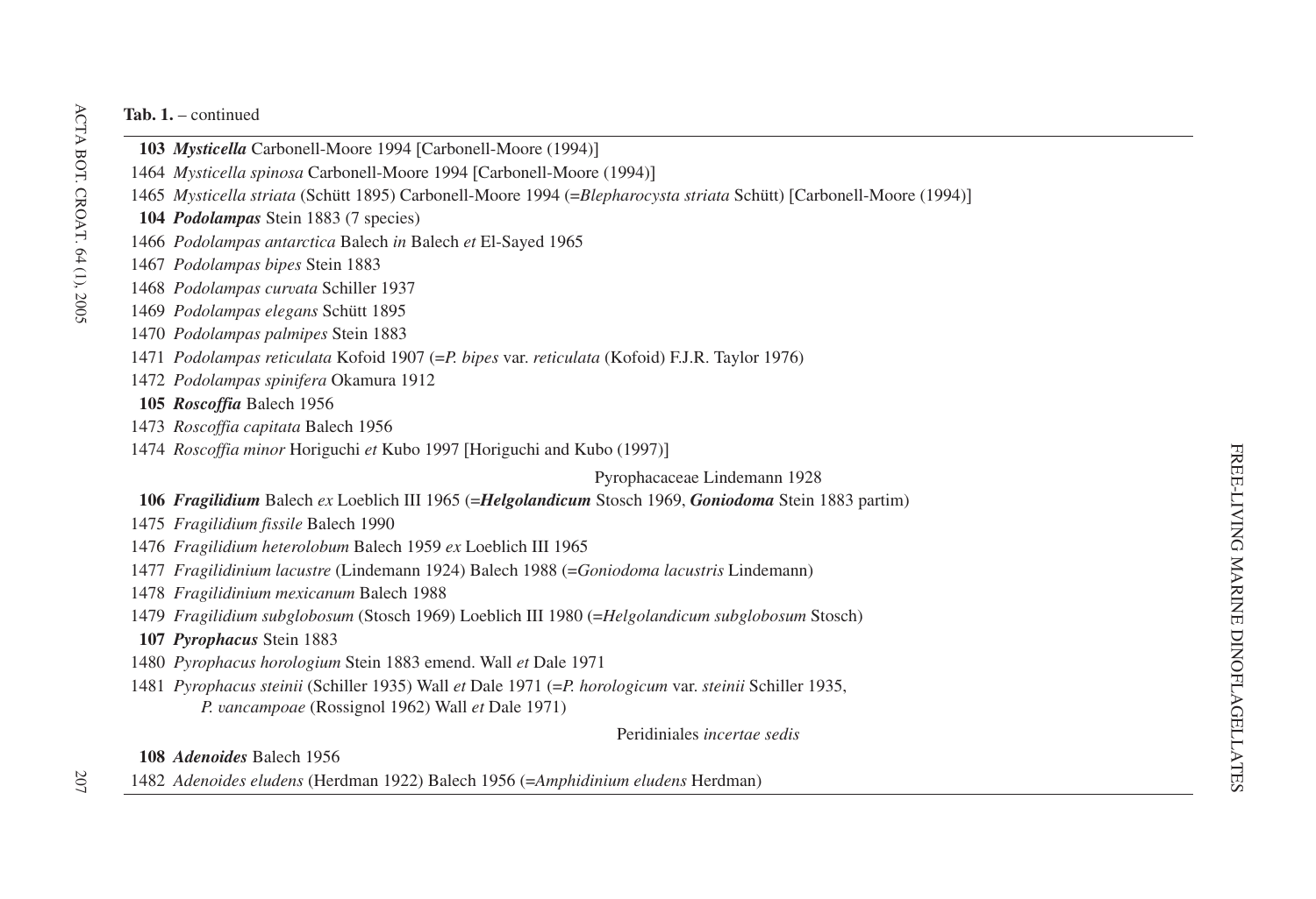**Tab. 1.** – continued

**103** ***Mysticella*** Carbonell-Moore 1994 [Carbonell-Moore (1994)]

1464 *Mysticella spinosa* Carbonell-Moore 1994 [Carbonell-Moore (1994)]

1465 *Mysticella striata* (Schütt 1895) Carbonell-Moore 1994 (=*Blepharocysta striata* Schütt) [Carbonell-Moore (1994)]

**104** ***Podolampas*** Stein 1883 (7 species)

1466 *Podolampas antarctica* Balech *in* Balech *et* El-Sayed 1965

1467 *Podolampas bipes* Stein 1883

1468 *Podolampas curvata* Schiller 1937

1469 *Podolampas elegans* Schütt 1895

1470 *Podolampas palmipes* Stein 1883

1471 *Podolampas reticulata* Kofoid 1907 (=*P. bipes* var. *reticulata* (Kofoid) F.J.R. Taylor 1976)

1472 *Podolampas spinifera* Okamura 1912

**105** ***Roscoffia*** Balech 1956

1473 *Roscoffia capitata* Balech 1956

1474 *Roscoffia minor* Horiguchi *et* Kubo 1997 [Horiguchi and Kubo (1997)]

Pyrophacaceae Lindemann 1928

**106** ***Fragilidium*** Balech *ex* Loeblich III 1965 (=***Helgolandicum*** Stosch 1969, ***Goniodoma*** Stein 1883 partim)

1475 *Fragilidium fissile* Balech 1990

1476 *Fragilidium heterolobum* Balech 1959 *ex* Loeblich III 1965

1477 *Fragilidinium lacustre* (Lindemann 1924) Balech 1988 (=*Goniodoma lacustris* Lindemann)

1478 *Fragilidinium mexicanum* Balech 1988

1479 *Fragilidium subglobosum* (Stosch 1969) Loeblich III 1980 (=*Helgolandicum subglobosum* Stosch)

**107** ***Pyrophacus*** Stein 1883

1480 *Pyrophacus horologium* Stein 1883 emend. Wall *et* Dale 1971

1481 *Pyrophacus steinii* (Schiller 1935) Wall *et* Dale 1971 (=*P. horologicum* var. *steinii* Schiller 1935, *P. vancampoae* (Rossignol 1962) Wall *et* Dale 1971)

Peridiniales *incertae sedis*

**108** ***Adenoides*** Balech 1956

1482 *Adenoides eludens* (Herdman 1922) Balech 1956 (=*Amphidinium eludens* Herdman)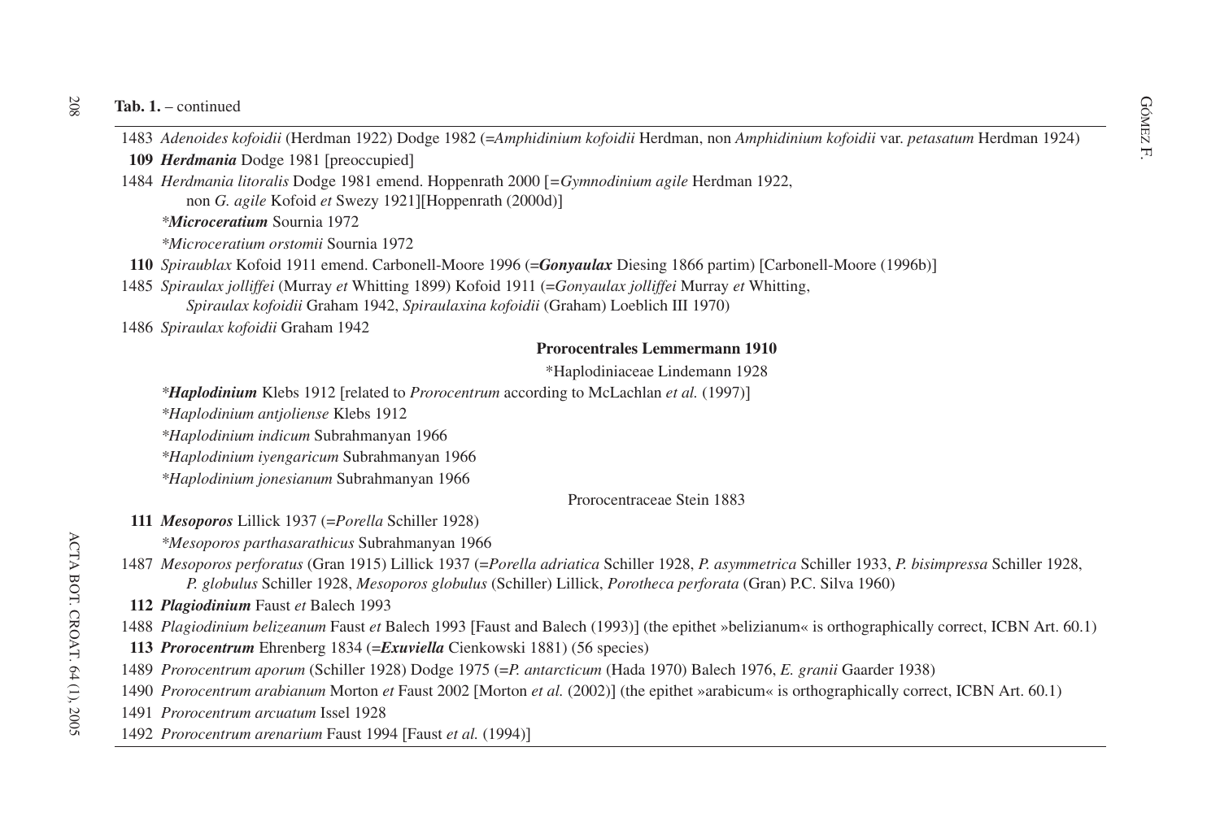**Tab. 1.** – continued

1483 *Adenoides kofoidii* (Herdman 1922) Dodge 1982 (=*Amphidinium kofoidii* Herdman, non *Amphidinium kofoidii* var. *petasatum* Herdman 1924)

**109** ***Herdmania*** Dodge 1981 [preoccupied]

1484 *Herdmania litoralis* Dodge 1981 emend. Hoppenrath 2000 [=*Gymnodinium agile* Herdman 1922, non *G. agile* Kofoid *et* Swezy 1921][Hoppenrath (2000d)]

*\*Microceratium* Sournia 1972

*\*Microceratium orstomii* Sournia 1972

**110** *Spiraublax* Kofoid 1911 emend. Carbonell-Moore 1996 (=***Gonyaulax*** Diesing 1866 partim) [Carbonell-Moore (1996b)]

1485 *Spiraulax jolliffei* (Murray *et* Whitting 1899) Kofoid 1911 (=*Gonyaulax jolliffei* Murray *et* Whitting, *Spiraulax kofoidii* Graham 1942, *Spiraulaxina kofoidii* (Graham) Loeblich III 1970)

1486 *Spiraulax kofoidii* Graham 1942

**Prorocentrales Lemmermann 1910**

\*Haplodiniaceae Lindemann 1928

*\*Haplodinium* Klebs 1912 [related to *Prorocentrum* according to McLachlan *et al.* (1997)]

*\*Haplodinium antjoliense* Klebs 1912

*\*Haplodinium indicum* Subrahmanyan 1966

*\*Haplodinium iyengaricum* Subrahmanyan 1966

*\*Haplodinium jonesianum* Subrahmanyan 1966

Prorocentraceae Stein 1883

**111** ***Mesoporos*** Lillick 1937 (=*Porella* Schiller 1928)

*\*Mesoporos parthasarathicus* Subrahmanyan 1966

1487 *Mesoporos perforatus* (Gran 1915) Lillick 1937 (=*Porella adriatica* Schiller 1928, *P. asymmetrica* Schiller 1933, *P. bisimpressa* Schiller 1928, *P. globulus* Schiller 1928, *Mesoporos globulus* (Schiller) Lillick, *Porotheca perforata* (Gran) P.C. Silva 1960)

**112** ***Plagiodinium*** Faust *et* Balech 1993

1488 *Plagiodinium belizeanum* Faust *et* Balech 1993 [Faust and Balech (1993)] (the epithet »belizianum« is orthographically correct, ICBN Art. 60.1)

**113** ***Prorocentrum*** Ehrenberg 1834 (=***Exuviella*** Cienkowski 1881) (56 species)

1489 *Prorocentrum aporum* (Schiller 1928) Dodge 1975 (=*P. antarcticum* (Hada 1970) Balech 1976, *E. granii* Gaarder 1938)

1490 *Prorocentrum arabianum* Morton *et* Faust 2002 [Morton *et al.* (2002)] (the epithet »arabicum« is orthographically correct, ICBN Art. 60.1)

1491 *Prorocentrum arcuatum* Issel 1928

1492 *Prorocentrum arenarium* Faust 1994 [Faust *et al.* (1994)]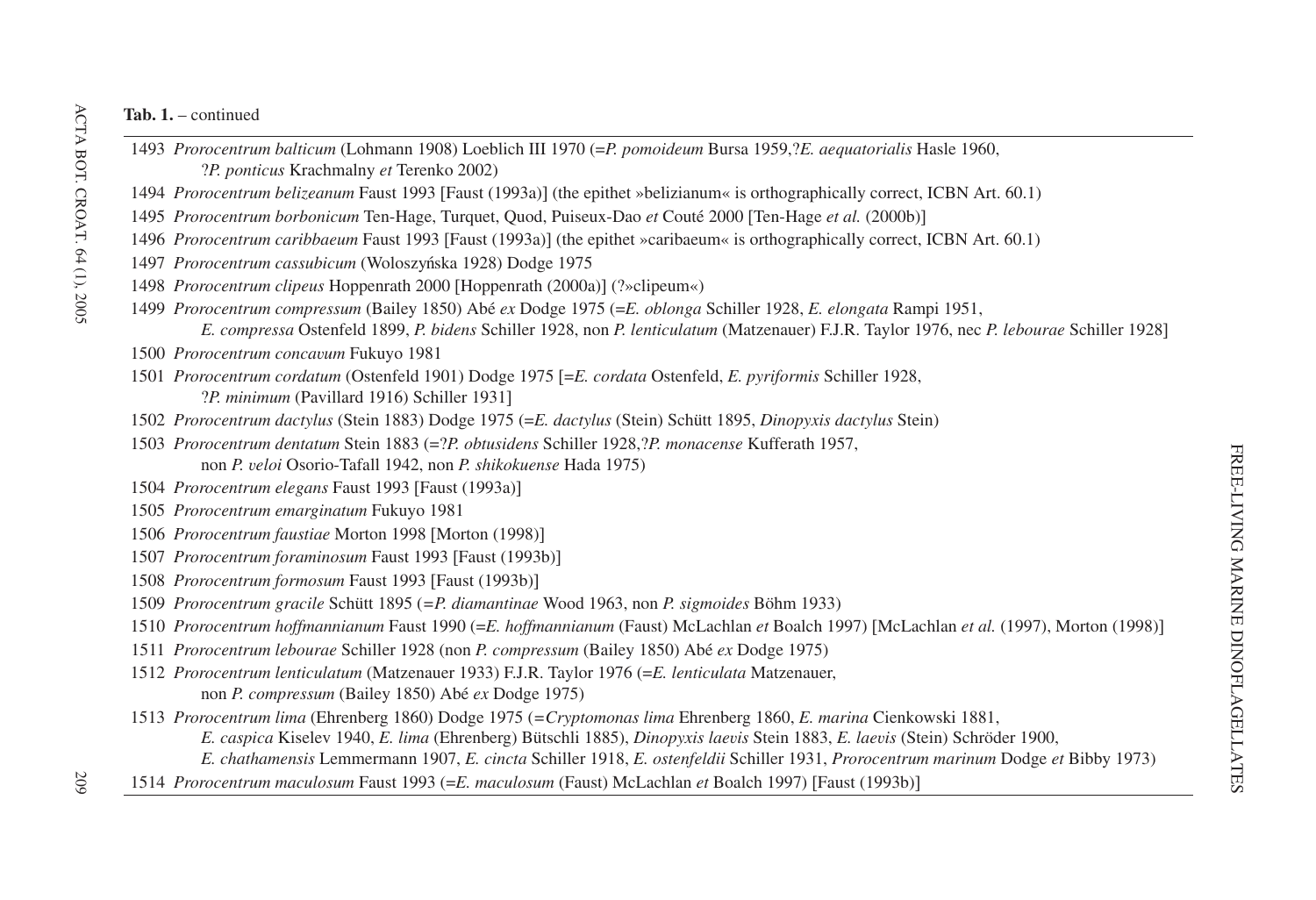**Tab. 1.** – continued

1493 *Prorocentrum balticum* (Lohmann 1908) Loeblich III 1970 (=*P. pomoideum* Bursa 1959,?*E. aequatorialis* Hasle 1960, ?*P. ponticus* Krachmalny *et* Terenko 2002)

1494 *Prorocentrum belizeanum* Faust 1993 [Faust (1993a)] (the epithet »belizianum« is orthographically correct, ICBN Art. 60.1)

1495 *Prorocentrum borbonicum* Ten-Hage, Turquet, Quod, Puiseux-Dao *et* Couté 2000 [Ten-Hage *et al.* (2000b)]

1496 *Prorocentrum caribbaeum* Faust 1993 [Faust (1993a)] (the epithet »caribaeum« is orthographically correct, ICBN Art. 60.1)

1497 *Prorocentrum cassubicum* (Woloszyńska 1928) Dodge 1975

1498 *Prorocentrum clipeus* Hoppenrath 2000 [Hoppenrath (2000a)] (?»clipeum«)

1499 *Prorocentrum compressum* (Bailey 1850) Abé *ex* Dodge 1975 (=*E. oblonga* Schiller 1928, *E. elongata* Rampi 1951, *E. compressa* Ostenfeld 1899, *P. bidens* Schiller 1928, non *P. lenticulatum* (Matzenauer) F.J.R. Taylor 1976, nec *P. lebourae* Schiller 1928]

1500 *Prorocentrum concavum* Fukuyo 1981

1501 *Prorocentrum cordatum* (Ostenfeld 1901) Dodge 1975 [=*E. cordata* Ostenfeld, *E. pyriformis* Schiller 1928, ?*P. minimum* (Pavillard 1916) Schiller 1931]

1502 *Prorocentrum dactylus* (Stein 1883) Dodge 1975 (=*E. dactylus* (Stein) Schütt 1895, *Dinopyxis dactylus* Stein)

1503 *Prorocentrum dentatum* Stein 1883 (=?*P. obtusidens* Schiller 1928,?*P. monacense* Kufferath 1957, non *P. veloi* Osorio-Tafall 1942, non *P. shikokuense* Hada 1975)

1504 *Prorocentrum elegans* Faust 1993 [Faust (1993a)]

1505 *Prorocentrum emarginatum* Fukuyo 1981

1506 *Prorocentrum faustiae* Morton 1998 [Morton (1998)]

1507 *Prorocentrum foraminosum* Faust 1993 [Faust (1993b)]

1508 *Prorocentrum formosum* Faust 1993 [Faust (1993b)]

1509 *Prorocentrum gracile* Schütt 1895 (=*P. diamantinae* Wood 1963, non *P. sigmoides* Böhm 1933)

1510 *Prorocentrum hoffmannianum* Faust 1990 (=*E. hoffmannianum* (Faust) McLachlan *et* Boalch 1997) [McLachlan *et al.* (1997), Morton (1998)]

1511 *Prorocentrum lebourae* Schiller 1928 (non *P. compressum* (Bailey 1850) Abé *ex* Dodge 1975)

1512 *Prorocentrum lenticulatum* (Matzenauer 1933) F.J.R. Taylor 1976 (=*E. lenticulata* Matzenauer, non *P. compressum* (Bailey 1850) Abé *ex* Dodge 1975)

1513 *Prorocentrum lima* (Ehrenberg 1860) Dodge 1975 (=*Cryptomonas lima* Ehrenberg 1860, *E. marina* Cienkowski 1881, *E. caspica* Kiselev 1940, *E. lima* (Ehrenberg) Bütschli 1885), *Dinopyxis laevis* Stein 1883, *E. laevis* (Stein) Schröder 1900, *E. chathamensis* Lemmermann 1907, *E. cincta* Schiller 1918, *E. ostenfeldii* Schiller 1931, *Prorocentrum marinum* Dodge *et* Bibby 1973)

1514 *Prorocentrum maculosum* Faust 1993 (=*E. maculosum* (Faust) McLachlan *et* Boalch 1997) [Faust (1993b)]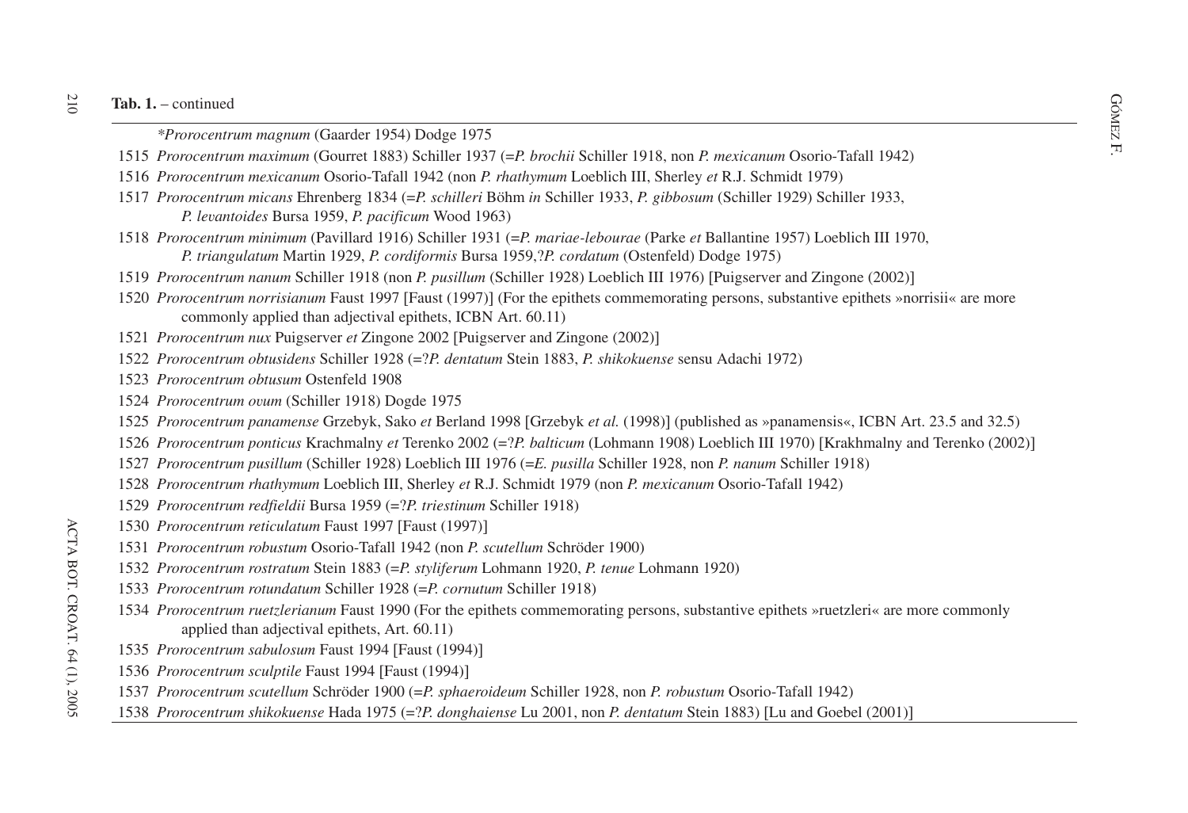**Tab. 1.** – continued

*\*Prorocentrum magnum* (Gaarder 1954) Dodge 1975

1515 *Prorocentrum maximum* (Gourret 1883) Schiller 1937 (=*P. brochii* Schiller 1918, non *P. mexicanum* Osorio-Tafall 1942)

1516 *Prorocentrum mexicanum* Osorio-Tafall 1942 (non *P. rhathymum* Loeblich III, Sherley *et* R.J. Schmidt 1979)

1517 *Prorocentrum micans* Ehrenberg 1834 (=*P. schilleri* Böhm *in* Schiller 1933, *P. gibbosum* (Schiller 1929) Schiller 1933, *P. levantoides* Bursa 1959, *P. pacificum* Wood 1963)

1518 *Prorocentrum minimum* (Pavillard 1916) Schiller 1931 (=*P. mariae-lebourae* (Parke *et* Ballantine 1957) Loeblich III 1970, *P. triangulatum* Martin 1929, *P. cordiformis* Bursa 1959,?*P. cordatum* (Ostenfeld) Dodge 1975)

1519 *Prorocentrum nanum* Schiller 1918 (non *P. pusillum* (Schiller 1928) Loeblich III 1976) [Puigserver and Zingone (2002)]

1520 *Prorocentrum norrisianum* Faust 1997 [Faust (1997)] (For the epithets commemorating persons, substantive epithets »norrisii« are more commonly applied than adjectival epithets, ICBN Art. 60.11)

1521 *Prorocentrum nux* Puigserver *et* Zingone 2002 [Puigserver and Zingone (2002)]

1522 *Prorocentrum obtusidens* Schiller 1928 (=?*P. dentatum* Stein 1883, *P. shikokuense* sensu Adachi 1972)

1523 *Prorocentrum obtusum* Ostenfeld 1908

1524 *Prorocentrum ovum* (Schiller 1918) Dogde 1975

1525 *Prorocentrum panamense* Grzebyk, Sako *et* Berland 1998 [Grzebyk *et al.* (1998)] (published as »panamensis«, ICBN Art. 23.5 and 32.5)

1526 *Prorocentrum ponticus* Krachmalny *et* Terenko 2002 (=?*P. balticum* (Lohmann 1908) Loeblich III 1970) [Krakhmalny and Terenko (2002)]

1527 *Prorocentrum pusillum* (Schiller 1928) Loeblich III 1976 (=*E. pusilla* Schiller 1928, non *P. nanum* Schiller 1918)

1528 *Prorocentrum rhathymum* Loeblich III, Sherley *et* R.J. Schmidt 1979 (non *P. mexicanum* Osorio-Tafall 1942)

1529 *Prorocentrum redfieldii* Bursa 1959 (=?*P. triestinum* Schiller 1918)

1530 *Prorocentrum reticulatum* Faust 1997 [Faust (1997)]

1531 *Prorocentrum robustum* Osorio-Tafall 1942 (non *P. scutellum* Schröder 1900)

1532 *Prorocentrum rostratum* Stein 1883 (=*P. styliferum* Lohmann 1920, *P. tenue* Lohmann 1920)

1533 *Prorocentrum rotundatum* Schiller 1928 (=*P. cornutum* Schiller 1918)

1534 *Prorocentrum ruetzlerianum* Faust 1990 (For the epithets commemorating persons, substantive epithets »ruetzleri« are more commonly applied than adjectival epithets, Art. 60.11)

1535 *Prorocentrum sabulosum* Faust 1994 [Faust (1994)]

1536 *Prorocentrum sculptile* Faust 1994 [Faust (1994)]

1537 *Prorocentrum scutellum* Schröder 1900 (=*P. sphaeroideum* Schiller 1928, non *P. robustum* Osorio-Tafall 1942)

1538 *Prorocentrum shikokuense* Hada 1975 (=?*P. donghaiense* Lu 2001, non *P. dentatum* Stein 1883) [Lu and Goebel (2001)]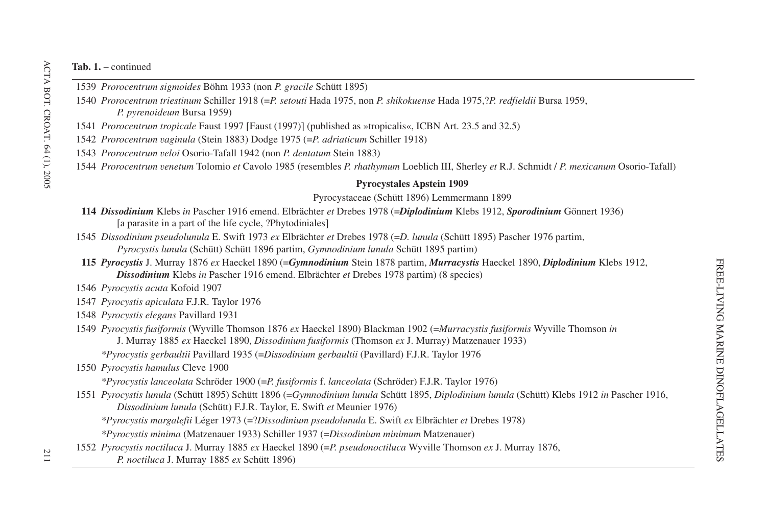**Tab. 1.** – continued

1539 *Prorocentrum sigmoides* Böhm 1933 (non *P. gracile* Schütt 1895)

1540 *Prorocentrum triestinum* Schiller 1918 (=*P. setouti* Hada 1975, non *P. shikokuense* Hada 1975,?*P. redfieldii* Bursa 1959, *P. pyrenoideum* Bursa 1959)

1541 *Prorocentrum tropicale* Faust 1997 [Faust (1997)] (published as »tropicalis«, ICBN Art. 23.5 and 32.5)

1542 *Prorocentrum vaginula* (Stein 1883) Dodge 1975 (=*P. adriaticum* Schiller 1918)

1543 *Prorocentrum veloi* Osorio-Tafall 1942 (non *P. dentatum* Stein 1883)

1544 *Prorocentrum venetum* Tolomio *et* Cavolo 1985 (resembles *P. rhathymum* Loeblich III, Sherley *et* R.J. Schmidt / *P. mexicanum* Osorio-Tafall)

**Pyrocystales Apstein 1909**

Pyrocystaceae (Schütt 1896) Lemmermann 1899

**114** ***Dissodinium*** Klebs *in* Pascher 1916 emend. Elbrächter *et* Drebes 1978 (=***Diplodinium*** Klebs 1912, ***Sporodinium*** Gönnert 1936) [a parasite in a part of the life cycle, ?Phytodiniales]

1545 *Dissodinium pseudolunula* E. Swift 1973 *ex* Elbrächter *et* Drebes 1978 (=*D. lunula* (Schütt 1895) Pascher 1976 partim, *Pyrocystis lunula* (Schütt) Schütt 1896 partim, *Gymnodinium lunula* Schütt 1895 partim)

**115** ***Pyrocystis*** J. Murray 1876 *ex* Haeckel 1890 (=***Gymnodinium*** Stein 1878 partim, ***Murracystis*** Haeckel 1890, ***Diplodinium*** Klebs 1912, ***Dissodinium*** Klebs *in* Pascher 1916 emend. Elbrächter *et* Drebes 1978 partim) (8 species)

1546 *Pyrocystis acuta* Kofoid 1907

1547 *Pyrocystis apiculata* F.J.R. Taylor 1976

1548 *Pyrocystis elegans* Pavillard 1931

1549 *Pyrocystis fusiformis* (Wyville Thomson 1876 *ex* Haeckel 1890) Blackman 1902 (=*Murracystis fusiformis* Wyville Thomson *in* J. Murray 1885 *ex* Haeckel 1890, *Dissodinium fusiformis* (Thomson *ex* J. Murray) Matzenauer 1933)

*Pyrocystis gerbaultii* Pavillard 1935 (=*Dissodinium gerbaultii* (Pavillard) F.J.R. Taylor 1976)

1550 *Pyrocystis hamulus* Cleve 1900

*Pyrocystis lanceolata* Schröder 1900 (=*P. fusiformis* f. *lanceolata* (Schröder) F.J.R. Taylor 1976)

1551 *Pyrocystis lunula* (Schütt 1895) Schütt 1896 (=*Gymnodinium lunula* Schütt 1895, *Diplodinium lunula* (Schütt) Klebs 1912 *in* Pascher 1916, *Dissodinium lunula* (Schütt) F.J.R. Taylor, E. Swift *et* Meunier 1976)

*Pyrocystis margalefii* Léger 1973 (=?*Dissodinium pseudolunula* E. Swift *ex* Elbrächter *et* Drebes 1978)

*Pyrocystis minima* (Matzenauer 1933) Schiller 1937 (=*Dissodinium minimum* Matzenauer)

1552 *Pyrocystis noctiluca* J. Murray 1885 *ex* Haeckel 1890 (=*P. pseudonoctiluca* Wyville Thomson *ex* J. Murray 1876, *P. noctiluca* J. Murray 1885 *ex* Schütt 1896)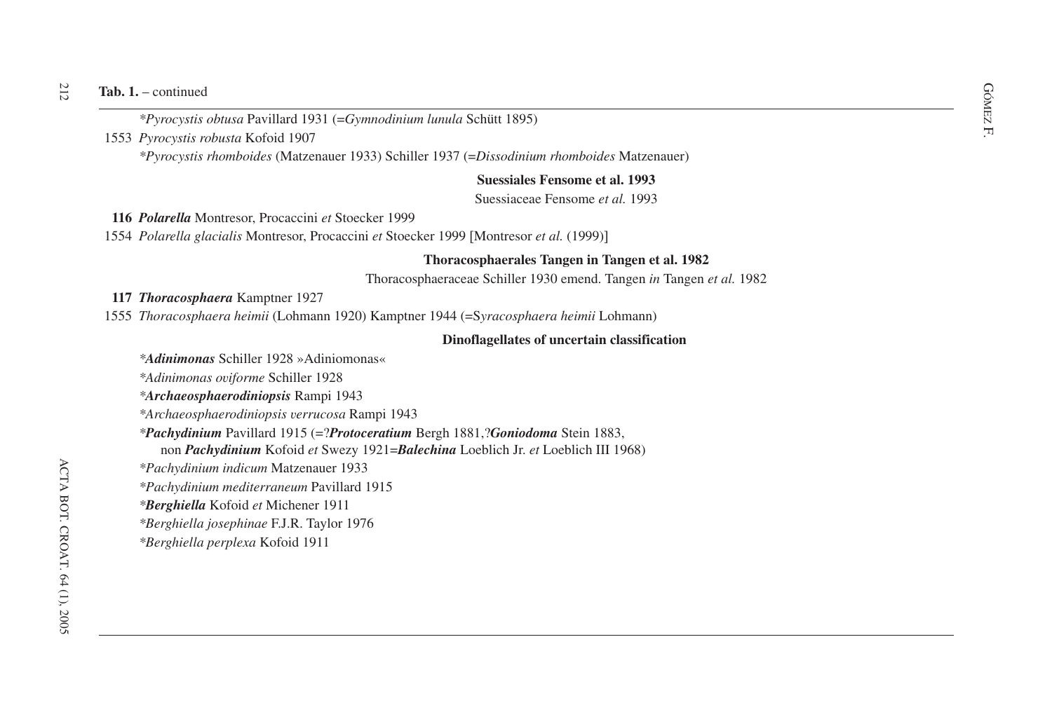**Tab. 1.** – continued

*Pyrocystis obtusa* Pavillard 1931 (=*Gymnodinium lunula* Schütt 1895)

1553 *Pyrocystis robusta* Kofoid 1907

*Pyrocystis rhomboides* (Matzenauer 1933) Schiller 1937 (=*Dissodinium rhomboides* Matzenauer)

**Suessiales Fensome et al. 1993**

Suessiaceae Fensome *et al.* 1993

**116** ***Polarella*** Montresor, Procaccini *et* Stoecker 1999

1554 *Polarella glacialis* Montresor, Procaccini *et* Stoecker 1999 [Montresor *et al.* (1999)]

**Thoracosphaerales Tangen in Tangen et al. 1982**

Thoracosphaeraceae Schiller 1930 emend. Tangen *in* Tangen *et al.* 1982

**117** ***Thoracosphaera*** Kamptner 1927

1555 *Thoracosphaera heimii* (Lohmann 1920) Kamptner 1944 (=S*yracosphaera heimii* Lohmann)

**Dinoflagellates of uncertain classification**

*****Adinimonas*** Schiller 1928 »Adiniomonas«

**Adinimonas oviforme* Schiller 1928

*****Archaeosphaerodiniopsis*** Rampi 1943

**Archaeosphaerodiniopsis verrucosa* Rampi 1943

*****Pachydinium*** Pavillard 1915 (=?***Protoceratium*** Bergh 1881,?***Goniodoma*** Stein 1883, non ***Pachydinium*** Kofoid *et* Swezy 1921=***Balechina*** Loeblich Jr. *et* Loeblich III 1968)

**Pachydinium indicum* Matzenauer 1933

**Pachydinium mediterraneum* Pavillard 1915

*****Berghiella*** Kofoid *et* Michener 1911

**Berghiella josephinae* F.J.R. Taylor 1976

**Berghiella perplexa* Kofoid 1911